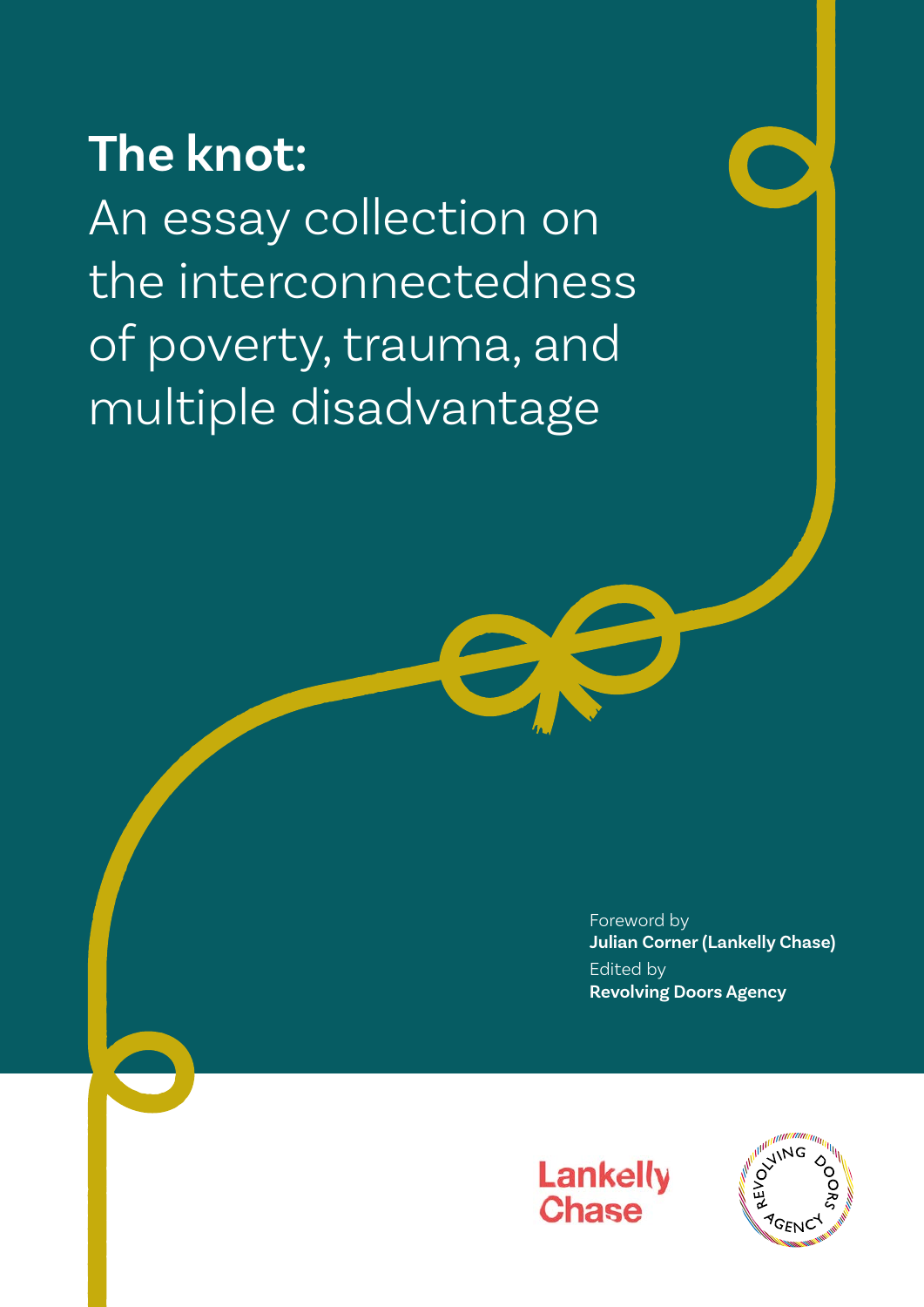# **The knot:** An essay collection on the interconnectedness of poverty, trauma, and multiple disadvantage

Foreword by
**Julian Corner (Lankelly Chase)**
Edited by
**Revolving Doors Agency**

Lankelly Chase

Revolving Doors Agency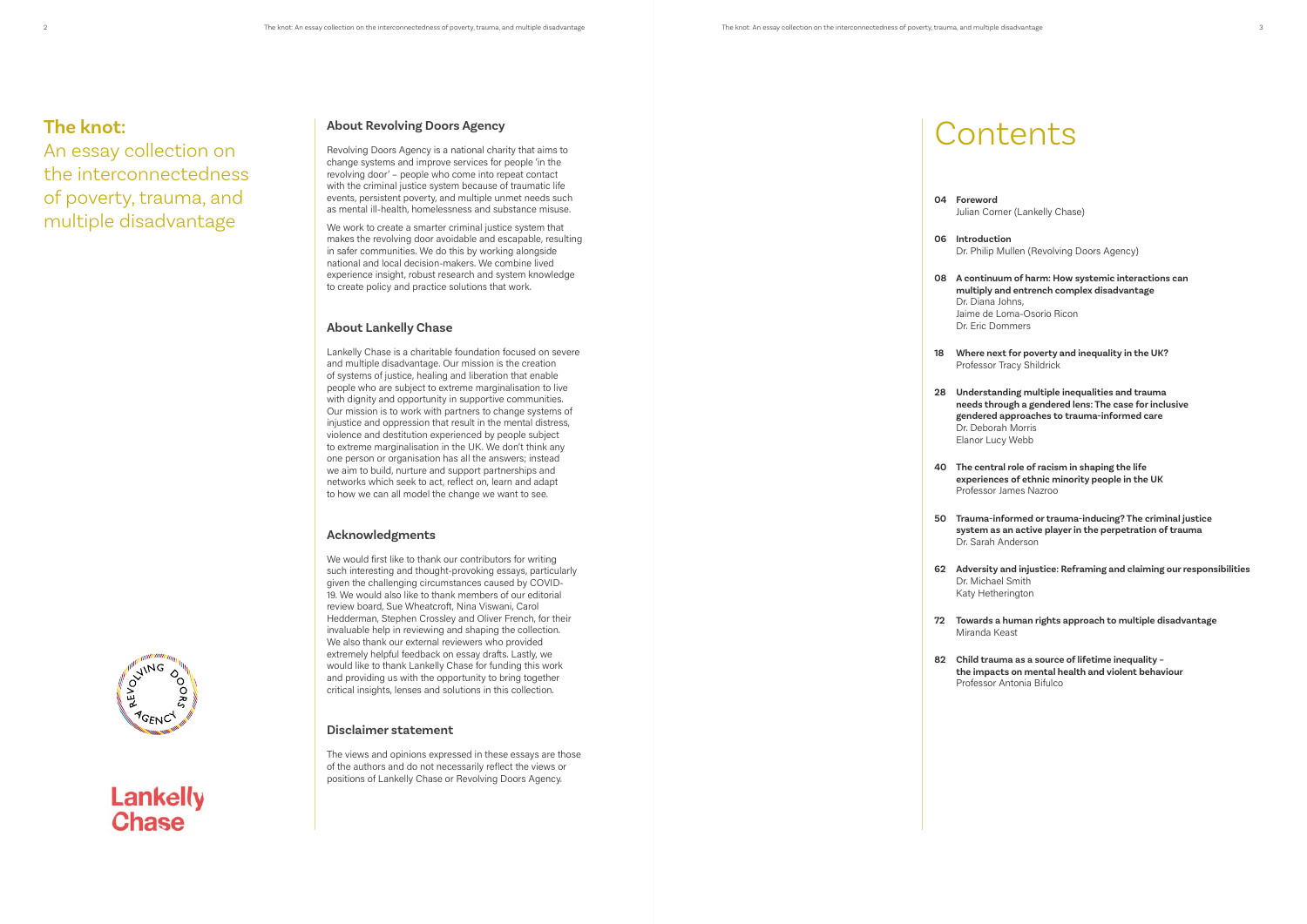# The knot:

An essay collection on the interconnectedness of poverty, trauma, and multiple disadvantage

## About Revolving Doors Agency

Revolving Doors Agency is a national charity that aims to change systems and improve services for people 'in the revolving door' – people who come into repeat contact with the criminal justice system because of traumatic life events, persistent poverty, and multiple unmet needs such as mental ill-health, homelessness and substance misuse.

We work to create a smarter criminal justice system that makes the revolving door avoidable and escapable, resulting in safer communities. We do this by working alongside national and local decision-makers. We combine lived experience insight, robust research and system knowledge to create policy and practice solutions that work.

## About Lankelly Chase

Lankelly Chase is a charitable foundation focused on severe and multiple disadvantage. Our mission is the creation of systems of justice, healing and liberation that enable people who are subject to extreme marginalisation to live with dignity and opportunity in supportive communities. Our mission is to work with partners to change systems of injustice and oppression that result in the mental distress, violence and destitution experienced by people subject to extreme marginalisation in the UK. We don't think any one person or organisation has all the answers; instead we aim to build, nurture and support partnerships and networks which seek to act, reflect on, learn and adapt to how we can all model the change we want to see.

## Acknowledgments

We would first like to thank our contributors for writing such interesting and thought-provoking essays, particularly given the challenging circumstances caused by COVID-19. We would also like to thank members of our editorial review board, Sue Wheatcroft, Nina Viswani, Carol Hedderman, Stephen Crossley and Oliver French, for their invaluable help in reviewing and shaping the collection. We also thank our external reviewers who provided extremely helpful feedback on essay drafts. Lastly, we would like to thank Lankelly Chase for funding this work and providing us with the opportunity to bring together critical insights, lenses and solutions in this collection.

## Disclaimer statement

The views and opinions expressed in these essays are those of the authors and do not necessarily reflect the views or positions of Lankelly Chase or Revolving Doors Agency.

# Contents

**04 Foreword**
Julian Corner (Lankelly Chase)

**06 Introduction**
Dr. Philip Mullen (Revolving Doors Agency)

**08 A continuum of harm: How systemic interactions can multiply and entrench complex disadvantage**
Dr. Diana Johns,
Jaime de Loma-Osorio Ricon
Dr. Eric Dommers

**18 Where next for poverty and inequality in the UK?**
Professor Tracy Shildrick

**28 Understanding multiple inequalities and trauma needs through a gendered lens: The case for inclusive gendered approaches to trauma-informed care**
Dr. Deborah Morris
Elanor Lucy Webb

**40 The central role of racism in shaping the life experiences of ethnic minority people in the UK**
Professor James Nazroo

**50 Trauma-informed or trauma-inducing? The criminal justice system as an active player in the perpetration of trauma**
Dr. Sarah Anderson

**62 Adversity and injustice: Reframing and claiming our responsibilities**
Dr. Michael Smith
Katy Hetherington

**72 Towards a human rights approach to multiple disadvantage**
Miranda Keast

**82 Child trauma as a source of lifetime inequality – the impacts on mental health and violent behaviour**
Professor Antonia Bifulco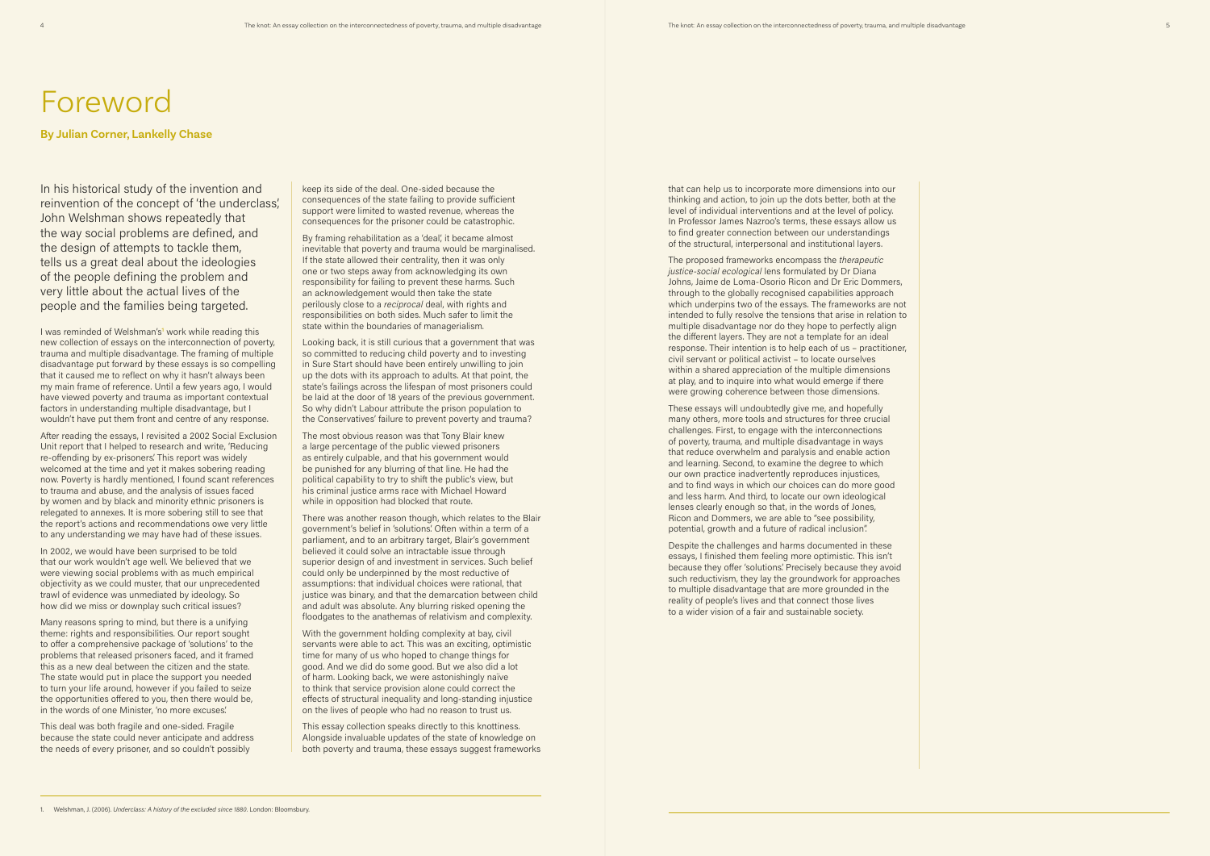# Foreword

**By Julian Corner, Lankelly Chase**

In his historical study of the invention and reinvention of the concept of 'the underclass', John Welshman shows repeatedly that the way social problems are defined, and the design of attempts to tackle them, tells us a great deal about the ideologies of the people defining the problem and very little about the actual lives of the people and the families being targeted.

I was reminded of Welshman's[1] work while reading this new collection of essays on the interconnection of poverty, trauma and multiple disadvantage. The framing of multiple disadvantage put forward by these essays is so compelling that it caused me to reflect on why it hasn't always been my main frame of reference. Until a few years ago, I would have viewed poverty and trauma as important contextual factors in understanding multiple disadvantage, but I wouldn't have put them front and centre of any response.

After reading the essays, I revisited a 2002 Social Exclusion Unit report that I helped to research and write, 'Reducing re-offending by ex-prisoners'. This report was widely welcomed at the time and yet it makes sobering reading now. Poverty is hardly mentioned, I found scant references to trauma and abuse, and the analysis of issues faced by women and by black and minority ethnic prisoners is relegated to annexes. It is more sobering still to see that the report's actions and recommendations owe very little to any understanding we may have had of these issues.

In 2002, we would have been surprised to be told that our work wouldn't age well. We believed that we were viewing social problems with as much empirical objectivity as we could muster, that our unprecedented trawl of evidence was unmediated by ideology. So how did we miss or downplay such critical issues?

Many reasons spring to mind, but there is a unifying theme: rights and responsibilities. Our report sought to offer a comprehensive package of 'solutions' to the problems that released prisoners faced, and it framed this as a new deal between the citizen and the state. The state would put in place the support you needed to turn your life around, however if you failed to seize the opportunities offered to you, then there would be, in the words of one Minister, 'no more excuses'.

This deal was both fragile and one-sided. Fragile because the state could never anticipate and address the needs of every prisoner, and so couldn't possibly keep its side of the deal. One-sided because the consequences of the state failing to provide sufficient support were limited to wasted revenue, whereas the consequences for the prisoner could be catastrophic.

By framing rehabilitation as a 'deal', it became almost inevitable that poverty and trauma would be marginalised. If the state allowed their centrality, then it was only one or two steps away from acknowledging its own responsibility for failing to prevent these harms. Such an acknowledgement would then take the state perilously close to a *reciprocal* deal, with rights and responsibilities on both sides. Much safer to limit the state within the boundaries of managerialism.

Looking back, it is still curious that a government that was so committed to reducing child poverty and to investing in Sure Start should have been entirely unwilling to join up the dots with its approach to adults. At that point, the state's failings across the lifespan of most prisoners could be laid at the door of 18 years of the previous government. So why didn't Labour attribute the prison population to the Conservatives' failure to prevent poverty and trauma?

The most obvious reason was that Tony Blair knew a large percentage of the public viewed prisoners as entirely culpable, and that his government would be punished for any blurring of that line. He had the political capability to try to shift the public's view, but his criminal justice arms race with Michael Howard while in opposition had blocked that route.

There was another reason though, which relates to the Blair government's belief in 'solutions'. Often within a term of a parliament, and to an arbitrary target, Blair's government believed it could solve an intractable issue through superior design of and investment in services. Such belief could only be underpinned by the most reductive of assumptions: that individual choices were rational, that justice was binary, and that the demarcation between child and adult was absolute. Any blurring risked opening the floodgates to the anathemas of relativism and complexity.

With the government holding complexity at bay, civil servants were able to act. This was an exciting, optimistic time for many of us who hoped to change things for good. And we did do some good. But we also did a lot of harm. Looking back, we were astonishingly naïve to think that service provision alone could correct the effects of structural inequality and long-standing injustice on the lives of people who had no reason to trust us.

This essay collection speaks directly to this knottiness. Alongside invaluable updates of the state of knowledge on both poverty and trauma, these essays suggest frameworks that can help us to incorporate more dimensions into our thinking and action, to join up the dots better, both at the level of individual interventions and at the level of policy. In Professor James Nazroo's terms, these essays allow us to find greater connection between our understandings of the structural, interpersonal and institutional layers.

The proposed frameworks encompass the *therapeutic justice-social ecological* lens formulated by Dr Diana Johns, Jaime de Loma-Osorio Ricon and Dr Eric Dommers, through to the globally recognised capabilities approach which underpins two of the essays. The frameworks are not intended to fully resolve the tensions that arise in relation to multiple disadvantage nor do they hope to perfectly align the different layers. They are not a template for an ideal response. Their intention is to help each of us – practitioner, civil servant or political activist – to locate ourselves within a shared appreciation of the multiple dimensions at play, and to inquire into what would emerge if there were growing coherence between those dimensions.

These essays will undoubtedly give me, and hopefully many others, more tools and structures for three crucial challenges. First, to engage with the interconnections of poverty, trauma, and multiple disadvantage in ways that reduce overwhelm and paralysis and enable action and learning. Second, to examine the degree to which our own practice inadvertently reproduces injustices, and to find ways in which our choices can do more good and less harm. And third, to locate our own ideological lenses clearly enough so that, in the words of Jones, Ricon and Dommers, we are able to "see possibility, potential, growth and a future of radical inclusion".

Despite the challenges and harms documented in these essays, I finished them feeling more optimistic. This isn't because they offer 'solutions'. Precisely because they avoid such reductivism, they lay the groundwork for approaches to multiple disadvantage that are more grounded in the reality of people's lives and that connect those lives to a wider vision of a fair and sustainable society.

1. Welshman, J. (2006). *Underclass: A history of the excluded since 1880*. London: Bloomsbury.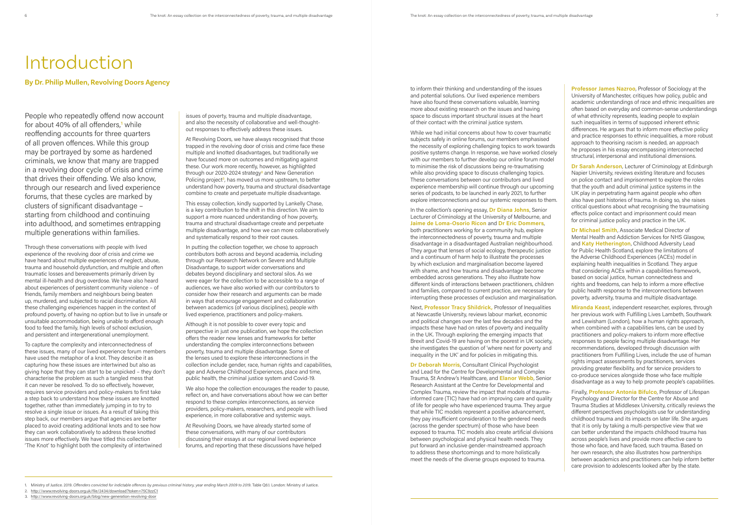# Introduction

## By Dr. Philip Mullen, Revolving Doors Agency

People who repeatedly offend now account for about 40% of all offenders,[1] while reoffending accounts for three quarters of all proven offences. While this group may be portrayed by some as hardened criminals, we know that many are trapped in a revolving door cycle of crisis and crime that drives their offending. We also know, through our research and lived experience forums, that these cycles are marked by clusters of significant disadvantage – starting from childhood and continuing into adulthood, and sometimes entrapping multiple generations within families.

Through these conversations with people with lived experience of the revolving door of crisis and crime we have heard about multiple experiences of neglect, abuse, trauma and household dysfunction, and multiple and often traumatic losses and bereavements primarily driven by mental ill-health and drug overdose. We have also heard about experiences of persistent community violence – of friends, family members and neighbours being beaten up, murdered, and subjected to racial discrimination. All these challenging experiences happen in the context of profound poverty, of having no option but to live in unsafe or unsuitable accommodation, being unable to afford enough food to feed the family, high levels of school exclusion, and persistent and intergenerational unemployment.

To capture the complexity and interconnectedness of these issues, many of our lived experience forum members have used the metaphor of a knot. They describe it as capturing how these issues are intertwined but also as giving hope that they can start to be unpicked – they don't characterise the problem as such a tangled mess that it can never be resolved. To do so effectively, however, requires service providers and policy-makers to first take a step back to understand how these issues are knotted together, rather than immediately jumping in to try to resolve a single issue or issues. As a result of taking this step back, our members argue that agencies are better placed to avoid creating additional knots and to see how they can work collaboratively to address these knotted issues more effectively. We have titled this collection 'The Knot' to highlight both the complexity of intertwined issues of poverty, trauma and multiple disadvantage, and also the necessity of collaborative and well-thought-out responses to effectively address these issues.

At Revolving Doors, we have always recognised that those trapped in the revolving door of crisis and crime face these multiple and knotted disadvantages, but traditionally we have focused more on outcomes and mitigating against these. Our work more recently, however, as highlighted through our 2020-2024 strategy[2] and New Generation Policing project[3], has moved us more upstream, to better understand how poverty, trauma and structural disadvantage combine to create and perpetuate multiple disadvantage.

This essay collection, kindly supported by Lankelly Chase, is a key contribution to the shift in this direction. We aim to support a more nuanced understanding of how poverty, trauma and structural disadvantage create and perpetuate multiple disadvantage, and how we can more collaboratively and systematically respond to their root causes.

In putting the collection together, we chose to approach contributors both across and beyond academia, including through our Research Network on Severe and Multiple Disadvantage, to support wider conversations and debates beyond disciplinary and sectoral silos. As we were eager for the collection to be accessible to a range of audiences, we have also worked with our contributors to consider how their research and arguments can be made in ways that encourage engagement and collaboration between academics (of various disciplines), people with lived experience, practitioners and policy-makers.

Although it is not possible to cover every topic and perspective in just one publication, we hope the collection offers the reader new lenses and frameworks for better understanding the complex interconnections between poverty, trauma and multiple disadvantage. Some of the lenses used to explore these interconnections in the collection include gender, race, human rights and capabilities, age and Adverse Childhood Experiences, place and time, public health, the criminal justice system and Covid-19.

We also hope the collection encourages the reader to pause, reflect on, and have conversations about how we can better respond to these complex interconnections, as service providers, policy-makers, researchers, and people with lived experience, in more collaborative and systemic ways.

At Revolving Doors, we have already started some of these conversations, with many of our contributors discussing their essays at our regional lived experience forums, and reporting that these discussions have helped to inform their thinking and understanding of the issues and potential solutions. Our lived experience members have also found these conversations valuable, learning more about existing research on the issues and having space to discuss important structural issues at the heart of their contact with the criminal justice system.

While we had initial concerns about how to cover traumatic subjects safely in online forums, our members emphasised the necessity of exploring challenging topics to work towards positive systems change. In response, we have worked closely with our members to further develop our online forum model to minimise the risk of discussions being re-traumatising while also providing space to discuss challenging topics. These conversations between our contributors and lived experience membership will continue through our upcoming series of podcasts, to be launched in early 2021, to further explore interconnections and our systemic responses to them.

In the collection's opening essay, **Dr Diana Johns**, Senior Lecturer of Criminology at the University of Melbourne, and **Jaime de Loma-Osorio Ricon** and **Dr Eric Dommers**, both practitioners working for a community hub, explore the interconnectedness of poverty, trauma and multiple disadvantage in a disadvantaged Australian neighbourhood. They argue that lenses of social ecology, therapeutic justice and a continuum of harm help to illustrate the processes by which exclusion and marginalisation become layered with shame, and how trauma and disadvantage become embedded across generations. They also illustrate how different kinds of interactions between practitioners, children and families, compared to current practice, are necessary for interrupting these processes of exclusion and marginalisation.

Next, **Professor Tracy Shildrick**, Professor of Inequalities at Newcastle University, reviews labour market, economic and political changes over the last few decades and the impacts these have had on rates of poverty and inequality in the UK. Through exploring the emerging impacts that Brexit and Covid-19 are having on the poorest in UK society, she investigates the question of 'where next for poverty and inequality in the UK' and for policies in mitigating this.

**Dr Deborah Morris**, Consultant Clinical Psychologist and Lead for the Centre for Developmental and Complex Trauma, St Andrew's Healthcare, and **Elanor Webb**, Senior Research Assistant at the Centre for Developmental and Complex Trauma, review the impact that models of trauma-informed care (TIC) have had on improving care and quality of life for people who have experienced trauma. They argue that while TIC models represent a positive advancement, they pay insufficient consideration to the gendered needs (across the gender spectrum) of those who have been exposed to trauma. TIC models also create artificial divisions between psychological and physical health needs. They put forward an inclusive gender-mainstreamed approach to address these shortcomings and to more holistically meet the needs of the diverse groups exposed to trauma.

**Professor James Nazroo**, Professor of Sociology at the University of Manchester, critiques how policy, public and academic understandings of race and ethnic inequalities are often based on everyday and common-sense understandings of what ethnicity represents, leading people to explain such inequalities in terms of supposed inherent ethnic differences. He argues that to inform more effective policy and practice responses to ethnic inequalities, a more robust approach to theorising racism is needed, an approach he proposes in his essay encompassing interconnected structural, interpersonal and institutional dimensions.

**Dr Sarah Anderson**, Lecturer of Criminology at Edinburgh Napier University, reviews existing literature and focuses on police contact and imprisonment to explore the roles that the youth and adult criminal justice systems in the UK play in perpetrating harm against people who often also have past histories of trauma. In doing so, she raises critical questions about what recognising the traumatising effects police contact and imprisonment could mean for criminal justice policy and practice in the UK.

**Dr Michael Smith**, Associate Medical Director of Mental Health and Addiction Services for NHS Glasgow, and **Katy Hetherington**, Childhood Adversity Lead for Public Health Scotland, explore the limitations of the Adverse Childhood Experiences (ACEs) model in explaining health inequalities in Scotland. They argue that considering ACEs within a capabilities framework, based on social justice, human connectedness and rights and freedoms, can help to inform a more effective public health response to the interconnections between poverty, adversity, trauma and multiple disadvantage.

**Miranda Keast**, independent researcher, explores, through her previous work with Fulfilling Lives Lambeth, Southwark and Lewisham (London), how a human rights approach, when combined with a capabilities lens, can be used by practitioners and policy-makers to inform more effective responses to people facing multiple disadvantage. Her recommendations, developed through discussion with practitioners from Fulfilling Lives, include the use of human rights impact assessments by practitioners, services providing greater flexibility, and for service providers to co-produce services alongside those who face multiple disadvantage as a way to help promote people's capabilities.

Finally, **Professor Antonia Bifulco**, Professor of Lifespan Psychology and Director for the Centre for Abuse and Trauma Studies at Middlesex University, critically reviews the different perspectives psychologists use for understanding childhood trauma and its impacts on later life. She argues that it is only by taking a multi-perspective view that we can better understand the impacts childhood trauma has across people's lives and provide more effective care to those who face, and have faced, such trauma. Based on her own research, she also illustrates how partnerships between academics and practitioners can help inform better care provision to adolescents looked after by the state.

---

1. Ministry of Justice. 2019. *Offenders convicted for indictable offences by previous criminal history, year ending March 2009 to 2019*. Table Q6.1. London: Ministry of Justice.
2. http://www.revolving-doors.org.uk/file/2434/download?token=75C9zzC1
3. http://www.revolving-doors.org.uk/blog/new-generation-revolving-door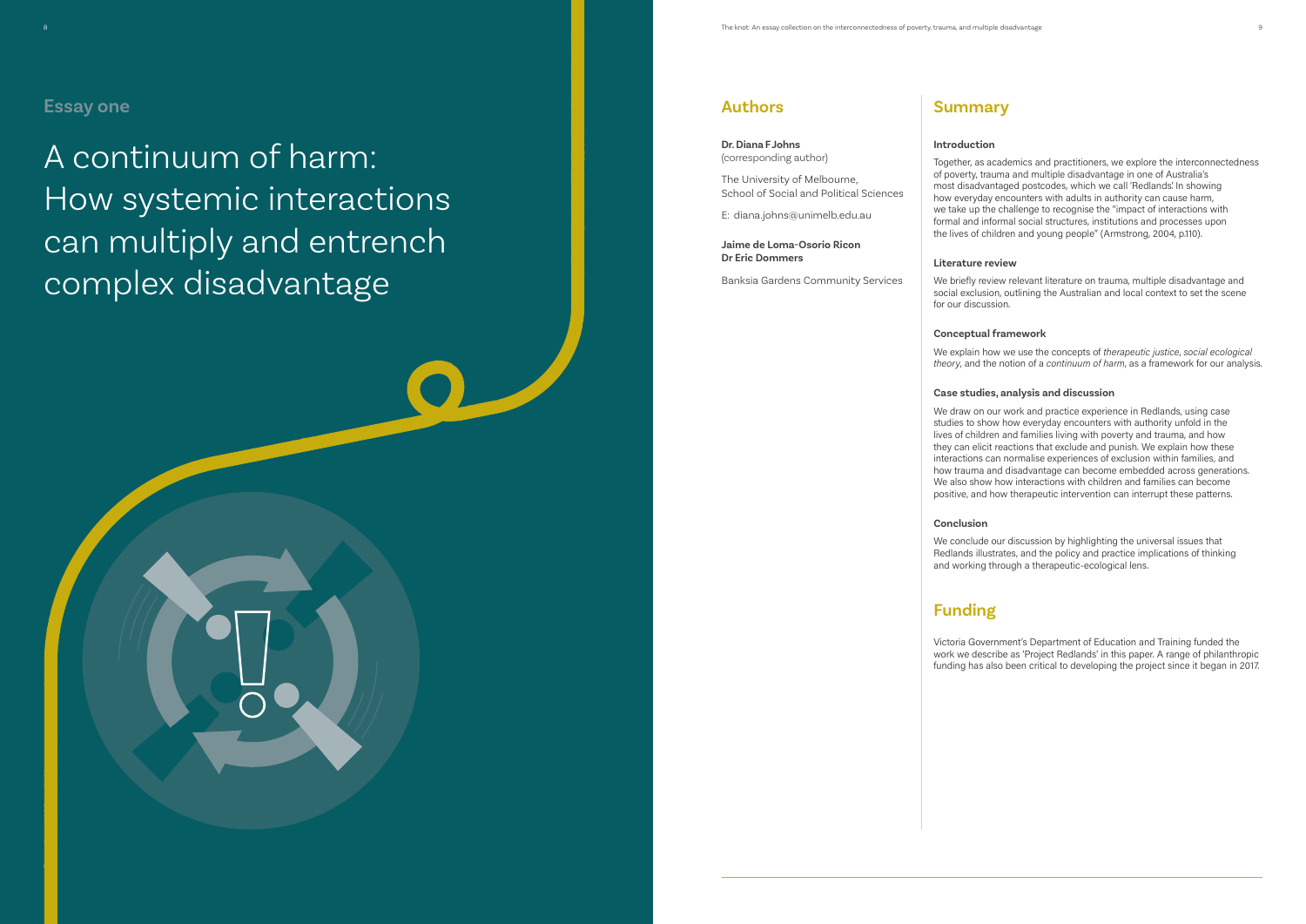## Essay one

# A continuum of harm: How systemic interactions can multiply and entrench complex disadvantage

## Authors

**Dr. Diana F Johns**
(corresponding author)

The University of Melbourne,
School of Social and Political Sciences

E: diana.johns@unimelb.edu.au

**Jaime de Loma-Osorio Ricon**
**Dr Eric Dommers**

Banksia Gardens Community Services

## Summary

**Introduction**

Together, as academics and practitioners, we explore the interconnectedness of poverty, trauma and multiple disadvantage in one of Australia's most disadvantaged postcodes, which we call 'Redlands'. In showing how everyday encounters with adults in authority can cause harm, we take up the challenge to recognise the "impact of interactions with formal and informal social structures, institutions and processes upon the lives of children and young people" (Armstrong, 2004, p.110).

**Literature review**

We briefly review relevant literature on trauma, multiple disadvantage and social exclusion, outlining the Australian and local context to set the scene for our discussion.

**Conceptual framework**

We explain how we use the concepts of *therapeutic justice*, *social ecological theory*, and the notion of a *continuum of harm*, as a framework for our analysis.

**Case studies, analysis and discussion**

We draw on our work and practice experience in Redlands, using case studies to show how everyday encounters with authority unfold in the lives of children and families living with poverty and trauma, and how they can elicit reactions that exclude and punish. We explain how these interactions can normalise experiences of exclusion within families, and how trauma and disadvantage can become embedded across generations. We also show how interactions with children and families can become positive, and how therapeutic intervention can interrupt these patterns.

**Conclusion**

We conclude our discussion by highlighting the universal issues that Redlands illustrates, and the policy and practice implications of thinking and working through a therapeutic-ecological lens.

## Funding

Victoria Government's Department of Education and Training funded the work we describe as 'Project Redlands' in this paper. A range of philanthropic funding has also been critical to developing the project since it began in 2017.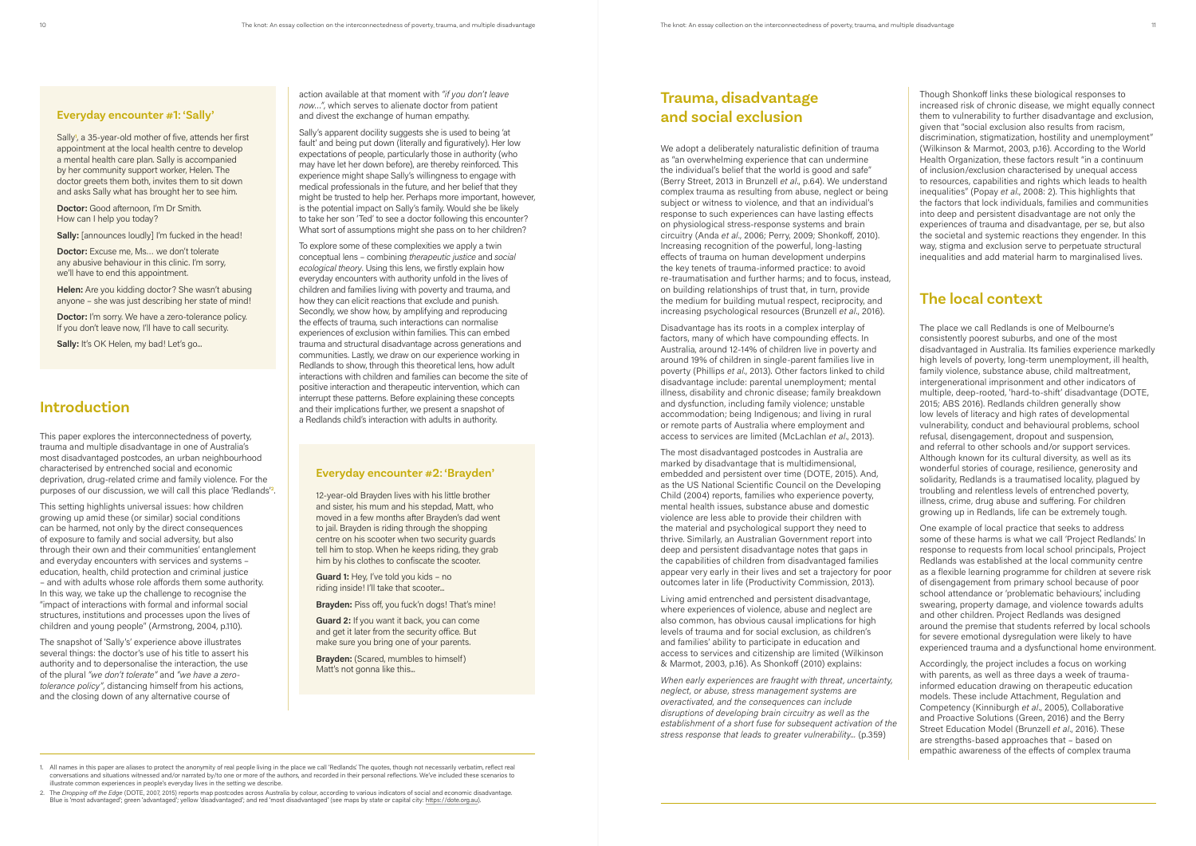### Everyday encounter #1: 'Sally'

Sally[1], a 35-year-old mother of five, attends her first appointment at the local health centre to develop a mental health care plan. Sally is accompanied by her community support worker, Helen. The doctor greets them both, invites them to sit down and asks Sally what has brought her to see him.

**Doctor:** Good afternoon, I'm Dr Smith. How can I help you today?

**Sally:** [announces loudly] I'm fucked in the head!

**Doctor:** Excuse me, Ms… we don't tolerate any abusive behaviour in this clinic. I'm sorry, we'll have to end this appointment.

**Helen:** Are you kidding doctor? She wasn't abusing anyone – she was just describing her state of mind!

**Doctor:** I'm sorry. We have a zero-tolerance policy. If you don't leave now, I'll have to call security.

**Sally:** It's OK Helen, my bad! Let's go…

## Introduction

This paper explores the interconnectedness of poverty, trauma and multiple disadvantage in one of Australia's most disadvantaged postcodes, an urban neighbourhood characterised by entrenched social and economic deprivation, drug-related crime and family violence. For the purposes of our discussion, we will call this place 'Redlands'[2].

This setting highlights universal issues: how children growing up amid these (or similar) social conditions can be harmed, not only by the direct consequences of exposure to family and social adversity, but also through their own and their communities' entanglement and everyday encounters with services and systems – education, health, child protection and criminal justice – and with adults whose role affords them some authority. In this way, we take up the challenge to recognise the "impact of interactions with formal and informal social structures, institutions and processes upon the lives of children and young people" (Armstrong, 2004, p.110).

The snapshot of 'Sally's' experience above illustrates several things: the doctor's use of his title to assert his authority and to depersonalise the interaction, the use of the plural *"we don't tolerate"* and *"we have a zero-tolerance policy"*, distancing himself from his actions, and the closing down of any alternative course of action available at that moment with *"if you don't leave now…"*, which serves to alienate doctor from patient and divest the exchange of human empathy.

Sally's apparent docility suggests she is used to being 'at fault' and being put down (literally and figuratively). Her low expectations of people, particularly those in authority (who may have let her down before), are thereby reinforced. This experience might shape Sally's willingness to engage with medical professionals in the future, and her belief that they might be trusted to help her. Perhaps more important, however, is the potential impact on Sally's family. Would she be likely to take her son 'Ted' to see a doctor following this encounter? What sort of assumptions might she pass on to her children?

To explore some of these complexities we apply a twin conceptual lens – combining *therapeutic justice* and *social ecological theory*. Using this lens, we firstly explain how everyday encounters with authority unfold in the lives of children and families living with poverty and trauma, and how they can elicit reactions that exclude and punish. Secondly, we show how, by amplifying and reproducing the effects of trauma, such interactions can normalise experiences of exclusion within families. This can embed trauma and structural disadvantage across generations and communities. Lastly, we draw on our experience working in Redlands to show, through this theoretical lens, how adult interactions with children and families can become the site of positive interaction and therapeutic intervention, which can interrupt these patterns. Before explaining these concepts and their implications further, we present a snapshot of a Redlands child's interaction with adults in authority.

### Everyday encounter #2: 'Brayden'

12-year-old Brayden lives with his little brother and sister, his mum and his stepdad, Matt, who moved in a few months after Brayden's dad went to jail. Brayden is riding through the shopping centre on his scooter when two security guards tell him to stop. When he keeps riding, they grab him by his clothes to confiscate the scooter.

**Guard 1:** Hey, I've told you kids – no riding inside! I'll take that scooter…

**Brayden:** Piss off, you fuck'n dogs! That's mine!

**Guard 2:** If you want it back, you can come and get it later from the security office. But make sure you bring one of your parents.

**Brayden:** (Scared, mumbles to himself) Matt's not gonna like this…

1. All names in this paper are aliases to protect the anonymity of real people living in the place we call 'Redlands'. The quotes, though not necessarily verbatim, reflect real conversations and situations witnessed and/or narrated by/to one or more of the authors, and recorded in their personal reflections. We've included these scenarios to illustrate common experiences in people's everyday lives in the setting we describe.

2. The *Dropping off the Edge* (DOTE, 2007, 2015) reports map postcodes across Australia by colour, according to various indicators of social and economic disadvantage. Blue is 'most advantaged'; green 'advantaged'; yellow 'disadvantaged'; and red 'most disadvantaged' (see maps by state or capital city: https://dote.org.au).

## Trauma, disadvantage and social exclusion

We adopt a deliberately naturalistic definition of trauma as "an overwhelming experience that can undermine the individual's belief that the world is good and safe" (Berry Street, 2013 in Brunzell *et al*., p.64). We understand complex trauma as resulting from abuse, neglect or being subject or witness to violence, and that an individual's response to such experiences can have lasting effects on physiological stress-response systems and brain circuitry (Anda *et al*., 2006; Perry, 2009; Shonkoff, 2010). Increasing recognition of the powerful, long-lasting effects of trauma on human development underpins the key tenets of trauma-informed practice: to avoid re-traumatisation and further harms; and to focus, instead, on building relationships of trust that, in turn, provide the medium for building mutual respect, reciprocity, and increasing psychological resources (Brunzell *et al*., 2016).

Disadvantage has its roots in a complex interplay of factors, many of which have compounding effects. In Australia, around 12-14% of children live in poverty and around 19% of children in single-parent families live in poverty (Phillips *et al*., 2013). Other factors linked to child disadvantage include: parental unemployment; mental illness, disability and chronic disease; family breakdown and dysfunction, including family violence; unstable accommodation; being Indigenous; and living in rural or remote parts of Australia where employment and access to services are limited (McLachlan *et al*., 2013).

The most disadvantaged postcodes in Australia are marked by disadvantage that is multidimensional, embedded and persistent over time (DOTE, 2015). And, as the US National Scientific Council on the Developing Child (2004) reports, families who experience poverty, mental health issues, substance abuse and domestic violence are less able to provide their children with the material and psychological support they need to thrive. Similarly, an Australian Government report into deep and persistent disadvantage notes that gaps in the capabilities of children from disadvantaged families appear very early in their lives and set a trajectory for poor outcomes later in life (Productivity Commission, 2013).

Living amid entrenched and persistent disadvantage, where experiences of violence, abuse and neglect are also common, has obvious causal implications for high levels of trauma and for social exclusion, as children's and families' ability to participate in education and access to services and citizenship are limited (Wilkinson & Marmot, 2003, p.16). As Shonkoff (2010) explains:

*When early experiences are fraught with threat, uncertainty, neglect, or abuse, stress management systems are overactivated, and the consequences can include disruptions of developing brain circuitry as well as the establishment of a short fuse for subsequent activation of the stress response that leads to greater vulnerability…* (p.359)

Though Shonkoff links these biological responses to increased risk of chronic disease, we might equally connect them to vulnerability to further disadvantage and exclusion, given that "social exclusion also results from racism, discrimination, stigmatization, hostility and unemployment" (Wilkinson & Marmot, 2003, p.16). According to the World Health Organization, these factors result "in a continuum of inclusion/exclusion characterised by unequal access to resources, capabilities and rights which leads to health inequalities" (Popay *et al*., 2008: 2). This highlights that the factors that lock individuals, families and communities into deep and persistent disadvantage are not only the experiences of trauma and disadvantage, per se, but also the societal and systemic reactions they engender. In this way, stigma and exclusion serve to perpetuate structural inequalities and add material harm to marginalised lives.

## The local context

The place we call Redlands is one of Melbourne's consistently poorest suburbs, and one of the most disadvantaged in Australia. Its families experience markedly high levels of poverty, long-term unemployment, ill health, family violence, substance abuse, child maltreatment, intergenerational imprisonment and other indicators of multiple, deep-rooted, 'hard-to-shift' disadvantage (DOTE, 2015; ABS 2016). Redlands children generally show low levels of literacy and high rates of developmental vulnerability, conduct and behavioural problems, school refusal, disengagement, dropout and suspension, and referral to other schools and/or support services. Although known for its cultural diversity, as well as its wonderful stories of courage, resilience, generosity and solidarity, Redlands is a traumatised locality, plagued by troubling and relentless levels of entrenched poverty, illness, crime, drug abuse and suffering. For children growing up in Redlands, life can be extremely tough.

One example of local practice that seeks to address some of these harms is what we call 'Project Redlands'. In response to requests from local school principals, Project Redlands was established at the local community centre as a flexible learning programme for children at severe risk of disengagement from primary school because of poor school attendance or 'problematic behaviours', including swearing, property damage, and violence towards adults and other children. Project Redlands was designed around the premise that students referred by local schools for severe emotional dysregulation were likely to have experienced trauma and a dysfunctional home environment.

Accordingly, the project includes a focus on working with parents, as well as three days a week of trauma-informed education drawing on therapeutic education models. These include Attachment, Regulation and Competency (Kinniburgh *et al*., 2005), Collaborative and Proactive Solutions (Green, 2016) and the Berry Street Education Model (Brunzell *et al*., 2016). These are strengths-based approaches that – based on empathic awareness of the effects of complex trauma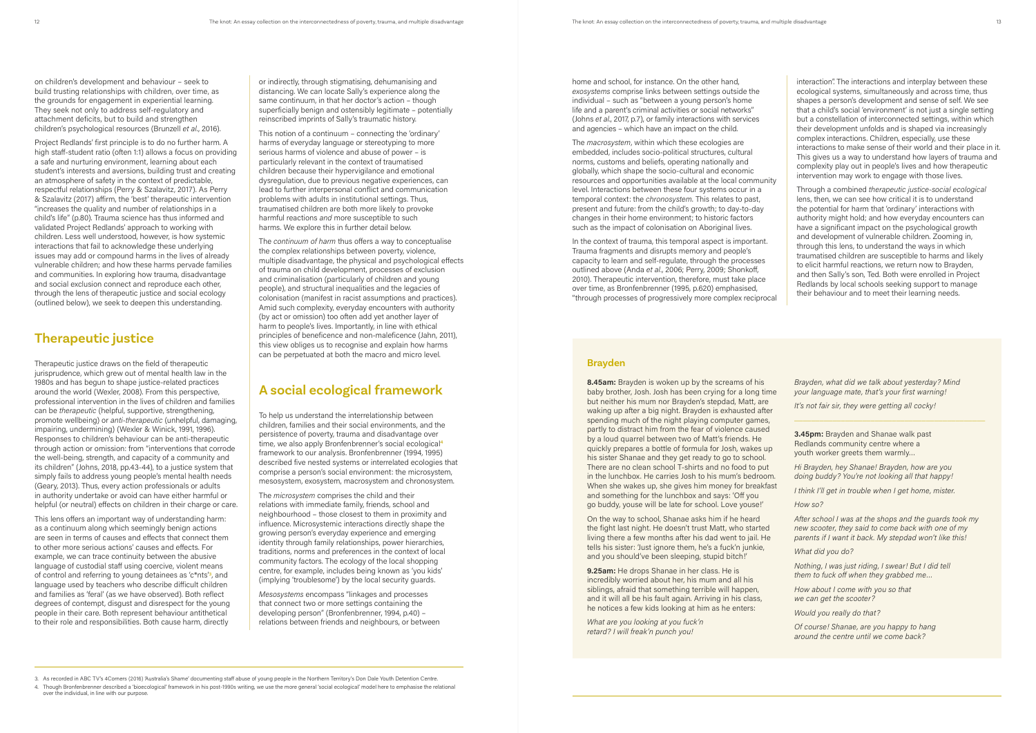on children's development and behaviour – seek to build trusting relationships with children, over time, as the grounds for engagement in experiential learning. They seek not only to address self-regulatory and attachment deficits, but to build and strengthen children's psychological resources (Brunzell *et al.*, 2016).

Project Redlands' first principle is to do no further harm. A high staff-student ratio (often 1:1) allows a focus on providing a safe and nurturing environment, learning about each student's interests and aversions, building trust and creating an atmosphere of safety in the context of predictable, respectful relationships (Perry & Szalavitz, 2017). As Perry & Szalavitz (2017) affirm, the 'best' therapeutic intervention "increases the quality and number of relationships in a child's life" (p.80). Trauma science has thus informed and validated Project Redlands' approach to working with children. Less well understood, however, is how systemic interactions that fail to acknowledge these underlying issues may add or compound harms in the lives of already vulnerable children; and how these harms pervade families and communities. In exploring how trauma, disadvantage and social exclusion connect and reproduce each other, through the lens of therapeutic justice and social ecology (outlined below), we seek to deepen this understanding.

## Therapeutic justice

Therapeutic justice draws on the field of therapeutic jurisprudence, which grew out of mental health law in the 1980s and has begun to shape justice-related practices around the world (Wexler, 2008). From this perspective, professional intervention in the lives of children and families can be *therapeutic* (helpful, supportive, strengthening, promote wellbeing) or *anti-therapeutic* (unhelpful, damaging, impairing, undermining) (Wexler & Winick, 1991, 1996). Responses to children's behaviour can be anti-therapeutic through action or omission: from "interventions that corrode the well-being, strength, and capacity of a community and its children" (Johns, 2018, pp.43-44), to a justice system that simply fails to address young people's mental health needs (Geary, 2013). Thus, every action professionals or adults in authority undertake or avoid can have either harmful or helpful (or neutral) effects on children in their charge or care.

This lens offers an important way of understanding harm: as a continuum along which seemingly benign actions are seen in terms of causes and effects that connect them to other more serious actions' causes and effects. For example, we can trace continuity between the abusive language of custodial staff using coercive, violent means of control and referring to young detainees as 'c*nts'[3], and language used by teachers who describe difficult children and families as 'feral' (as we have observed). Both reflect degrees of contempt, disgust and disrespect for the young people in their care. Both represent behaviour antithetical to their role and responsibilities. Both cause harm, directly or indirectly, through stigmatising, dehumanising and distancing. We can locate Sally's experience along the same continuum, in that her doctor's action – though superficially benign and ostensibly legitimate – potentially reinscribed imprints of Sally's traumatic history.

This notion of a continuum – connecting the 'ordinary' harms of everyday language or stereotyping to more serious harms of violence and abuse of power – is particularly relevant in the context of traumatised children because their hypervigilance and emotional dysregulation, due to previous negative experiences, can lead to further interpersonal conflict and communication problems with adults in institutional settings. Thus, traumatised children are both more likely to provoke harmful reactions *and* more susceptible to such harms. We explore this in further detail below.

The *continuum of harm* thus offers a way to conceptualise the complex relationships between poverty, violence, multiple disadvantage, the physical and psychological effects of trauma on child development, processes of exclusion and criminalisation (particularly of children and young people), and structural inequalities and the legacies of colonisation (manifest in racist assumptions and practices). Amid such complexity, everyday encounters with authority (by act or omission) too often add yet another layer of harm to people's lives. Importantly, in line with ethical principles of beneficence and non-maleficence (Jahn, 2011), this view obliges us to recognise and explain how harms can be perpetuated at both the macro and micro level.

## A social ecological framework

To help us understand the interrelationship between children, families and their social environments, and the persistence of poverty, trauma and disadvantage over time, we also apply Bronfenbrenner's social ecological[4] framework to our analysis. Bronfenbrenner (1994, 1995) described five nested systems or interrelated ecologies that comprise a person's social environment: the microsystem, mesosystem, exosystem, macrosystem and chronosystem.

The *microsystem* comprises the child and their relations with immediate family, friends, school and neighbourhood – those closest to them in proximity and influence. Microsystemic interactions directly shape the growing person's everyday experience and emerging identity through family relationships, power hierarchies, traditions, norms and preferences in the context of local community factors. The ecology of the local shopping centre, for example, includes being known as 'you kids' (implying 'troublesome') by the local security guards.

*Mesosystems* encompass "linkages and processes that connect two or more settings containing the developing person" (Bronfenbrenner, 1994, p.40) – relations between friends and neighbours, or between home and school, for instance. On the other hand, *exosystems* comprise links between settings outside the individual – such as "between a young person's home life and a parent's criminal activities or social networks" (Johns *et al.*, 2017, p.7), or family interactions with services and agencies – which have an impact on the child.

The *macrosystem*, within which these ecologies are embedded, includes socio-political structures, cultural norms, customs and beliefs, operating nationally and globally, which shape the socio-cultural and economic resources and opportunities available at the local community level. Interactions between these four systems occur in a temporal context: the *chronosystem*. This relates to past, present and future: from the child's growth; to day-to-day changes in their home environment; to historic factors such as the impact of colonisation on Aboriginal lives.

In the context of trauma, this temporal aspect is important. Trauma fragments and disrupts memory and people's capacity to learn and self-regulate, through the processes outlined above (Anda *et al.*, 2006; Perry, 2009; Shonkoff, 2010). Therapeutic intervention, therefore, must take place over time, as Bronfenbrenner (1995, p.620) emphasised, "through processes of progressively more complex reciprocal interaction". The interactions and interplay between these ecological systems, simultaneously and across time, thus shapes a person's development and sense of self. We see that a child's social 'environment' is not just a single setting but a constellation of interconnected settings, within which their development unfolds and is shaped via increasingly complex interactions. Children, especially, use these interactions to make sense of their world and their place in it. This gives us a way to understand how layers of trauma and complexity play out in people's lives and how therapeutic intervention may work to engage with those lives.

Through a combined *therapeutic justice-social ecological* lens, then, we can see how critical it is to understand the potential for harm that 'ordinary' interactions with authority might hold; and how everyday encounters can have a significant impact on the psychological growth and development of vulnerable children. Zooming in, through this lens, to understand the ways in which traumatised children are susceptible to harms and likely to elicit harmful reactions, we return now to Brayden, and then Sally's son, Ted. Both were enrolled in Project Redlands by local schools seeking support to manage their behaviour and to meet their learning needs.

### Brayden

**8.45am:** Brayden is woken up by the screams of his baby brother, Josh. Josh has been crying for a long time but neither his mum nor Brayden's stepdad, Matt, are waking up after a big night. Brayden is exhausted after spending much of the night playing computer games, partly to distract him from the fear of violence caused by a loud quarrel between two of Matt's friends. He quickly prepares a bottle of formula for Josh, wakes up his sister Shanae and they get ready to go to school. There are no clean school T-shirts and no food to put in the lunchbox. He carries Josh to his mum's bedroom. When she wakes up, she gives him money for breakfast and something for the lunchbox and says: 'Off you go buddy, youse will be late for school. Love youse!'

On the way to school, Shanae asks him if he heard the fight last night. He doesn't trust Matt, who started living there a few months after his dad went to jail. He tells his sister: 'Just ignore them, he's a fuck'n junkie, and you should've been sleeping, stupid bitch!'

**9.25am:** He drops Shanae in her class. He is incredibly worried about her, his mum and all his siblings, afraid that something terrible will happen, and it will all be his fault again. Arriving in his class, he notices a few kids looking at him as he enters:

*What are you looking at you fuck'n retard? I will freak'n punch you!*

*Brayden, what did we talk about yesterday? Mind your language mate, that's your first warning!*

*It's not fair sir, they were getting all cocky!*

**3.45pm:** Brayden and Shanae walk past Redlands community centre where a youth worker greets them warmly...

*Hi Brayden, hey Shanae! Brayden, how are you doing buddy? You're not looking all that happy!*

*I think I'll get in trouble when I get home, mister.*

*How so?*

*After school I was at the shops and the guards took my new scooter, they said to come back with one of my parents if I want it back. My stepdad won't like this!*

*What did you do?*

*Nothing, I was just riding, I swear! But I did tell them to fuck off when they grabbed me...*

*How about I come with you so that we can get the scooter?*

*Would you really do that?*

*Of course! Shanae, are you happy to hang around the centre until we come back?*

---

3. As recorded in ABC TV's 4Corners (2016) 'Australia's Shame' documenting staff abuse of young people in the Northern Territory's Don Dale Youth Detention Centre.

4. Though Bronfenbrenner described a 'bioecological' framework in his post-1990s writing, we use the more general 'social ecological' model here to emphasise the relational over the individual, in line with our purpose.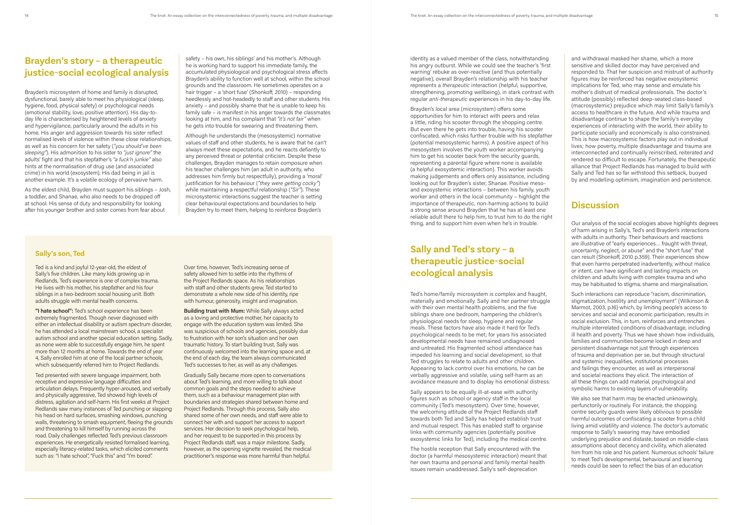## Brayden's story – a therapeutic justice-social ecological analysis

Brayden's microsystem of home and family is disrupted, dysfunctional, barely able to meet his physiological (sleep, hygiene, food, physical safety) or psychological needs (emotional stability, love, positive attention). His day-to-day life is characterised by heightened levels of anxiety and hypervigilance, particularly around the adults in his home. His anger and aggression towards his sister reflect normalised levels of violence within these close relationships, as well as his concern for her safety (*"you should've been sleeping"*). His admonition to his sister to *"just ignore"* the adults' fight and that his stepfather's *"a fuck'n junkie"* also hints at the normalisation of drug use (and associated crime) in his world (exosystem). His dad being in jail is another example. It's a volatile ecology of pervasive harm.

As the eldest child, Brayden must support his siblings – Josh, a toddler, and Shanae, who also needs to be dropped off at school. His sense of duty and responsibility for looking after his younger brother and sister comes from fear about safety – his own, his siblings' and his mother's. Although he is working hard to support his immediate family, the accumulated physiological and psychological stress affects Brayden's ability to function well at school, within the school grounds and the classroom. He sometimes operates on a hair trigger – a 'short fuse' (Shonkoff, 2010) – responding heedlessly and hot-headedly to staff and other students. His anxiety – and possibly shame that he is unable to keep his family safe – is manifest in his anger towards the classmates looking at him, and his complaint that *"it's not fair"* when he gets into trouble for swearing and threatening them.

Although he understands the (mesosystemic) normative values of staff and other students, he is aware that he can't always meet these expectations, and he reacts defiantly to any perceived threat or potential criticism. Despite these challenges, Brayden manages to retain composure when his teacher challenges him (an adult in authority, who addresses him firmly but respectfully), providing a 'moral' justification for his behaviour (*"they were getting cocky"*) while maintaining a respectful relationship (*"Sir"*). These microsystemic interactions suggest the teacher is setting clear behavioural expectations and boundaries to help Brayden try to meet them, helping to reinforce Brayden's identity as a valued member of the class, notwithstanding his angry outburst. While we could see the teacher's 'first warning' rebuke as over-reactive (and thus potentially negative), overall Brayden's relationship with his teacher represents a *therapeutic* interaction (helpful, supportive, strengthening, promoting wellbeing), in stark contrast with regular *anti-therapeutic* experiences in his day-to-day life.

Brayden's local area (microsystem) offers some opportunities for him to interact with peers and relax a little, riding his scooter through the shopping centre. But even there he gets into trouble, having his scooter confiscated, which risks further trouble with his stepfather (potential mesosystemic harms). A positive aspect of his mesosystem involves the youth worker accompanying him to get his scooter back from the security guards, representing a parental figure where none is available (a helpful exosystemic interaction). This worker avoids making judgements and offers only assistance, including looking out for Brayden's sister, Shanae. Positive meso- and exosystemic interactions – between his family, youth worker and others in the local community – highlight the importance of therapeutic, non-harming actions to build a strong sense around Brayden that he has at least one reliable adult there to help him, to trust him to do the right thing, and to support him even when he's in trouble.

### Sally's son, Ted

Ted is a kind and joyful 12-year-old, the eldest of Sally's five children. Like many kids growing up in Redlands, Ted's experience is one of complex trauma. He lives with his mother, his stepfather and his four siblings in a two-bedroom social housing unit. Both adults struggle with mental health concerns.

**"I hate school":** Ted's school experience has been extremely fragmented. Though never diagnosed with either an intellectual disability or autism spectrum disorder, he has attended a local mainstream school, a specialist autism school and another special education setting. Sadly, as none were able to successfully engage him, he spent more than 12 months at home. Towards the end of year 4, Sally enrolled him at one of the local partner schools, which subsequently referred him to Project Redlands.

Ted presented with severe language impairment, both receptive and expressive language difficulties and articulation delays. Frequently hyper-aroused, and verbally and physically aggressive, Ted showed high levels of distress, agitation and self-harm. His first weeks at Project Redlands saw many instances of Ted punching or slapping his head on hard surfaces, smashing windows, punching walls, threatening to smash equipment, fleeing the grounds and threatening to kill himself by running across the road. Daily challenges reflected Ted's previous classroom experiences. He energetically resisted formalised learning, especially literacy-related tasks, which elicited comments such as: "I hate school", "Fuck this" and "I'm bored".

Over time, however, Ted's increasing sense of safety allowed him to settle into the rhythms of the Project Redlands space. As his relationships with staff and other students grew, Ted started to demonstrate a whole new side of his identity, ripe with humour, generosity, insight and imagination.

**Building trust with Mum:** While Sally always acted as a loving and protective mother, her capacity to engage with the education system was limited. She was suspicious of schools and agencies, possibly due to frustration with her son's situation and her own traumatic history. To start building trust, Sally was continuously welcomed into the learning space and, at the end of each day, the team always communicated Ted's successes to her, as well as any challenges.

Gradually Sally became more open to conversations about Ted's learning, and more willing to talk about common goals and the steps needed to achieve them, such as a behaviour management plan with boundaries and strategies shared between home and Project Redlands. Through this process, Sally also shared some of her own needs, and staff were able to connect her with and support her access to support services. Her decision to seek psychological help, and her request to be supported in this process by Project Redlands staff, was a major milestone. Sadly, however, as the opening vignette revealed, the medical practitioner's response was more harmful than helpful.

## Sally and Ted's story – a therapeutic justice-social ecological analysis

Ted's home/family microsystem is complex and fraught, materially and emotionally. Sally and her partner struggle with their own mental health problems, and the five siblings share one bedroom, hampering the children's physiological needs for sleep, hygiene and regular meals. These factors have also made it hard for Ted's psychological needs to be met; for years his associated developmental needs have remained undiagnosed and untreated. His fragmented school attendance has impeded his learning and social development, so that Ted struggles to relate to adults and other children. Appearing to lack control over his emotions, he can be verbally aggressive and volatile, using self-harm as an avoidance measure and to display his emotional distress.

Sally appears to be equally ill-at-ease with authority figures such as school or agency staff in the local community (Ted's mesosystem). Over time, however, the welcoming attitude of the Project Redlands staff towards both Ted and Sally has helped establish trust and mutual respect. This has enabled staff to organise links with community agencies (potentially positive exosystemic links for Ted), including the medical centre.

The hostile reception that Sally encountered with the doctor (a harmful mesosystemic interaction) meant that her own trauma and personal and family mental health issues remain unaddressed. Sally's self-deprecation and withdrawal masked her shame, which a more sensitive and skilled doctor may have perceived and responded to. That her suspicion and mistrust of authority figures may be reinforced has negative exosystemic implications for Ted, who may sense and emulate his mother's distrust of medical professionals. The doctor's attitude (possibly) reflected deep-seated class-based (macrosystemic) prejudice which may limit Sally's family's access to healthcare in the future. And while trauma and disadvantage continue to shape the family's everyday experiences of interacting with the world, their ability to participate socially and economically is also constrained. This is how macrosystemic factors play out in individual lives; how poverty, multiple disadvantage and trauma are interconnected and continually reinscribed, reiterated and rendered so difficult to escape. Fortunately, the therapeutic alliance that Project Redlands has managed to build with Sally and Ted has so far withstood this setback, buoyed by and modelling optimism, imagination and persistence.

## Discussion

Our analysis of the social ecologies above highlights degrees of harm arising in Sally's, Ted's and Brayden's interactions with adults in authority. Their behaviours and reactions are illustrative of "early experiences… fraught with threat, uncertainty, neglect, or abuse" and the "short fuse" that can result (Shonkoff, 2010 p.359). Their experiences show that even harms perpetrated inadvertently, without malice or intent, can have significant and lasting impacts on children and adults living with complex trauma and who may be habituated to stigma, shame and marginalisation.

Such interactions can reproduce "racism, discrimination, stigmatization, hostility and unemployment" (Wilkinson & Marmot, 2003, p.16) which, by limiting people's access to services and social and economic participation, results in social exclusion. This, in turn, reinforces and entrenches multiple interrelated conditions of disadvantage, including ill health and poverty. Thus we have shown how individuals, families and communities become locked in deep and persistent disadvantage not just through experiences of trauma and deprivation per se, but through structural and systemic inequalities, institutional processes and failings they encounter, as well as interpersonal and societal reactions they elicit. The interaction of all these things can add material, psychological and symbolic harms to existing layers of vulnerability.

We also see that harm may be enacted unknowingly, perfunctorily or routinely. For instance, the shopping centre security guards were likely oblivious to possible harmful outcomes of confiscating a scooter from a child living amid volatility and violence. The doctor's automatic response to Sally's swearing may have embodied underlying prejudice and distaste, based on middle-class assumptions about decency and civility, which alienated him from his role and his patient. Numerous schools' failure to meet Ted's developmental, behavioural and learning needs could be seen to reflect the bias of an education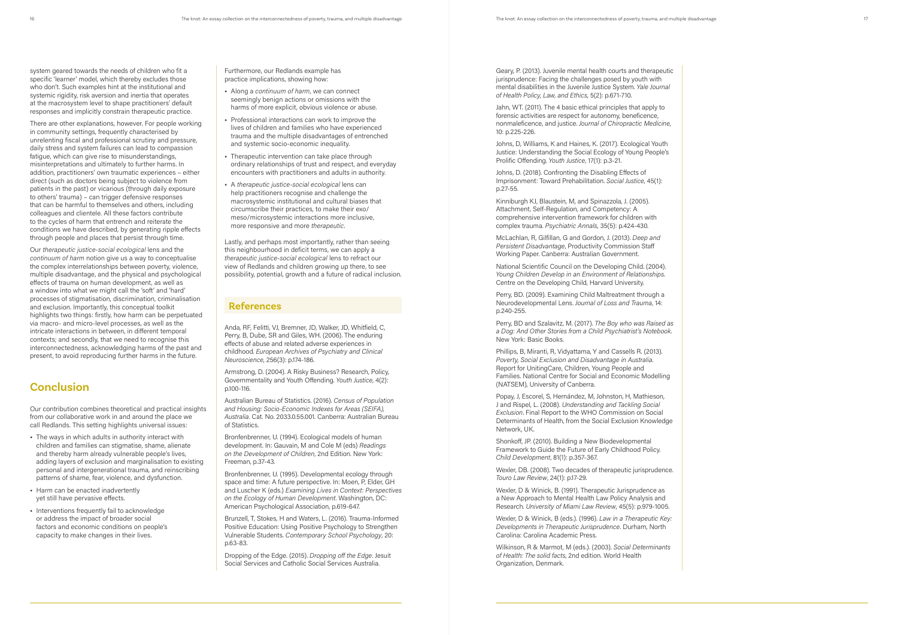system geared towards the needs of children who fit a specific 'learner' model, which thereby excludes those who don't. Such examples hint at the institutional and systemic rigidity, risk aversion and inertia that operates at the macrosystem level to shape practitioners' default responses and implicitly constrain therapeutic practice.

There are other explanations, however. For people working in community settings, frequently characterised by unrelenting fiscal and professional scrutiny and pressure, daily stress and system failures can lead to compassion fatigue, which can give rise to misunderstandings, misinterpretations and ultimately to further harms. In addition, practitioners' own traumatic experiences – either direct (such as doctors being subject to violence from patients in the past) or vicarious (through daily exposure to others' trauma) – can trigger defensive responses that can be harmful to themselves and others, including colleagues and clientele. All these factors contribute to the cycles of harm that entrench and reiterate the conditions we have described, by generating ripple effects through people and places that persist through time.

Our *therapeutic justice-social ecological* lens and the *continuum of harm* notion give us a way to conceptualise the complex interrelationships between poverty, violence, multiple disadvantage, and the physical and psychological effects of trauma on human development, as well as a window into what we might call the 'soft' and 'hard' processes of stigmatisation, discrimination, criminalisation and exclusion. Importantly, this conceptual toolkit highlights two things: firstly, how harm can be perpetuated via macro- and micro-level processes, as well as the intricate interactions in between, in different temporal contexts; and secondly, that we need to recognise this interconnectedness, acknowledging harms of the past and present, to avoid reproducing further harms in the future.

## Conclusion

Our contribution combines theoretical and practical insights from our collaborative work in and around the place we call Redlands. This setting highlights universal issues:

- The ways in which adults in authority interact with children and families can stigmatise, shame, alienate and thereby harm already vulnerable people's lives, adding layers of exclusion and marginalisation to existing personal and intergenerational trauma, and reinscribing patterns of shame, fear, violence, and dysfunction.
- Harm can be enacted inadvertently yet still have pervasive effects.
- Interventions frequently fail to acknowledge or address the impact of broader social factors and economic conditions on people's capacity to make changes in their lives.

Furthermore, our Redlands example has practice implications, showing how:

- Along a *continuum of harm*, we can connect seemingly benign actions or omissions with the harms of more explicit, obvious violence or abuse.
- Professional interactions can work to improve the lives of children and families who have experienced trauma and the multiple disadvantages of entrenched and systemic socio-economic inequality.
- Therapeutic intervention can take place through ordinary relationships of trust and respect, and everyday encounters with practitioners and adults in authority.
- A *therapeutic justice-social ecological* lens can help practitioners recognise and challenge the macrosystemic institutional and cultural biases that circumscribe their practices, to make their exo/meso/microsystemic interactions more inclusive, more responsive and more *therapeutic*.

Lastly, and perhaps most importantly, rather than seeing this neighbourhood in deficit terms, we can apply a *therapeutic justice-social ecological* lens to refract our view of Redlands and children growing up there, to see possibility, potential, growth and a future of radical inclusion.

## References

Anda, RF, Felitti, VJ, Bremner, JD, Walker, JD, Whitfield, C, Perry, B, Dube, SR and Giles, WH. (2006). The enduring effects of abuse and related adverse experiences in childhood. *European Archives of Psychiatry and Clinical Neuroscience*, 256(3): p.174-186.

Armstrong, D. (2004). A Risky Business? Research, Policy, Governmentality and Youth Offending. *Youth Justice*, 4(2): p.100-116.

Australian Bureau of Statistics. (2016). *Census of Population and Housing: Socio-Economic Indexes for Areas (SEIFA), Australia*. Cat. No. 2033.0.55.001. Canberra: Australian Bureau of Statistics.

Bronfenbrenner, U. (1994). Ecological models of human development. In: Gauvain, M and Cole M (eds) *Readings on the Development of Children*, 2nd Edition. New York: Freeman, p.37-43.

Bronfenbrenner, U. (1995). Developmental ecology through space and time: A future perspective. In: Moen, P, Elder, GH and Luscher K (eds.) *Examining Lives in Context: Perspectives on the Ecology of Human Development*. Washington, DC: American Psychological Association, p.619-647.

Brunzell, T, Stokes, H and Waters, L. (2016). Trauma-Informed Positive Education: Using Positive Psychology to Strengthen Vulnerable Students. *Contemporary School Psychology*, 20: p.63-83.

Dropping of the Edge. (2015). *Dropping off the Edge*. Jesuit Social Services and Catholic Social Services Australia.

Geary, P. (2013). Juvenile mental health courts and therapeutic jurisprudence: Facing the challenges posed by youth with mental disabilities in the Juvenile Justice System. *Yale Journal of Health Policy, Law, and Ethics*, 5(2): p.671-710.

Jahn, WT. (2011). The 4 basic ethical principles that apply to forensic activities are respect for autonomy, beneficence, nonmaleficence, and justice. *Journal of Chiropractic Medicine*, 10: p.225-226.

Johns, D, Williams, K and Haines, K. (2017). Ecological Youth Justice: Understanding the Social Ecology of Young People's Prolific Offending. *Youth Justice*, 17(1): p.3-21.

Johns, D. (2018). Confronting the Disabling Effects of Imprisonment: Toward Prehabilitation. *Social Justice*, 45(1): p.27-55.

Kinniburgh KJ, Blaustein, M, and Spinazzola, J. (2005). Attachment, Self-Regulation, and Competency: A comprehensive intervention framework for children with complex trauma. *Psychiatric Annals*, 35(5): p.424-430.

McLachlan, R, Gilfillan, G and Gordon, J. (2013). *Deep and Persistent Disadvantage*, Productivity Commission Staff Working Paper. Canberra: Australian Government.

National Scientific Council on the Developing Child. (2004). *Young Children Develop in an Environment of Relationships*. Centre on the Developing Child, Harvard University.

Perry, BD. (2009). Examining Child Maltreatment through a Neurodevelopmental Lens. *Journal of Loss and Trauma*, 14: p.240-255.

Perry, BD and Szalavitz, M. (2017). *The Boy who was Raised as a Dog: And Other Stories from a Child Psychiatrist's Notebook*. New York: Basic Books.

Phillips, B, Miranti, R, Vidyattama, Y and Cassells R. (2013). *Poverty, Social Exclusion and Disadvantage in Australia*. Report for UnitingCare, Children, Young People and Families. National Centre for Social and Economic Modelling (NATSEM), University of Canberra.

Popay, J, Escorel, S, Hernández, M, Johnston, H, Mathieson, J and Rispel, L. (2008). *Understanding and Tackling Social Exclusion*. Final Report to the WHO Commission on Social Determinants of Health, from the Social Exclusion Knowledge Network, UK.

Shonkoff, JP. (2010). Building a New Biodevelopmental Framework to Guide the Future of Early Childhood Policy. *Child Development*, 81(1): p.357-367.

Wexler, DB. (2008). Two decades of therapeutic jurisprudence. *Touro Law Review*, 24(1): p.17-29.

Wexler, D & Winick, B. (1991). Therapeutic Jurisprudence as a New Approach to Mental Health Law Policy Analysis and Research. *University of Miami Law Review*, 45(5): p.979-1005.

Wexler, D & Winick, B (eds.). (1996). *Law in a Therapeutic Key: Developments in Therapeutic Jurisprudence*. Durham, North Carolina: Carolina Academic Press.

Wilkinson, R & Marmot, M (eds.). (2003). *Social Determinants of Health: The solid facts*, 2nd edition. World Health Organization, Denmark.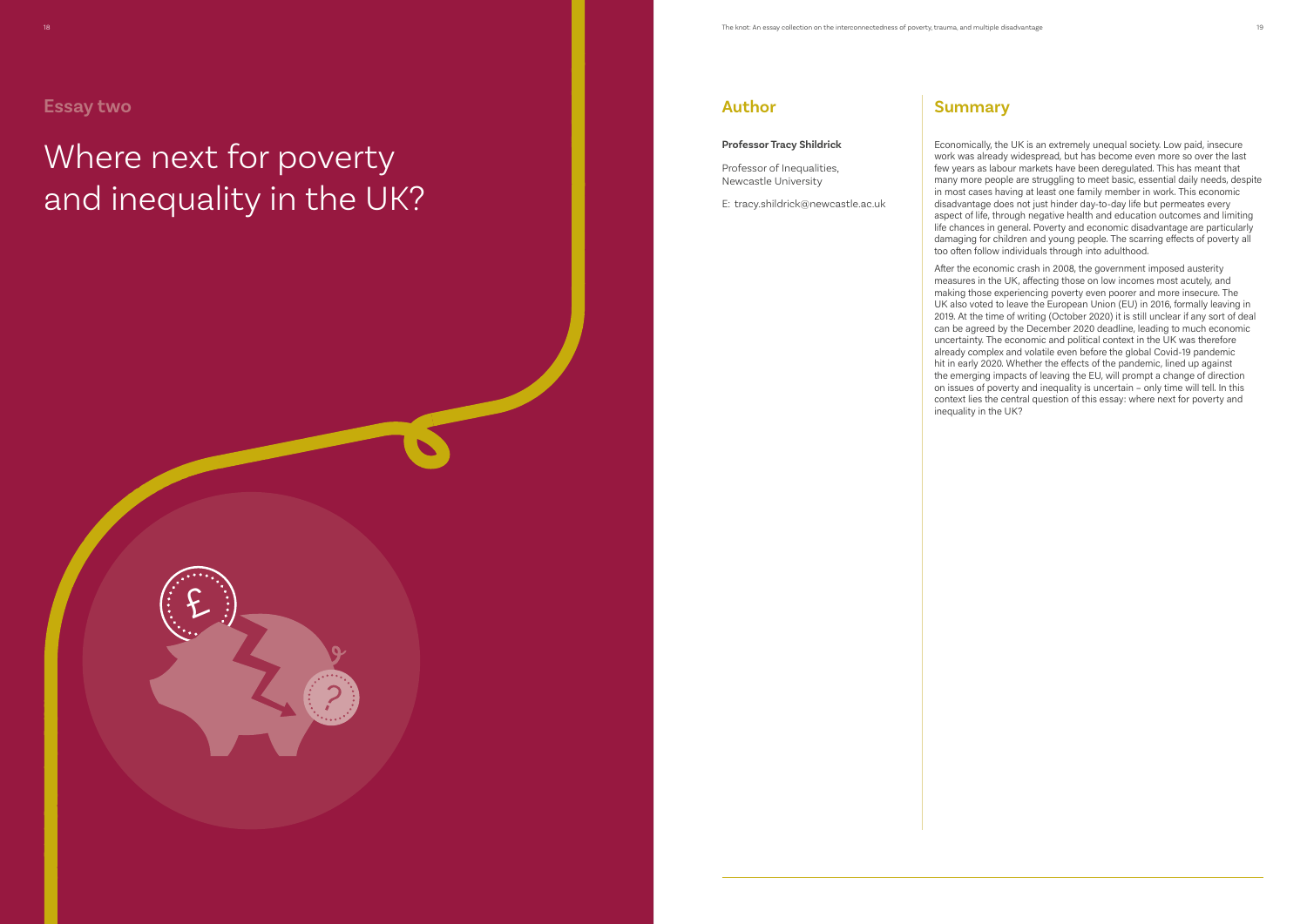## Essay two

# Where next for poverty and inequality in the UK?

## Author

**Professor Tracy Shildrick**

Professor of Inequalities, Newcastle University

E: tracy.shildrick@newcastle.ac.uk

## Summary

Economically, the UK is an extremely unequal society. Low paid, insecure work was already widespread, but has become even more so over the last few years as labour markets have been deregulated. This has meant that many more people are struggling to meet basic, essential daily needs, despite in most cases having at least one family member in work. This economic disadvantage does not just hinder day-to-day life but permeates every aspect of life, through negative health and education outcomes and limiting life chances in general. Poverty and economic disadvantage are particularly damaging for children and young people. The scarring effects of poverty all too often follow individuals through into adulthood.

After the economic crash in 2008, the government imposed austerity measures in the UK, affecting those on low incomes most acutely, and making those experiencing poverty even poorer and more insecure. The UK also voted to leave the European Union (EU) in 2016, formally leaving in 2019. At the time of writing (October 2020) it is still unclear if any sort of deal can be agreed by the December 2020 deadline, leading to much economic uncertainty. The economic and political context in the UK was therefore already complex and volatile even before the global Covid-19 pandemic hit in early 2020. Whether the effects of the pandemic, lined up against the emerging impacts of leaving the EU, will prompt a change of direction on issues of poverty and inequality is uncertain – only time will tell. In this context lies the central question of this essay: where next for poverty and inequality in the UK?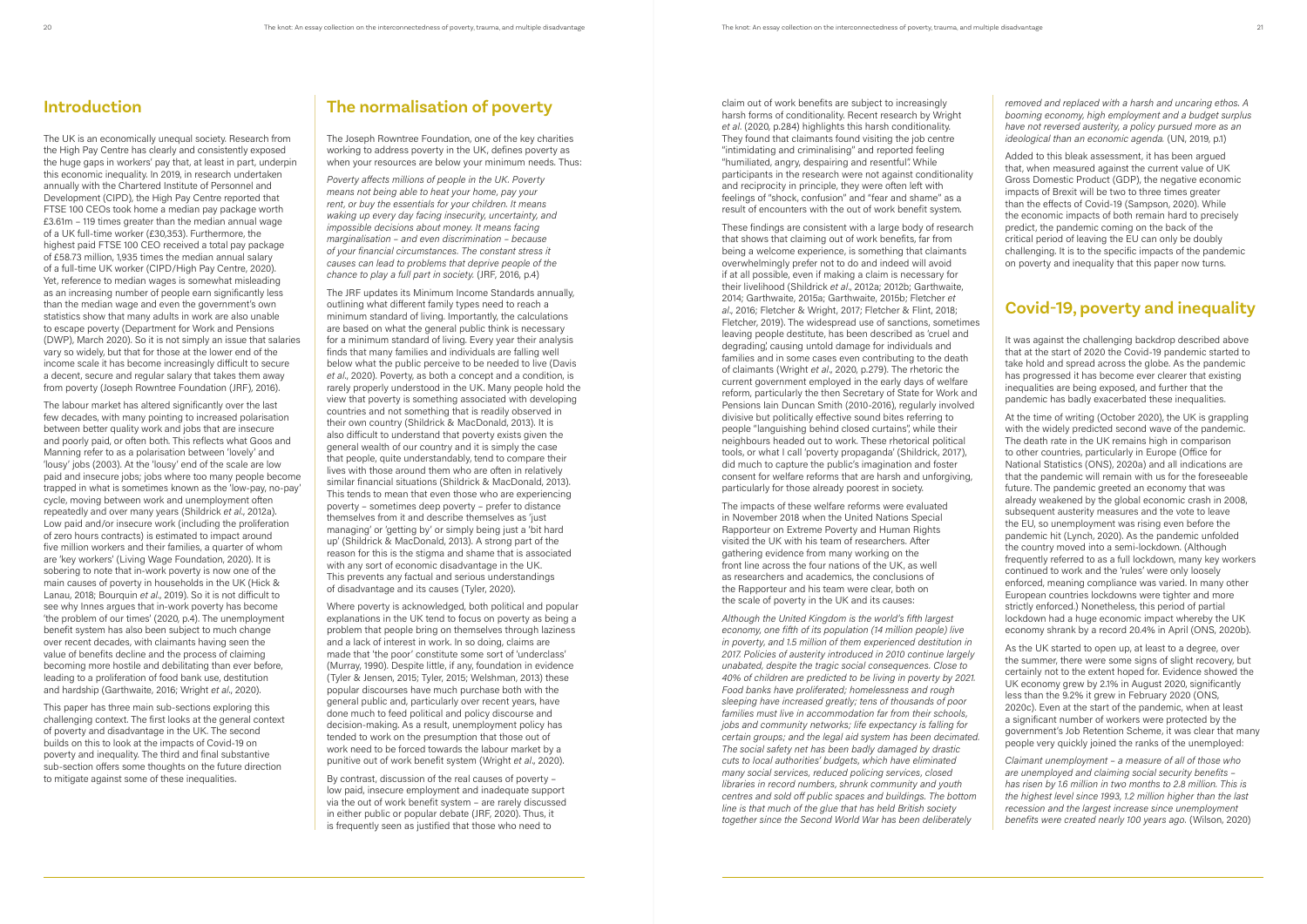## Introduction

The UK is an economically unequal society. Research from the High Pay Centre has clearly and consistently exposed the huge gaps in workers' pay that, at least in part, underpin this economic inequality. In 2019, in research undertaken annually with the Chartered Institute of Personnel and Development (CIPD), the High Pay Centre reported that FTSE 100 CEOs took home a median pay package worth £3.61m – 119 times greater than the median annual wage of a UK full-time worker (£30,353). Furthermore, the highest paid FTSE 100 CEO received a total pay package of £58.73 million, 1,935 times the median annual salary of a full-time UK worker (CIPD/High Pay Centre, 2020). Yet, reference to median wages is somewhat misleading as an increasing number of people earn significantly less than the median wage and even the government's own statistics show that many adults in work are also unable to escape poverty (Department for Work and Pensions (DWP), March 2020). So it is not simply an issue that salaries vary so widely, but that for those at the lower end of the income scale it has become increasingly difficult to secure a decent, secure and regular salary that takes them away from poverty (Joseph Rowntree Foundation (JRF), 2016).

The labour market has altered significantly over the last few decades, with many pointing to increased polarisation between better quality work and jobs that are insecure and poorly paid, or often both. This reflects what Goos and Manning refer to as a polarisation between 'lovely' and 'lousy' jobs (2003). At the 'lousy' end of the scale are low paid and insecure jobs; jobs where too many people become trapped in what is sometimes known as the 'low-pay, no-pay' cycle, moving between work and unemployment often repeatedly and over many years (Shildrick *et al*., 2012a). Low paid and/or insecure work (including the proliferation of zero hours contracts) is estimated to impact around five million workers and their families, a quarter of whom are 'key workers' (Living Wage Foundation, 2020). It is sobering to note that in-work poverty is now one of the main causes of poverty in households in the UK (Hick & Lanau, 2018; Bourquin *et al*., 2019). So it is not difficult to see why Innes argues that in-work poverty has become 'the problem of our times' (2020, p.4). The unemployment benefit system has also been subject to much change over recent decades, with claimants having seen the value of benefits decline and the process of claiming becoming more hostile and debilitating than ever before, leading to a proliferation of food bank use, destitution and hardship (Garthwaite, 2016; Wright *et al*., 2020).

This paper has three main sub-sections exploring this challenging context. The first looks at the general context of poverty and disadvantage in the UK. The second builds on this to look at the impacts of Covid-19 on poverty and inequality. The third and final substantive sub-section offers some thoughts on the future direction to mitigate against some of these inequalities.

## The normalisation of poverty

The Joseph Rowntree Foundation, one of the key charities working to address poverty in the UK, defines poverty as when your resources are below your minimum needs. Thus:

*Poverty affects millions of people in the UK. Poverty means not being able to heat your home, pay your rent, or buy the essentials for your children. It means waking up every day facing insecurity, uncertainty, and impossible decisions about money. It means facing marginalisation – and even discrimination – because of your financial circumstances. The constant stress it causes can lead to problems that deprive people of the chance to play a full part in society.* (JRF, 2016, p.4)

The JRF updates its Minimum Income Standards annually, outlining what different family types need to reach a minimum standard of living. Importantly, the calculations are based on what the general public think is necessary for a minimum standard of living. Every year their analysis finds that many families and individuals are falling well below what the public perceive to be needed to live (Davis *et al*., 2020). Poverty, as both a concept and a condition, is rarely properly understood in the UK. Many people hold the view that poverty is something associated with developing countries and not something that is readily observed in their own country (Shildrick & MacDonald, 2013). It is also difficult to understand that poverty exists given the general wealth of our country and it is simply the case that people, quite understandably, tend to compare their lives with those around them who are often in relatively similar financial situations (Shildrick & MacDonald, 2013). This tends to mean that even those who are experiencing poverty – sometimes deep poverty – prefer to distance themselves from it and describe themselves as 'just managing' or 'getting by' or simply being just a 'bit hard up' (Shildrick & MacDonald, 2013). A strong part of the reason for this is the stigma and shame that is associated with any sort of economic disadvantage in the UK. This prevents any factual and serious understandings of disadvantage and its causes (Tyler, 2020).

Where poverty is acknowledged, both political and popular explanations in the UK tend to focus on poverty as being a problem that people bring on themselves through laziness and a lack of interest in work. In so doing, claims are made that 'the poor' constitute some sort of 'underclass' (Murray, 1990). Despite little, if any, foundation in evidence (Tyler & Jensen, 2015; Tyler, 2015; Welshman, 2013) these popular discourses have much purchase both with the general public and, particularly over recent years, have done much to feed political and policy discourse and decision-making. As a result, unemployment policy has tended to work on the presumption that those out of work need to be forced towards the labour market by a punitive out of work benefit system (Wright *et al*., 2020).

By contrast, discussion of the real causes of poverty – low paid, insecure employment and inadequate support via the out of work benefit system – are rarely discussed in either public or popular debate (JRF, 2020). Thus, it is frequently seen as justified that those who need to claim out of work benefits are subject to increasingly harsh forms of conditionality. Recent research by Wright *et al*. (2020, p.284) highlights this harsh conditionality. They found that claimants found visiting the job centre "intimidating and criminalising" and reported feeling "humiliated, angry, despairing and resentful". While participants in the research were not against conditionality and reciprocity in principle, they were often left with feelings of "shock, confusion" and "fear and shame" as a result of encounters with the out of work benefit system.

These findings are consistent with a large body of research that shows that claiming out of work benefits, far from being a welcome experience, is something that claimants overwhelmingly prefer not to do and indeed will avoid if at all possible, even if making a claim is necessary for their livelihood (Shildrick *et al*., 2012a; 2012b; Garthwaite, 2014; Garthwaite, 2015a; Garthwaite, 2015b; Fletcher *et al*., 2016; Fletcher & Wright, 2017; Fletcher & Flint, 2018; Fletcher, 2019). The widespread use of sanctions, sometimes leaving people destitute, has been described as 'cruel and degrading', causing untold damage for individuals and families and in some cases even contributing to the death of claimants (Wright *et al*., 2020, p.279). The rhetoric the current government employed in the early days of welfare reform, particularly the then Secretary of State for Work and Pensions Iain Duncan Smith (2010-2016), regularly involved divisive but politically effective sound bites referring to people "languishing behind closed curtains", while their neighbours headed out to work. These rhetorical political tools, or what I call 'poverty propaganda' (Shildrick, 2017), did much to capture the public's imagination and foster consent for welfare reforms that are harsh and unforgiving, particularly for those already poorest in society.

The impacts of these welfare reforms were evaluated in November 2018 when the United Nations Special Rapporteur on Extreme Poverty and Human Rights visited the UK with his team of researchers. After gathering evidence from many working on the front line across the four nations of the UK, as well as researchers and academics, the conclusions of the Rapporteur and his team were clear, both on the scale of poverty in the UK and its causes:

*Although the United Kingdom is the world's fifth largest economy, one fifth of its population (14 million people) live in poverty, and 1.5 million of them experienced destitution in 2017. Policies of austerity introduced in 2010 continue largely unabated, despite the tragic social consequences. Close to 40% of children are predicted to be living in poverty by 2021. Food banks have proliferated; homelessness and rough sleeping have increased greatly; tens of thousands of poor families must live in accommodation far from their schools, jobs and community networks; life expectancy is falling for certain groups; and the legal aid system has been decimated. The social safety net has been badly damaged by drastic cuts to local authorities' budgets, which have eliminated many social services, reduced policing services, closed libraries in record numbers, shrunk community and youth centres and sold off public spaces and buildings. The bottom line is that much of the glue that has held British society together since the Second World War has been deliberately removed and replaced with a harsh and uncaring ethos. A booming economy, high employment and a budget surplus have not reversed austerity, a policy pursued more as an ideological than an economic agenda.* (UN, 2019, p.1)

Added to this bleak assessment, it has been argued that, when measured against the current value of UK Gross Domestic Product (GDP), the negative economic impacts of Brexit will be two to three times greater than the effects of Covid-19 (Sampson, 2020). While the economic impacts of both remain hard to precisely predict, the pandemic coming on the back of the critical period of leaving the EU can only be doubly challenging. It is to the specific impacts of the pandemic on poverty and inequality that this paper now turns.

## Covid-19, poverty and inequality

It was against the challenging backdrop described above that at the start of 2020 the Covid-19 pandemic started to take hold and spread across the globe. As the pandemic has progressed it has become ever clearer that existing inequalities are being exposed, and further that the pandemic has badly exacerbated these inequalities.

At the time of writing (October 2020), the UK is grappling with the widely predicted second wave of the pandemic. The death rate in the UK remains high in comparison to other countries, particularly in Europe (Office for National Statistics (ONS), 2020a) and all indications are that the pandemic will remain with us for the foreseeable future. The pandemic greeted an economy that was already weakened by the global economic crash in 2008, subsequent austerity measures and the vote to leave the EU, so unemployment was rising even before the pandemic hit (Lynch, 2020). As the pandemic unfolded the country moved into a semi-lockdown. (Although frequently referred to as a full lockdown, many key workers continued to work and the 'rules' were only loosely enforced, meaning compliance was varied. In many other European countries lockdowns were tighter and more strictly enforced.) Nonetheless, this period of partial lockdown had a huge economic impact whereby the UK economy shrank by a record 20.4% in April (ONS, 2020b).

As the UK started to open up, at least to a degree, over the summer, there were some signs of slight recovery, but certainly not to the extent hoped for. Evidence showed the UK economy grew by 2.1% in August 2020, significantly less than the 9.2% it grew in February 2020 (ONS, 2020c). Even at the start of the pandemic, when at least a significant number of workers were protected by the government's Job Retention Scheme, it was clear that many people very quickly joined the ranks of the unemployed:

*Claimant unemployment – a measure of all of those who are unemployed and claiming social security benefits – has risen by 1.6 million in two months to 2.8 million. This is the highest level since 1993, 1.2 million higher than the last recession and the largest increase since unemployment benefits were created nearly 100 years ago.* (Wilson, 2020)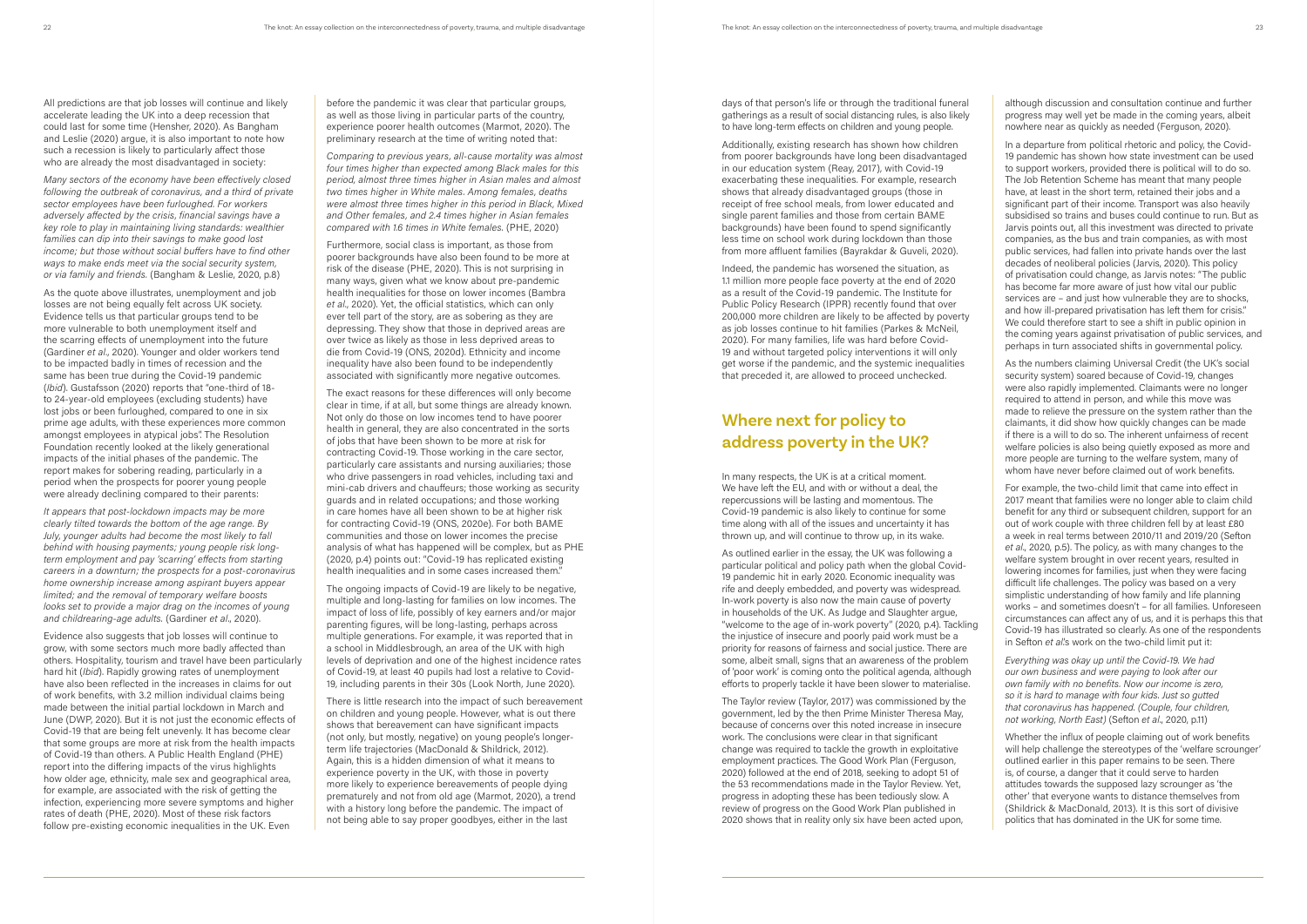All predictions are that job losses will continue and likely accelerate leading the UK into a deep recession that could last for some time (Hensher, 2020). As Bangham and Leslie (2020) argue, it is also important to note how such a recession is likely to particularly affect those who are already the most disadvantaged in society:

*Many sectors of the economy have been effectively closed following the outbreak of coronavirus, and a third of private sector employees have been furloughed. For workers adversely affected by the crisis, financial savings have a key role to play in maintaining living standards: wealthier families can dip into their savings to make good lost income; but those without social buffers have to find other ways to make ends meet via the social security system, or via family and friends.* (Bangham & Leslie, 2020, p.8)

As the quote above illustrates, unemployment and job losses are not being equally felt across UK society. Evidence tells us that particular groups tend to be more vulnerable to both unemployment itself and the scarring effects of unemployment into the future (Gardiner *et al*., 2020). Younger and older workers tend to be impacted badly in times of recession and the same has been true during the Covid-19 pandemic (*Ibid*). Gustafsson (2020) reports that "one-third of 18- to 24-year-old employees (excluding students) have lost jobs or been furloughed, compared to one in six prime age adults, with these experiences more common amongst employees in atypical jobs". The Resolution Foundation recently looked at the likely generational impacts of the initial phases of the pandemic. The report makes for sobering reading, particularly in a period when the prospects for poorer young people were already declining compared to their parents:

*It appears that post-lockdown impacts may be more clearly tilted towards the bottom of the age range. By July, younger adults had become the most likely to fall behind with housing payments; young people risk long-term employment and pay 'scarring' effects from starting careers in a downturn; the prospects for a post-coronavirus home ownership increase among aspirant buyers appear limited; and the removal of temporary welfare boosts looks set to provide a major drag on the incomes of young and childrearing-age adults.* (Gardiner *et al*., 2020).

Evidence also suggests that job losses will continue to grow, with some sectors much more badly affected than others. Hospitality, tourism and travel have been particularly hard hit (*Ibid*). Rapidly growing rates of unemployment have also been reflected in the increases in claims for out of work benefits, with 3.2 million individual claims being made between the initial partial lockdown in March and June (DWP, 2020). But it is not just the economic effects of Covid-19 that are being felt unevenly. It has become clear that some groups are more at risk from the health impacts of Covid-19 than others. A Public Health England (PHE) report into the differing impacts of the virus highlights how older age, ethnicity, male sex and geographical area, for example, are associated with the risk of getting the infection, experiencing more severe symptoms and higher rates of death (PHE, 2020). Most of these risk factors follow pre-existing economic inequalities in the UK. Even before the pandemic it was clear that particular groups, as well as those living in particular parts of the country, experience poorer health outcomes (Marmot, 2020). The preliminary research at the time of writing noted that:

*Comparing to previous years, all-cause mortality was almost four times higher than expected among Black males for this period, almost three times higher in Asian males and almost two times higher in White males. Among females, deaths were almost three times higher in this period in Black, Mixed and Other females, and 2.4 times higher in Asian females compared with 1.6 times in White females.* (PHE, 2020)

Furthermore, social class is important, as those from poorer backgrounds have also been found to be more at risk of the disease (PHE, 2020). This is not surprising in many ways, given what we know about pre-pandemic health inequalities for those on lower incomes (Bambra *et al*., 2020). Yet, the official statistics, which can only ever tell part of the story, are as sobering as they are depressing. They show that those in deprived areas are over twice as likely as those in less deprived areas to die from Covid-19 (ONS, 2020d). Ethnicity and income inequality have also been found to be independently associated with significantly more negative outcomes.

The exact reasons for these differences will only become clear in time, if at all, but some things are already known. Not only do those on low incomes tend to have poorer health in general, they are also concentrated in the sorts of jobs that have been shown to be more at risk for contracting Covid-19. Those working in the care sector, particularly care assistants and nursing auxiliaries; those who drive passengers in road vehicles, including taxi and mini-cab drivers and chauffeurs; those working as security guards and in related occupations; and those working in care homes have all been shown to be at higher risk for contracting Covid-19 (ONS, 2020e). For both BAME communities and those on lower incomes the precise analysis of what has happened will be complex, but as PHE (2020, p.4) points out: "Covid-19 has replicated existing health inequalities and in some cases increased them."

The ongoing impacts of Covid-19 are likely to be negative, multiple and long-lasting for families on low incomes. The impact of loss of life, possibly of key earners and/or major parenting figures, will be long-lasting, perhaps across multiple generations. For example, it was reported that in a school in Middlesbrough, an area of the UK with high levels of deprivation and one of the highest incidence rates of Covid-19, at least 40 pupils had lost a relative to Covid-19, including parents in their 30s (Look North, June 2020).

There is little research into the impact of such bereavement on children and young people. However, what is out there shows that bereavement can have significant impacts (not only, but mostly, negative) on young people's longer-term life trajectories (MacDonald & Shildrick, 2012). Again, this is a hidden dimension of what it means to experience poverty in the UK, with those in poverty more likely to experience bereavements of people dying prematurely and not from old age (Marmot, 2020), a trend with a history long before the pandemic. The impact of not being able to say proper goodbyes, either in the last days of that person's life or through the traditional funeral gatherings as a result of social distancing rules, is also likely to have long-term effects on children and young people.

Additionally, existing research has shown how children from poorer backgrounds have long been disadvantaged in our education system (Reay, 2017), with Covid-19 exacerbating these inequalities. For example, research shows that already disadvantaged groups (those in receipt of free school meals, from lower educated and single parent families and those from certain BAME backgrounds) have been found to spend significantly less time on school work during lockdown than those from more affluent families (Bayrakdar & Guveli, 2020).

Indeed, the pandemic has worsened the situation, as 1.1 million more people face poverty at the end of 2020 as a result of the Covid-19 pandemic. The Institute for Public Policy Research (IPPR) recently found that over 200,000 more children are likely to be affected by poverty as job losses continue to hit families (Parkes & McNeil, 2020). For many families, life was hard before Covid-19 and without targeted policy interventions it will only get worse if the pandemic, and the systemic inequalities that preceded it, are allowed to proceed unchecked.

## Where next for policy to address poverty in the UK?

In many respects, the UK is at a critical moment. We have left the EU, and with or without a deal, the repercussions will be lasting and momentous. The Covid-19 pandemic is also likely to continue for some time along with all of the issues and uncertainty it has thrown up, and will continue to throw up, in its wake.

As outlined earlier in the essay, the UK was following a particular political and policy path when the global Covid-19 pandemic hit in early 2020. Economic inequality was rife and deeply embedded, and poverty was widespread. In-work poverty is also now the main cause of poverty in households of the UK. As Judge and Slaughter argue, "welcome to the age of in-work poverty" (2020, p.4). Tackling the injustice of insecure and poorly paid work must be a priority for reasons of fairness and social justice. There are some, albeit small, signs that an awareness of the problem of 'poor work' is coming onto the political agenda, although efforts to properly tackle it have been slower to materialise.

The Taylor review (Taylor, 2017) was commissioned by the government, led by the then Prime Minister Theresa May, because of concerns over this noted increase in insecure work. The conclusions were clear in that significant change was required to tackle the growth in exploitative employment practices. The Good Work Plan (Ferguson, 2020) followed at the end of 2018, seeking to adopt 51 of the 53 recommendations made in the Taylor Review. Yet, progress in adopting these has been tediously slow. A review of progress on the Good Work Plan published in 2020 shows that in reality only six have been acted upon, although discussion and consultation continue and further progress may well yet be made in the coming years, albeit nowhere near as quickly as needed (Ferguson, 2020).

In a departure from political rhetoric and policy, the Covid-19 pandemic has shown how state investment can be used to support workers, provided there is political will to do so. The Job Retention Scheme has meant that many people have, at least in the short term, retained their jobs and a significant part of their income. Transport was also heavily subsidised so trains and buses could continue to run. But as Jarvis points out, all this investment was directed to private companies, as the bus and train companies, as with most public services, had fallen into private hands over the last decades of neoliberal policies (Jarvis, 2020). This policy of privatisation could change, as Jarvis notes: "The public has become far more aware of just how vital our public services are – and just how vulnerable they are to shocks, and how ill-prepared privatisation has left them for crisis." We could therefore start to see a shift in public opinion in the coming years against privatisation of public services, and perhaps in turn associated shifts in governmental policy.

As the numbers claiming Universal Credit (the UK's social security system) soared because of Covid-19, changes were also rapidly implemented. Claimants were no longer required to attend in person, and while this move was made to relieve the pressure on the system rather than the claimants, it did show how quickly changes can be made if there is a will to do so. The inherent unfairness of recent welfare policies is also being quietly exposed as more and more people are turning to the welfare system, many of whom have never before claimed out of work benefits.

For example, the two-child limit that came into effect in 2017 meant that families were no longer able to claim child benefit for any third or subsequent children, support for an out of work couple with three children fell by at least £80 a week in real terms between 2010/11 and 2019/20 (Sefton *et al*., 2020, p.5). The policy, as with many changes to the welfare system brought in over recent years, resulted in lowering incomes for families, just when they were facing difficult life challenges. The policy was based on a very simplistic understanding of how family and life planning works – and sometimes doesn't – for all families. Unforeseen circumstances can affect any of us, and it is perhaps this that Covid-19 has illustrated so clearly. As one of the respondents in Sefton *et al*.'s work on the two-child limit put it:

*Everything was okay up until the Covid-19. We had our own business and were paying to look after our own family with no benefits. Now our income is zero, so it is hard to manage with four kids. Just so gutted that coronavirus has happened. (Couple, four children, not working, North East)* (Sefton *et al*., 2020, p.11)

Whether the influx of people claiming out of work benefits will help challenge the stereotypes of the 'welfare scrounger' outlined earlier in this paper remains to be seen. There is, of course, a danger that it could serve to harden attitudes towards the supposed lazy scrounger as 'the other' that everyone wants to distance themselves from (Shildrick & MacDonald, 2013). It is this sort of divisive politics that has dominated in the UK for some time.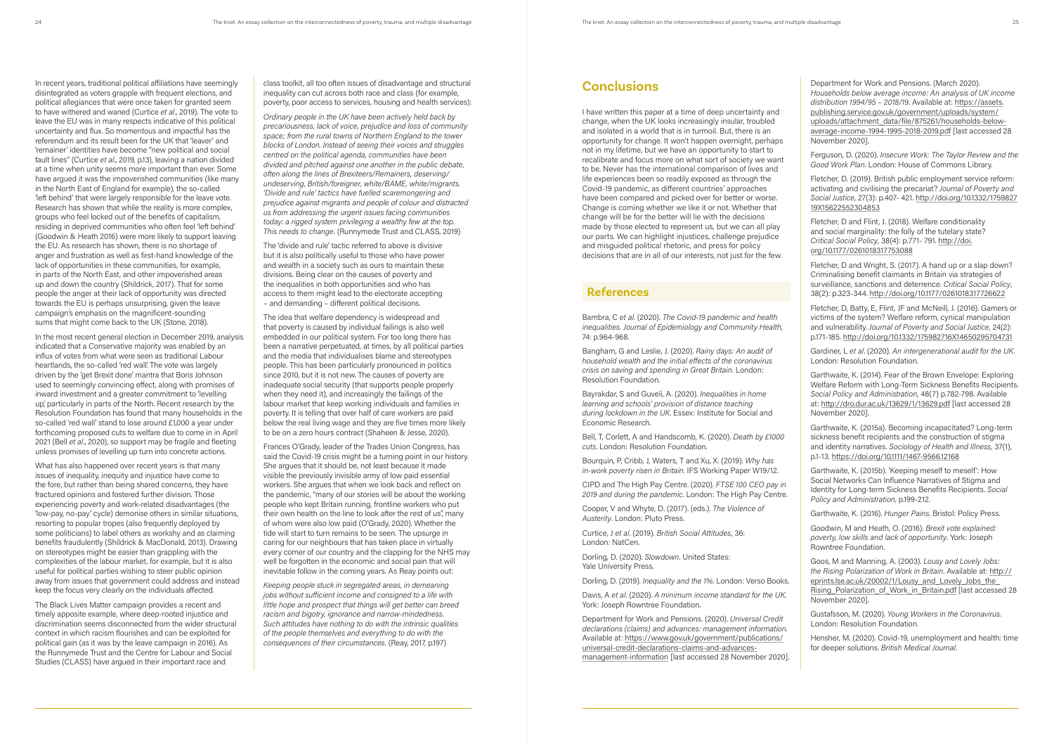In recent years, traditional political affiliations have seemingly disintegrated as voters grapple with frequent elections, and political allegiances that were once taken for granted seem to have withered and waned (Curtice *et al*., 2019). The vote to leave the EU was in many respects indicative of this political uncertainty and flux. So momentous and impactful has the referendum and its result been for the UK that 'leaver' and 'remainer' identities have become "new political and social fault lines" (Curtice *et al*., 2019, p.13), leaving a nation divided at a time when unity seems more important than ever. Some have argued it was the impoverished communities (like many in the North East of England for example), the so-called 'left behind' that were largely responsible for the leave vote. Research has shown that while the reality is more complex, groups who feel locked out of the benefits of capitalism, residing in deprived communities who often feel 'left behind' (Goodwin & Heath 2016) were more likely to support leaving the EU. As research has shown, there is no shortage of anger and frustration as well as first-hand knowledge of the lack of opportunities in these communities, for example, in parts of the North East, and other impoverished areas up and down the country (Shildrick, 2017). That for some people the anger at their lack of opportunity was directed towards the EU is perhaps unsurprising, given the leave campaign's emphasis on the magnificent-sounding sums that might come back to the UK (Stone, 2018).

In the most recent general election in December 2019, analysis indicated that a Conservative majority was enabled by an influx of votes from what were seen as traditional Labour heartlands, the so-called 'red wall'. The vote was largely driven by the 'get Brexit done' mantra that Boris Johnson used to seemingly convincing effect, along with promises of inward investment and a greater commitment to 'levelling up', particularly in parts of the North. Recent research by the Resolution Foundation has found that many households in the so-called 'red wall' stand to lose around £1,000 a year under forthcoming proposed cuts to welfare due to come in in April 2021 (Bell *et al*., 2020), so support may be fragile and fleeting unless promises of levelling up turn into concrete actions.

What has also happened over recent years is that many issues of inequality, inequity and injustice have come to the fore, but rather than being shared concerns, they have fractured opinions and fostered further division. Those experiencing poverty and work-related disadvantages (the 'low-pay, no-pay' cycle) demonise others in similar situations, resorting to popular tropes (also frequently deployed by some politicians) to label others as workshy and as claiming benefits fraudulently (Shildrick & MacDonald, 2013). Drawing on stereotypes might be easier than grappling with the complexities of the labour market, for example, but it is also useful for political parties wishing to steer public opinion away from issues that government could address and instead keep the focus very clearly on the individuals affected.

The Black Lives Matter campaign provides a recent and timely apposite example, where deep-rooted injustice and discrimination seems disconnected from the wider structural context in which racism flourishes and can be exploited for political gain (as it was by the leave campaign in 2016). As the Runnymede Trust and the Centre for Labour and Social Studies (CLASS) have argued in their important race and class toolkit, all too often issues of disadvantage and structural inequality can cut across both race and class (for example, poverty, poor access to services, housing and health services):

*Ordinary people in the UK have been actively held back by precariousness, lack of voice, prejudice and loss of community space; from the rural towns of Northern England to the tower blocks of London. Instead of seeing their voices and struggles centred on the political agenda, communities have been divided and pitched against one another in the public debate, often along the lines of Brexiteers/Remainers, deserving/undeserving, British/foreigner, white/BAME, white/migrants. 'Divide and rule' tactics have fuelled scaremongering and prejudice against migrants and people of colour and distracted us from addressing the urgent issues facing communities today: a rigged system privileging a wealthy few at the top. This needs to change.* (Runnymede Trust and CLASS, 2019)

The 'divide and rule' tactic referred to above is divisive but it is also politically useful to those who have power and wealth in a society such as ours to maintain these divisions. Being clear on the causes of poverty and the inequalities in both opportunities and who has access to them might lead to the electorate accepting – and demanding – different political decisions.

The idea that welfare dependency is widespread and that poverty is caused by individual failings is also well embedded in our political system. For too long there has been a narrative perpetuated, at times, by all political parties and the media that individualises blame and stereotypes people. This has been particularly pronounced in politics since 2010, but it is not new. The causes of poverty are inadequate social security (that supports people properly when they need it), and increasingly the failings of the labour market that keep working individuals and families in poverty. It is telling that over half of care workers are paid below the real living wage and they are five times more likely to be on a zero hours contract (Shaheen & Jesse, 2020).

Frances O'Grady, leader of the Trades Union Congress, has said the Covid-19 crisis might be a turning point in our history. She argues that it should be, not least because it made visible the previously invisible army of low paid essential workers. She argues that when we look back and reflect on the pandemic, "many of our stories will be about the working people who kept Britain running, frontline workers who put their own health on the line to look after the rest of us", many of whom were also low paid (O'Grady, 2020). Whether the tide will start to turn remains to be seen. The upsurge in caring for our neighbours that has taken place in virtually every corner of our country and the clapping for the NHS may well be forgotten in the economic and social pain that will inevitable follow in the coming years. As Reay points out:

*Keeping people stuck in segregated areas, in demeaning jobs without sufficient income and consigned to a life with little hope and prospect that things will get better can breed racism and bigotry, ignorance and narrow-mindedness. Such attitudes have nothing to do with the intrinsic qualities of the people themselves and everything to do with the consequences of their circumstances.* (Reay, 2017, p.197)

## Conclusions

I have written this paper at a time of deep uncertainty and change, when the UK looks increasingly insular, troubled and isolated in a world that is in turmoil. But, there is an opportunity for change. It won't happen overnight, perhaps not in my lifetime, but we have an opportunity to start to recalibrate and focus more on what sort of society we want to be. Never has the international comparison of lives and life experiences been so readily exposed as through the Covid-19 pandemic, as different countries' approaches have been compared and picked over for better or worse. Change is coming whether we like it or not. Whether that change will be for the better will lie with the decisions made by those elected to represent us, but we can all play our parts. We can highlight injustices, challenge prejudice and misguided political rhetoric, and press for policy decisions that are in all of our interests, not just for the few.

## References

Bambra, C *et al*. (2020). *The Covid-19 pandemic and health inequalities*. *Journal of Epidemiology and Community Health*, 74: p.964-968.

Bangham, G and Leslie, J. (2020). *Rainy days: An audit of household wealth and the initial effects of the coronavirus crisis on saving and spending in Great Britain*. London: Resolution Foundation.

Bayrakdar, S and Guveli, A. (2020). *Inequalities in home learning and schools' provision of distance teaching during lockdown in the UK*. Essex: Institute for Social and Economic Research.

Bell, T, Corlett, A and Handscomb, K. (2020). *Death by £1000 cuts*. London: Resolution Foundation.

Bourquin, P, Cribb, J, Waters, T and Xu, X. (2019). *Why has in-work poverty risen in Britain*. IFS Working Paper W19/12.

CIPD and The High Pay Centre. (2020). *FTSE 100 CEO pay in 2019 and during the pandemic*. London: The High Pay Centre.

Cooper, V and Whyte, D. (2017). (eds.). *The Violence of Austerity*. London: Pluto Press.

Curtice, J *et al*. (2019). *British Social Attitudes*, 36: London: NatCen.

Dorling, D. (2020). *Slowdown*. United States: Yale University Press.

Dorling, D. (2019). *Inequality and the 1%*. London: Verso Books.

Davis, A *et al*. (2020). *A minimum income standard for the UK*. York: Joseph Rowntree Foundation.

Department for Work and Pensions. (2020). *Universal Credit declarations (claims) and advances: management information*. Available at: https://www.gov.uk/government/publications/universal-credit-declarations-claims-and-advances-management-information [last accessed 28 November 2020].

Department for Work and Pensions. (March 2020). *Households below average income: An analysis of UK income distribution 1994/95 – 2018/19*. Available at: https://assets.publishing.service.gov.uk/government/uploads/system/uploads/attachment_data/file/875261/households-below-average-income-1994-1995-2018-2019.pdf [last accessed 28 November 2020].

Ferguson, D. (2020). *Insecure Work: The Taylor Review and the Good Work Plan*. London: House of Commons Library.

Fletcher, D. (2019). British public employment service reform: activating and civilising the precariat? *Journal of Poverty and Social Justice*, 27(3): p.407- 421. http://doi.org/10.1332/175982719X15622552304853

Fletcher, D and Flint, J. (2018). Welfare conditionality and social marginality: the folly of the tutelary state? *Critical Social Policy*, 38(4): p.771- 791. http://doi.org/10.1177/0261018317753088

Fletcher, D and Wright, S. (2017). A hand up or a slap down? Criminalising benefit claimants in Britain via strategies of surveillance, sanctions and deterrence. *Critical Social Policy*, 38(2): p.323-344. http://doi.org/10.1177/0261018317726622

Fletcher, D, Batty, E, Flint, JF and McNeill, J. (2016). Gamers or victims of the system? Welfare reform, cynical manipulation and vulnerability. *Journal of Poverty and Social Justice*, 24(2): p.171-185. http://doi.org/10.1332/175982716X14650295704731

Gardiner, L *et al*. (2020). *An intergenerational audit for the UK*. London: Resolution Foundation.

Garthwaite, K. (2014). Fear of the Brown Envelope: Exploring Welfare Reform with Long-Term Sickness Benefits Recipients. *Social Policy and Administration*, 48(7) p.782-798. Available at: http://dro.dur.ac.uk/13629/1/13629.pdf [last accessed 28 November 2020].

Garthwaite, K. (2015a). Becoming incapacitated? Long-term sickness benefit recipients and the construction of stigma and identity narratives. *Sociology of Health and Illness*, 37(1), p.1-13. https://doi.org/10.1111/1467-9566.12168

Garthwaite, K. (2015b). 'Keeping meself to meself': How Social Networks Can Influence Narratives of Stigma and Identity for Long-term Sickness Benefits Recipients. *Social Policy and Administration*, p.199-212.

Garthwaite, K. (2016). *Hunger Pains*. Bristol: Policy Press.

Goodwin, M and Heath, O. (2016). *Brexit vote explained: poverty, low skills and lack of opportunity*. York: Joseph Rowntree Foundation.

Goos, M and Manning, A. (2003). *Lousy and Lovely Jobs: the Rising Polarization of Work in Britain*. Available at: http://eprints.lse.ac.uk/20002/1/Lousy_and_Lovely_Jobs_the_Rising_Polarization_of_Work_in_Britain.pdf [last accessed 28 November 2020].

Gustafsson, M. (2020). *Young Workers in the Coronavirus*. London: Resolution Foundation.

Hensher, M. (2020). Covid-19, unemployment and health: time for deeper solutions. *British Medical Journal*.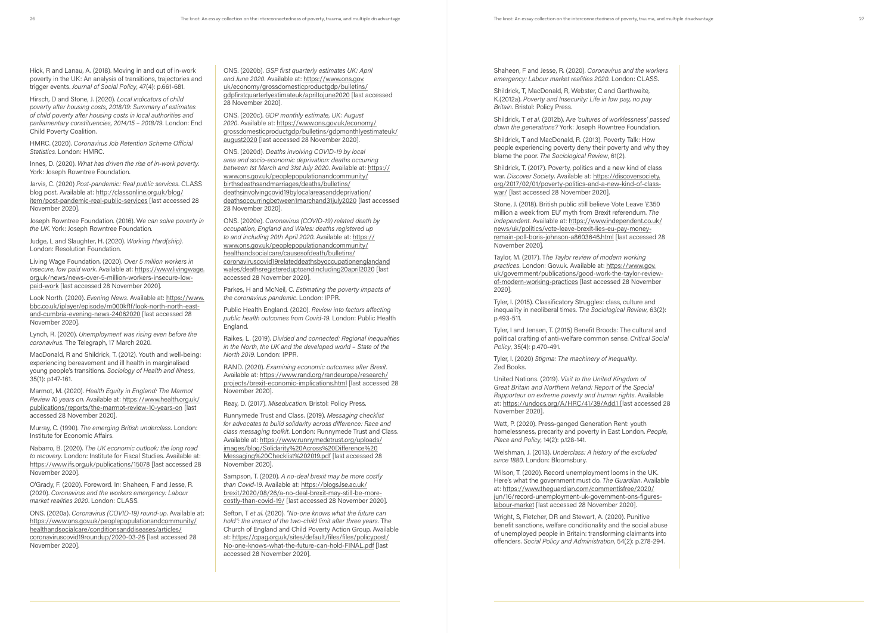Hick, R and Lanau, A. (2018). Moving in and out of in-work poverty in the UK: An analysis of transitions, trajectories and trigger events. *Journal of Social Policy*, 47(4): p.661-681.

Hirsch, D and Stone, J. (2020). *Local indicators of child poverty after housing costs, 2018/19: Summary of estimates of child poverty after housing costs in local authorities and parliamentary constituencies, 2014/15 – 2018/19*. London: End Child Poverty Coalition.

HMRC. (2020). *Coronavirus Job Retention Scheme Official Statistics*. London: HMRC.

Innes, D. (2020). *What has driven the rise of in-work poverty*. York: Joseph Rowntree Foundation.

Jarvis, C. (2020) *Post-pandemic: Real public services*. CLASS blog post. Available at: http://classonline.org.uk/blog/item/post-pandemic-real-public-services [last accessed 28 November 2020].

Joseph Rowntree Foundation. (2016). *We can solve poverty in the UK*. York: Joseph Rowntree Foundation.

Judge, L and Slaughter, H. (2020). *Working Hard(ship)*. London: Resolution Foundation.

Living Wage Foundation. (2020). *Over 5 million workers in insecure, low paid work*. Available at: https://www.livingwage.org.uk/news/news-over-5-million-workers-insecure-low-paid-work [last accessed 28 November 2020].

Look North. (2020). *Evening News*. Available at: https://www.bbc.co.uk/iplayer/episode/m000kf1f/look-north-north-east-and-cumbria-evening-news-24062020 [last accessed 28 November 2020].

Lynch, R. (2020). *Unemployment was rising even before the coronavirus*. The Telegraph, 17 March 2020.

MacDonald, R and Shildrick, T. (2012). Youth and well-being: experiencing bereavement and ill health in marginalised young people's transitions. *Sociology of Health and Illness*, 35(1): p.147-161.

Marmot, M. (2020). *Health Equity in England: The Marmot Review 10 years on*. Available at: https://www.health.org.uk/publications/reports/the-marmot-review-10-years-on [last accessed 28 November 2020].

Murray, C. (1990). *The emerging British underclass*. London: Institute for Economic Affairs.

Nabarro, B. (2020). *The UK economic outlook: the long road to recovery*. London: Institute for Fiscal Studies. Available at: https://www.ifs.org.uk/publications/15078 [last accessed 28 November 2020].

O'Grady, F. (2020). Foreword. In: Shaheen, F and Jesse, R. (2020). *Coronavirus and the workers emergency: Labour market realities 2020*. London: CLASS.

ONS. (2020a). *Coronavirus (COVID-19) round-up*. Available at: https://www.ons.gov.uk/peoplepopulationandcommunity/healthandsocialcare/conditionsanddiseases/articles/coronaviruscovid19roundup/2020-03-26 [last accessed 28 November 2020].

ONS. (2020b). *GSP first quarterly estimates UK: April and June 2020*. Available at: https://www.ons.gov.uk/economy/grossdomesticproductgdp/bulletins/gdpfirstquarterlyestimateuk/apriltojune2020 [last accessed 28 November 2020].

ONS. (2020c). *GDP monthly estimate, UK: August 2020*. Available at: https://www.ons.gov.uk/economy/grossdomesticproductgdp/bulletins/gdpmonthlyestimateuk/august2020 [last accessed 28 November 2020].

ONS. (2020d). *Deaths involving COVID-19 by local area and socio-economic deprivation: deaths occurring between 1st March and 31st July 2020*. Available at: https://www.ons.gov.uk/peoplepopulationandcommunity/birthsdeathsandmarriages/deaths/bulletins/deathsinvolvingcovid19bylocalareasanddeprivation/deathsoccurringbetween1marchand31july2020 [last accessed 28 November 2020].

ONS. (2020e). *Coronavirus (COVID-19) related death by occupation, England and Wales: deaths registered up to and including 20th April 2020*. Available at: https://www.ons.gov.uk/peoplepopulationandcommunity/healthandsocialcare/causesofdeath/bulletins/coronaviruscovid19relateddeathsbyoccupationenglandandwales/deathsregistereduptoandincluding20april2020 [last accessed 28 November 2020].

Parkes, H and McNeil, C. *Estimating the poverty impacts of the coronavirus pandemic*. London: IPPR.

Public Health England. (2020). *Review into factors affecting public health outcomes from Covid-19*. London: Public Health England.

Raikes, L. (2019). *Divided and connected: Regional inequalities in the North, the UK and the developed world – State of the North 2019*. London: IPPR.

RAND. (2020). *Examining economic outcomes after Brexit*. Available at: https://www.rand.org/randeurope/research/projects/brexit-economic-implications.html [last accessed 28 November 2020].

Reay, D. (2017). *Miseducation*. Bristol: Policy Press.

Runnymede Trust and Class. (2019). *Messaging checklist for advocates to build solidarity across difference: Race and class messaging toolkit*. London: Runnymede Trust and Class. Available at: https://www.runnymedetrust.org/uploads/images/blog/Solidarity%20Across%20Difference%20Messaging%20Checklist%202019.pdf [last accessed 28 November 2020].

Sampson, T. (2020). *A no-deal brexit may be more costly than Covid-19*. Available at: https://blogs.lse.ac.uk/brexit/2020/08/26/a-no-deal-brexit-may-still-be-more-costly-than-covid-19/ [last accessed 28 November 2020].

Sefton, T *et al*. (2020). *"No-one knows what the future can hold": the impact of the two-child limit after three years*. The Church of England and Child Poverty Action Group. Available at: https://cpag.org.uk/sites/default/files/files/policypost/No-one-knows-what-the-future-can-hold-FINAL.pdf [last accessed 28 November 2020].

Shaheen, F and Jesse, R. (2020). *Coronavirus and the workers emergency: Labour market realities 2020*. London: CLASS.

Shildrick, T, MacDonald, R, Webster, C and Garthwaite, K.(2012a). *Poverty and Insecurity: Life in low pay, no pay Britain*. Bristol: Policy Press.

Shildrick, T *et al*. (2012b). Are *'cultures of worklessness' passed down the generations?* York: Joseph Rowntree Foundation.

Shildrick, T and MacDonald, R. (2013). Poverty Talk: How people experiencing poverty deny their poverty and why they blame the poor. *The Sociological Review*, 61(2).

Shildrick, T. (2017). Poverty, politics and a new kind of class war. *Discover Society*. Available at: https://discoversociety.org/2017/02/01/poverty-politics-and-a-new-kind-of-class-war/ [last accessed 28 November 2020].

Stone, J. (2018). British public still believe Vote Leave '£350 million a week from EU' myth from Brexit referendum. *The Independent*. Available at: https://www.independent.co.uk/news/uk/politics/vote-leave-brexit-lies-eu-pay-money-remain-poll-boris-johnson-a8603646.html [last accessed 28 November 2020].

Taylor, M. (2017). T*he Taylor review of modern working practices*. London: Gov.uk. Available at: https://www.gov.uk/government/publications/good-work-the-taylor-review-of-modern-working-practices [last accessed 28 November 2020].

Tyler, I. (2015). Classificatory Struggles: class, culture and inequality in neoliberal times. *The Sociological Review*, 63(2): p.493-511.

Tyler, I and Jensen, T. (2015) Benefit Broods: The cultural and political crafting of anti-welfare common sense. *Critical Social Policy*, 35(4): p.470-491.

Tyler, I. (2020) *Stigma: The machinery of inequality*. Zed Books.

United Nations. (2019). *Visit to the United Kingdom of Great Britain and Northern Ireland: Report of the Special Rapporteur on extreme poverty and human rights*. Available at: https://undocs.org/A/HRC/41/39/Add.1 [last accessed 28 November 2020].

Watt, P. (2020). Press-ganged Generation Rent: youth homelessness, precarity and poverty in East London. *People, Place and Policy*, 14(2): p.128-141.

Welshman, J. (2013). *Underclass: A history of the excluded since 1880*. London: Bloomsbury.

Wilson, T. (2020). Record unemployment looms in the UK. Here's what the government must do. *The Guardian*. Available at: https://www.theguardian.com/commentisfree/2020/jun/16/record-unemployment-uk-government-ons-figures-labour-market [last accessed 28 November 2020].

Wright, S, Fletcher, DR and Stewart, A. (2020). Punitive benefit sanctions, welfare conditionality and the social abuse of unemployed people in Britain: transforming claimants into offenders. *Social Policy and Administration*, 54(2): p.278-294.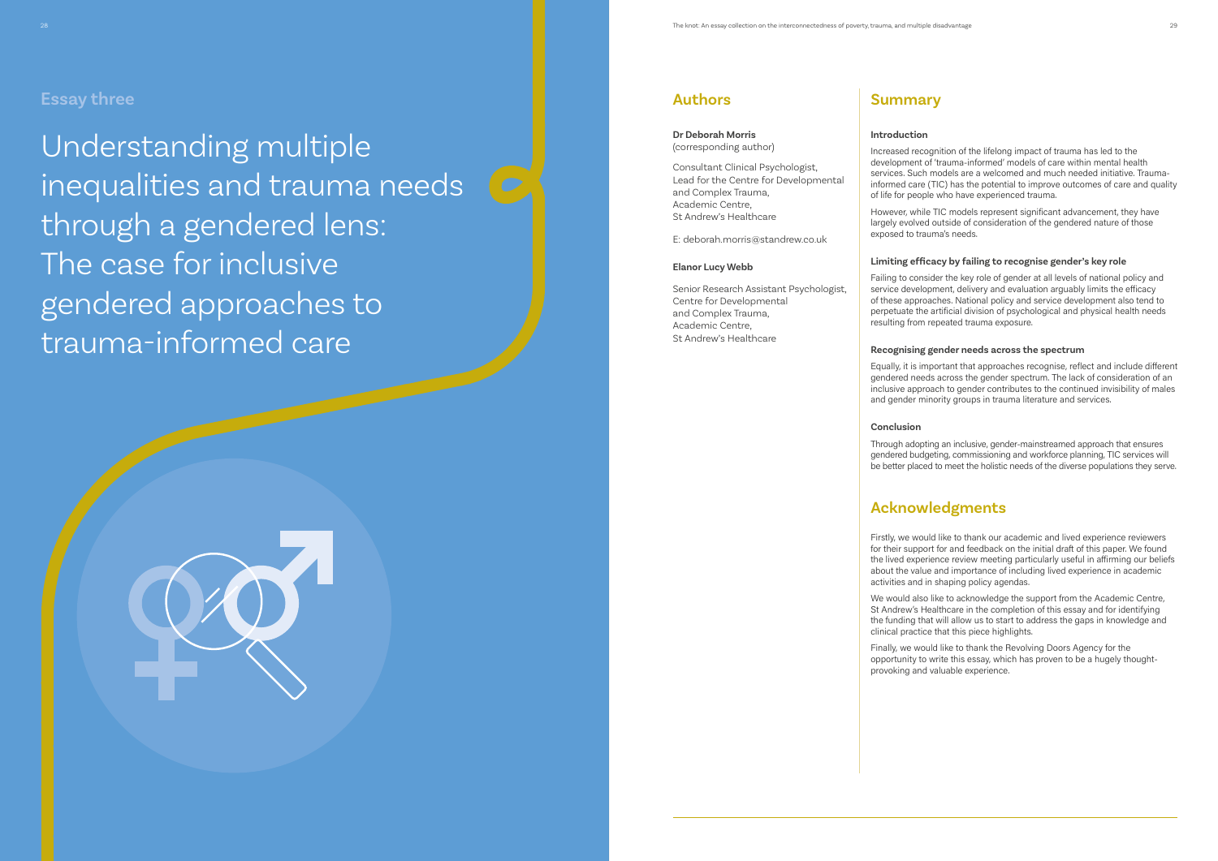## Essay three

# Understanding multiple inequalities and trauma needs through a gendered lens: The case for inclusive gendered approaches to trauma-informed care

## Authors

**Dr Deborah Morris**
(corresponding author)

Consultant Clinical Psychologist,
Lead for the Centre for Developmental and Complex Trauma,
Academic Centre,
St Andrew's Healthcare

E: deborah.morris@standrew.co.uk

**Elanor Lucy Webb**

Senior Research Assistant Psychologist,
Centre for Developmental and Complex Trauma,
Academic Centre,
St Andrew's Healthcare

## Summary

**Introduction**

Increased recognition of the lifelong impact of trauma has led to the development of 'trauma-informed' models of care within mental health services. Such models are a welcomed and much needed initiative. Trauma-informed care (TIC) has the potential to improve outcomes of care and quality of life for people who have experienced trauma.

However, while TIC models represent significant advancement, they have largely evolved outside of consideration of the gendered nature of those exposed to trauma's needs.

**Limiting efficacy by failing to recognise gender's key role**

Failing to consider the key role of gender at all levels of national policy and service development, delivery and evaluation arguably limits the efficacy of these approaches. National policy and service development also tend to perpetuate the artificial division of psychological and physical health needs resulting from repeated trauma exposure.

**Recognising gender needs across the spectrum**

Equally, it is important that approaches recognise, reflect and include different gendered needs across the gender spectrum. The lack of consideration of an inclusive approach to gender contributes to the continued invisibility of males and gender minority groups in trauma literature and services.

**Conclusion**

Through adopting an inclusive, gender-mainstreamed approach that ensures gendered budgeting, commissioning and workforce planning, TIC services will be better placed to meet the holistic needs of the diverse populations they serve.

## Acknowledgments

Firstly, we would like to thank our academic and lived experience reviewers for their support for and feedback on the initial draft of this paper. We found the lived experience review meeting particularly useful in affirming our beliefs about the value and importance of including lived experience in academic activities and in shaping policy agendas.

We would also like to acknowledge the support from the Academic Centre, St Andrew's Healthcare in the completion of this essay and for identifying the funding that will allow us to start to address the gaps in knowledge and clinical practice that this piece highlights.

Finally, we would like to thank the Revolving Doors Agency for the opportunity to write this essay, which has proven to be a hugely thought-provoking and valuable experience.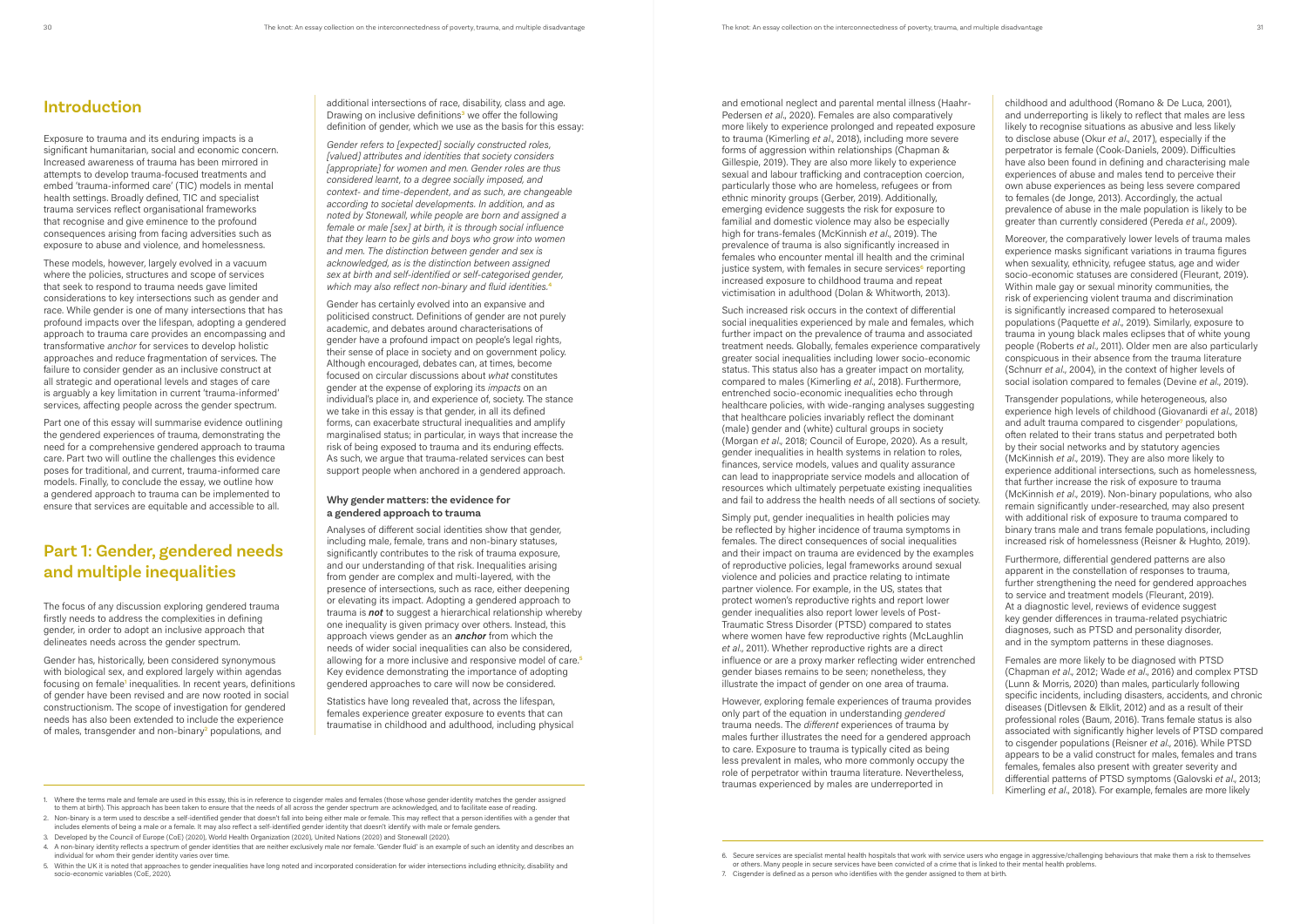## Introduction

Exposure to trauma and its enduring impacts is a significant humanitarian, social and economic concern. Increased awareness of trauma has been mirrored in attempts to develop trauma-focused treatments and embed 'trauma-informed care' (TIC) models in mental health settings. Broadly defined, TIC and specialist trauma services reflect organisational frameworks that recognise and give eminence to the profound consequences arising from facing adversities such as exposure to abuse and violence, and homelessness.

These models, however, largely evolved in a vacuum where the policies, structures and scope of services that seek to respond to trauma needs gave limited considerations to key intersections such as gender and race. While gender is one of many intersections that has profound impacts over the lifespan, adopting a gendered approach to trauma care provides an encompassing and transformative *anchor* for services to develop holistic approaches and reduce fragmentation of services. The failure to consider gender as an inclusive construct at all strategic and operational levels and stages of care is arguably a key limitation in current 'trauma-informed' services, affecting people across the gender spectrum.

Part one of this essay will summarise evidence outlining the gendered experiences of trauma, demonstrating the need for a comprehensive gendered approach to trauma care. Part two will outline the challenges this evidence poses for traditional, and current, trauma-informed care models. Finally, to conclude the essay, we outline how a gendered approach to trauma can be implemented to ensure that services are equitable and accessible to all.

## Part 1: Gender, gendered needs and multiple inequalities

The focus of any discussion exploring gendered trauma firstly needs to address the complexities in defining gender, in order to adopt an inclusive approach that delineates needs across the gender spectrum.

Gender has, historically, been considered synonymous with biological sex, and explored largely within agendas focusing on female[1] inequalities. In recent years, definitions of gender have been revised and are now rooted in social constructionism. The scope of investigation for gendered needs has also been extended to include the experience of males, transgender and non-binary[2] populations, and additional intersections of race, disability, class and age. Drawing on inclusive definitions[3] we offer the following definition of gender, which we use as the basis for this essay:

*Gender refers to [expected] socially constructed roles, [valued] attributes and identities that society considers [appropriate] for women and men. Gender roles are thus considered learnt, to a degree socially imposed, and context- and time-dependent, and as such, are changeable according to societal developments. In addition, and as noted by Stonewall, while people are born and assigned a female or male [sex] at birth, it is through social influence that they learn to be girls and boys who grow into women and men. The distinction between gender and sex is acknowledged, as is the distinction between assigned sex at birth and self-identified or self-categorised gender, which may also reflect non-binary and fluid identities.*[4]

Gender has certainly evolved into an expansive and politicised construct. Definitions of gender are not purely academic, and debates around characterisations of gender have a profound impact on people's legal rights, their sense of place in society and on government policy. Although encouraged, debates can, at times, become focused on circular discussions about *what* constitutes gender at the expense of exploring its *impacts* on an individual's place in, and experience of, society. The stance we take in this essay is that gender, in all its defined forms, can exacerbate structural inequalities and amplify marginalised status; in particular, in ways that increase the risk of being exposed to trauma and its enduring effects. As such, we argue that trauma-related services can best support people when anchored in a gendered approach.

### Why gender matters: the evidence for a gendered approach to trauma

Analyses of different social identities show that gender, including male, female, trans and non-binary statuses, significantly contributes to the risk of trauma exposure, and our understanding of that risk. Inequalities arising from gender are complex and multi-layered, with the presence of intersections, such as race, either deepening or elevating its impact. Adopting a gendered approach to trauma is ***not*** to suggest a hierarchical relationship whereby one inequality is given primacy over others. Instead, this approach views gender as an ***anchor*** from which the needs of wider social inequalities can also be considered, allowing for a more inclusive and responsive model of care.[5] Key evidence demonstrating the importance of adopting gendered approaches to care will now be considered.

Statistics have long revealed that, across the lifespan, females experience greater exposure to events that can traumatise in childhood and adulthood, including physical and emotional neglect and parental mental illness (Haahr-Pedersen *et al*., 2020). Females are also comparatively more likely to experience prolonged and repeated exposure to trauma (Kimerling *et al*., 2018), including more severe forms of aggression within relationships (Chapman & Gillespie, 2019). They are also more likely to experience sexual and labour trafficking and contraception coercion, particularly those who are homeless, refugees or from ethnic minority groups (Gerber, 2019). Additionally, emerging evidence suggests the risk for exposure to familial and domestic violence may also be especially high for trans-females (McKinnish *et al*., 2019). The prevalence of trauma is also significantly increased in females who encounter mental ill health and the criminal justice system, with females in secure services[6] reporting increased exposure to childhood trauma and repeat victimisation in adulthood (Dolan & Whitworth, 2013).

Such increased risk occurs in the context of differential social inequalities experienced by male and females, which further impact on the prevalence of trauma and associated treatment needs. Globally, females experience comparatively greater social inequalities including lower socio-economic status. This status also has a greater impact on mortality, compared to males (Kimerling *et al*., 2018). Furthermore, entrenched socio-economic inequalities echo through healthcare policies, with wide-ranging analyses suggesting that healthcare policies invariably reflect the dominant (male) gender and (white) cultural groups in society (Morgan *et al*., 2018; Council of Europe, 2020). As a result, gender inequalities in health systems in relation to roles, finances, service models, values and quality assurance can lead to inappropriate service models and allocation of resources which ultimately perpetuate existing inequalities and fail to address the health needs of all sections of society.

Simply put, gender inequalities in health policies may be reflected by higher incidence of trauma symptoms in females. The direct consequences of social inequalities and their impact on trauma are evidenced by the examples of reproductive policies, legal frameworks around sexual violence and policies and practice relating to intimate partner violence. For example, in the US, states that protect women's reproductive rights and report lower gender inequalities also report lower levels of Post-Traumatic Stress Disorder (PTSD) compared to states where women have few reproductive rights (McLaughlin *et al*., 2011). Whether reproductive rights are a direct influence or are a proxy marker reflecting wider entrenched gender biases remains to be seen; nonetheless, they illustrate the impact of gender on one area of trauma.

However, exploring female experiences of trauma provides only part of the equation in understanding *gendered* trauma needs. The *different* experiences of trauma by males further illustrates the need for a gendered approach to care. Exposure to trauma is typically cited as being less prevalent in males, who more commonly occupy the role of perpetrator within trauma literature. Nevertheless, traumas experienced by males are underreported in childhood and adulthood (Romano & De Luca, 2001), and underreporting is likely to reflect that males are less likely to recognise situations as abusive and less likely to disclose abuse (Okur *et al*., 2017), especially if the perpetrator is female (Cook-Daniels, 2009). Difficulties have also been found in defining and characterising male experiences of abuse and males tend to perceive their own abuse experiences as being less severe compared to females (de Jonge, 2013). Accordingly, the actual prevalence of abuse in the male population is likely to be greater than currently considered (Pereda *et al*., 2009).

Moreover, the comparatively lower levels of trauma males experience masks significant variations in trauma figures when sexuality, ethnicity, refugee status, age and wider socio-economic statuses are considered (Fleurant, 2019). Within male gay or sexual minority communities, the risk of experiencing violent trauma and discrimination is significantly increased compared to heterosexual populations (Paquette *et al*., 2019). Similarly, exposure to trauma in young black males eclipses that of white young people (Roberts *et al*., 2011). Older men are also particularly conspicuous in their absence from the trauma literature (Schnurr *et al*., 2004), in the context of higher levels of social isolation compared to females (Devine *et al*., 2019).

Transgender populations, while heterogeneous, also experience high levels of childhood (Giovanardi *et al*., 2018) and adult trauma compared to cisgender[7] populations, often related to their trans status and perpetrated both by their social networks and by statutory agencies (McKinnish *et al*., 2019). They are also more likely to experience additional intersections, such as homelessness, that further increase the risk of exposure to trauma (McKinnish *et al*., 2019). Non-binary populations, who also remain significantly under-researched, may also present with additional risk of exposure to trauma compared to binary trans male and trans female populations, including increased risk of homelessness (Reisner & Hughto, 2019).

Furthermore, differential gendered patterns are also apparent in the constellation of responses to trauma, further strengthening the need for gendered approaches to service and treatment models (Fleurant, 2019). At a diagnostic level, reviews of evidence suggest key gender differences in trauma-related psychiatric diagnoses, such as PTSD and personality disorder, and in the symptom patterns in these diagnoses.

Females are more likely to be diagnosed with PTSD (Chapman *et al*., 2012; Wade *et al*., 2016) and complex PTSD (Lunn & Morris, 2020) than males, particularly following specific incidents, including disasters, accidents, and chronic diseases (Ditlevsen & Elklit, 2012) and as a result of their professional roles (Baum, 2016). Trans female status is also associated with significantly higher levels of PTSD compared to cisgender populations (Reisner *et al*., 2016). While PTSD appears to be a valid construct for males, females and trans females, females also present with greater severity and differential patterns of PTSD symptoms (Galovski *et al*., 2013; Kimerling *et al*., 2018). For example, females are more likely

---

1. Where the terms male and female are used in this essay, this is in reference to cisgender males and females (those whose gender identity matches the gender assigned to them at birth). This approach has been taken to ensure that the needs of all across the gender spectrum are acknowledged, and to facilitate ease of reading.
2. Non-binary is a term used to describe a self-identified gender that doesn't fall into being either male or female. This may reflect that a person identifies with a gender that includes elements of being a male or a female. It may also reflect a self-identified gender identity that doesn't identify with male or female genders.
3. Developed by the Council of Europe (CoE) (2020), World Health Organization (2020), United Nations (2020) and Stonewall (2020).
4. A non-binary identity reflects a spectrum of gender identities that are neither exclusively male nor female. 'Gender fluid' is an example of such an identity and describes an individual for whom their gender identity varies over time.
5. Within the UK it is noted that approaches to gender inequalities have long noted and incorporated consideration for wider intersections including ethnicity, disability and socio-economic variables (CoE, 2020).
6. Secure services are specialist mental health hospitals that work with service users who engage in aggressive/challenging behaviours that make them a risk to themselves or others. Many people in secure services have been convicted of a crime that is linked to their mental health problems.
7. Cisgender is defined as a person who identifies with the gender assigned to them at birth.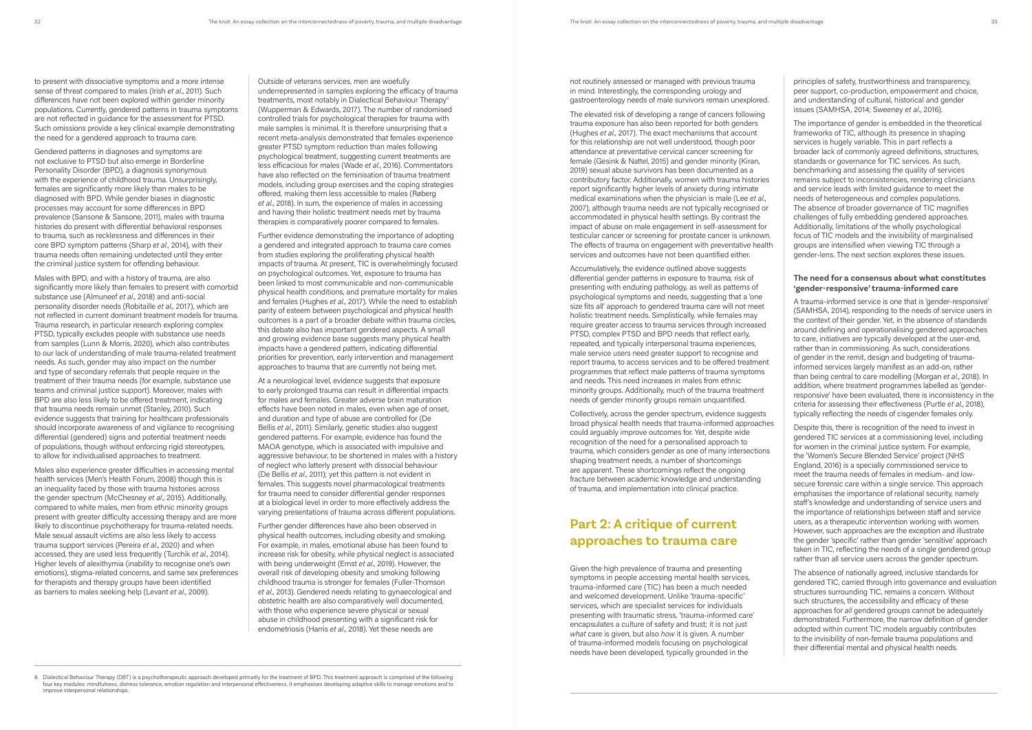to present with dissociative symptoms and a more intense sense of threat compared to males (Irish *et al*., 2011). Such differences have not been explored within gender minority populations. Currently, gendered patterns in trauma symptoms are not reflected in guidance for the assessment for PTSD. Such omissions provide a key clinical example demonstrating the need for a gendered approach to trauma care.

Gendered patterns in diagnoses and symptoms are not exclusive to PTSD but also emerge in Borderline Personality Disorder (BPD), a diagnosis synonymous with the experience of childhood trauma. Unsurprisingly, females are significantly more likely than males to be diagnosed with BPD. While gender biases in diagnostic processes may account for some differences in BPD prevalence (Sansone & Sansone, 2011), males with trauma histories do present with differential behavioral responses to trauma, such as recklessness and differences in their core BPD symptom patterns (Sharp *et al*., 2014), with their trauma needs often remaining undetected until they enter the criminal justice system for offending behaviour.

Males with BPD, and with a history of trauma, are also significantly more likely than females to present with comorbid substance use (Almuneef *et al*., 2018) and anti-social personality disorder needs (Robitaille *et al*., 2017), which are not reflected in current dominant treatment models for trauma. Trauma research, in particular research exploring complex PTSD, typically excludes people with substance use needs from samples (Lunn & Morris, 2020), which also contributes to our lack of understanding of male trauma-related treatment needs. As such, gender may also impact on the number and type of secondary referrals that people require in the treatment of their trauma needs (for example, substance use teams and criminal justice support). Moreover, males with BPD are also less likely to be offered treatment, indicating that trauma needs remain unmet (Stanley, 2010). Such evidence suggests that training for healthcare professionals should incorporate awareness of and vigilance to recognising differential (gendered) signs and potential treatment needs of populations, though without enforcing rigid stereotypes, to allow for individualised approaches to treatment.

Males also experience greater difficulties in accessing mental health services (Men's Health Forum, 2008) though this is an inequality faced by those with trauma histories across the gender spectrum (McChesney *et al*., 2015). Additionally, compared to white males, men from ethnic minority groups present with greater difficulty accessing therapy and are more likely to discontinue psychotherapy for trauma-related needs. Male sexual assault victims are also less likely to access trauma support services (Pereira *et al*., 2020) and when accessed, they are used less frequently (Turchik *et al*., 2014). Higher levels of alexithymia (inability to recognise one's own emotions), stigma-related concerns, and same sex preferences for therapists and therapy groups have been identified as barriers to males seeking help (Levant *et al*., 2009).

Outside of veterans services, men are woefully underrepresented in samples exploring the efficacy of trauma treatments, most notably in Dialectical Behaviour Therapy[8] (Wupperman & Edwards, 2017). The number of randomised controlled trials for psychological therapies for trauma with male samples is minimal. It is therefore unsurprising that a recent meta-analysis demonstrated that females experience greater PTSD symptom reduction than males following psychological treatment, suggesting current treatments are less efficacious for males (Wade *et al*., 2016). Commentators have also reflected on the feminisation of trauma treatment models, including group exercises and the coping strategies offered, making them less accessible to males (Røberg *et al*., 2018). In sum, the experience of males in accessing and having their holistic treatment needs met by trauma therapies is comparatively poorer compared to females.

Further evidence demonstrating the importance of adopting a gendered and integrated approach to trauma care comes from studies exploring the proliferating physical health impacts of trauma. At present, TIC is overwhelmingly focused on psychological outcomes. Yet, exposure to trauma has been linked to most communicable and non-communicable physical health conditions, and premature mortality for males and females (Hughes *et al*., 2017). While the need to establish parity of esteem between psychological and physical health outcomes is a part of a broader debate within trauma circles, this debate also has important gendered aspects. A small and growing evidence base suggests many physical health impacts have a gendered pattern, indicating differential priorities for prevention, early intervention and management approaches to trauma that are currently not being met.

At a neurological level, evidence suggests that exposure to early prolonged trauma can result in differential impacts for males and females. Greater adverse brain maturation effects have been noted in males, even when age of onset, and duration and type of abuse are controlled for (De Bellis *et al*., 2011). Similarly, genetic studies also suggest gendered patterns. For example, evidence has found the MAOA genotype, which is associated with impulsive and aggressive behaviour, to be shortened in males with a history of neglect who latterly present with dissocial behaviour (De Bellis *et al*., 2011); yet this pattern is not evident in females. This suggests novel pharmacological treatments for trauma need to consider differential gender responses at a biological level in order to more effectively address the varying presentations of trauma across different populations.

Further gender differences have also been observed in physical health outcomes, including obesity and smoking. For example, in males, emotional abuse has been found to increase risk for obesity, while physical neglect is associated with being underweight (Ernst *et al*., 2019). However, the overall risk of developing obesity and smoking following childhood trauma is stronger for females (Fuller-Thomson *et al*., 2013). Gendered needs relating to gynaecological and obstetric health are also comparatively well documented, with those who experience severe physical or sexual abuse in childhood presenting with a significant risk for endometriosis (Harris *et al*., 2018). Yet these needs are not routinely assessed or managed with previous trauma in mind. Interestingly, the corresponding urology and gastroenterology needs of male survivors remain unexplored.

The elevated risk of developing a range of cancers following trauma exposure has also been reported for both genders (Hughes *et al*., 2017). The exact mechanisms that account for this relationship are not well understood, though poor attendance at preventative cervical cancer screening for female (Gesink & Nattel, 2015) and gender minority (Kiran, 2019) sexual abuse survivors has been documented as a contributory factor. Additionally, women with trauma histories report significantly higher levels of anxiety during intimate medical examinations when the physician is male (Lee *et al*., 2007), although trauma needs are not typically recognised or accommodated in physical health settings. By contrast the impact of abuse on male engagement in self-assessment for testicular cancer or screening for prostate cancer is unknown. The effects of trauma on engagement with preventative health services and outcomes have not been quantified either.

Accumulatively, the evidence outlined above suggests differential gender patterns in exposure to trauma, risk of presenting with enduring pathology, as well as patterns of psychological symptoms and needs, suggesting that a 'one size fits all' approach to gendered trauma care will not meet holistic treatment needs. Simplistically, while females may require greater access to trauma services through increased PTSD, complex PTSD and BPD needs that reflect early, repeated, and typically interpersonal trauma experiences, male service users need greater support to recognise and report trauma, to access services and to be offered treatment programmes that reflect male patterns of trauma symptoms and needs. This need increases in males from ethnic minority groups. Additionally, much of the trauma treatment needs of gender minority groups remain unquantified.

Collectively, across the gender spectrum, evidence suggests broad physical health needs that trauma-informed approaches could arguably improve outcomes for. Yet, despite wide recognition of the need for a personalised approach to trauma, which considers gender as one of many intersections shaping treatment needs, a number of shortcomings are apparent. These shortcomings reflect the ongoing fracture between academic knowledge and understanding of trauma, and implementation into clinical practice.

## Part 2: A critique of current approaches to trauma care

Given the high prevalence of trauma and presenting symptoms in people accessing mental health services, trauma-informed care (TIC) has been a much needed and welcomed development. Unlike 'trauma-specific' services, which are specialist services for individuals presenting with traumatic stress, 'trauma-informed care' encapsulates a culture of safety and trust; it is not just *what* care is given, but also *how* it is given. A number of trauma-informed models focusing on psychological needs have been developed, typically grounded in the principles of safety, trustworthiness and transparency, peer support, co-production, empowerment and choice, and understanding of cultural, historical and gender issues (SAMHSA, 2014; Sweeney *et al*., 2016).

The importance of gender is embedded in the theoretical frameworks of TIC, although its presence in shaping services is hugely variable. This in part reflects a broader lack of commonly agreed definitions, structures, standards or governance for TIC services. As such, benchmarking and assessing the quality of services remains subject to inconsistencies, rendering clinicians and service leads with limited guidance to meet the needs of heterogeneous and complex populations. The absence of broader governance of TIC magnifies challenges of fully embedding gendered approaches. Additionally, limitations of the wholly psychological focus of TIC models and the invisibility of marginalised groups are intensified when viewing TIC through a gender-lens. The next section explores these issues.

### The need for a consensus about what constitutes 'gender-responsive' trauma-informed care

A trauma-informed service is one that is 'gender-responsive' (SAMHSA, 2014), responding to the needs of service users in the context of their gender. Yet, in the absence of standards around defining and operationalising gendered approaches to care, initiatives are typically developed at the user-end, rather than in commissioning. As such, considerations of gender in the remit, design and budgeting of trauma-informed services largely manifest as an add-on, rather than being central to care modelling (Morgan *et al*., 2018). In addition, where treatment programmes labelled as 'gender-responsive' have been evaluated, there is inconsistency in the criteria for assessing their effectiveness (Purtle *et al*., 2018), typically reflecting the needs of cisgender females only.

Despite this, there is recognition of the need to invest in gendered TIC services at a commissioning level, including for women in the criminal justice system. For example, the 'Women's Secure Blended Service' project (NHS England, 2016) is a specially commissioned service to meet the trauma needs of females in medium- and low-secure forensic care within a single service. This approach emphasises the importance of relational security, namely staff's knowledge and understanding of service users and the importance of relationships between staff and service users, as a therapeutic intervention working with women. However, such approaches are the exception and illustrate the gender 'specific' rather than gender 'sensitive' approach taken in TIC, reflecting the needs of a single gendered group rather than all service users across the gender spectrum.

The absence of nationally agreed, inclusive standards for gendered TIC, carried through into governance and evaluation structures surrounding TIC, remains a concern. Without such structures, the accessibility and efficacy of these approaches for *all* gendered groups cannot be adequately demonstrated. Furthermore, the narrow definition of gender adopted within current TIC models arguably contributes to the invisibility of non-female trauma populations and their differential mental and physical health needs.

8. Dialectical Behaviour Therapy (DBT) is a psychotherapeutic approach developed primarily for the treatment of BPD. This treatment approach is comprised of the following four key modules: mindfulness, distress tolerance, emotion regulation and interpersonal effectiveness. It emphasises developing adaptive skills to manage emotions and to improve interpersonal relationships.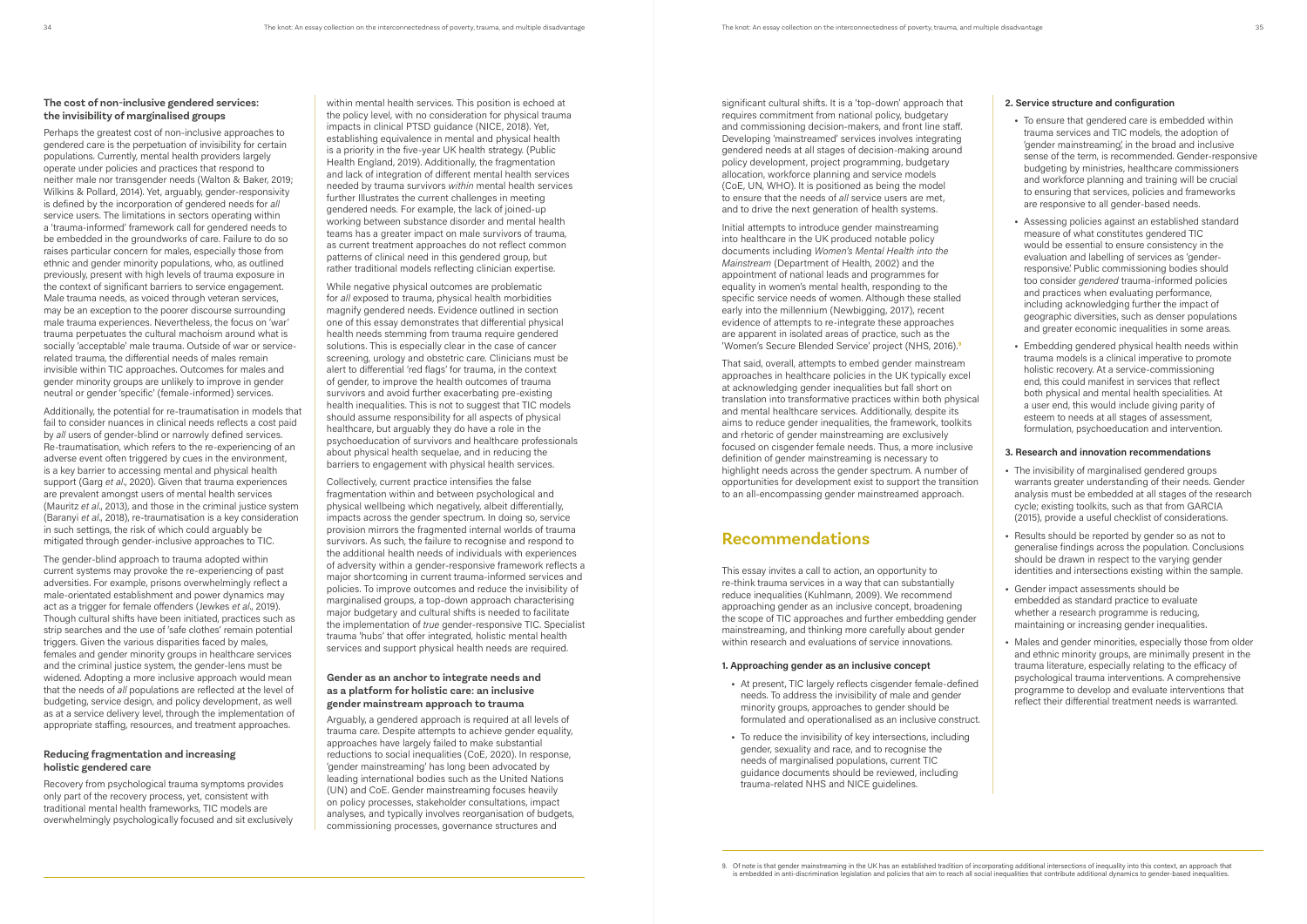### The cost of non-inclusive gendered services: the invisibility of marginalised groups

Perhaps the greatest cost of non-inclusive approaches to gendered care is the perpetuation of invisibility for certain populations. Currently, mental health providers largely operate under policies and practices that respond to neither male nor transgender needs (Walton & Baker, 2019; Wilkins & Pollard, 2014). Yet, arguably, gender-responsivity is defined by the incorporation of gendered needs for *all* service users. The limitations in sectors operating within a 'trauma-informed' framework call for gendered needs to be embedded in the groundworks of care. Failure to do so raises particular concern for males, especially those from ethnic and gender minority populations, who, as outlined previously, present with high levels of trauma exposure in the context of significant barriers to service engagement. Male trauma needs, as voiced through veteran services, may be an exception to the poorer discourse surrounding male trauma experiences. Nevertheless, the focus on 'war' trauma perpetuates the cultural machoism around what is socially 'acceptable' male trauma. Outside of war or service-related trauma, the differential needs of males remain invisible within TIC approaches. Outcomes for males and gender minority groups are unlikely to improve in gender neutral or gender 'specific' (female-informed) services.

Additionally, the potential for re-traumatisation in models that fail to consider nuances in clinical needs reflects a cost paid by *all* users of gender-blind or narrowly defined services. Re-traumatisation, which refers to the re-experiencing of an adverse event often triggered by cues in the environment, is a key barrier to accessing mental and physical health support (Garg *et al*., 2020). Given that trauma experiences are prevalent amongst users of mental health services (Mauritz *et al*., 2013), and those in the criminal justice system (Baranyi *et al*., 2018), re-traumatisation is a key consideration in such settings, the risk of which could arguably be mitigated through gender-inclusive approaches to TIC.

The gender-blind approach to trauma adopted within current systems may provoke the re-experiencing of past adversities. For example, prisons overwhelmingly reflect a male-orientated establishment and power dynamics may act as a trigger for female offenders (Jewkes *et al*., 2019). Though cultural shifts have been initiated, practices such as strip searches and the use of 'safe clothes' remain potential triggers. Given the various disparities faced by males, females and gender minority groups in healthcare services and the criminal justice system, the gender-lens must be widened. Adopting a more inclusive approach would mean that the needs of *all* populations are reflected at the level of budgeting, service design, and policy development, as well as at a service delivery level, through the implementation of appropriate staffing, resources, and treatment approaches.

### Reducing fragmentation and increasing holistic gendered care

Recovery from psychological trauma symptoms provides only part of the recovery process, yet, consistent with traditional mental health frameworks, TIC models are overwhelmingly psychologically focused and sit exclusively within mental health services. This position is echoed at the policy level, with no consideration for physical trauma impacts in clinical PTSD guidance (NICE, 2018). Yet, establishing equivalence in mental and physical health is a priority in the five-year UK health strategy. (Public Health England, 2019). Additionally, the fragmentation and lack of integration of different mental health services needed by trauma survivors *within* mental health services further Illustrates the current challenges in meeting gendered needs. For example, the lack of joined-up working between substance disorder and mental health teams has a greater impact on male survivors of trauma, as current treatment approaches do not reflect common patterns of clinical need in this gendered group, but rather traditional models reflecting clinician expertise.

While negative physical outcomes are problematic for *all* exposed to trauma, physical health morbidities magnify gendered needs. Evidence outlined in section one of this essay demonstrates that differential physical health needs stemming from trauma require gendered solutions. This is especially clear in the case of cancer screening, urology and obstetric care. Clinicians must be alert to differential 'red flags' for trauma, in the context of gender, to improve the health outcomes of trauma survivors and avoid further exacerbating pre-existing health inequalities. This is not to suggest that TIC models should assume responsibility for all aspects of physical healthcare, but arguably they do have a role in the psychoeducation of survivors and healthcare professionals about physical health sequelae, and in reducing the barriers to engagement with physical health services.

Collectively, current practice intensifies the false fragmentation within and between psychological and physical wellbeing which negatively, albeit differentially, impacts across the gender spectrum. In doing so, service provision mirrors the fragmented internal worlds of trauma survivors. As such, the failure to recognise and respond to the additional health needs of individuals with experiences of adversity within a gender-responsive framework reflects a major shortcoming in current trauma-informed services and policies. To improve outcomes and reduce the invisibility of marginalised groups, a top-down approach characterising major budgetary and cultural shifts is needed to facilitate the implementation of *true* gender-responsive TIC. Specialist trauma 'hubs' that offer integrated, holistic mental health services and support physical health needs are required.

### Gender as an anchor to integrate needs and as a platform for holistic care: an inclusive gender mainstream approach to trauma

Arguably, a gendered approach is required at all levels of trauma care. Despite attempts to achieve gender equality, approaches have largely failed to make substantial reductions to social inequalities (CoE, 2020). In response, 'gender mainstreaming' has long been advocated by leading international bodies such as the United Nations (UN) and CoE. Gender mainstreaming focuses heavily on policy processes, stakeholder consultations, impact analyses, and typically involves reorganisation of budgets, commissioning processes, governance structures and significant cultural shifts. It is a 'top-down' approach that requires commitment from national policy, budgetary and commissioning decision-makers, and front line staff. Developing 'mainstreamed' services involves integrating gendered needs at all stages of decision-making around policy development, project programming, budgetary allocation, workforce planning and service models (CoE, UN, WHO). It is positioned as being the model to ensure that the needs of *all* service users are met, and to drive the next generation of health systems.

Initial attempts to introduce gender mainstreaming into healthcare in the UK produced notable policy documents including *Women's Mental Health into the Mainstream* (Department of Health, 2002) and the appointment of national leads and programmes for equality in women's mental health, responding to the specific service needs of women. Although these stalled early into the millennium (Newbigging, 2017), recent evidence of attempts to re-integrate these approaches are apparent in isolated areas of practice, such as the 'Women's Secure Blended Service' project (NHS, 2016).[9]

That said, overall, attempts to embed gender mainstream approaches in healthcare policies in the UK typically excel at acknowledging gender inequalities but fall short on translation into transformative practices within both physical and mental healthcare services. Additionally, despite its aims to reduce gender inequalities, the framework, toolkits and rhetoric of gender mainstreaming are exclusively focused on cisgender female needs. Thus, a more inclusive definition of gender mainstreaming is necessary to highlight needs across the gender spectrum. A number of opportunities for development exist to support the transition to an all-encompassing gender mainstreamed approach.

## Recommendations

This essay invites a call to action, an opportunity to re-think trauma services in a way that can substantially reduce inequalities (Kuhlmann, 2009). We recommend approaching gender as an inclusive concept, broadening the scope of TIC approaches and further embedding gender mainstreaming, and thinking more carefully about gender within research and evaluations of service innovations.

#### 1. Approaching gender as an inclusive concept

- At present, TIC largely reflects cisgender female-defined needs. To address the invisibility of male and gender minority groups, approaches to gender should be formulated and operationalised as an inclusive construct.
- To reduce the invisibility of key intersections, including gender, sexuality and race, and to recognise the needs of marginalised populations, current TIC guidance documents should be reviewed, including trauma-related NHS and NICE guidelines.

#### 2. Service structure and configuration

- To ensure that gendered care is embedded within trauma services and TIC models, the adoption of 'gender mainstreaming', in the broad and inclusive sense of the term, is recommended. Gender-responsive budgeting by ministries, healthcare commissioners and workforce planning and training will be crucial to ensuring that services, policies and frameworks are responsive to all gender-based needs.
- Assessing policies against an established standard measure of what constitutes gendered TIC would be essential to ensure consistency in the evaluation and labelling of services as 'gender-responsive'. Public commissioning bodies should too consider *gendered* trauma-informed policies and practices when evaluating performance, including acknowledging further the impact of geographic diversities, such as denser populations and greater economic inequalities in some areas.
- Embedding gendered physical health needs within trauma models is a clinical imperative to promote holistic recovery. At a service-commissioning end, this could manifest in services that reflect both physical and mental health specialities. At a user end, this would include giving parity of esteem to needs at all stages of assessment, formulation, psychoeducation and intervention.

#### 3. Research and innovation recommendations

- The invisibility of marginalised gendered groups warrants greater understanding of their needs. Gender analysis must be embedded at all stages of the research cycle; existing toolkits, such as that from GARCIA (2015), provide a useful checklist of considerations.
- Results should be reported by gender so as not to generalise findings across the population. Conclusions should be drawn in respect to the varying gender identities and intersections existing within the sample.
- Gender impact assessments should be embedded as standard practice to evaluate whether a research programme is reducing, maintaining or increasing gender inequalities.
- Males and gender minorities, especially those from older and ethnic minority groups, are minimally present in the trauma literature, especially relating to the efficacy of psychological trauma interventions. A comprehensive programme to develop and evaluate interventions that reflect their differential treatment needs is warranted.

9. Of note is that gender mainstreaming in the UK has an established tradition of incorporating additional intersections of inequality into this context, an approach that is embedded in anti-discrimination legislation and policies that aim to reach all social inequalities that contribute additional dynamics to gender-based inequalities.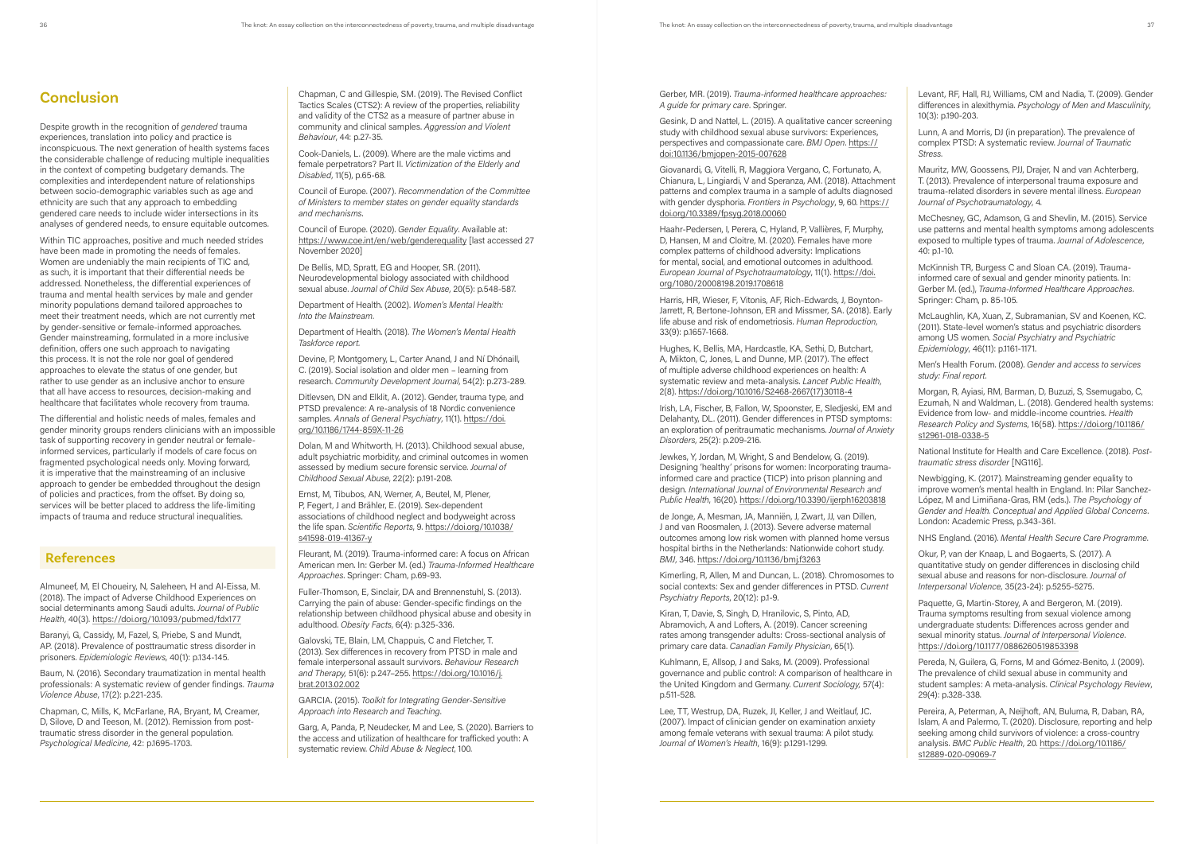## Conclusion

Despite growth in the recognition of *gendered* trauma experiences, translation into policy and practice is inconspicuous. The next generation of health systems faces the considerable challenge of reducing multiple inequalities in the context of competing budgetary demands. The complexities and interdependent nature of relationships between socio-demographic variables such as age and ethnicity are such that any approach to embedding gendered care needs to include wider intersections in its analyses of gendered needs, to ensure equitable outcomes.

Within TIC approaches, positive and much needed strides have been made in promoting the needs of females. Women are undeniably the main recipients of TIC and, as such, it is important that their differential needs be addressed. Nonetheless, the differential experiences of trauma and mental health services by male and gender minority populations demand tailored approaches to meet their treatment needs, which are not currently met by gender-sensitive or female-informed approaches. Gender mainstreaming, formulated in a more inclusive definition, offers one such approach to navigating this process. It is not the role nor goal of gendered approaches to elevate the status of one gender, but rather to use gender as an inclusive anchor to ensure that all have access to resources, decision-making and healthcare that facilitates whole recovery from trauma.

The differential and holistic needs of males, females and gender minority groups renders clinicians with an impossible task of supporting recovery in gender neutral or female-informed services, particularly if models of care focus on fragmented psychological needs only. Moving forward, it is imperative that the mainstreaming of an inclusive approach to gender be embedded throughout the design of policies and practices, from the offset. By doing so, services will be better placed to address the life-limiting impacts of trauma and reduce structural inequalities.

## References

Almuneef, M, El Choueiry, N, Saleheen, H and Al-Eissa, M. (2018). The impact of Adverse Childhood Experiences on social determinants among Saudi adults. *Journal of Public Health*, 40(3). https://doi.org/10.1093/pubmed/fdx177

Baranyi, G, Cassidy, M, Fazel, S, Priebe, S and Mundt, AP. (2018). Prevalence of posttraumatic stress disorder in prisoners. *Epidemiologic Reviews*, 40(1): p.134-145.

Baum, N. (2016). Secondary traumatization in mental health professionals: A systematic review of gender findings. *Trauma Violence Abuse*, 17(2): p.221-235.

Chapman, C, Mills, K, McFarlane, RA, Bryant, M, Creamer, D, Silove, D and Teeson, M. (2012). Remission from post-traumatic stress disorder in the general population. *Psychological Medicine*, 42: p.1695-1703.

Chapman, C and Gillespie, SM. (2019). The Revised Conflict Tactics Scales (CTS2): A review of the properties, reliability and validity of the CTS2 as a measure of partner abuse in community and clinical samples. *Aggression and Violent Behaviour*, 44: p.27-35.

Cook-Daniels, L. (2009). Where are the male victims and female perpetrators? Part II. *Victimization of the Elderly and Disabled*, 11(5), p.65-68.

Council of Europe. (2007). *Recommendation of the Committee of Ministers to member states on gender equality standards and mechanisms*.

Council of Europe. (2020). *Gender Equality*. Available at: https://www.coe.int/en/web/genderequality [last accessed 27 November 2020]

De Bellis, MD, Spratt, EG and Hooper, SR. (2011). Neurodevelopmental biology associated with childhood sexual abuse. *Journal of Child Sex Abuse*, 20(5): p.548-587.

Department of Health. (2002). *Women's Mental Health: Into the Mainstream*.

Department of Health. (2018). *The Women's Mental Health Taskforce report*.

Devine, P, Montgomery, L, Carter Anand, J and Ní Dhónaill, C. (2019). Social isolation and older men – learning from research. *Community Development Journal*, 54(2): p.273-289.

Ditlevsen, DN and Elklit, A. (2012). Gender, trauma type, and PTSD prevalence: A re-analysis of 18 Nordic convenience samples. *Annals of General Psychiatry*, 11(1). https://doi.org/10.1186/1744-859X-11-26

Dolan, M and Whitworth, H. (2013). Childhood sexual abuse, adult psychiatric morbidity, and criminal outcomes in women assessed by medium secure forensic service. *Journal of Childhood Sexual Abuse*, 22(2): p.191-208.

Ernst, M, Tibubos, AN, Werner, A, Beutel, M, Plener, P, Fegert, J and Brähler, E. (2019). Sex-dependent associations of childhood neglect and bodyweight across the life span. *Scientific Reports*, 9. https://doi.org/10.1038/s41598-019-41367-y

Fleurant, M. (2019). Trauma-informed care: A focus on African American men. In: Gerber M. (ed.) *Trauma-Informed Healthcare Approaches*. Springer: Cham, p.69-93.

Fuller-Thomson, E, Sinclair, DA and Brennenstuhl, S. (2013). Carrying the pain of abuse: Gender-specific findings on the relationship between childhood physical abuse and obesity in adulthood. *Obesity Facts*, 6(4): p.325-336.

Galovski, TE, Blain, LM, Chappuis, C and Fletcher, T. (2013). Sex differences in recovery from PTSD in male and female interpersonal assault survivors. *Behaviour Research and Therapy*, 51(6): p.247–255. https://doi.org/10.1016/j.brat.2013.02.002

GARCIA. (2015). *Toolkit for Integrating Gender-Sensitive Approach into Research and Teaching*.

Garg, A, Panda, P, Neudecker, M and Lee, S. (2020). Barriers to the access and utilization of healthcare for trafficked youth: A systematic review. *Child Abuse & Neglect*, 100.

Gerber, MR. (2019). *Trauma-informed healthcare approaches: A guide for primary care*. Springer.

Gesink, D and Nattel, L. (2015). A qualitative cancer screening study with childhood sexual abuse survivors: Experiences, perspectives and compassionate care. *BMJ Open*. https://doi:10.1136/bmjopen-2015-007628

Giovanardi, G, Vitelli, R, Maggiora Vergano, C, Fortunato, A, Chianura, L, Lingiardi, V and Speranza, AM. (2018). Attachment patterns and complex trauma in a sample of adults diagnosed with gender dysphoria. *Frontiers in Psychology*, 9, 60. https://doi.org/10.3389/fpsyg.2018.00060

Haahr-Pedersen, I, Perera, C, Hyland, P, Vallières, F, Murphy, D, Hansen, M and Cloitre, M. (2020). Females have more complex patterns of childhood adversity: Implications for mental, social, and emotional outcomes in adulthood. *European Journal of Psychotraumatology*, 11(1). https://doi.org/1080/20008198.2019.1708618

Harris, HR, Wieser, F, Vitonis, AF, Rich-Edwards, J, Boynton-Jarrett, R, Bertone-Johnson, ER and Missmer, SA. (2018). Early life abuse and risk of endometriosis. *Human Reproduction*, 33(9): p.1657-1668.

Hughes, K, Bellis, MA, Hardcastle, KA, Sethi, D, Butchart, A, Mikton, C, Jones, L and Dunne, MP. (2017). The effect of multiple adverse childhood experiences on health: A systematic review and meta-analysis. *Lancet Public Health*, 2(8). https://doi.org/10.1016/S2468-2667(17)30118-4

Irish, LA, Fischer, B, Fallon, W, Spoonster, E, Sledjeski, EM and Delahanty, DL. (2011). Gender differences in PTSD symptoms: an exploration of peritraumatic mechanisms. *Journal of Anxiety Disorders*, 25(2): p.209-216.

Jewkes, Y, Jordan, M, Wright, S and Bendelow, G. (2019). Designing 'healthy' prisons for women: Incorporating trauma-informed care and practice (TICP) into prison planning and design. *International Journal of Environmental Research and Public Health*, 16(20). https://doi.org/10.3390/ijerph16203818

de Jonge, A, Mesman, JA, Manniën, J, Zwart, JJ, van Dillen, J and van Roosmalen, J. (2013). Severe adverse maternal outcomes among low risk women with planned home versus hospital births in the Netherlands: Nationwide cohort study. *BMJ*, 346. https://doi.org/10.1136/bmj.f3263

Kimerling, R, Allen, M and Duncan, L. (2018). Chromosomes to social contexts: Sex and gender differences in PTSD. *Current Psychiatry Reports*, 20(12): p.1-9.

Kiran, T, Davie, S, Singh, D, Hranilovic, S, Pinto, AD, Abramovich, A and Lofters, A. (2019). Cancer screening rates among transgender adults: Cross-sectional analysis of primary care data. *Canadian Family Physician*, 65(1).

Kuhlmann, E, Allsop, J and Saks, M. (2009). Professional governance and public control: A comparison of healthcare in the United Kingdom and Germany. *Current Sociology*, 57(4): p.511-528.

Lee, TT, Westrup, DA, Ruzek, JI, Keller, J and Weitlauf, JC. (2007). Impact of clinician gender on examination anxiety among female veterans with sexual trauma: A pilot study. *Journal of Women's Health*, 16(9): p.1291-1299.

Levant, RF, Hall, RJ, Williams, CM and Nadia, T. (2009). Gender differences in alexithymia. *Psychology of Men and Masculinity*, 10(3): p.190-203.

Lunn, A and Morris, DJ (in preparation). The prevalence of complex PTSD: A systematic review. *Journal of Traumatic Stress*.

Mauritz, MW, Goossens, PJJ, Drajer, N and van Achterberg, T. (2013). Prevalence of interpersonal trauma exposure and trauma-related disorders in severe mental illness. *European Journal of Psychotraumatology*, 4.

McChesney, GC, Adamson, G and Shevlin, M. (2015). Service use patterns and mental health symptoms among adolescents exposed to multiple types of trauma. *Journal of Adolescence*, 40: p.1-10.

McKinnish TR, Burgess C and Sloan CA. (2019). Trauma-informed care of sexual and gender minority patients. In: Gerber M. (ed.), *Trauma-Informed Healthcare Approaches*. Springer: Cham, p. 85-105.

McLaughlin, KA, Xuan, Z, Subramanian, SV and Koenen, KC. (2011). State-level women's status and psychiatric disorders among US women. *Social Psychiatry and Psychiatric Epidemiology*, 46(11): p.1161-1171.

Men's Health Forum. (2008). *Gender and access to services study: Final report*.

Morgan, R, Ayiasi, RM, Barman, D, Buzuzi, S, Ssemugabo, C, Ezumah, N and Waldman, L. (2018). Gendered health systems: Evidence from low- and middle-income countries. *Health Research Policy and Systems*, 16(58). https://doi.org/10.1186/s12961-018-0338-5

National Institute for Health and Care Excellence. (2018). *Post-traumatic stress disorder* [NG116].

Newbigging, K. (2017). Mainstreaming gender equality to improve women's mental health in England. In: Pilar Sanchez-López, M and Limiñana-Gras, RM (eds.). *The Psychology of Gender and Health. Conceptual and Applied Global Concerns*. London: Academic Press, p.343-361.

NHS England. (2016). *Mental Health Secure Care Programme*.

Okur, P, van der Knaap, L and Bogaerts, S. (2017). A quantitative study on gender differences in disclosing child sexual abuse and reasons for non-disclosure. *Journal of Interpersonal Violence*, 35(23-24): p.5255-5275.

Paquette, G, Martin-Storey, A and Bergeron, M. (2019). Trauma symptoms resulting from sexual violence among undergraduate students: Differences across gender and sexual minority status. *Journal of Interpersonal Violence*. https://doi.org/10.1177/0886260519853398

Pereda, N, Guilera, G, Forns, M and Gómez-Benito, J. (2009). The prevalence of child sexual abuse in community and student samples: A meta-analysis. *Clinical Psychology Review*, 29(4): p.328-338.

Pereira, A, Peterman, A, Neijhoft, AN, Buluma, R, Daban, RA, Islam, A and Palermo, T. (2020). Disclosure, reporting and help seeking among child survivors of violence: a cross-country analysis. *BMC Public Health*, 20. https://doi.org/10.1186/s12889-020-09069-7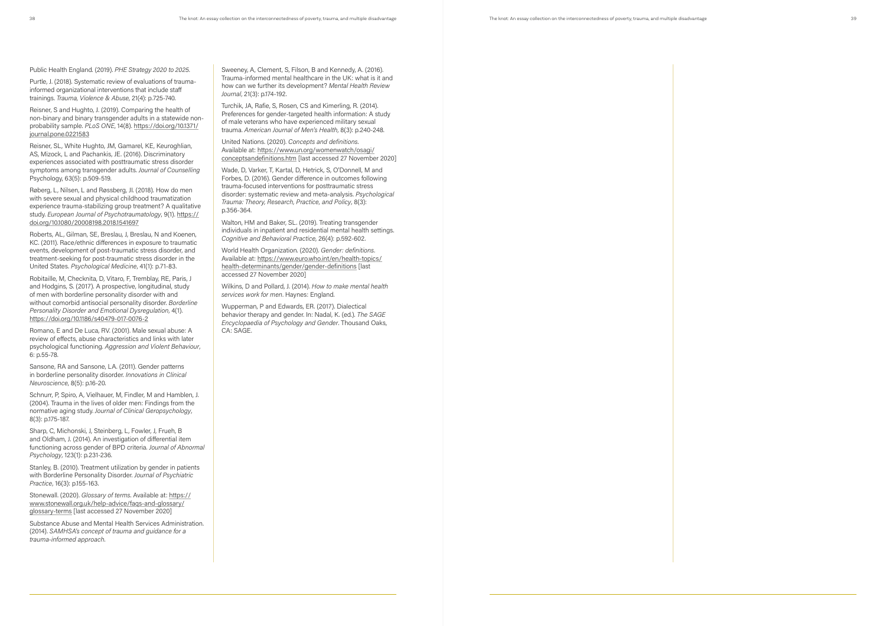Public Health England. (2019). *PHE Strategy 2020 to 2025*.

Purtle, J. (2018). Systematic review of evaluations of trauma-informed organizational interventions that include staff trainings. *Trauma, Violence & Abuse*, 21(4): p.725-740.

Reisner, S and Hughto, J. (2019). Comparing the health of non-binary and binary transgender adults in a statewide non-probability sample. *PLoS ONE*, 14(8). https://doi.org/10.1371/journal.pone.0221583

Reisner, SL, White Hughto, JM, Gamarel, KE, Keuroghlian, AS, Mizock, L and Pachankis, JE. (2016). Discriminatory experiences associated with posttraumatic stress disorder symptoms among transgender adults. *Journal of Counselling* Psychology, 63(5): p.509-519.

Røberg, L, Nilsen, L and Røssberg, JI. (2018). How do men with severe sexual and physical childhood traumatization experience trauma-stabilizing group treatment? A qualitative study. *European Journal of Psychotraumatology*, 9(1). https://doi.org/10.1080/20008198.2018.1541697

Roberts, AL, Gilman, SE, Breslau, J, Breslau, N and Koenen, KC. (2011). Race/ethnic differences in exposure to traumatic events, development of post-traumatic stress disorder, and treatment-seeking for post-traumatic stress disorder in the United States. *Psychological Medicine*, 41(1): p.71-83.

Robitaille, M, Checknita, D, Vitaro, F, Tremblay, RE, Paris, J and Hodgins, S. (2017). A prospective, longitudinal, study of men with borderline personality disorder with and without comorbid antisocial personality disorder. *Borderline Personality Disorder and Emotional Dysregulation*, 4(1). https://doi.org/10.1186/s40479-017-0076-2

Romano, E and De Luca, RV. (2001). Male sexual abuse: A review of effects, abuse characteristics and links with later psychological functioning. *Aggression and Violent Behaviour*, 6: p.55-78.

Sansone, RA and Sansone, LA. (2011). Gender patterns in borderline personality disorder. *Innovations in Clinical Neuroscience*, 8(5): p.16-20.

Schnurr, P, Spiro, A, Vielhauer, M, Findler, M and Hamblen, J. (2004). Trauma in the lives of older men: Findings from the normative aging study. *Journal of Clinical Geropsychology*, 8(3): p.175-187.

Sharp, C, Michonski, J, Steinberg, L, Fowler, J, Frueh, B and Oldham, J. (2014). An investigation of differential item functioning across gender of BPD criteria. *Journal of Abnormal Psychology*, 123(1): p.231-236.

Stanley, B. (2010). Treatment utilization by gender in patients with Borderline Personality Disorder. *Journal of Psychiatric Practice*, 16(3): p.155-163.

Stonewall. (2020). *Glossary of terms*. Available at: https://www.stonewall.org.uk/help-advice/faqs-and-glossary/glossary-terms [last accessed 27 November 2020]

Substance Abuse and Mental Health Services Administration. (2014). *SAMHSA's concept of trauma and guidance for a trauma-informed approach*.

Sweeney, A, Clement, S, Filson, B and Kennedy, A. (2016). Trauma-informed mental healthcare in the UK: what is it and how can we further its development? *Mental Health Review Journal*, 21(3): p.174-192.

Turchik, JA, Rafie, S, Rosen, CS and Kimerling, R. (2014). Preferences for gender-targeted health information: A study of male veterans who have experienced military sexual trauma. *American Journal of Men's Health*, 8(3): p.240-248.

United Nations. (2020). *Concepts and definitions*. Available at: https://www.un.org/womenwatch/osagi/conceptsandefinitions.htm [last accessed 27 November 2020]

Wade, D, Varker, T, Kartal, D, Hetrick, S, O'Donnell, M and Forbes, D. (2016). Gender difference in outcomes following trauma-focused interventions for posttraumatic stress disorder: systematic review and meta-analysis. *Psychological Trauma: Theory, Research, Practice, and Policy*, 8(3): p.356-364.

Walton, HM and Baker, SL. (2019). Treating transgender individuals in inpatient and residential mental health settings. *Cognitive and Behavioral Practice*, 26(4): p.592-602.

World Health Organization. (2020). *Gender: definitions*. Available at: https://www.euro.who.int/en/health-topics/health-determinants/gender/gender-definitions [last accessed 27 November 2020]

Wilkins, D and Pollard, J. (2014). *How to make mental health services work for men*. Haynes: England.

Wupperman, P and Edwards, ER. (2017). Dialectical behavior therapy and gender. In: Nadal, K. (ed.). *The SAGE Encyclopaedia of Psychology and Gender*. Thousand Oaks, CA: SAGE.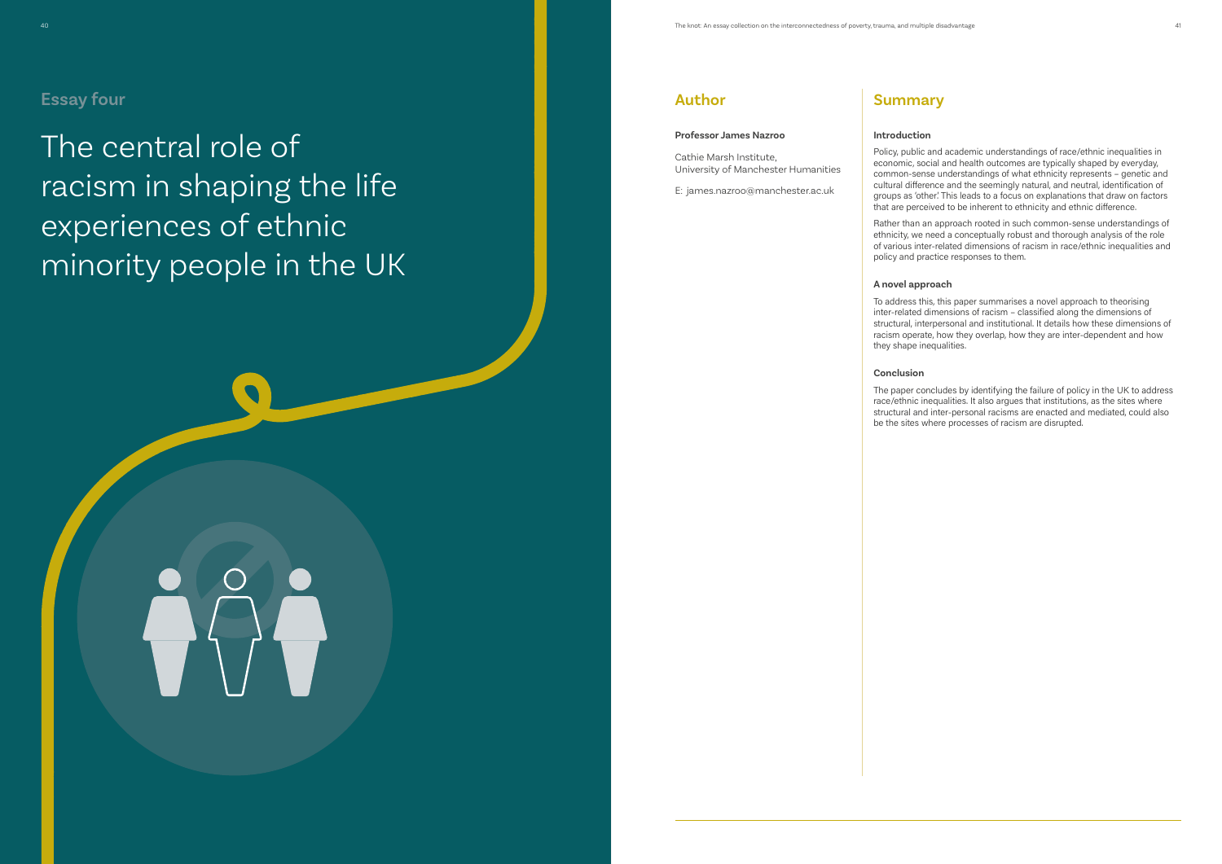## Essay four

# The central role of racism in shaping the life experiences of ethnic minority people in the UK

## Author

**Professor James Nazroo**

Cathie Marsh Institute,
University of Manchester Humanities

E: james.nazroo@manchester.ac.uk

## Summary

### Introduction

Policy, public and academic understandings of race/ethnic inequalities in economic, social and health outcomes are typically shaped by everyday, common-sense understandings of what ethnicity represents – genetic and cultural difference and the seemingly natural, and neutral, identification of groups as 'other.' This leads to a focus on explanations that draw on factors that are perceived to be inherent to ethnicity and ethnic difference.

Rather than an approach rooted in such common-sense understandings of ethnicity, we need a conceptually robust and thorough analysis of the role of various inter-related dimensions of racism in race/ethnic inequalities and policy and practice responses to them.

### A novel approach

To address this, this paper summarises a novel approach to theorising inter-related dimensions of racism – classified along the dimensions of structural, interpersonal and institutional. It details how these dimensions of racism operate, how they overlap, how they are inter-dependent and how they shape inequalities.

### Conclusion

The paper concludes by identifying the failure of policy in the UK to address race/ethnic inequalities. It also argues that institutions, as the sites where structural and inter-personal racisms are enacted and mediated, could also be the sites where processes of racism are disrupted.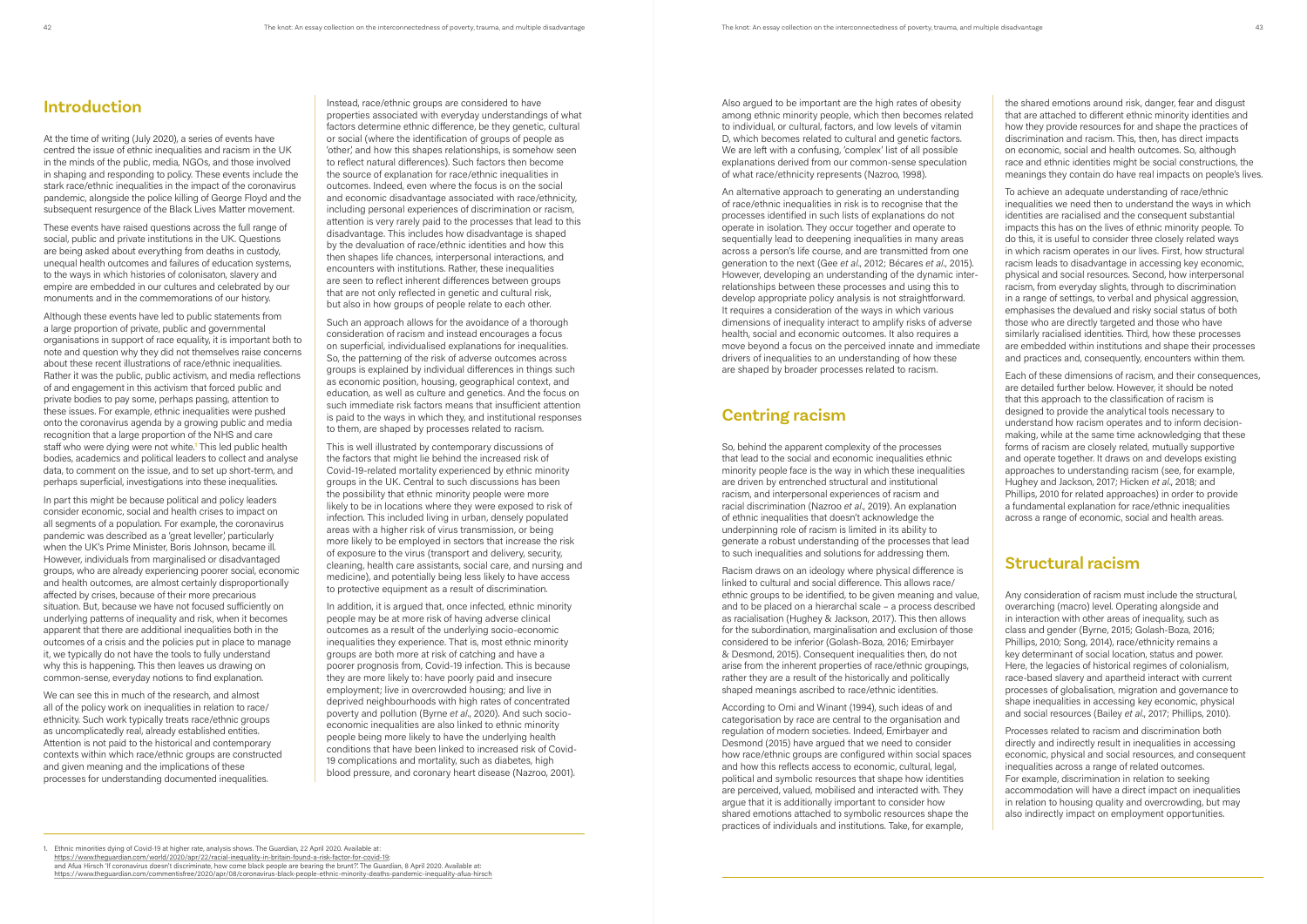## Introduction

At the time of writing (July 2020), a series of events have centred the issue of ethnic inequalities and racism in the UK in the minds of the public, media, NGOs, and those involved in shaping and responding to policy. These events include the stark race/ethnic inequalities in the impact of the coronavirus pandemic, alongside the police killing of George Floyd and the subsequent resurgence of the Black Lives Matter movement.

These events have raised questions across the full range of social, public and private institutions in the UK. Questions are being asked about everything from deaths in custody, unequal health outcomes and failures of education systems, to the ways in which histories of colonisaton, slavery and empire are embedded in our cultures and celebrated by our monuments and in the commemorations of our history.

Although these events have led to public statements from a large proportion of private, public and governmental organisations in support of race equality, it is important both to note and question why they did not themselves raise concerns about these recent illustrations of race/ethnic inequalities. Rather it was the public, public activism, and media reflections of and engagement in this activism that forced public and private bodies to pay some, perhaps passing, attention to these issues. For example, ethnic inequalities were pushed onto the coronavirus agenda by a growing public and media recognition that a large proportion of the NHS and care staff who were dying were not white.[1] This led public health bodies, academics and political leaders to collect and analyse data, to comment on the issue, and to set up short-term, and perhaps superficial, investigations into these inequalities.

In part this might be because political and policy leaders consider economic, social and health crises to impact on all segments of a population. For example, the coronavirus pandemic was described as a 'great leveller', particularly when the UK's Prime Minister, Boris Johnson, became ill. However, individuals from marginalised or disadvantaged groups, who are already experiencing poorer social, economic and health outcomes, are almost certainly disproportionally affected by crises, because of their more precarious situation. But, because we have not focused sufficiently on underlying patterns of inequality and risk, when it becomes apparent that there are additional inequalities both in the outcomes of a crisis and the policies put in place to manage it, we typically do not have the tools to fully understand why this is happening. This then leaves us drawing on common-sense, everyday notions to find explanation.

We can see this in much of the research, and almost all of the policy work on inequalities in relation to race/ethnicity. Such work typically treats race/ethnic groups as uncomplicatedly real, already established entities. Attention is not paid to the historical and contemporary contexts within which race/ethnic groups are constructed and given meaning and the implications of these processes for understanding documented inequalities.

Instead, race/ethnic groups are considered to have properties associated with everyday understandings of what factors determine ethnic difference, be they genetic, cultural or social (where the identification of groups of people as 'other,' and how this shapes relationships, is somehow seen to reflect natural differences). Such factors then become the source of explanation for race/ethnic inequalities in outcomes. Indeed, even where the focus is on the social and economic disadvantage associated with race/ethnicity, including personal experiences of discrimination or racism, attention is very rarely paid to the processes that lead to this disadvantage. This includes how disadvantage is shaped by the devaluation of race/ethnic identities and how this then shapes life chances, interpersonal interactions, and encounters with institutions. Rather, these inequalities are seen to reflect inherent differences between groups that are not only reflected in genetic and cultural risk, but also in how groups of people relate to each other.

Such an approach allows for the avoidance of a thorough consideration of racism and instead encourages a focus on superficial, individualised explanations for inequalities. So, the patterning of the risk of adverse outcomes across groups is explained by individual differences in things such as economic position, housing, geographical context, and education, as well as culture and genetics. And the focus on such immediate risk factors means that insufficient attention is paid to the ways in which they, and institutional responses to them, are shaped by processes related to racism.

This is well illustrated by contemporary discussions of the factors that might lie behind the increased risk of Covid-19-related mortality experienced by ethnic minority groups in the UK. Central to such discussions has been the possibility that ethnic minority people were more likely to be in locations where they were exposed to risk of infection. This included living in urban, densely populated areas with a higher risk of virus transmission, or being more likely to be employed in sectors that increase the risk of exposure to the virus (transport and delivery, security, cleaning, health care assistants, social care, and nursing and medicine), and potentially being less likely to have access to protective equipment as a result of discrimination.

In addition, it is argued that, once infected, ethnic minority people may be at more risk of having adverse clinical outcomes as a result of the underlying socio-economic inequalities they experience. That is, most ethnic minority groups are both more at risk of catching and have a poorer prognosis from, Covid-19 infection. This is because they are more likely to: have poorly paid and insecure employment; live in overcrowded housing; and live in deprived neighbourhoods with high rates of concentrated poverty and pollution (Byrne *et al*., 2020). And such socio-economic inequalities are also linked to ethnic minority people being more likely to have the underlying health conditions that have been linked to increased risk of Covid-19 complications and mortality, such as diabetes, high blood pressure, and coronary heart disease (Nazroo, 2001).

Also argued to be important are the high rates of obesity among ethnic minority people, which then becomes related to individual, or cultural, factors, and low levels of vitamin D, which becomes related to cultural and genetic factors. We are left with a confusing, 'complex' list of all possible explanations derived from our common-sense speculation of what race/ethnicity represents (Nazroo, 1998).

An alternative approach to generating an understanding of race/ethnic inequalities in risk is to recognise that the processes identified in such lists of explanations do not operate in isolation. They occur together and operate to sequentially lead to deepening inequalities in many areas across a person's life course, and are transmitted from one generation to the next (Gee *et al*., 2012; Bécares *et al*., 2015). However, developing an understanding of the dynamic inter-relationships between these processes and using this to develop appropriate policy analysis is not straightforward. It requires a consideration of the ways in which various dimensions of inequality interact to amplify risks of adverse health, social and economic outcomes. It also requires a move beyond a focus on the perceived innate and immediate drivers of inequalities to an understanding of how these are shaped by broader processes related to racism.

## Centring racism

So, behind the apparent complexity of the processes that lead to the social and economic inequalities ethnic minority people face is the way in which these inequalities are driven by entrenched structural and institutional racism, and interpersonal experiences of racism and racial discrimination (Nazroo *et al*., 2019). An explanation of ethnic inequalities that doesn't acknowledge the underpinning role of racism is limited in its ability to generate a robust understanding of the processes that lead to such inequalities and solutions for addressing them.

Racism draws on an ideology where physical difference is linked to cultural and social difference. This allows race/ethnic groups to be identified, to be given meaning and value, and to be placed on a hierarchal scale – a process described as racialisation (Hughey & Jackson, 2017). This then allows for the subordination, marginalisation and exclusion of those considered to be inferior (Golash-Boza, 2016; Emirbayer & Desmond, 2015). Consequent inequalities then, do not arise from the inherent properties of race/ethnic groupings, rather they are a result of the historically and politically shaped meanings ascribed to race/ethnic identities.

According to Omi and Winant (1994), such ideas of and categorisation by race are central to the organisation and regulation of modern societies. Indeed, Emirbayer and Desmond (2015) have argued that we need to consider how race/ethnic groups are configured within social spaces and how this reflects access to economic, cultural, legal, political and symbolic resources that shape how identities are perceived, valued, mobilised and interacted with. They argue that it is additionally important to consider how shared emotions attached to symbolic resources shape the practices of individuals and institutions. Take, for example, the shared emotions around risk, danger, fear and disgust that are attached to different ethnic minority identities and how they provide resources for and shape the practices of discrimination and racism. This, then, has direct impacts on economic, social and health outcomes. So, although race and ethnic identities might be social constructions, the meanings they contain do have real impacts on people's lives.

To achieve an adequate understanding of race/ethnic inequalities we need then to understand the ways in which identities are racialised and the consequent substantial impacts this has on the lives of ethnic minority people. To do this, it is useful to consider three closely related ways in which racism operates in our lives. First, how structural racism leads to disadvantage in accessing key economic, physical and social resources. Second, how interpersonal racism, from everyday slights, through to discrimination in a range of settings, to verbal and physical aggression, emphasises the devalued and risky social status of both those who are directly targeted and those who have similarly racialised identities. Third, how these processes are embedded within institutions and shape their processes and practices and, consequently, encounters within them.

Each of these dimensions of racism, and their consequences, are detailed further below. However, it should be noted that this approach to the classification of racism is designed to provide the analytical tools necessary to understand how racism operates and to inform decision-making, while at the same time acknowledging that these forms of racism are closely related, mutually supportive and operate together. It draws on and develops existing approaches to understanding racism (see, for example, Hughey and Jackson, 2017; Hicken *et al*., 2018; and Phillips, 2010 for related approaches) in order to provide a fundamental explanation for race/ethnic inequalities across a range of economic, social and health areas.

## Structural racism

Any consideration of racism must include the structural, overarching (macro) level. Operating alongside and in interaction with other areas of inequality, such as class and gender (Byrne, 2015; Golash-Boza, 2016; Phillips, 2010; Song, 2014), race/ethnicity remains a key determinant of social location, status and power. Here, the legacies of historical regimes of colonialism, race-based slavery and apartheid interact with current processes of globalisation, migration and governance to shape inequalities in accessing key economic, physical and social resources (Bailey *et al*., 2017; Phillips, 2010).

Processes related to racism and discrimination both directly and indirectly result in inequalities in accessing economic, physical and social resources, and consequent inequalities across a range of related outcomes. For example, discrimination in relation to seeking accommodation will have a direct impact on inequalities in relation to housing quality and overcrowding, but may also indirectly impact on employment opportunities.

---

1. Ethnic minorities dying of Covid-19 at higher rate, analysis shows. The Guardian, 22 April 2020. Available at: https://www.theguardian.com/world/2020/apr/22/racial-inequality-in-britain-found-a-risk-factor-for-covid-19; and Afua Hirsch 'If coronavirus doesn't discriminate, how come black people are bearing the brunt?'. The Guardian, 8 April 2020. Available at: https://www.theguardian.com/commentisfree/2020/apr/08/coronavirus-black-people-ethnic-minority-deaths-pandemic-inequality-afua-hirsch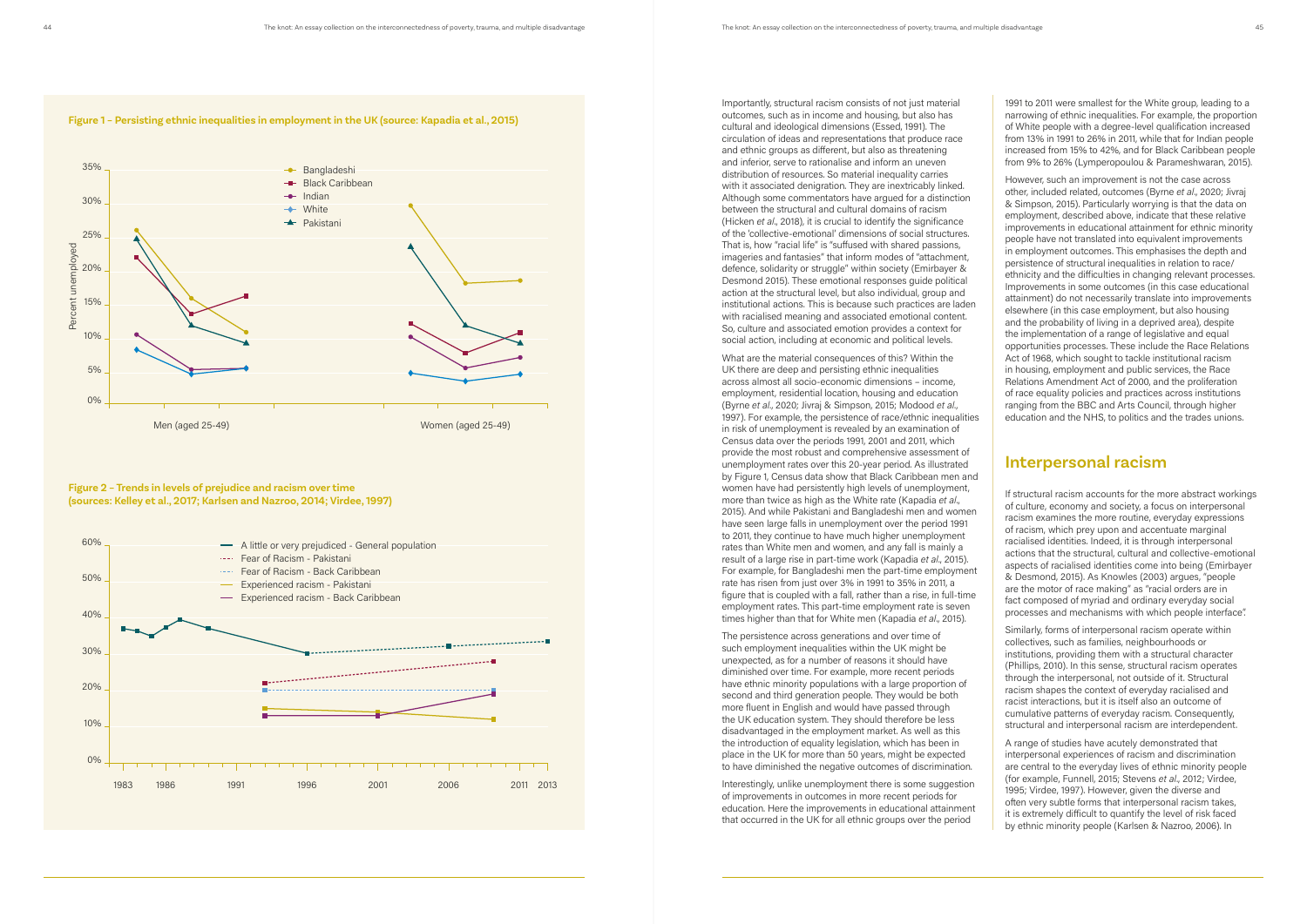**Figure 1 – Persisting ethnic inequalities in employment in the UK (source: Kapadia et al., 2015)**

**Figure 2 – Trends in levels of prejudice and racism over time (sources: Kelley et al., 2017; Karlsen and Nazroo, 2014; Virdee, 1997)**

Importantly, structural racism consists of not just material outcomes, such as in income and housing, but also has cultural and ideological dimensions (Essed, 1991). The circulation of ideas and representations that produce race and ethnic groups as different, but also as threatening and inferior, serve to rationalise and inform an uneven distribution of resources. So material inequality carries with it associated denigration. They are inextricably linked. Although some commentators have argued for a distinction between the structural and cultural domains of racism (Hicken *et al.*, 2018), it is crucial to identify the significance of the 'collective-emotional' dimensions of social structures. That is, how "racial life" is "suffused with shared passions, imageries and fantasies" that inform modes of "attachment, defence, solidarity or struggle" within society (Emirbayer & Desmond 2015). These emotional responses guide political action at the structural level, but also individual, group and institutional actions. This is because such practices are laden with racialised meaning and associated emotional content. So, culture and associated emotion provides a context for social action, including at economic and political levels.

What are the material consequences of this? Within the UK there are deep and persisting ethnic inequalities across almost all socio-economic dimensions – income, employment, residential location, housing and education (Byrne *et al.*, 2020; Jivraj & Simpson, 2015; Modood *et al.*, 1997). For example, the persistence of race/ethnic inequalities in risk of unemployment is revealed by an examination of Census data over the periods 1991, 2001 and 2011, which provide the most robust and comprehensive assessment of unemployment rates over this 20-year period. As illustrated by Figure 1, Census data show that Black Caribbean men and women have had persistently high levels of unemployment, more than twice as high as the White rate (Kapadia *et al.*, 2015). And while Pakistani and Bangladeshi men and women have seen large falls in unemployment over the period 1991 to 2011, they continue to have much higher unemployment rates than White men and women, and any fall is mainly a result of a large rise in part-time work (Kapadia *et al.*, 2015). For example, for Bangladeshi men the part-time employment rate has risen from just over 3% in 1991 to 35% in 2011, a figure that is coupled with a fall, rather than a rise, in full-time employment rates. This part-time employment rate is seven times higher than that for White men (Kapadia *et al.*, 2015).

The persistence across generations and over time of such employment inequalities within the UK might be unexpected, as for a number of reasons it should have diminished over time. For example, more recent periods have ethnic minority populations with a large proportion of second and third generation people. They would be both more fluent in English and would have passed through the UK education system. They should therefore be less disadvantaged in the employment market. As well as this the introduction of equality legislation, which has been in place in the UK for more than 50 years, might be expected to have diminished the negative outcomes of discrimination.

Interestingly, unlike unemployment there is some suggestion of improvements in outcomes in more recent periods for education. Here the improvements in educational attainment that occurred in the UK for all ethnic groups over the period 1991 to 2011 were smallest for the White group, leading to a narrowing of ethnic inequalities. For example, the proportion of White people with a degree-level qualification increased from 13% in 1991 to 26% in 2011, while that for Indian people increased from 15% to 42%, and for Black Caribbean people from 9% to 26% (Lymperopoulou & Parameshwaran, 2015).

However, such an improvement is not the case across other, included related, outcomes (Byrne *et al.*, 2020; Jivraj & Simpson, 2015). Particularly worrying is that the data on employment, described above, indicate that these relative improvements in educational attainment for ethnic minority people have not translated into equivalent improvements in employment outcomes. This emphasises the depth and persistence of structural inequalities in relation to race/ethnicity and the difficulties in changing relevant processes. Improvements in some outcomes (in this case educational attainment) do not necessarily translate into improvements elsewhere (in this case employment, but also housing and the probability of living in a deprived area), despite the implementation of a range of legislative and equal opportunities processes. These include the Race Relations Act of 1968, which sought to tackle institutional racism in housing, employment and public services, the Race Relations Amendment Act of 2000, and the proliferation of race equality policies and practices across institutions ranging from the BBC and Arts Council, through higher education and the NHS, to politics and the trades unions.

## Interpersonal racism

If structural racism accounts for the more abstract workings of culture, economy and society, a focus on interpersonal racism examines the more routine, everyday expressions of racism, which prey upon and accentuate marginal racialised identities. Indeed, it is through interpersonal actions that the structural, cultural and collective-emotional aspects of racialised identities come into being (Emirbayer & Desmond, 2015). As Knowles (2003) argues, "people are the motor of race making" as "racial orders are in fact composed of myriad and ordinary everyday social processes and mechanisms with which people interface".

Similarly, forms of interpersonal racism operate within collectives, such as families, neighbourhoods or institutions, providing them with a structural character (Phillips, 2010). In this sense, structural racism operates through the interpersonal, not outside of it. Structural racism shapes the context of everyday racialised and racist interactions, but it is itself also an outcome of cumulative patterns of everyday racism. Consequently, structural and interpersonal racism are interdependent.

A range of studies have acutely demonstrated that interpersonal experiences of racism and discrimination are central to the everyday lives of ethnic minority people (for example, Funnell, 2015; Stevens *et al.*, 2012; Virdee, 1995; Virdee, 1997). However, given the diverse and often very subtle forms that interpersonal racism takes, it is extremely difficult to quantify the level of risk faced by ethnic minority people (Karlsen & Nazroo, 2006). In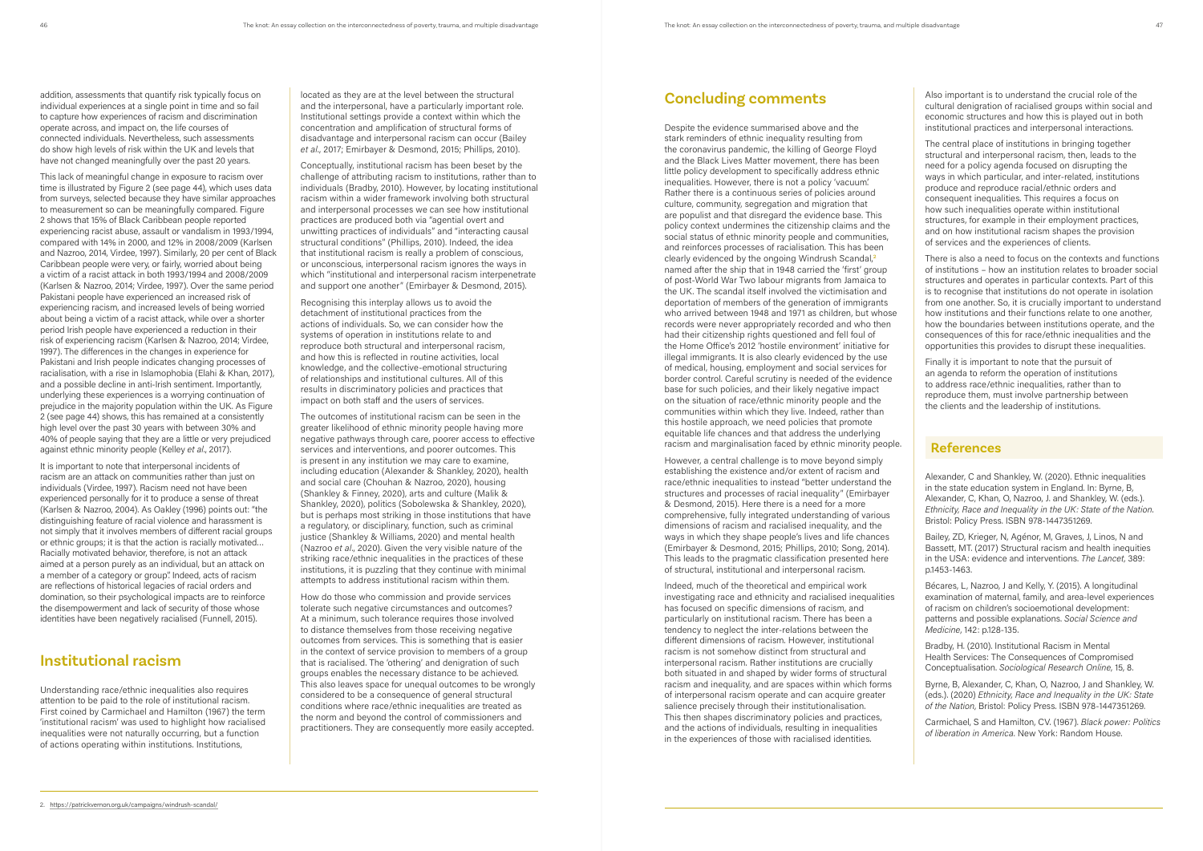addition, assessments that quantify risk typically focus on individual experiences at a single point in time and so fail to capture how experiences of racism and discrimination operate across, and impact on, the life courses of connected individuals. Nevertheless, such assessments do show high levels of risk within the UK and levels that have not changed meaningfully over the past 20 years.

This lack of meaningful change in exposure to racism over time is illustrated by Figure 2 (see page 44), which uses data from surveys, selected because they have similar approaches to measurement so can be meaningfully compared. Figure 2 shows that 15% of Black Caribbean people reported experiencing racist abuse, assault or vandalism in 1993/1994, compared with 14% in 2000, and 12% in 2008/2009 (Karlsen and Nazroo, 2014, Virdee, 1997). Similarly, 20 per cent of Black Caribbean people were very, or fairly, worried about being a victim of a racist attack in both 1993/1994 and 2008/2009 (Karlsen & Nazroo, 2014; Virdee, 1997). Over the same period Pakistani people have experienced an increased risk of experiencing racism, and increased levels of being worried about being a victim of a racist attack, while over a shorter period Irish people have experienced a reduction in their risk of experiencing racism (Karlsen & Nazroo, 2014; Virdee, 1997). The differences in the changes in experience for Pakistani and Irish people indicates changing processes of racialisation, with a rise in Islamophobia (Elahi & Khan, 2017), and a possible decline in anti-Irish sentiment. Importantly, underlying these experiences is a worrying continuation of prejudice in the majority population within the UK. As Figure 2 (see page 44) shows, this has remained at a consistently high level over the past 30 years with between 30% and 40% of people saying that they are a little or very prejudiced against ethnic minority people (Kelley *et al*., 2017).

It is important to note that interpersonal incidents of racism are an attack on communities rather than just on individuals (Virdee, 1997). Racism need not have been experienced personally for it to produce a sense of threat (Karlsen & Nazroo, 2004). As Oakley (1996) points out: "the distinguishing feature of racial violence and harassment is not simply that it involves members of different racial groups or ethnic groups; it is that the action is racially motivated... Racially motivated behavior, therefore, is not an attack aimed at a person purely as an individual, but an attack on a member of a category or group". Indeed, acts of racism are reflections of historical legacies of racial orders and domination, so their psychological impacts are to reinforce the disempowerment and lack of security of those whose identities have been negatively racialised (Funnell, 2015).

## Institutional racism

Understanding race/ethnic inequalities also requires attention to be paid to the role of institutional racism. First coined by Carmichael and Hamilton (1967) the term 'institutional racism' was used to highlight how racialised inequalities were not naturally occurring, but a function of actions operating within institutions. Institutions, located as they are at the level between the structural and the interpersonal, have a particularly important role. Institutional settings provide a context within which the concentration and amplification of structural forms of disadvantage and interpersonal racism can occur (Bailey *et al*., 2017; Emirbayer & Desmond, 2015; Phillips, 2010).

Conceptually, institutional racism has been beset by the challenge of attributing racism to institutions, rather than to individuals (Bradby, 2010). However, by locating institutional racism within a wider framework involving both structural and interpersonal processes we can see how institutional practices are produced both via "agential overt and unwitting practices of individuals" and "interacting causal structural conditions" (Phillips, 2010). Indeed, the idea that institutional racism is really a problem of conscious, or unconscious, interpersonal racism ignores the ways in which "institutional and interpersonal racism interpenetrate and support one another" (Emirbayer & Desmond, 2015).

Recognising this interplay allows us to avoid the detachment of institutional practices from the actions of individuals. So, we can consider how the systems of operation in institutions relate to and reproduce both structural and interpersonal racism, and how this is reflected in routine activities, local knowledge, and the collective-emotional structuring of relationships and institutional cultures. All of this results in discriminatory policies and practices that impact on both staff and the users of services.

The outcomes of institutional racism can be seen in the greater likelihood of ethnic minority people having more negative pathways through care, poorer access to effective services and interventions, and poorer outcomes. This is present in any institution we may care to examine, including education (Alexander & Shankley, 2020), health and social care (Chouhan & Nazroo, 2020), housing (Shankley & Finney, 2020), arts and culture (Malik & Shankley, 2020), politics (Sobolewska & Shankley, 2020), but is perhaps most striking in those institutions that have a regulatory, or disciplinary, function, such as criminal justice (Shankley & Williams, 2020) and mental health (Nazroo *et al*., 2020). Given the very visible nature of the striking race/ethnic inequalities in the practices of these institutions, it is puzzling that they continue with minimal attempts to address institutional racism within them.

How do those who commission and provide services tolerate such negative circumstances and outcomes? At a minimum, such tolerance requires those involved to distance themselves from those receiving negative outcomes from services. This is something that is easier in the context of service provision to members of a group that is racialised. The 'othering' and denigration of such groups enables the necessary distance to be achieved. This also leaves space for unequal outcomes to be wrongly considered to be a consequence of general structural conditions where race/ethnic inequalities are treated as the norm and beyond the control of commissioners and practitioners. They are consequently more easily accepted.

## Concluding comments

Despite the evidence summarised above and the stark reminders of ethnic inequality resulting from the coronavirus pandemic, the killing of George Floyd and the Black Lives Matter movement, there has been little policy development to specifically address ethnic inequalities. However, there is not a policy 'vacuum'. Rather there is a continuous series of policies around culture, community, segregation and migration that are populist and that disregard the evidence base. This policy context undermines the citizenship claims and the social status of ethnic minority people and communities, and reinforces processes of racialisation. This has been clearly evidenced by the ongoing Windrush Scandal,[2] named after the ship that in 1948 carried the 'first' group of post-World War Two labour migrants from Jamaica to the UK. The scandal itself involved the victimisation and deportation of members of the generation of immigrants who arrived between 1948 and 1971 as children, but whose records were never appropriately recorded and who then had their citizenship rights questioned and fell foul of the Home Office's 2012 'hostile environment' initiative for illegal immigrants. It is also clearly evidenced by the use of medical, housing, employment and social services for border control. Careful scrutiny is needed of the evidence base for such policies, and their likely negative impact on the situation of race/ethnic minority people and the communities within which they live. Indeed, rather than this hostile approach, we need policies that promote equitable life chances and that address the underlying racism and marginalisation faced by ethnic minority people.

However, a central challenge is to move beyond simply establishing the existence and/or extent of racism and race/ethnic inequalities to instead "better understand the structures and processes of racial inequality" (Emirbayer & Desmond, 2015). Here there is a need for a more comprehensive, fully integrated understanding of various dimensions of racism and racialised inequality, and the ways in which they shape people's lives and life chances (Emirbayer & Desmond, 2015; Phillips, 2010; Song, 2014). This leads to the pragmatic classification presented here of structural, institutional and interpersonal racism.

Indeed, much of the theoretical and empirical work investigating race and ethnicity and racialised inequalities has focused on specific dimensions of racism, and particularly on institutional racism. There has been a tendency to neglect the inter-relations between the different dimensions of racism. However, institutional racism is not somehow distinct from structural and interpersonal racism. Rather institutions are crucially both situated in and shaped by wider forms of structural racism and inequality, and are spaces within which forms of interpersonal racism operate and can acquire greater salience precisely through their institutionalisation. This then shapes discriminatory policies and practices, and the actions of individuals, resulting in inequalities in the experiences of those with racialised identities.

Also important is to understand the crucial role of the cultural denigration of racialised groups within social and economic structures and how this is played out in both institutional practices and interpersonal interactions.

The central place of institutions in bringing together structural and interpersonal racism, then, leads to the need for a policy agenda focused on disrupting the ways in which particular, and inter-related, institutions produce and reproduce racial/ethnic orders and consequent inequalities. This requires a focus on how such inequalities operate within institutional structures, for example in their employment practices, and on how institutional racism shapes the provision of services and the experiences of clients.

There is also a need to focus on the contexts and functions of institutions – how an institution relates to broader social structures and operates in particular contexts. Part of this is to recognise that institutions do not operate in isolation from one another. So, it is crucially important to understand how institutions and their functions relate to one another, how the boundaries between institutions operate, and the consequences of this for race/ethnic inequalities and the opportunities this provides to disrupt these inequalities.

Finally it is important to note that the pursuit of an agenda to reform the operation of institutions to address race/ethnic inequalities, rather than to reproduce them, must involve partnership between the clients and the leadership of institutions.

## References

Alexander, C and Shankley, W. (2020). Ethnic inequalities in the state education system in England. In: Byrne, B, Alexander, C, Khan, O, Nazroo, J. and Shankley, W. (eds.). *Ethnicity, Race and Inequality in the UK: State of the Nation*. Bristol: Policy Press. ISBN 978-1447351269.

Bailey, ZD, Krieger, N, Agénor, M, Graves, J, Linos, N and Bassett, MT. (2017) Structural racism and health inequities in the USA: evidence and interventions. *The Lancet*, 389: p.1453-1463.

Bécares, L, Nazroo, J and Kelly, Y. (2015). A longitudinal examination of maternal, family, and area-level experiences of racism on children's socioemotional development: patterns and possible explanations. *Social Science and Medicine*, 142: p.128-135.

Bradby, H. (2010). Institutional Racism in Mental Health Services: The Consequences of Compromised Conceptualisation. *Sociological Research Online*, 15, 8.

Byrne, B, Alexander, C, Khan, O, Nazroo, J and Shankley, W. (eds.). (2020) *Ethnicity, Race and Inequality in the UK: State of the Nation*, Bristol: Policy Press. ISBN 978-1447351269.

Carmichael, S and Hamilton, CV. (1967). *Black power: Politics of liberation in America*. New York: Random House.

2. https://patrickvernon.org.uk/campaigns/windrush-scandal/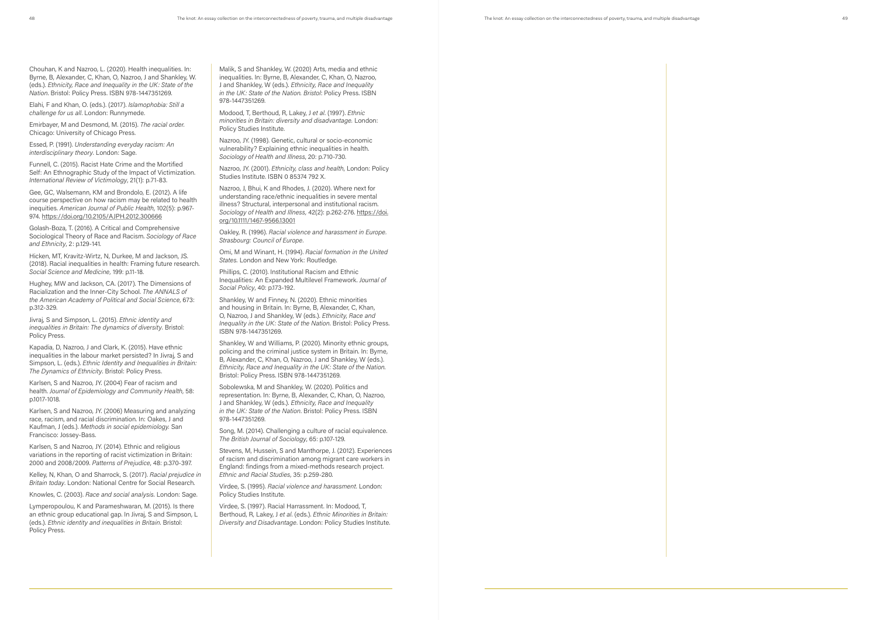Chouhan, K and Nazroo, L. (2020). Health inequalities. In: Byrne, B, Alexander, C, Khan, O, Nazroo, J and Shankley, W. (eds.). *Ethnicity, Race and Inequality in the UK: State of the Nation*. Bristol: Policy Press. ISBN 978-1447351269.

Elahi, F and Khan, O. (eds.). (2017). *Islamophobia: Still a challenge for us all*. London: Runnymede.

Emirbayer, M and Desmond, M. (2015). *The racial order*. Chicago: University of Chicago Press.

Essed, P. (1991). *Understanding everyday racism: An interdisciplinary theory*. London: Sage.

Funnell, C. (2015). Racist Hate Crime and the Mortified Self: An Ethnographic Study of the Impact of Victimization. *International Review of Victimology*, 21(1): p.71-83.

Gee, GC, Walsemann, KM and Brondolo, E. (2012). A life course perspective on how racism may be related to health inequities. *American Journal of Public Health*, 102(5): p.967-974. https://doi.org/10.2105/AJPH.2012.300666

Golash-Boza, T. (2016). A Critical and Comprehensive Sociological Theory of Race and Racism. *Sociology of Race and Ethnicity*, 2: p.129-141.

Hicken, MT, Kravitz-Wirtz, N, Durkee, M and Jackson, JS. (2018). Racial inequalities in health: Framing future research. *Social Science and Medicine*, 199: p.11-18.

Hughey, MW and Jackson, CA. (2017). The Dimensions of Racialization and the Inner-City School. *The ANNALS of the American Academy of Political and Social Science*, 673: p.312-329.

Jivraj, S and Simpson, L. (2015). *Ethnic identity and inequalities in Britain: The dynamics of diversity*. Bristol: Policy Press.

Kapadia, D, Nazroo, J and Clark, K. (2015). Have ethnic inequalities in the labour market persisted? In Jivraj, S and Simpson, L. (eds.). *Ethnic Identity and Inequalities in Britain: The Dynamics of Ethnicity*. Bristol: Policy Press.

Karlsen, S and Nazroo, JY. (2004) Fear of racism and health. *Journal of Epidemiology and Community Health*, 58: p.1017-1018.

Karlsen, S and Nazroo, JY. (2006) Measuring and analyzing race, racism, and racial discrimination. In: Oakes, J and Kaufman, J (eds.). *Methods in social epidemiology*. San Francisco: Jossey-Bass.

Karlsen, S and Nazroo, JY. (2014). Ethnic and religious variations in the reporting of racist victimization in Britain: 2000 and 2008/2009. *Patterns of Prejudice*, 48: p.370-397.

Kelley, N, Khan, O and Sharrock, S. (2017). *Racial prejudice in Britain today*. London: National Centre for Social Research.

Knowles, C. (2003). *Race and social analysis*. London: Sage.

Lymperopoulou, K and Parameshwaran, M. (2015). Is there an ethnic group educational gap. In Jivraj, S and Simpson, L (eds.). *Ethnic identity and inequalities in Britain*. Bristol: Policy Press.

Malik, S and Shankley, W. (2020) Arts, media and ethnic inequalities. In: Byrne, B, Alexander, C, Khan, O, Nazroo, J and Shankley, W (eds.). *Ethnicity, Race and Inequality in the UK: State of the Nation. Bristol*: Policy Press. ISBN 978-1447351269.

Modood, T, Berthoud, R, Lakey, J *et al*. (1997). *Ethnic minorities in Britain: diversity and disadvantage*. London: Policy Studies Institute.

Nazroo, JY. (1998). Genetic, cultural or socio-economic vulnerability? Explaining ethnic inequalities in health. *Sociology of Health and Illness*, 20: p.710-730.

Nazroo, JY. (2001). *Ethnicity, class and health*, London: Policy Studies Institute. ISBN 0 85374 792 X.

Nazroo, J, Bhui, K and Rhodes, J. (2020). Where next for understanding race/ethnic inequalities in severe mental illness? Structural, interpersonal and institutional racism. *Sociology of Health and Illness*, 42(2): p.262-276. https://doi.org/10.1111/1467-9566.13001

Oakley, R. (1996). *Racial violence and harassment in Europe. Strasbourg: Council of Europe*.

Omi, M and Winant, H. (1994). *Racial formation in the United States*. London and New York: Routledge.

Phillips, C. (2010). Institutional Racism and Ethnic Inequalities: An Expanded Multilevel Framework. *Journal of Social Policy*, 40: p.173-192.

Shankley, W and Finney, N. (2020). Ethnic minorities and housing in Britain. In: Byrne, B, Alexander, C, Khan, O, Nazroo, J and Shankley, W (eds.). *Ethnicity, Race and Inequality in the UK: State of the Nation*. Bristol: Policy Press. ISBN 978-1447351269.

Shankley, W and Williams, P. (2020). Minority ethnic groups, policing and the criminal justice system in Britain. In: Byrne, B, Alexander, C, Khan, O, Nazroo, J and Shankley, W (eds.). *Ethnicity, Race and Inequality in the UK: State of the Nation*. Bristol: Policy Press. ISBN 978-1447351269.

Sobolewska, M and Shankley, W. (2020). Politics and representation. In: Byrne, B, Alexander, C, Khan, O, Nazroo, J and Shankley, W (eds.). *Ethnicity, Race and Inequality in the UK: State of the Nation*. Bristol: Policy Press. ISBN 978-1447351269.

Song, M. (2014). Challenging a culture of racial equivalence. *The British Journal of Sociology*, 65: p.107-129.

Stevens, M, Hussein, S and Manthorpe, J. (2012). Experiences of racism and discrimination among migrant care workers in England: findings from a mixed-methods research project. *Ethnic and Racial Studies*, 35: p.259-280.

Virdee, S. (1995). *Racial violence and harassment*. London: Policy Studies Institute.

Virdee, S. (1997). Racial Harrassment. In: Modood, T, Berthoud, R, Lakey, J *et al*. (eds.). *Ethnic Minorities in Britain: Diversity and Disadvantage*. London: Policy Studies Institute.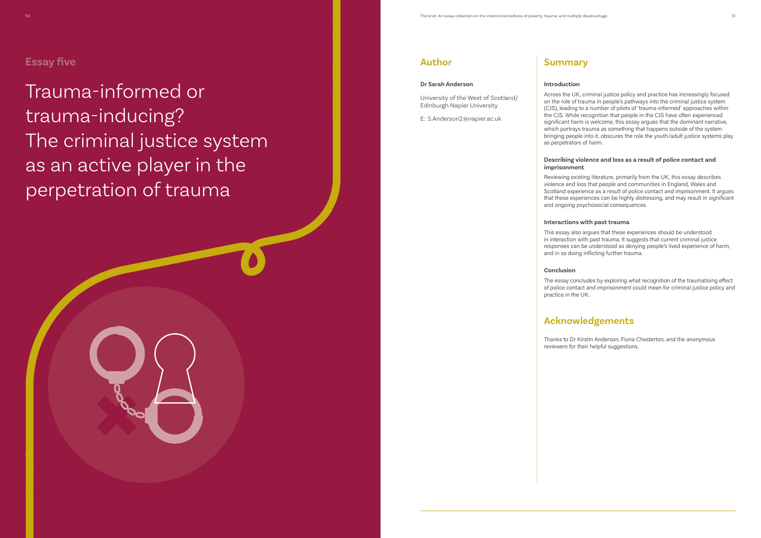Essay five

# Trauma-informed or trauma-inducing? The criminal justice system as an active player in the perpetration of trauma

## Author

**Dr Sarah Anderson**

University of the West of Scotland/ Edinburgh Napier University

E: S.Anderson2@napier.ac.uk

## Summary

**Introduction**

Across the UK, criminal justice policy and practice has increasingly focused on the role of trauma in people's pathways into the criminal justice system (CJS), leading to a number of pilots of 'trauma-informed' approaches within the CJS. While recognition that people in the CJS have often experienced significant harm is welcome, this essay argues that the dominant narrative, which portrays trauma as something that happens outside of the system bringing people into it, obscures the role the youth/adult justice systems play as perpetrators of harm.

**Describing violence and loss as a result of police contact and imprisonment**

Reviewing existing literature, primarily from the UK, this essay describes violence and loss that people and communities in England, Wales and Scotland experience as a result of police contact and imprisonment. It argues that these experiences can be highly distressing, and may result in significant and ongoing psychosocial consequences.

**Interactions with past trauma**

This essay also argues that these experiences should be understood in interaction with past trauma. It suggests that current criminal justice responses can be understood as denying people's lived experience of harm, and in so doing inflicting further trauma.

**Conclusion**

The essay concludes by exploring what recognition of the traumatising effect of police contact and imprisonment could mean for criminal justice policy and practice in the UK.

## Acknowledgements

Thanks to Dr Kirstin Anderson, Fiona Chesterton, and the anonymous reviewers for their helpful suggestions.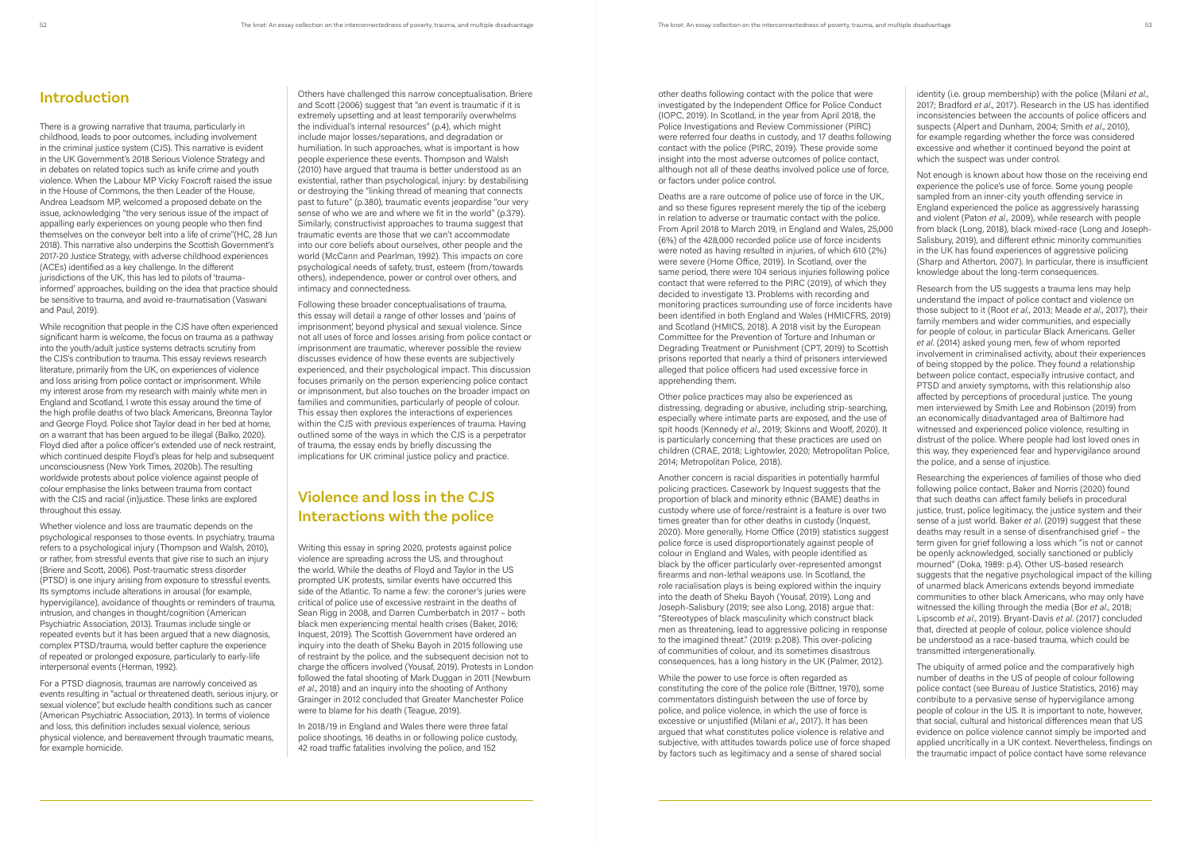## Introduction

There is a growing narrative that trauma, particularly in childhood, leads to poor outcomes, including involvement in the criminal justice system (CJS). This narrative is evident in the UK Government's 2018 Serious Violence Strategy and in debates on related topics such as knife crime and youth violence. When the Labour MP Vicky Foxcroft raised the issue in the House of Commons, the then Leader of the House, Andrea Leadsom MP, welcomed a proposed debate on the issue, acknowledging "the very serious issue of the impact of appalling early experiences on young people who then find themselves on the conveyor belt into a life of crime"(HC, 28 Jun 2018). This narrative also underpins the Scottish Government's 2017-20 Justice Strategy, with adverse childhood experiences (ACEs) identified as a key challenge. In the different jurisdictions of the UK, this has led to pilots of 'trauma-informed' approaches, building on the idea that practice should be sensitive to trauma, and avoid re-traumatisation (Vaswani and Paul, 2019).

While recognition that people in the CJS have often experienced significant harm is welcome, the focus on trauma as a pathway into the youth/adult justice systems detracts scrutiny from the CJS's contribution to trauma. This essay reviews research literature, primarily from the UK, on experiences of violence and loss arising from police contact or imprisonment. While my interest arose from my research with mainly white men in England and Scotland, I wrote this essay around the time of the high profile deaths of two black Americans, Breonna Taylor and George Floyd. Police shot Taylor dead in her bed at home, on a warrant that has been argued to be illegal (Balko, 2020). Floyd died after a police officer's extended use of neck restraint, which continued despite Floyd's pleas for help and subsequent unconsciousness (New York Times, 2020b). The resulting worldwide protests about police violence against people of colour emphasise the links between trauma from contact with the CJS and racial (in)justice. These links are explored throughout this essay.

Whether violence and loss are traumatic depends on the psychological responses to those events. In psychiatry, trauma refers to a psychological injury (Thompson and Walsh, 2010), or rather, from stressful events that give rise to such an injury (Briere and Scott, 2006). Post-traumatic stress disorder (PTSD) is one injury arising from exposure to stressful events. Its symptoms include alterations in arousal (for example, hypervigilance), avoidance of thoughts or reminders of trauma, intrusion, and changes in thought/cognition (American Psychiatric Association, 2013). Traumas include single or repeated events but it has been argued that a new diagnosis, complex PTSD/trauma, would better capture the experience of repeated or prolonged exposure, particularly to early-life interpersonal events (Herman, 1992).

For a PTSD diagnosis, traumas are narrowly conceived as events resulting in "actual or threatened death, serious injury, or sexual violence", but exclude health conditions such as cancer (American Psychiatric Association, 2013). In terms of violence and loss, this definition includes sexual violence, serious physical violence, and bereavement through traumatic means, for example homicide.

Others have challenged this narrow conceptualisation. Briere and Scott (2006) suggest that "an event is traumatic if it is extremely upsetting and at least temporarily overwhelms the individual's internal resources" (p.4), which might include major losses/separations, and degradation or humiliation. In such approaches, what is important is how people experience these events. Thompson and Walsh (2010) have argued that trauma is better understood as an existential, rather than psychological, injury: by destabilising or destroying the "linking thread of meaning that connects past to future" (p.380), traumatic events jeopardise "our very sense of who we are and where we fit in the world" (p.379). Similarly, constructivist approaches to trauma suggest that traumatic events are those that we can't accommodate into our core beliefs about ourselves, other people and the world (McCann and Pearlman, 1992). This impacts on core psychological needs of safety, trust, esteem (from/towards others), independence, power or control over others, and intimacy and connectedness.

Following these broader conceptualisations of trauma, this essay will detail a range of other losses and 'pains of imprisonment', beyond physical and sexual violence. Since not all uses of force and losses arising from police contact or imprisonment are traumatic, wherever possible the review discusses evidence of how these events are subjectively experienced, and their psychological impact. This discussion focuses primarily on the person experiencing police contact or imprisonment, but also touches on the broader impact on families and communities, particularly of people of colour. This essay then explores the interactions of experiences within the CJS with previous experiences of trauma. Having outlined some of the ways in which the CJS is a perpetrator of trauma, the essay ends by briefly discussing the implications for UK criminal justice policy and practice.

## Violence and loss in the CJS

### Interactions with the police

Writing this essay in spring 2020, protests against police violence are spreading across the US, and throughout the world. While the deaths of Floyd and Taylor in the US prompted UK protests, similar events have occurred this side of the Atlantic. To name a few: the coroner's juries were critical of police use of excessive restraint in the deaths of Sean Rigg in 2008, and Darren Cumberbatch in 2017 – both black men experiencing mental health crises (Baker, 2016; Inquest, 2019). The Scottish Government has ordered an inquiry into the death of Sheku Bayoh in 2015 following use of restraint by the police, and the subsequent decision not to charge the officers involved (Yousaf, 2019). Protests in London followed the fatal shooting of Mark Duggan in 2011 (Newburn *et al.*, 2018) and an inquiry into the shooting of Anthony Grainger in 2012 concluded that Greater Manchester Police were to blame for his death (Teague, 2019).

In 2018/19 in England and Wales there were three fatal police shootings, 16 deaths in or following police custody, 42 road traffic fatalities involving the police, and 152 other deaths following contact with the police that were investigated by the Independent Office for Police Conduct (IOPC, 2019). In Scotland, in the year from April 2018, the Police Investigations and Review Commissioner (PIRC) were referred four deaths in custody, and 17 deaths following contact with the police (PIRC, 2019). These provide some insight into the most adverse outcomes of police contact, although not all of these deaths involved police use of force, or factors under police control.

Deaths are a rare outcome of police use of force in the UK, and so these figures represent merely the tip of the iceberg in relation to adverse or traumatic contact with the police. From April 2018 to March 2019, in England and Wales, 25,000 (6%) of the 428,000 recorded police use of force incidents were noted as having resulted in injuries, of which 610 (2%) were severe (Home Office, 2019). In Scotland, over the same period, there were 104 serious injuries following police contact that were referred to the PIRC (2019), of which they decided to investigate 13. Problems with recording and monitoring practices surrounding use of force incidents have been identified in both England and Wales (HMICFRS, 2019) and Scotland (HMICS, 2018). A 2018 visit by the European Committee for the Prevention of Torture and Inhuman or Degrading Treatment or Punishment (CPT, 2019) to Scottish prisons reported that nearly a third of prisoners interviewed alleged that police officers had used excessive force in apprehending them.

Other police practices may also be experienced as distressing, degrading or abusive, including strip-searching, especially where intimate parts are exposed, and the use of spit hoods (Kennedy *et al.*, 2019; Skinns and Wooff, 2020). It is particularly concerning that these practices are used on children (CRAE, 2018; Lightowler, 2020; Metropolitan Police, 2014; Metropolitan Police, 2018).

Another concern is racial disparities in potentially harmful policing practices. Casework by Inquest suggests that the proportion of black and minority ethnic (BAME) deaths in custody where use of force/restraint is a feature is over two times greater than for other deaths in custody (Inquest, 2020). More generally, Home Office (2019) statistics suggest police force is used disproportionately against people of colour in England and Wales, with people identified as black by the officer particularly over-represented amongst firearms and non-lethal weapons use. In Scotland, the role racialisation plays is being explored within the inquiry into the death of Sheku Bayoh (Yousaf, 2019). Long and Joseph-Salisbury (2019; see also Long, 2018) argue that: "Stereotypes of black masculinity which construct black men as threatening, lead to aggressive policing in response to the imagined threat." (2019: p.208). This over-policing of communities of colour, and its sometimes disastrous consequences, has a long history in the UK (Palmer, 2012).

While the power to use force is often regarded as constituting the core of the police role (Bittner, 1970), some commentators distinguish between the use of force by police, and police violence, in which the use of force is excessive or unjustified (Milani *et al.*, 2017). It has been argued that what constitutes police violence is relative and subjective, with attitudes towards police use of force shaped by factors such as legitimacy and a sense of shared social identity (i.e. group membership) with the police (Milani *et al.*, 2017; Bradford *et al.*, 2017). Research in the US has identified inconsistencies between the accounts of police officers and suspects (Alpert and Dunham, 2004; Smith *et al.*, 2010), for example regarding whether the force was considered excessive and whether it continued beyond the point at which the suspect was under control.

Not enough is known about how those on the receiving end experience the police's use of force. Some young people sampled from an inner-city youth offending service in England experienced the police as aggressively harassing and violent (Paton *et al.*, 2009), while research with people from black (Long, 2018), black mixed-race (Long and Joseph-Salisbury, 2019), and different ethnic minority communities in the UK has found experiences of aggressive policing (Sharp and Atherton, 2007). In particular, there is insufficient knowledge about the long-term consequences.

Research from the US suggests a trauma lens may help understand the impact of police contact and violence on those subject to it (Root *et al.*, 2013; Meade *et al.*, 2017), their family members and wider communities, and especially for people of colour, in particular Black Americans. Geller *et al.* (2014) asked young men, few of whom reported involvement in criminalised activity, about their experiences of being stopped by the police. They found a relationship between police contact, especially intrusive contact, and PTSD and anxiety symptoms, with this relationship also affected by perceptions of procedural justice. The young men interviewed by Smith Lee and Robinson (2019) from an economically disadvantaged area of Baltimore had witnessed and experienced police violence, resulting in distrust of the police. Where people had lost loved ones in this way, they experienced fear and hypervigilance around the police, and a sense of injustice.

Researching the experiences of families of those who died following police contact, Baker and Norris (2020) found that such deaths can affect family beliefs in procedural justice, trust, police legitimacy, the justice system and their sense of a just world. Baker *et al.* (2019) suggest that these deaths may result in a sense of disenfranchised grief – the term given for grief following a loss which "is not or cannot be openly acknowledged, socially sanctioned or publicly mourned" (Doka, 1989: p.4). Other US-based research suggests that the negative psychological impact of the killing of unarmed black Americans extends beyond immediate communities to other black Americans, who may only have witnessed the killing through the media (Bor *et al.*, 2018; Lipscomb *et al.*, 2019). Bryant-Davis *et al.* (2017) concluded that, directed at people of colour, police violence should be understood as a race-based trauma, which could be transmitted intergenerationally.

The ubiquity of armed police and the comparatively high number of deaths in the US of people of colour following police contact (see Bureau of Justice Statistics, 2016) may contribute to a pervasive sense of hypervigilance among people of colour in the US. It is important to note, however, that social, cultural and historical differences mean that US evidence on police violence cannot simply be imported and applied uncritically in a UK context. Nevertheless, findings on the traumatic impact of police contact have some relevance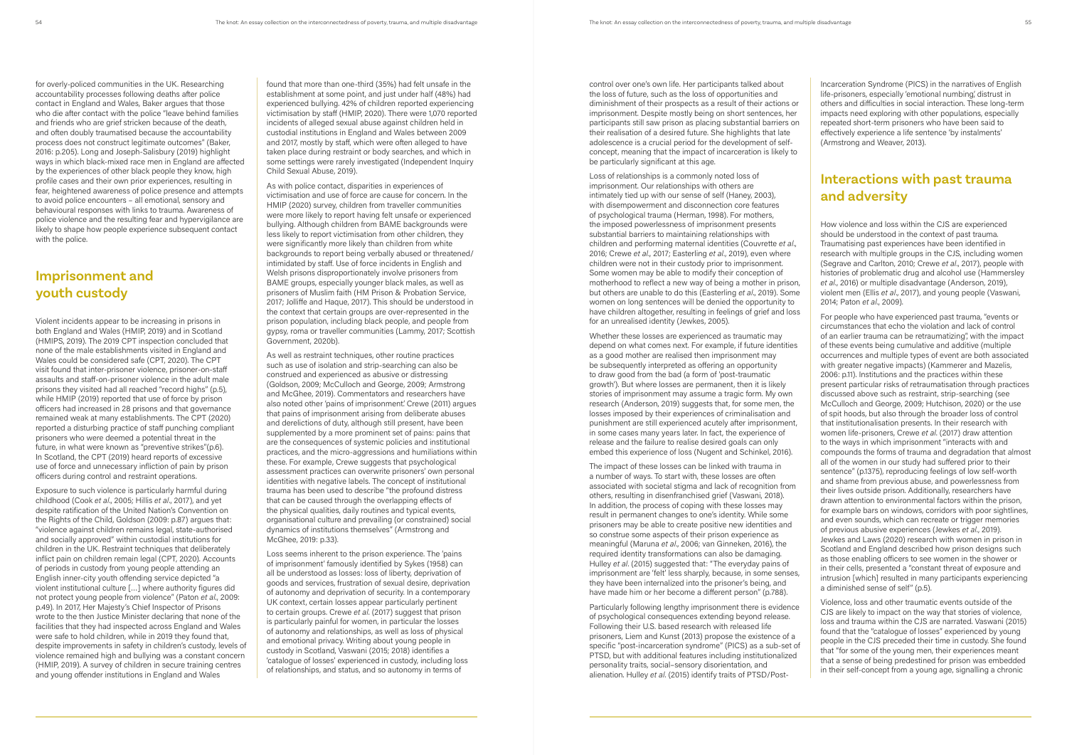for overly-policed communities in the UK. Researching accountability processes following deaths after police contact in England and Wales, Baker argues that those who die after contact with the police "leave behind families and friends who are grief stricken because of the death, and often doubly traumatised because the accountability process does not construct legitimate outcomes" (Baker, 2016: p.205). Long and Joseph-Salisbury (2019) highlight ways in which black-mixed race men in England are affected by the experiences of other black people they know, high profile cases and their own prior experiences, resulting in fear, heightened awareness of police presence and attempts to avoid police encounters – all emotional, sensory and behavioural responses with links to trauma. Awareness of police violence and the resulting fear and hypervigilance are likely to shape how people experience subsequent contact with the police.

## Imprisonment and youth custody

Violent incidents appear to be increasing in prisons in both England and Wales (HMIP, 2019) and in Scotland (HMIPS, 2019). The 2019 CPT inspection concluded that none of the male establishments visited in England and Wales could be considered safe (CPT, 2020). The CPT visit found that inter-prisoner violence, prisoner-on-staff assaults and staff-on-prisoner violence in the adult male prisons they visited had all reached "record highs" (p.5), while HMIP (2019) reported that use of force by prison officers had increased in 28 prisons and that governance remained weak at many establishments. The CPT (2020) reported a disturbing practice of staff punching compliant prisoners who were deemed a potential threat in the future, in what were known as "preventive strikes"(p.6). In Scotland, the CPT (2019) heard reports of excessive use of force and unnecessary infliction of pain by prison officers during control and restraint operations.

Exposure to such violence is particularly harmful during childhood (Cook *et al.*, 2005; Hillis *et al.*, 2017), and yet despite ratification of the United Nation's Convention on the Rights of the Child, Goldson (2009: p.87) argues that: "violence against children remains legal, state-authorised and socially approved" within custodial institutions for children in the UK. Restraint techniques that deliberately inflict pain on children remain legal (CPT, 2020). Accounts of periods in custody from young people attending an English inner-city youth offending service depicted "a violent institutional culture […] where authority figures did not protect young people from violence" (Paton *et al.*, 2009: p.49). In 2017, Her Majesty's Chief Inspector of Prisons wrote to the then Justice Minister declaring that none of the facilities that they had inspected across England and Wales were safe to hold children, while in 2019 they found that, despite improvements in safety in children's custody, levels of violence remained high and bullying was a constant concern (HMIP, 2019). A survey of children in secure training centres and young offender institutions in England and Wales found that more than one-third (35%) had felt unsafe in the establishment at some point, and just under half (48%) had experienced bullying. 42% of children reported experiencing victimisation by staff (HMIP, 2020). There were 1,070 reported incidents of alleged sexual abuse against children held in custodial institutions in England and Wales between 2009 and 2017, mostly by staff, which were often alleged to have taken place during restraint or body searches, and which in some settings were rarely investigated (Independent Inquiry Child Sexual Abuse, 2019).

As with police contact, disparities in experiences of victimisation and use of force are cause for concern. In the HMIP (2020) survey, children from traveller communities were more likely to report having felt unsafe or experienced bullying. Although children from BAME backgrounds were less likely to report victimisation from other children, they were significantly more likely than children from white backgrounds to report being verbally abused or threatened/intimidated by staff. Use of force incidents in English and Welsh prisons disproportionately involve prisoners from BAME groups, especially younger black males, as well as prisoners of Muslim faith (HM Prison & Probation Service, 2017; Jolliffe and Haque, 2017). This should be understood in the context that certain groups are over-represented in the prison population, including black people, and people from gypsy, roma or traveller communities (Lammy, 2017; Scottish Government, 2020b).

As well as restraint techniques, other routine practices such as use of isolation and strip-searching can also be construed and experienced as abusive or distressing (Goldson, 2009; McCulloch and George, 2009; Armstrong and McGhee, 2019). Commentators and researchers have also noted other 'pains of imprisonment.' Crewe (2011) argues that pains of imprisonment arising from deliberate abuses and derelictions of duty, although still present, have been supplemented by a more prominent set of pains: pains that are the consequences of systemic policies and institutional practices, and the micro-aggressions and humiliations within these. For example, Crewe suggests that psychological assessment practices can overwrite prisoners' own personal identities with negative labels. The concept of institutional trauma has been used to describe "the profound distress that can be caused through the overlapping effects of the physical qualities, daily routines and typical events, organisational culture and prevailing (or constrained) social dynamics of institutions themselves" (Armstrong and McGhee, 2019: p.33).

Loss seems inherent to the prison experience. The 'pains of imprisonment' famously identified by Sykes (1958) can all be understood as losses: loss of liberty, deprivation of goods and services, frustration of sexual desire, deprivation of autonomy and deprivation of security. In a contemporary UK context, certain losses appear particularly pertinent to certain groups. Crewe *et al.* (2017) suggest that prison is particularly painful for women, in particular the losses of autonomy and relationships, as well as loss of physical and emotional privacy. Writing about young people in custody in Scotland, Vaswani (2015; 2018) identifies a 'catalogue of losses' experienced in custody, including loss of relationships, and status, and so autonomy in terms of control over one's own life. Her participants talked about the loss of future, such as the loss of opportunities and diminishment of their prospects as a result of their actions or imprisonment. Despite mostly being on short sentences, her participants still saw prison as placing substantial barriers on their realisation of a desired future. She highlights that late adolescence is a crucial period for the development of self-concept, meaning that the impact of incarceration is likely to be particularly significant at this age.

Loss of relationships is a commonly noted loss of imprisonment. Our relationships with others are intimately tied up with our sense of self (Haney, 2003), with disempowerment and disconnection core features of psychological trauma (Herman, 1998). For mothers, the imposed powerlessness of imprisonment presents substantial barriers to maintaining relationships with children and performing maternal identities (Couvrette *et al.*, 2016; Crewe *et al.*, 2017; Easterling *et al.*, 2019), even where children were not in their custody prior to imprisonment. Some women may be able to modify their conception of motherhood to reflect a new way of being a mother in prison, but others are unable to do this (Easterling *et al.*, 2019). Some women on long sentences will be denied the opportunity to have children altogether, resulting in feelings of grief and loss for an unrealised identity (Jewkes, 2005).

Whether these losses are experienced as traumatic may depend on what comes next. For example, if future identities as a good mother are realised then imprisonment may be subsequently interpreted as offering an opportunity to draw good from the bad (a form of 'post-traumatic growth'). But where losses are permanent, then it is likely stories of imprisonment may assume a tragic form. My own research (Anderson, 2019) suggests that, for some men, the losses imposed by their experiences of criminalisation and punishment are still experienced acutely after imprisonment, in some cases many years later. In fact, the experience of release and the failure to realise desired goals can only embed this experience of loss (Nugent and Schinkel, 2016).

The impact of these losses can be linked with trauma in a number of ways. To start with, these losses are often associated with societal stigma and lack of recognition from others, resulting in disenfranchised grief (Vaswani, 2018). In addition, the process of coping with these losses may result in permanent changes to one's identity. While some prisoners may be able to create positive new identities and so construe some aspects of their prison experience as meaningful (Maruna *et al.*, 2006; van Ginneken, 2016), the required identity transformations can also be damaging. Hulley *et al.* (2015) suggested that: "The everyday pains of imprisonment are 'felt' less sharply, because, in some senses, they have been internalized into the prisoner's being, and have made him or her become a different person" (p.788).

Particularly following lengthy imprisonment there is evidence of psychological consequences extending beyond release. Following their U.S. based research with released life prisoners, Liem and Kunst (2013) propose the existence of a specific "post-incarceration syndrome" (PICS) as a sub-set of PTSD, but with additional features including institutionalized personality traits, social–sensory disorientation, and alienation. Hulley *et al.* (2015) identify traits of PTSD/Post-Incarceration Syndrome (PICS) in the narratives of English life-prisoners, especially 'emotional numbing,' distrust in others and difficulties in social interaction. These long-term impacts need exploring with other populations, especially repeated short-term prisoners who have been said to effectively experience a life sentence 'by instalments' (Armstrong and Weaver, 2013).

## Interactions with past trauma and adversity

How violence and loss within the CJS are experienced should be understood in the context of past trauma. Traumatising past experiences have been identified in research with multiple groups in the CJS, including women (Segrave and Carlton, 2010; Crewe *et al.*, 2017), people with histories of problematic drug and alcohol use (Hammersley *et al.*, 2016) or multiple disadvantage (Anderson, 2019), violent men (Ellis *et al.*, 2017), and young people (Vaswani, 2014; Paton *et al.*, 2009).

For people who have experienced past trauma, "events or circumstances that echo the violation and lack of control of an earlier trauma can be retraumatizing", with the impact of these events being cumulative and additive (multiple occurrences and multiple types of event are both associated with greater negative impacts) (Kammerer and Mazelis, 2006: p.11). Institutions and the practices within these present particular risks of retraumatisation through practices discussed above such as restraint, strip-searching (see McCulloch and George, 2009; Hutchison, 2020) or the use of spit hoods, but also through the broader loss of control that institutionalisation presents. In their research with women life-prisoners, Crewe *et al.* (2017) draw attention to the ways in which imprisonment "interacts with and compounds the forms of trauma and degradation that almost all of the women in our study had suffered prior to their sentence" (p.1375), reproducing feelings of low self-worth and shame from previous abuse, and powerlessness from their lives outside prison. Additionally, researchers have drawn attention to environmental factors within the prison, for example bars on windows, corridors with poor sightlines, and even sounds, which can recreate or trigger memories of previous abusive experiences (Jewkes *et al.*, 2019). Jewkes and Laws (2020) research with women in prison in Scotland and England described how prison designs such as those enabling officers to see women in the shower or in their cells, presented a "constant threat of exposure and intrusion [which] resulted in many participants experiencing a diminished sense of self" (p.5).

Violence, loss and other traumatic events outside of the CJS are likely to impact on the way that stories of violence, loss and trauma within the CJS are narrated. Vaswani (2015) found that the "catalogue of losses" experienced by young people in the CJS preceded their time in custody. She found that "for some of the young men, their experiences meant that a sense of being predestined for prison was embedded in their self-concept from a young age, signalling a chronic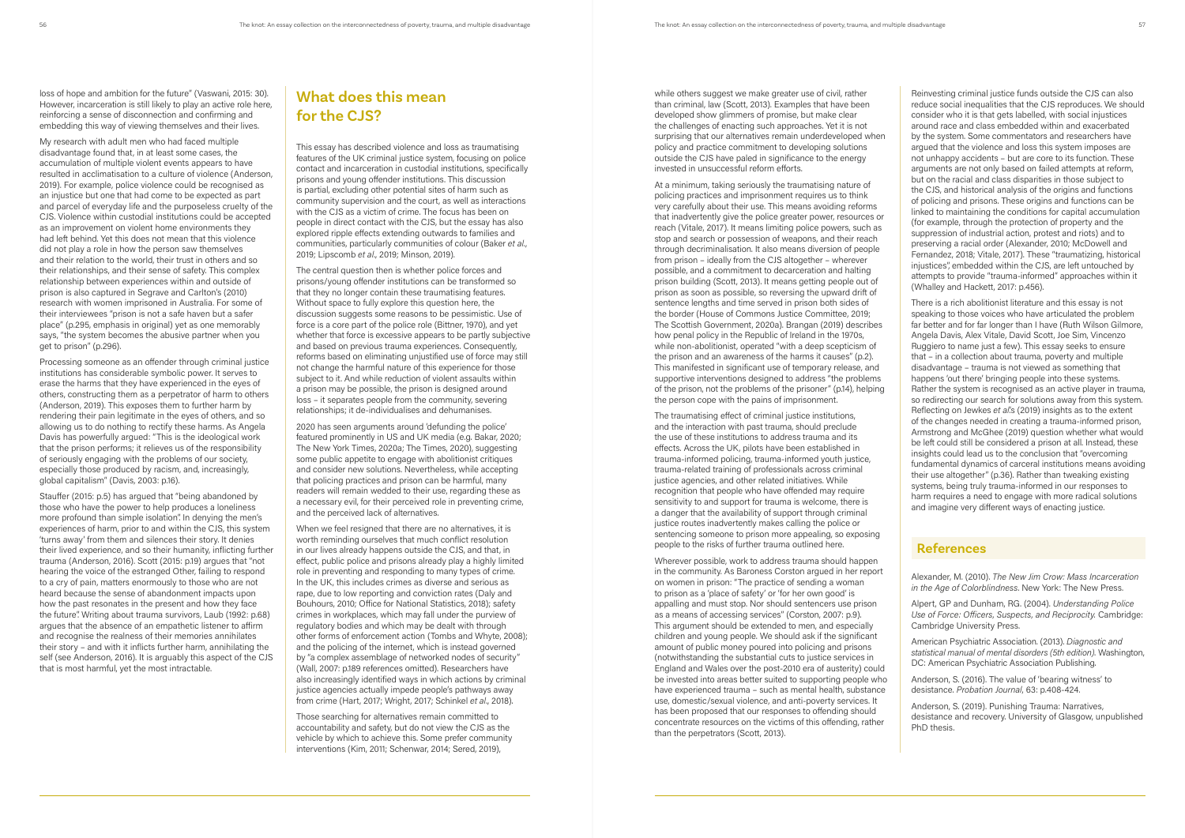loss of hope and ambition for the future" (Vaswani, 2015: 30). However, incarceration is still likely to play an active role here, reinforcing a sense of disconnection and confirming and embedding this way of viewing themselves and their lives.

My research with adult men who had faced multiple disadvantage found that, in at least some cases, the accumulation of multiple violent events appears to have resulted in acclimatisation to a culture of violence (Anderson, 2019). For example, police violence could be recognised as an injustice but one that had come to be expected as part and parcel of everyday life and the purposeless cruelty of the CJS. Violence within custodial institutions could be accepted as an improvement on violent home environments they had left behind. Yet this does not mean that this violence did not play a role in how the person saw themselves and their relation to the world, their trust in others and so their relationships, and their sense of safety. This complex relationship between experiences within and outside of prison is also captured in Segrave and Carlton's (2010) research with women imprisoned in Australia. For some of their interviewees "prison is not a safe haven but a *safer* place" (p.295, emphasis in original) yet as one memorably says, "the system becomes the abusive partner when you get to prison" (p.296).

Processing someone as an offender through criminal justice institutions has considerable symbolic power. It serves to erase the harms that they have experienced in the eyes of others, constructing them as a perpetrator of harm to others (Anderson, 2019). This exposes them to further harm by rendering their pain legitimate in the eyes of others, and so allowing us to do nothing to rectify these harms. As Angela Davis has powerfully argued: "This is the ideological work that the prison performs; it relieves us of the responsibility of seriously engaging with the problems of our society, especially those produced by racism, and, increasingly, global capitalism" (Davis, 2003: p.16).

Stauffer (2015: p.5) has argued that "being abandoned by those who have the power to help produces a loneliness more profound than simple isolation". In denying the men's experiences of harm, prior to and within the CJS, this system 'turns away' from them and silences their story. It denies their lived experience, and so their humanity, inflicting further trauma (Anderson, 2016). Scott (2015: p.19) argues that "not hearing the voice of the estranged Other, failing to respond to a cry of pain, matters enormously to those who are not heard because the sense of abandonment impacts upon how the past resonates in the present and how they face the future". Writing about trauma survivors, Laub (1992: p.68) argues that the absence of an empathetic listener to affirm and recognise the realness of their memories annihilates their story – and with it inflicts further harm, annihilating the self (see Anderson, 2016). It is arguably this aspect of the CJS that is most harmful, yet the most intractable.

## What does this mean for the CJS?

This essay has described violence and loss as traumatising features of the UK criminal justice system, focusing on police contact and incarceration in custodial institutions, specifically prisons and young offender institutions. This discussion is partial, excluding other potential sites of harm such as community supervision and the court, as well as interactions with the CJS as a victim of crime. The focus has been on people in direct contact with the CJS, but the essay has also explored ripple effects extending outwards to families and communities, particularly communities of colour (Baker *et al*., 2019; Lipscomb *et al*., 2019; Minson, 2019).

The central question then is whether police forces and prisons/young offender institutions can be transformed so that they no longer contain these traumatising features. Without space to fully explore this question here, the discussion suggests some reasons to be pessimistic. Use of force is a core part of the police role (Bittner, 1970), and yet whether that force is excessive appears to be partly subjective and based on previous trauma experiences. Consequently, reforms based on eliminating unjustified use of force may still not change the harmful nature of this experience for those subject to it. And while reduction of violent assaults within a prison may be possible, the prison is designed around loss – it separates people from the community, severing relationships; it de-individualises and dehumanises.

2020 has seen arguments around 'defunding the police' featured prominently in US and UK media (e.g. Bakar, 2020; The New York Times, 2020a; The Times, 2020), suggesting some public appetite to engage with abolitionist critiques and consider new solutions. Nevertheless, while accepting that policing practices and prison can be harmful, many readers will remain wedded to their use, regarding these as a necessary evil, for their perceived role in preventing crime, and the perceived lack of alternatives.

When we feel resigned that there are no alternatives, it is worth reminding ourselves that much conflict resolution in our lives already happens outside the CJS, and that, in effect, public police and prisons already play a highly limited role in preventing and responding to many types of crime. In the UK, this includes crimes as diverse and serious as rape, due to low reporting and conviction rates (Daly and Bouhours, 2010; Office for National Statistics, 2018); safety crimes in workplaces, which may fall under the purview of regulatory bodies and which may be dealt with through other forms of enforcement action (Tombs and Whyte, 2008); and the policing of the internet, which is instead governed by "a complex assemblage of networked nodes of security" (Wall, 2007: p.189 references omitted). Researchers have also increasingly identified ways in which actions by criminal justice agencies actually impede people's pathways away from crime (Hart, 2017; Wright, 2017; Schinkel *et al*., 2018).

Those searching for alternatives remain committed to accountability and safety, but do not view the CJS as the vehicle by which to achieve this. Some prefer community interventions (Kim, 2011; Schenwar, 2014; Sered, 2019), while others suggest we make greater use of civil, rather than criminal, law (Scott, 2013). Examples that have been developed show glimmers of promise, but make clear the challenges of enacting such approaches. Yet it is not surprising that our alternatives remain underdeveloped when policy and practice commitment to developing solutions outside the CJS have paled in significance to the energy invested in unsuccessful reform efforts.

At a minimum, taking seriously the traumatising nature of policing practices and imprisonment requires us to think very carefully about their use. This means avoiding reforms that inadvertently give the police greater power, resources or reach (Vitale, 2017). It means limiting police powers, such as stop and search or possession of weapons, and their reach through decriminalisation. It also means diversion of people from prison – ideally from the CJS altogether – wherever possible, and a commitment to decarceration and halting prison building (Scott, 2013). It means getting people out of prison as soon as possible, so reversing the upward drift of sentence lengths and time served in prison both sides of the border (House of Commons Justice Committee, 2019; The Scottish Government, 2020a). Brangan (2019) describes how penal policy in the Republic of Ireland in the 1970s, while non-abolitionist, operated "with a deep scepticism of the prison and an awareness of the harms it causes" (p.2). This manifested in significant use of temporary release, and supportive interventions designed to address "the problems of the prison, not the problems of the prisoner" (p.14), helping the person cope with the pains of imprisonment.

The traumatising effect of criminal justice institutions, and the interaction with past trauma, should preclude the use of these institutions to address trauma and its effects. Across the UK, pilots have been established in trauma-informed policing, trauma-informed youth justice, trauma-related training of professionals across criminal justice agencies, and other related initiatives. While recognition that people who have offended may require sensitivity to and support for trauma is welcome, there is a danger that the availability of support through criminal justice routes inadvertently makes calling the police or sentencing someone to prison more appealing, so exposing people to the risks of further trauma outlined here.

Wherever possible, work to address trauma should happen in the community. As Baroness Corston argued in her report on women in prison: "The practice of sending a woman to prison as a 'place of safety' or 'for her own good' is appalling and must stop. Nor should sentencers use prison as a means of accessing services" (Corston, 2007: p.9). This argument should be extended to men, and especially children and young people. We should ask if the significant amount of public money poured into policing and prisons (notwithstanding the substantial cuts to justice services in England and Wales over the post-2010 era of austerity) could be invested into areas better suited to supporting people who have experienced trauma – such as mental health, substance use, domestic/sexual violence, and anti-poverty services. It has been proposed that our responses to offending should concentrate resources on the victims of this offending, rather than the perpetrators (Scott, 2013).

Reinvesting criminal justice funds outside the CJS can also reduce social inequalities that the CJS reproduces. We should consider who it is that gets labelled, with social injustices around race and class embedded within and exacerbated by the system. Some commentators and researchers have argued that the violence and loss this system imposes are not unhappy accidents – but are core to its function. These arguments are not only based on failed attempts at reform, but on the racial and class disparities in those subject to the CJS, and historical analysis of the origins and functions of policing and prisons. These origins and functions can be linked to maintaining the conditions for capital accumulation (for example, through the protection of property and the suppression of industrial action, protest and riots) and to preserving a racial order (Alexander, 2010; McDowell and Fernandez, 2018; Vitale, 2017). These "traumatizing, historical injustices", embedded within the CJS, are left untouched by attempts to provide "trauma-informed" approaches within it (Whalley and Hackett, 2017: p.456).

There is a rich abolitionist literature and this essay is not speaking to those voices who have articulated the problem far better and for far longer than I have (Ruth Wilson Gilmore, Angela Davis, Alex Vitale, David Scott, Joe Sim, Vincenzo Ruggiero to name just a few). This essay seeks to ensure that – in a collection about trauma, poverty and multiple disadvantage – trauma is not viewed as something that happens 'out there' bringing people into these systems. Rather the system is recognised as an active player in trauma, so redirecting our search for solutions away from this system. Reflecting on Jewkes *et al*'s (2019) insights as to the extent of the changes needed in creating a trauma-informed prison, Armstrong and McGhee (2019) question whether what would be left could still be considered a prison at all. Instead, these insights could lead us to the conclusion that "overcoming fundamental dynamics of carceral institutions means avoiding their use altogether" (p.36). Rather than tweaking existing systems, being truly trauma-informed in our responses to harm requires a need to engage with more radical solutions and imagine very different ways of enacting justice.

## References

Alexander, M. (2010). *The New Jim Crow: Mass Incarceration in the Age of Colorblindness*. New York: The New Press.

Alpert, GP and Dunham, RG. (2004). *Understanding Police Use of Force: Officers, Suspects, and Reciprocity*. Cambridge: Cambridge University Press.

American Psychiatric Association. (2013). *Diagnostic and statistical manual of mental disorders (5th edition)*. Washington, DC: American Psychiatric Association Publishing.

Anderson, S. (2016). The value of 'bearing witness' to desistance. *Probation Journal*, 63: p.408-424.

Anderson, S. (2019). Punishing Trauma: Narratives, desistance and recovery. University of Glasgow, unpublished PhD thesis.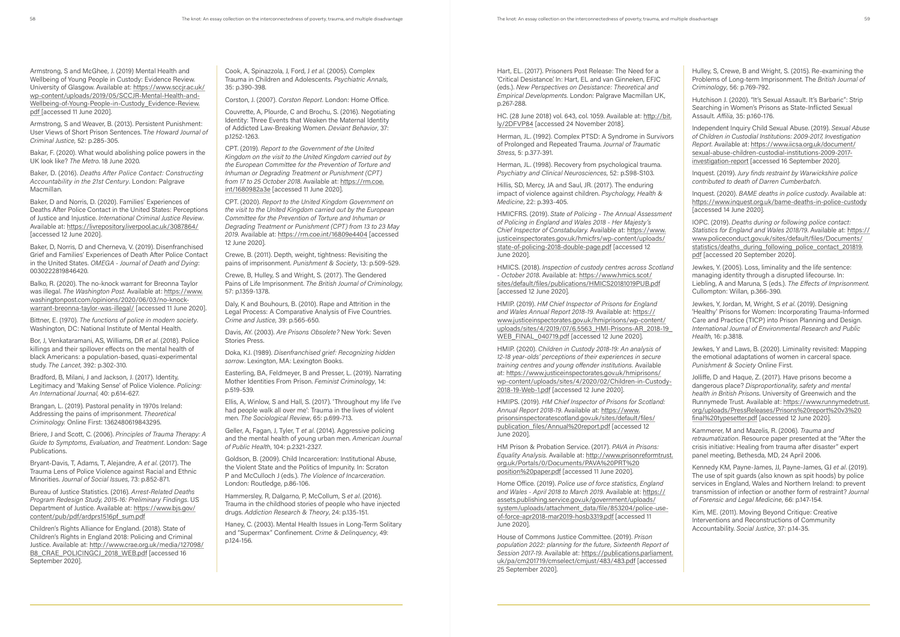Armstrong, S and McGhee, J. (2019) Mental Health and Wellbeing of Young People in Custody: Evidence Review. University of Glasgow. Available at: https://www.sccjr.ac.uk/wp-content/uploads/2019/05/SCCJR-Mental-Health-and-Wellbeing-of-Young-People-in-Custody_Evidence-Review.pdf [accessed 11 June 2020].

Armstrong, S and Weaver, B. (2013). Persistent Punishment: User Views of Short Prison Sentences. T*he Howard Journal of Criminal Justice*, 52: p.285-305.

Bakar, F. (2020). What would abolishing police powers in the UK look like? *The Metro*. 18 June 2020.

Baker, D. (2016). *Deaths After Police Contact: Constructing Accountability in the 21st Century*. London: Palgrave Macmillan.

Baker, D and Norris, D. (2020). Families' Experiences of Deaths After Police Contact in the United States: Perceptions of Justice and Injustice. *International Criminal Justice Review*. Available at: https://livrepository.liverpool.ac.uk/3087864/ [accessed 12 June 2020].

Baker, D, Norris, D and Cherneva, V. (2019). Disenfranchised Grief and Families' Experiences of Death After Police Contact in the United States. *OMEGA - Journal of Death and Dying*: 0030222819846420.

Balko, R. (2020). The no-knock warrant for Breonna Taylor was illegal. *The Washington Post*. Available at: https://www.washingtonpost.com/opinions/2020/06/03/no-knock-warrant-breonna-taylor-was-illegal/ [accessed 11 June 2020].

Bittner, E. (1970). *The functions of police in modern society*. Washington, DC: National Institute of Mental Health.

Bor, J, Venkataramani, AS, Williams, DR *et al*. (2018). Police killings and their spillover effects on the mental health of black Americans: a population-based, quasi-experimental study. *The Lancet*, 392: p.302-310.

Bradford, B, Milani, J and Jackson, J. (2017). Identity, Legitimacy and 'Making Sense' of Police Violence. *Policing: An International Journal*, 40: p.614-627.

Brangan, L. (2019). Pastoral penality in 1970s Ireland: Addressing the pains of imprisonment. *Theoretical Criminology*. Online First: 1362480619843295.

Briere, J and Scott, C. (2006). *Principles of Trauma Therapy: A Guide to Symptoms, Evaluation, and Treatment*. London: Sage Publications.

Bryant-Davis, T, Adams, T, Alejandre, A *et al*. (2017). The Trauma Lens of Police Violence against Racial and Ethnic Minorities. *Journal of Social Issues*, 73: p.852-871.

Bureau of Justice Statistics. (2016). *Arrest-Related Deaths Program Redesign Study, 2015-16: Preliminary Findings*. US Department of Justice. Available at: https://www.bjs.gov/content/pub/pdf/ardprs1516pf_sum.pdf

Children's Rights Alliance for England. (2018). State of Children's Rights in England 2018: Policing and Criminal Justice. Available at: http://www.crae.org.uk/media/127098/B8_CRAE_POLICINGCJ_2018_WEB.pdf [accessed 16 September 2020].

Cook, A, Spinazzola, J, Ford, J *et al*. (2005). Complex Trauma in Children and Adolescents. *Psychiatric Annals*, 35: p.390-398.

Corston, J. (2007). *Corston Report*. London: Home Office.

Couvrette, A, Plourde, C and Brochu, S. (2016). Negotiating Identity: Three Events that Weaken the Maternal Identity of Addicted Law-Breaking Women. *Deviant Behavior*, 37: p.1252-1263.

CPT. (2019). *Report to the Government of the United Kingdom on the visit to the United Kingdom carried out by the European Committee for the Prevention of Torture and Inhuman or Degrading Treatment or Punishment (CPT) from 17 to 25 October 2018*. Available at: https://rm.coe.int/1680982a3e [accessed 11 June 2020].

CPT. (2020). *Report to the United Kingdom Government on the visit to the United Kingdom carried out by the European Committee for the Prevention of Torture and Inhuman or Degrading Treatment or Punishment (CPT) from 13 to 23 May 2019*. Available at: https://rm.coe.int/16809e4404 [accessed 12 June 2020].

Crewe, B. (2011). Depth, weight, tightness: Revisiting the pains of imprisonment. *Punishment & Society*, 13: p.509-529.

Crewe, B, Hulley, S and Wright, S. (2017). The Gendered Pains of Life Imprisonment. *The British Journal of Criminology*, 57: p.1359-1378.

Daly, K and Bouhours, B. (2010). Rape and Attrition in the Legal Process: A Comparative Analysis of Five Countries. *Crime and Justice*, 39: p.565-650.

Davis, AY. (2003). *Are Prisons Obsolete?* New York: Seven Stories Press.

Doka, KJ. (1989). *Disenfranchised grief: Recognizing hidden sorrow*. Lexington, MA: Lexington Books.

Easterling, BA, Feldmeyer, B and Presser, L. (2019). Narrating Mother Identities From Prison. *Feminist Criminology*, 14: p.519-539.

Ellis, A, Winlow, S and Hall, S. (2017). 'Throughout my life I've had people walk all over me': Trauma in the lives of violent men. *The Sociological Review*, 65: p.699-713.

Geller, A, Fagan, J, Tyler, T *et al*. (2014). Aggressive policing and the mental health of young urban men. *American Journal of Public Health*, 104: p.2321-2327.

Goldson, B. (2009). Child Incarceration: Institutional Abuse, the Violent State and the Politics of Impunity. In: Scraton P and McCulloch J (eds.). *The Violence of Incarceration*. London: Routledge, p.86-106.

Hammersley, R, Dalgarno, P, McCollum, S *et al*. (2016). Trauma in the childhood stories of people who have injected drugs. *Addiction Research & Theory*, 24: p.135-151.

Haney, C. (2003). Mental Health Issues in Long-Term Solitary and "Supermax" Confinement. *Crime & Delinquency*, 49: p.124-156.

Hart, EL. (2017). Prisoners Post Release: The Need for a 'Critical Desistance.' In: Hart, EL and van Ginneken, EFJC (eds.). *New Perspectives on Desistance: Theoretical and Empirical Developments*. London: Palgrave Macmillan UK, p.267-288.

HC. (28 June 2018) vol. 643, col. 1059. Available at: http://bit.ly/2DFVP84 [accessed 24 November 2018].

Herman, JL. (1992). Complex PTSD: A Syndrome in Survivors of Prolonged and Repeated Trauma. *Journal of Traumatic Stress*, 5: p.377-391.

Herman, JL. (1998). Recovery from psychological trauma. *Psychiatry and Clinical Neurosciences*, 52: p.S98-S103.

Hillis, SD, Mercy, JA and Saul, JR. (2017). The enduring impact of violence against children. *Psychology, Health & Medicine*, 22: p.393-405.

HMICFRS. (2019). *State of Policing - The Annual Assessment of Policing in England and Wales 2018 - Her Majesty's Chief Inspector of Constabulary*. Available at: https://www.justiceinspectorates.gov.uk/hmicfrs/wp-content/uploads/state-of-policing-2018-double-page.pdf [accessed 12 June 2020].

HMICS. (2018). *Inspection of custody centres across Scotland - October 2018*. Available at: https://www.hmics.scot/sites/default/files/publications/HMICS20181019PUB.pdf [accessed 12 June 2020].

HMIP. (2019). *HM Chief Inspector of Prisons for England and Wales Annual Report 2018-19*. Available at: https://www.justiceinspectorates.gov.uk/hmiprisons/wp-content/uploads/sites/4/2019/07/6.5563_HMI-Prisons-AR_2018-19_WEB_FINAL_040719.pdf [accessed 12 June 2020].

HMIP. (2020). *Children in Custody 2018-19: An analysis of 12-18 year-olds' perceptions of their experiences in secure training centres and young offender institutions*. Available at: https://www.justiceinspectorates.gov.uk/hmiprisons/wp-content/uploads/sites/4/2020/02/Children-in-Custody-2018-19-Web-1.pdf [accessed 12 June 2020].

HMIPS. (2019). *HM Chief Inspector of Prisons for Scotland: Annual Report 2018-19*. Available at: https://www.prisonsinspectoratescotland.gov.uk/sites/default/files/publication_files/Annual%20report.pdf [accessed 12 June 2020].

HM Prison & Probation Service. (2017). *PAVA in Prisons: Equality Analysis*. Available at: http://www.prisonreformtrust.org.uk/Portals/0/Documents/PAVA%20PRT%20position%20paper.pdf [accessed 11 June 2020].

Home Office. (2019). *Police use of force statistics, England and Wales - April 2018 to March 2019*. Available at: https://assets.publishing.service.gov.uk/government/uploads/system/uploads/attachment_data/file/853204/police-use-of-force-apr2018-mar2019-hosb3319.pdf [accessed 11 June 2020].

House of Commons Justice Committee. (2019). *Prison population 2022: planning for the future, Sixteenth Report of Session 2017-19*. Available at: https://publications.parliament.uk/pa/cm201719/cmselect/cmjust/483/483.pdf [accessed 25 September 2020].

Hulley, S, Crewe, B and Wright, S. (2015). Re-examining the Problems of Long-term Imprisonment. The *British Journal of Criminology*, 56: p.769-792.

Hutchison J. (2020). "It's Sexual Assault. It's Barbaric": Strip Searching in Women's Prisons as State-Inflicted Sexual Assault. *Affilia*, 35: p.160-176.

Independent Inquiry Child Sexual Abuse. (2019). *Sexual Abuse of Children in Custodial Institutions: 2009-2017, Investigation Report*. Available at: https://www.iicsa.org.uk/document/sexual-abuse-children-custodial-institutions-2009-2017-investigation-report [accessed 16 September 2020].

Inquest. (2019). *Jury finds restraint by Warwickshire police contributed to death of Darren Cumberbatch*.

Inquest. (2020). *BAME deaths in police custody*. Available at: https://www.inquest.org.uk/bame-deaths-in-police-custody [accessed 14 June 2020].

IOPC. (2019). *Deaths during or following police contact: Statistics for England and Wales 2018/19*. Available at: https://www.policeconduct.gov.uk/sites/default/files/Documents/statistics/deaths_during_following_police_contact_201819.pdf [accessed 20 September 2020].

Jewkes, Y. (2005). Loss, liminality and the life sentence: managing identity through a disrupted lifecourse. In: Liebling, A and Maruna, S (eds.). *The Effects of Imprisonment*. Cullompton: Willan, p.366-390.

Jewkes, Y, Jordan, M, Wright, S *et al*. (2019). Designing 'Healthy' Prisons for Women: Incorporating Trauma-Informed Care and Practice (TICP) into Prison Planning and Design. *International Journal of Environmental Research and Public Health*, 16: p.3818.

Jewkes, Y and Laws, B. (2020). Liminality revisited: Mapping the emotional adaptations of women in carceral space. *Punishment & Society* Online First.

Jolliffe, D and Haque, Z. (2017). Have prisons become a dangerous place? *Disproportionality, safety and mental health in British Prisons*. University of Greenwich and the Runnymede Trust. Available at: https://www.runnymedetrust.org/uploads/PressReleases/Prisons%20report%20v3%20final%20typesetter.pdf [accessed 12 June 2020].

Kammerer, M and Mazelis, R. (2006). *Trauma and retraumatization*. Resource paper presented at the "After the crisis initiative: Healing from trauma after disaster" expert panel meeting, Bethesda, MD, 24 April 2006.

Kennedy KM, Payne-James, JJ, Payne-James, GJ *et al*. (2019). The use of spit guards (also known as spit hoods) by police services in England, Wales and Northern Ireland: to prevent transmission of infection or another form of restraint? *Journal of Forensic and Legal Medicine*, 66: p.147-154.

Kim, ME. (2011). Moving Beyond Critique: Creative Interventions and Reconstructions of Community Accountability. *Social Justice*, 37: p.14-35.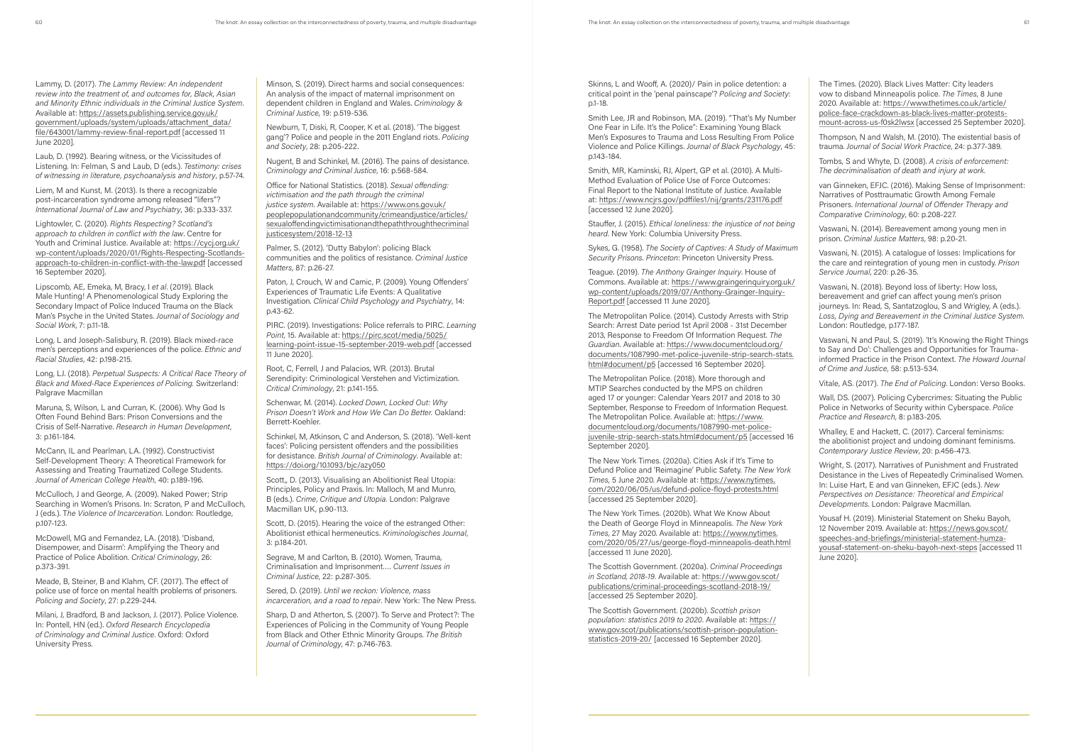Lammy, D. (2017). *The Lammy Review: An independent review into the treatment of, and outcomes for, Black, Asian and Minority Ethnic individuals in the Criminal Justice System*. Available at: https://assets.publishing.service.gov.uk/government/uploads/system/uploads/attachment_data/file/643001/lammy-review-final-report.pdf [accessed 11 June 2020].

Laub, D. (1992). Bearing witness, or the Vicissitudes of Listening. In: Felman, S and Laub, D (eds.). *Testimony: crises of witnessing in literature, psychoanalysis and history*, p.57-74.

Liem, M and Kunst, M. (2013). Is there a recognizable post-incarceration syndrome among released "lifers"? *International Journal of Law and Psychiatry*, 36: p.333-337.

Lightowler, C. (2020). *Rights Respecting? Scotland's approach to children in conflict with the law*. Centre for Youth and Criminal Justice. Available at: https://cycj.org.uk/wp-content/uploads/2020/01/Rights-Respecting-Scotlands-approach-to-children-in-conflict-with-the-law.pdf [accessed 16 September 2020].

Lipscomb, AE, Emeka, M, Bracy, I *et al*. (2019). Black Male Hunting! A Phenomenological Study Exploring the Secondary Impact of Police Induced Trauma on the Black Man's Psyche in the United States. *Journal of Sociology and Social Work*, 7: p.11-18.

Long, L and Joseph-Salisbury, R. (2019). Black mixed-race men's perceptions and experiences of the police. *Ethnic and Racial Studies*, 42: p.198-215.

Long, LJ. (2018). *Perpetual Suspects: A Critical Race Theory of Black and Mixed-Race Experiences of Policing*. Switzerland: Palgrave Macmillan

Maruna, S, Wilson, L and Curran, K. (2006). Why God Is Often Found Behind Bars: Prison Conversions and the Crisis of Self-Narrative. *Research in Human Development*, 3: p.161-184.

McCann, IL and Pearlman, LA. (1992). Constructivist Self-Development Theory: A Theoretical Framework for Assessing and Treating Traumatized College Students. *Journal of American College Health*, 40: p.189-196.

McCulloch, J and George, A. (2009). Naked Power; Strip Searching in Women's Prisons. In: Scraton, P and McCulloch, J (eds.). *The Violence of Incarceration*. London: Routledge, p.107-123.

McDowell, MG and Fernandez, LA. (2018). 'Disband, Disempower, and Disarm': Amplifying the Theory and Practice of Police Abolition. *Critical Criminology*, 26: p.373-391.

Meade, B, Steiner, B and Klahm, CF. (2017). The effect of police use of force on mental health problems of prisoners. *Policing and Society*, 27: p.229-244.

Milani, J, Bradford, B and Jackson, J. (2017). Police Violence. In: Pontell, HN (ed.). *Oxford Research Encyclopedia of Criminology and Criminal Justice*. Oxford: Oxford University Press.

Minson, S. (2019). Direct harms and social consequences: An analysis of the impact of maternal imprisonment on dependent children in England and Wales. *Criminology & Criminal Justice*, 19: p.519-536.

Newburn, T, Diski, R, Cooper, K et al. (2018). 'The biggest gang'? Police and people in the 2011 England riots. *Policing and Society*, 28: p.205-222.

Nugent, B and Schinkel, M. (2016). The pains of desistance. *Criminology and Criminal Justice*, 16: p.568-584.

Office for National Statistics. (2018). *Sexual offending: victimisation and the path through the criminal justice system*. Available at: https://www.ons.gov.uk/peoplepopulationandcommunity/crimeandjustice/articles/sexualoffendingvictimisationandthepaththroughthecriminaljusticesystem/2018-12-13

Palmer, S. (2012). 'Dutty Babylon': policing Black communities and the politics of resistance. *Criminal Justice Matters*, 87: p.26-27.

Paton, J, Crouch, W and Camic, P. (2009). Young Offenders' Experiences of Traumatic Life Events: A Qualitative Investigation. *Clinical Child Psychology and Psychiatry*, 14: p.43-62.

PIRC. (2019). Investigations: Police referrals to PIRC. *Learning Point*, 15. Available at: https://pirc.scot/media/5025/learning-point-issue-15-september-2019-web.pdf [accessed 11 June 2020].

Root, C, Ferrell, J and Palacios, WR. (2013). Brutal Serendipity: Criminological Verstehen and Victimization. *Critical Criminology*, 21: p.141-155.

Schenwar, M. (2014). *Locked Down, Locked Out: Why Prison Doesn't Work and How We Can Do Better*. Oakland: Berrett-Koehler.

Schinkel, M, Atkinson, C and Anderson, S. (2018). 'Well-kent faces': Policing persistent offenders and the possibilities for desistance. *British Journal of Criminology*. Available at: https://doi.org/10.1093/bjc/azy050

Scott,, D. (2013). Visualising an Abolitionist Real Utopia: Principles, Policy and Praxis. In: Malloch, M and Munro, B (eds.). *Crime, Critique and Utopia*. London: Palgrave Macmillan UK, p.90-113.

Scott, D. (2015). Hearing the voice of the estranged Other: Abolitionist ethical hermeneutics. *Kriminologisches Journal*, 3: p.184-201.

Segrave, M and Carlton, B. (2010). Women, Trauma, Criminalisation and Imprisonment…. *Current Issues in Criminal Justice*, 22: p.287-305.

Sered, D. (2019). *Until we reckon: Violence, mass incarceration, and a road to repair*. New York: The New Press.

Sharp, D and Atherton, S. (2007). To Serve and Protect?: The Experiences of Policing in the Community of Young People from Black and Other Ethnic Minority Groups. *The British Journal of Criminology*, 47: p.746-763.

Skinns, L and Wooff, A. (2020)/ Pain in police detention: a critical point in the 'penal painscape'? *Policing and Society*: p.1-18.

Smith Lee, JR and Robinson, MA. (2019). "That's My Number One Fear in Life. It's the Police": Examining Young Black Men's Exposures to Trauma and Loss Resulting From Police Violence and Police Killings. *Journal of Black Psychology*, 45: p.143-184.

Smith, MR, Kaminski, RJ, Alpert, GP et al. (2010). A Multi-Method Evaluation of Police Use of Force Outcomes: Final Report to the National Institute of Justice. Available at: https://www.ncjrs.gov/pdffiles1/nij/grants/231176.pdf [accessed 12 June 2020].

Stauffer, J. (2015). *Ethical loneliness: the injustice of not being heard*. New York: Columbia University Press.

Sykes, G. (1958). *The Society of Captives: A Study of Maximum Security Prisons. Princeton*: Princeton University Press.

Teague. (2019). *The Anthony Grainger Inquiry*. House of Commons. Available at: https://www.graingerinquiry.org.uk/wp-content/uploads/2019/07/Anthony-Grainger-Inquiry-Report.pdf [accessed 11 June 2020].

The Metropolitan Police. (2014). Custody Arrests with Strip Search: Arrest Date period 1st April 2008 - 31st December 2013, Response to Freedom Of Information Request. *The Guardian*. Available at: https://www.documentcloud.org/documents/1087990-met-police-juvenile-strip-search-stats.html#document/p5 [accessed 16 September 2020].

The Metropolitan Police. (2018). More thorough and MTIP Searches conducted by the MPS on children aged 17 or younger: Calendar Years 2017 and 2018 to 30 September, Response to Freedom of Information Request. The Metropolitan Police. Available at: https://www.documentcloud.org/documents/1087990-met-police-juvenile-strip-search-stats.html#document/p5 [accessed 16 September 2020].

The New York Times. (2020a). Cities Ask if It's Time to Defund Police and 'Reimagine' Public Safety. *The New York Times*, 5 June 2020. Available at: https://www.nytimes.com/2020/06/05/us/defund-police-floyd-protests.html [accessed 25 September 2020].

The New York Times. (2020b). What We Know About the Death of George Floyd in Minneapolis. *The New York Times*, 27 May 2020. Available at: https://www.nytimes.com/2020/05/27/us/george-floyd-minneapolis-death.html [accessed 11 June 2020].

The Scottish Government. (2020a). *Criminal Proceedings in Scotland, 2018-19*. Available at: https://www.gov.scot/publications/criminal-proceedings-scotland-2018-19/ [accessed 25 September 2020].

The Scottish Government. (2020b). *Scottish prison population: statistics 2019 to 2020*. Available at: https://www.gov.scot/publications/scottish-prison-population-statistics-2019-20/ [accessed 16 September 2020].

The Times. (2020). Black Lives Matter: City leaders vow to disband Minneapolis police. *The Times*, 8 June 2020. Available at: https://www.thetimes.co.uk/article/police-face-crackdown-as-black-lives-matter-protests-mount-across-us-f0sk2lwsx [accessed 25 September 2020].

Thompson, N and Walsh, M. (2010). The existential basis of trauma. *Journal of Social Work Practice*, 24: p.377-389.

Tombs, S and Whyte, D. (2008). *A crisis of enforcement: The decriminalisation of death and injury at work*.

van Ginneken, EFJC. (2016). Making Sense of Imprisonment: Narratives of Posttraumatic Growth Among Female Prisoners. *International Journal of Offender Therapy and Comparative Criminology*, 60: p.208-227.

Vaswani, N. (2014). Bereavement among young men in prison. *Criminal Justice Matters*, 98: p.20-21.

Vaswani, N. (2015). A catalogue of losses: Implications for the care and reintegration of young men in custody. *Prison Service Journal*, 220: p.26-35.

Vaswani, N. (2018). Beyond loss of liberty: How loss, bereavement and grief can affect young men's prison journeys. In: Read, S, Santatzoglou, S and Wrigley, A (eds.). *Loss, Dying and Bereavement in the Criminal Justice System*. London: Routledge, p.177-187.

Vaswani, N and Paul, S. (2019). 'It's Knowing the Right Things to Say and Do': Challenges and Opportunities for Trauma-informed Practice in the Prison Context. *The Howard Journal of Crime and Justice*, 58: p.513-534.

Vitale, AS. (2017). *The End of Policing*. London: Verso Books.

Wall, DS. (2007). Policing Cybercrimes: Situating the Public Police in Networks of Security within Cyberspace. *Police Practice and Research*, 8: p.183-205.

Whalley, E and Hackett, C. (2017). Carceral feminisms: the abolitionist project and undoing dominant feminisms. *Contemporary Justice Review*, 20: p.456-473.

Wright, S. (2017). Narratives of Punishment and Frustrated Desistance in the Lives of Repeatedly Criminalised Women. In: Luise Hart, E and van Ginneken, EFJC (eds.). *New Perspectives on Desistance: Theoretical and Empirical Developments*. London: Palgrave Macmillan.

Yousaf H. (2019). Ministerial Statement on Sheku Bayoh, 12 November 2019. Available at: https://news.gov.scot/speeches-and-briefings/ministerial-statement-humza-yousaf-statement-on-sheku-bayoh-next-steps [accessed 11 June 2020].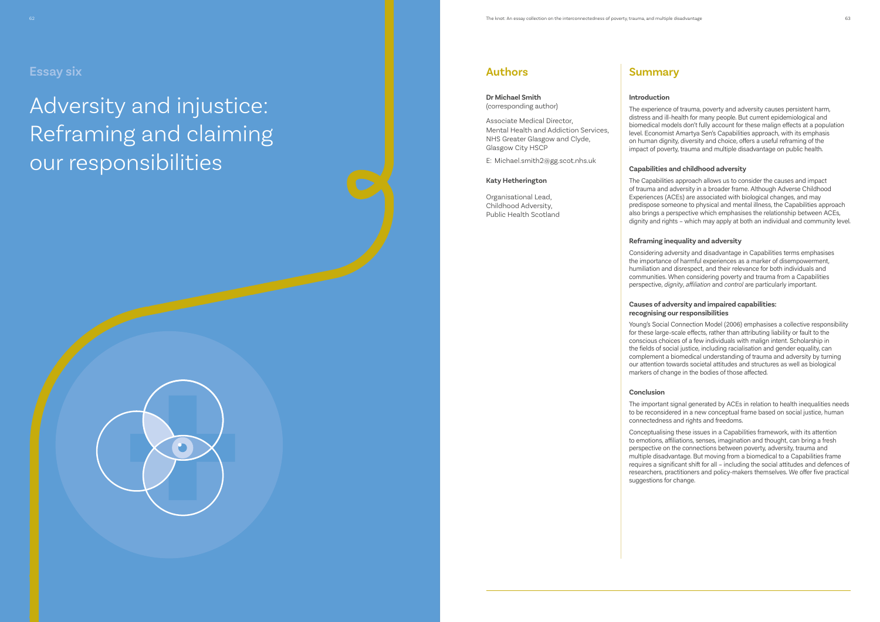## Essay six

# Adversity and injustice: Reframing and claiming our responsibilities

## Authors

**Dr Michael Smith**
(corresponding author)

Associate Medical Director,
Mental Health and Addiction Services,
NHS Greater Glasgow and Clyde,
Glasgow City HSCP

E: Michael.smith2@gg.scot.nhs.uk

**Katy Hetherington**

Organisational Lead,
Childhood Adversity,
Public Health Scotland

## Summary

### Introduction

The experience of trauma, poverty and adversity causes persistent harm, distress and ill-health for many people. But current epidemiological and biomedical models don't fully account for these malign effects at a population level. Economist Amartya Sen's Capabilities approach, with its emphasis on human dignity, diversity and choice, offers a useful reframing of the impact of poverty, trauma and multiple disadvantage on public health.

### Capabilities and childhood adversity

The Capabilities approach allows us to consider the causes and impact of trauma and adversity in a broader frame. Although Adverse Childhood Experiences (ACEs) are associated with biological changes, and may predispose someone to physical and mental illness, the Capabilities approach also brings a perspective which emphasises the relationship between ACEs, dignity and rights – which may apply at both an individual and community level.

### Reframing inequality and adversity

Considering adversity and disadvantage in Capabilities terms emphasises the importance of harmful experiences as a marker of disempowerment, humiliation and disrespect, and their relevance for both individuals and communities. When considering poverty and trauma from a Capabilities perspective, *dignity*, *affiliation* and *control* are particularly important.

### Causes of adversity and impaired capabilities: recognising our responsibilities

Young's Social Connection Model (2006) emphasises a collective responsibility for these large-scale effects, rather than attributing liability or fault to the conscious choices of a few individuals with malign intent. Scholarship in the fields of social justice, including racialisation and gender equality, can complement a biomedical understanding of trauma and adversity by turning our attention towards societal attitudes and structures as well as biological markers of change in the bodies of those affected.

### Conclusion

The important signal generated by ACEs in relation to health inequalities needs to be reconsidered in a new conceptual frame based on social justice, human connectedness and rights and freedoms.

Conceptualising these issues in a Capabilities framework, with its attention to emotions, affiliations, senses, imagination and thought, can bring a fresh perspective on the connections between poverty, adversity, trauma and multiple disadvantage. But moving from a biomedical to a Capabilities frame requires a significant shift for all – including the social attitudes and defences of researchers, practitioners and policy-makers themselves. We offer five practical suggestions for change.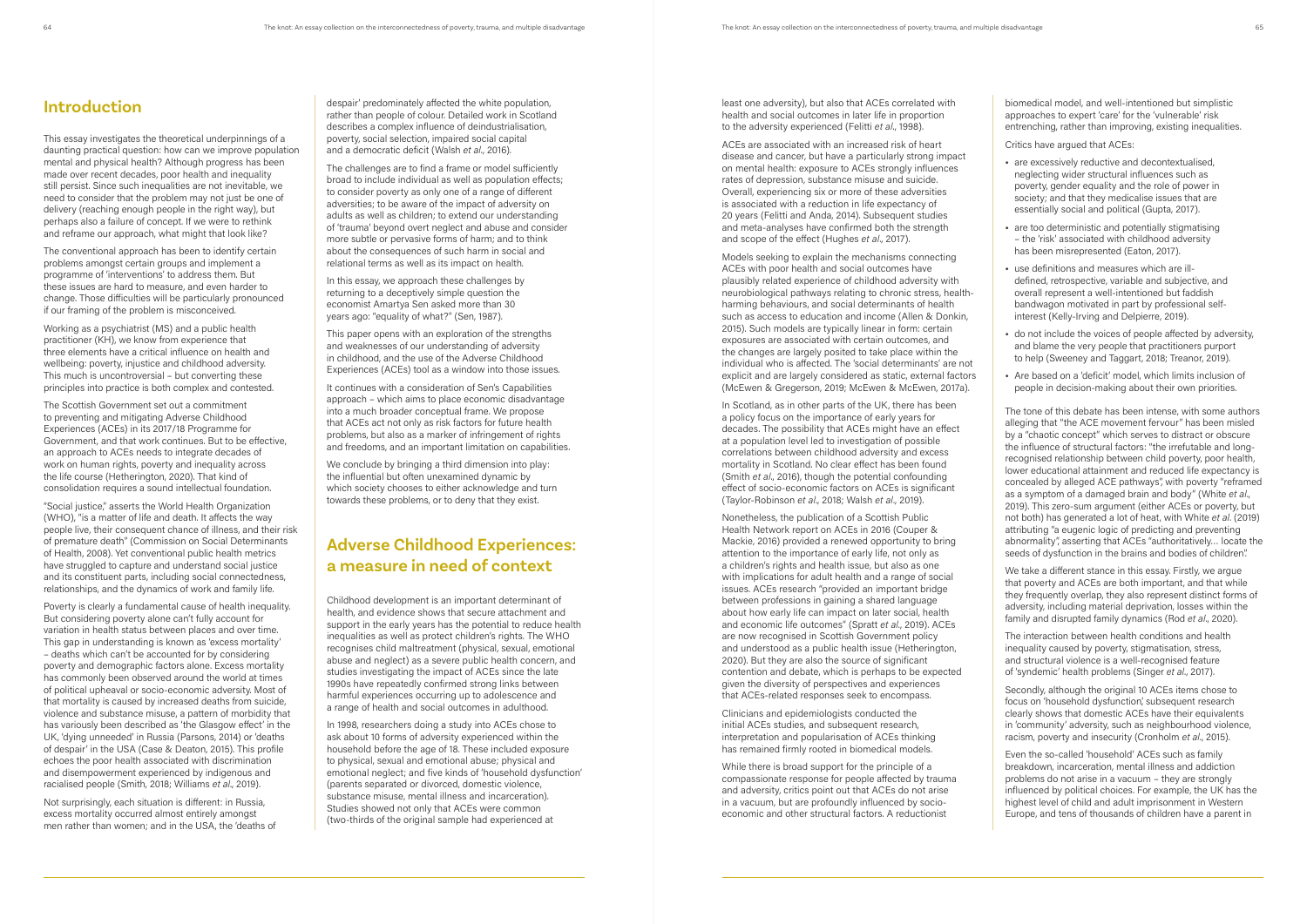## Introduction

This essay investigates the theoretical underpinnings of a daunting practical question: how can we improve population mental and physical health? Although progress has been made over recent decades, poor health and inequality still persist. Since such inequalities are not inevitable, we need to consider that the problem may not just be one of delivery (reaching enough people in the right way), but perhaps also a failure of concept. If we were to rethink and reframe our approach, what might that look like?

The conventional approach has been to identify certain problems amongst certain groups and implement a programme of 'interventions' to address them. But these issues are hard to measure, and even harder to change. Those difficulties will be particularly pronounced if our framing of the problem is misconceived.

Working as a psychiatrist (MS) and a public health practitioner (KH), we know from experience that three elements have a critical influence on health and wellbeing: poverty, injustice and childhood adversity. This much is uncontroversial – but converting these principles into practice is both complex and contested.

The Scottish Government set out a commitment to preventing and mitigating Adverse Childhood Experiences (ACEs) in its 2017/18 Programme for Government, and that work continues. But to be effective, an approach to ACEs needs to integrate decades of work on human rights, poverty and inequality across the life course (Hetherington, 2020). That kind of consolidation requires a sound intellectual foundation.

"Social justice," asserts the World Health Organization (WHO), "is a matter of life and death. It affects the way people live, their consequent chance of illness, and their risk of premature death" (Commission on Social Determinants of Health, 2008). Yet conventional public health metrics have struggled to capture and understand social justice and its constituent parts, including social connectedness, relationships, and the dynamics of work and family life.

Poverty is clearly a fundamental cause of health inequality. But considering poverty alone can't fully account for variation in health status between places and over time. This gap in understanding is known as 'excess mortality' – deaths which can't be accounted for by considering poverty and demographic factors alone. Excess mortality has commonly been observed around the world at times of political upheaval or socio-economic adversity. Most of that mortality is caused by increased deaths from suicide, violence and substance misuse, a pattern of morbidity that has variously been described as 'the Glasgow effect' in the UK, 'dying unneeded' in Russia (Parsons, 2014) or 'deaths of despair' in the USA (Case & Deaton, 2015). This profile echoes the poor health associated with discrimination and disempowerment experienced by indigenous and racialised people (Smith, 2018; Williams *et al.*, 2019).

Not surprisingly, each situation is different: in Russia, excess mortality occurred almost entirely amongst men rather than women; and in the USA, the 'deaths of despair' predominately affected the white population, rather than people of colour. Detailed work in Scotland describes a complex influence of deindustrialisation, poverty, social selection, impaired social capital and a democratic deficit (Walsh *et al.*, 2016).

The challenges are to find a frame or model sufficiently broad to include individual as well as population effects; to consider poverty as only one of a range of different adversities; to be aware of the impact of adversity on adults as well as children; to extend our understanding of 'trauma' beyond overt neglect and abuse and consider more subtle or pervasive forms of harm; and to think about the consequences of such harm in social and relational terms as well as its impact on health.

In this essay, we approach these challenges by returning to a deceptively simple question the economist Amartya Sen asked more than 30 years ago: "equality of what?" (Sen, 1987).

This paper opens with an exploration of the strengths and weaknesses of our understanding of adversity in childhood, and the use of the Adverse Childhood Experiences (ACEs) tool as a window into those issues.

It continues with a consideration of Sen's Capabilities approach – which aims to place economic disadvantage into a much broader conceptual frame. We propose that ACEs act not only as risk factors for future health problems, but also as a marker of infringement of rights and freedoms, and an important limitation on capabilities.

We conclude by bringing a third dimension into play: the influential but often unexamined dynamic by which society chooses to either acknowledge and turn towards these problems, or to deny that they exist.

## Adverse Childhood Experiences: a measure in need of context

Childhood development is an important determinant of health, and evidence shows that secure attachment and support in the early years has the potential to reduce health inequalities as well as protect children's rights. The WHO recognises child maltreatment (physical, sexual, emotional abuse and neglect) as a severe public health concern, and studies investigating the impact of ACEs since the late 1990s have repeatedly confirmed strong links between harmful experiences occurring up to adolescence and a range of health and social outcomes in adulthood.

In 1998, researchers doing a study into ACEs chose to ask about 10 forms of adversity experienced within the household before the age of 18. These included exposure to physical, sexual and emotional abuse; physical and emotional neglect; and five kinds of 'household dysfunction' (parents separated or divorced, domestic violence, substance misuse, mental illness and incarceration). Studies showed not only that ACEs were common (two-thirds of the original sample had experienced at least one adversity), but also that ACEs correlated with health and social outcomes in later life in proportion to the adversity experienced (Felitti *et al.*, 1998).

ACEs are associated with an increased risk of heart disease and cancer, but have a particularly strong impact on mental health: exposure to ACEs strongly influences rates of depression, substance misuse and suicide. Overall, experiencing six or more of these adversities is associated with a reduction in life expectancy of 20 years (Felitti and Anda, 2014). Subsequent studies and meta-analyses have confirmed both the strength and scope of the effect (Hughes *et al.*, 2017).

Models seeking to explain the mechanisms connecting ACEs with poor health and social outcomes have plausibly related experience of childhood adversity with neurobiological pathways relating to chronic stress, health-harming behaviours, and social determinants of health such as access to education and income (Allen & Donkin, 2015). Such models are typically linear in form: certain exposures are associated with certain outcomes, and the changes are largely posited to take place within the individual who is affected. The 'social determinants' are not explicit and are largely considered as static, external factors (McEwen & Gregerson, 2019; McEwen & McEwen, 2017a).

In Scotland, as in other parts of the UK, there has been a policy focus on the importance of early years for decades. The possibility that ACEs might have an effect at a population level led to investigation of possible correlations between childhood adversity and excess mortality in Scotland. No clear effect has been found (Smith *et al.*, 2016), though the potential confounding effect of socio-economic factors on ACEs is significant (Taylor-Robinson *et al.*, 2018; Walsh *et al.*, 2019).

Nonetheless, the publication of a Scottish Public Health Network report on ACEs in 2016 (Couper & Mackie, 2016) provided a renewed opportunity to bring attention to the importance of early life, not only as a children's rights and health issue, but also as one with implications for adult health and a range of social issues. ACEs research "provided an important bridge between professions in gaining a shared language about how early life can impact on later social, health and economic life outcomes" (Spratt *et al.*, 2019). ACEs are now recognised in Scottish Government policy and understood as a public health issue (Hetherington, 2020). But they are also the source of significant contention and debate, which is perhaps to be expected given the diversity of perspectives and experiences that ACEs-related responses seek to encompass.

Clinicians and epidemiologists conducted the initial ACEs studies, and subsequent research, interpretation and popularisation of ACEs thinking has remained firmly rooted in biomedical models.

While there is broad support for the principle of a compassionate response for people affected by trauma and adversity, critics point out that ACEs do not arise in a vacuum, but are profoundly influenced by socio-economic and other structural factors. A reductionist biomedical model, and well-intentioned but simplistic approaches to expert 'care' for the 'vulnerable' risk entrenching, rather than improving, existing inequalities.

Critics have argued that ACEs:

- are excessively reductive and decontextualised, neglecting wider structural influences such as poverty, gender equality and the role of power in society; and that they medicalise issues that are essentially social and political (Gupta, 2017).
- are too deterministic and potentially stigmatising – the 'risk' associated with childhood adversity has been misrepresented (Eaton, 2017).
- use definitions and measures which are ill-defined, retrospective, variable and subjective, and overall represent a well-intentioned but faddish bandwagon motivated in part by professional self-interest (Kelly-Irving and Delpierre, 2019).
- do not include the voices of people affected by adversity, and blame the very people that practitioners purport to help (Sweeney and Taggart, 2018; Treanor, 2019).
- Are based on a 'deficit' model, which limits inclusion of people in decision-making about their own priorities.

The tone of this debate has been intense, with some authors alleging that "the ACE movement fervour" has been misled by a "chaotic concept" which serves to distract or obscure the influence of structural factors: "the irrefutable and long-recognised relationship between child poverty, poor health, lower educational attainment and reduced life expectancy is concealed by alleged ACE pathways", with poverty "reframed as a symptom of a damaged brain and body" (White *et al.*, 2019). This zero-sum argument (either ACEs or poverty, but not both) has generated a lot of heat, with White *et al.* (2019) attributing "a eugenic logic of predicting and preventing abnormality", asserting that ACEs "authoritatively... locate the seeds of dysfunction in the brains and bodies of children".

We take a different stance in this essay. Firstly, we argue that poverty and ACEs are both important, and that while they frequently overlap, they also represent distinct forms of adversity, including material deprivation, losses within the family and disrupted family dynamics (Rod *et al.*, 2020).

The interaction between health conditions and health inequality caused by poverty, stigmatisation, stress, and structural violence is a well-recognised feature of 'syndemic' health problems (Singer *et al.*, 2017).

Secondly, although the original 10 ACEs items chose to focus on 'household dysfunction', subsequent research clearly shows that domestic ACEs have their equivalents in 'community' adversity, such as neighbourhood violence, racism, poverty and insecurity (Cronholm *et al.*, 2015).

Even the so-called 'household' ACEs such as family breakdown, incarceration, mental illness and addiction problems do not arise in a vacuum – they are strongly influenced by political choices. For example, the UK has the highest level of child and adult imprisonment in Western Europe, and tens of thousands of children have a parent in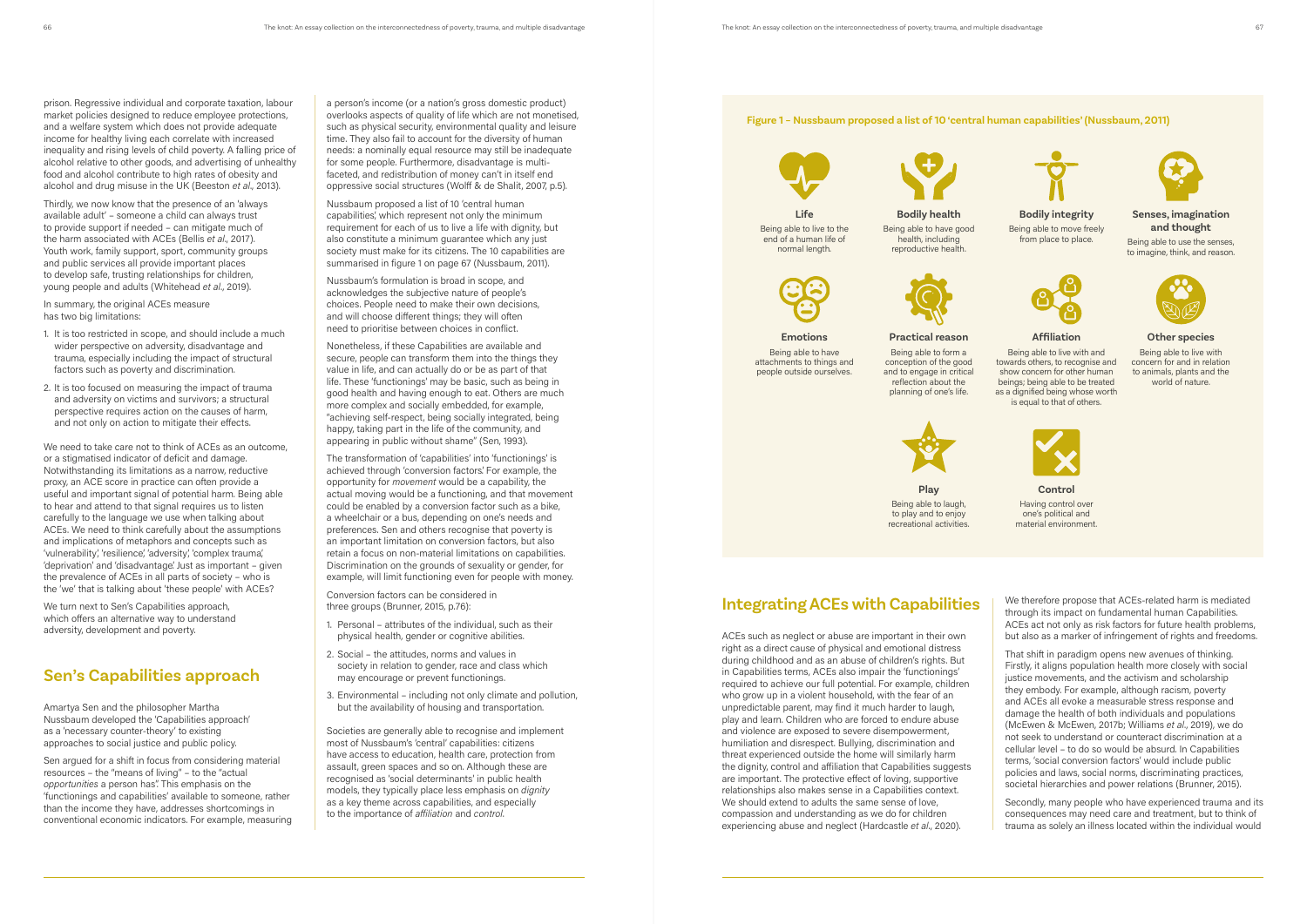prison. Regressive individual and corporate taxation, labour market policies designed to reduce employee protections, and a welfare system which does not provide adequate income for healthy living each correlate with increased inequality and rising levels of child poverty. A falling price of alcohol relative to other goods, and advertising of unhealthy food and alcohol contribute to high rates of obesity and alcohol and drug misuse in the UK (Beeston *et al*., 2013).

Thirdly, we now know that the presence of an 'always available adult' – someone a child can always trust to provide support if needed – can mitigate much of the harm associated with ACEs (Bellis *et al*., 2017). Youth work, family support, sport, community groups and public services all provide important places to develop safe, trusting relationships for children, young people and adults (Whitehead *et al*., 2019).

In summary, the original ACEs measure has two big limitations:

1. It is too restricted in scope, and should include a much wider perspective on adversity, disadvantage and trauma, especially including the impact of structural factors such as poverty and discrimination.
2. It is too focused on measuring the impact of trauma and adversity on victims and survivors; a structural perspective requires action on the causes of harm, and not only on action to mitigate their effects.

We need to take care not to think of ACEs as an outcome, or a stigmatised indicator of deficit and damage. Notwithstanding its limitations as a narrow, reductive proxy, an ACE score in practice can often provide a useful and important signal of potential harm. Being able to hear and attend to that signal requires us to listen carefully to the language we use when talking about ACEs. We need to think carefully about the assumptions and implications of metaphors and concepts such as 'vulnerability', 'resilience', 'adversity', 'complex trauma', 'deprivation' and 'disadvantage'. Just as important – given the prevalence of ACEs in all parts of society – who is the 'we' that is talking about 'these people' with ACEs?

We turn next to Sen's Capabilities approach, which offers an alternative way to understand adversity, development and poverty.

## Sen's Capabilities approach

Amartya Sen and the philosopher Martha Nussbaum developed the 'Capabilities approach' as a 'necessary counter-theory' to existing approaches to social justice and public policy.

Sen argued for a shift in focus from considering material resources – the "means of living" – to the "actual *opportunities* a person has". This emphasis on the 'functionings and capabilities' available to someone, rather than the income they have, addresses shortcomings in conventional economic indicators. For example, measuring a person's income (or a nation's gross domestic product) overlooks aspects of quality of life which are not monetised, such as physical security, environmental quality and leisure time. They also fail to account for the diversity of human needs: a nominally equal resource may still be inadequate for some people. Furthermore, disadvantage is multi-faceted, and redistribution of money can't in itself end oppressive social structures (Wolff & de Shalit, 2007, p.5).

Nussbaum proposed a list of 10 'central human capabilities', which represent not only the minimum requirement for each of us to live a life with dignity, but also constitute a minimum guarantee which any just society must make for its citizens. The 10 capabilities are summarised in figure 1 on page 67 (Nussbaum, 2011).

Nussbaum's formulation is broad in scope, and acknowledges the subjective nature of people's choices. People need to make their own decisions, and will choose different things; they will often need to prioritise between choices in conflict.

Nonetheless, if these Capabilities are available and secure, people can transform them into the things they value in life, and can actually do or be as part of that life. These 'functionings' may be basic, such as being in good health and having enough to eat. Others are much more complex and socially embedded, for example, "achieving self-respect, being socially integrated, being happy, taking part in the life of the community, and appearing in public without shame" (Sen, 1993).

The transformation of 'capabilities' into 'functionings' is achieved through 'conversion factors'. For example, the opportunity for *movement* would be a capability, the actual moving would be a functioning, and that movement could be enabled by a conversion factor such as a bike, a wheelchair or a bus, depending on one's needs and preferences. Sen and others recognise that poverty is an important limitation on conversion factors, but also retain a focus on non-material limitations on capabilities. Discrimination on the grounds of sexuality or gender, for example, will limit functioning even for people with money.

Conversion factors can be considered in three groups (Brunner, 2015, p.76):

1. Personal – attributes of the individual, such as their physical health, gender or cognitive abilities.
2. Social – the attitudes, norms and values in society in relation to gender, race and class which may encourage or prevent functionings.
3. Environmental – including not only climate and pollution, but the availability of housing and transportation.

Societies are generally able to recognise and implement most of Nussbaum's 'central' capabilities: citizens have access to education, health care, protection from assault, green spaces and so on. Although these are recognised as 'social determinants' in public health models, they typically place less emphasis on *dignity* as a key theme across capabilities, and especially to the importance of *affiliation* and *control*.

**Figure 1 – Nussbaum proposed a list of 10 'central human capabilities' (Nussbaum, 2011)**

**Life**
Being able to live to the end of a human life of normal length.

**Bodily health**
Being able to have good health, including reproductive health.

**Bodily integrity**
Being able to move freely from place to place.

**Senses, imagination and thought**
Being able to use the senses, to imagine, think, and reason.

**Emotions**
Being able to have attachments to things and people outside ourselves.

**Practical reason**
Being able to form a conception of the good and to engage in critical reflection about the planning of one's life.

**Affiliation**
Being able to live with and towards others, to recognise and show concern for other human beings; being able to be treated as a dignified being whose worth is equal to that of others.

**Other species**
Being able to live with concern for and in relation to animals, plants and the world of nature.

**Play**
Being able to laugh, to play and to enjoy recreational activities.

**Control**
Having control over one's political and material environment.

## Integrating ACEs with Capabilities

ACEs such as neglect or abuse are important in their own right as a direct cause of physical and emotional distress during childhood and as an abuse of children's rights. But in Capabilities terms, ACEs also impair the 'functionings' required to achieve our full potential. For example, children who grow up in a violent household, with the fear of an unpredictable parent, may find it much harder to laugh, play and learn. Children who are forced to endure abuse and violence are exposed to severe disempowerment, humiliation and disrespect. Bullying, discrimination and threat experienced outside the home will similarly harm the dignity, control and affiliation that Capabilities suggests are important. The protective effect of loving, supportive relationships also makes sense in a Capabilities context. We should extend to adults the same sense of love, compassion and understanding as we do for children experiencing abuse and neglect (Hardcastle *et al*., 2020).

We therefore propose that ACEs-related harm is mediated through its impact on fundamental human Capabilities. ACEs act not only as risk factors for future health problems, but also as a marker of infringement of rights and freedoms.

That shift in paradigm opens new avenues of thinking. Firstly, it aligns population health more closely with social justice movements, and the activism and scholarship they embody. For example, although racism, poverty and ACEs all evoke a measurable stress response and damage the health of both individuals and populations (McEwen & McEwen, 2017b; Williams *et al*., 2019), we do not seek to understand or counteract discrimination at a cellular level – to do so would be absurd. In Capabilities terms, 'social conversion factors' would include public policies and laws, social norms, discriminating practices, societal hierarchies and power relations (Brunner, 2015).

Secondly, many people who have experienced trauma and its consequences may need care and treatment, but to think of trauma as solely an illness located within the individual would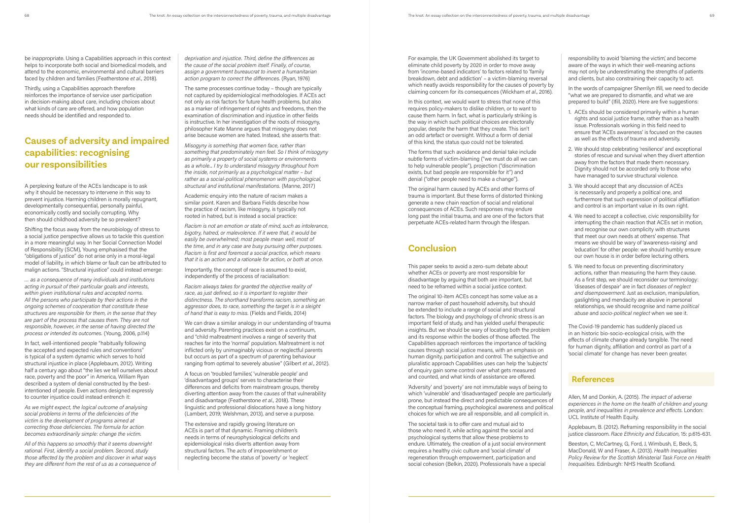be inappropriate. Using a Capabilities approach in this context helps to incorporate both social and biomedical models, and attend to the economic, environmental and cultural barriers faced by children and families (Featherstone *et al*., 2018).

Thirdly, using a Capabilities approach therefore reinforces the importance of service user participation in decision-making about care, including choices about what kinds of care are offered, and how population needs should be identified and responded to.

## Causes of adversity and impaired capabilities: recognising our responsibilities

A perplexing feature of the ACEs landscape is to ask why it should be necessary to intervene in this way to prevent injustice. Harming children is morally repugnant, developmentally consequential, personally painful, economically costly and socially corrupting. Why then should childhood adversity be so prevalent?

Shifting the focus away from the neurobiology of stress to a social justice perspective allows us to tackle this question in a more meaningful way. In her Social Connection Model of Responsibility (SCM), Young emphasised that the "obligations of justice" do not arise only in a moral-legal model of liability, in which blame or fault can be attributed to malign actions. "Structural injustice" could instead emerge:

*… as a consequence of many individuals and institutions acting in pursuit of their particular goals and interests, within given institutional rules and accepted norms. All the persons who participate by their actions in the ongoing schemes of cooperation that constitute these structures are responsible for them, in the sense that they are part of the process that causes them. They are not responsible, however, in the sense of having directed the process or intended its outcomes.* (Young, 2006, p.114)

In fact, well-intentioned people "habitually following the accepted and expected rules and conventions" is typical of a system dynamic which serves to hold structural injustice in place (Applebaum, 2012). Writing half a century ago about "the lies we tell ourselves about race, poverty and the poor" in America, William Ryan described a system of denial constructed by the best-intentioned of people. Even actions designed expressly to counter injustice could instead entrench it:

*As we might expect, the logical outcome of analysing social problems in terms of the deficiencies of the victim is the development of programs aimed at correcting those deficiencies. The formula for action becomes extraordinarily simple: change the victim.*

*All of this happens so smoothly that it seems downright rational. First, identify a social problem. Second, study those affected by the problem and discover in what ways they are different from the rest of us as a consequence of deprivation and injustice. Third, define the differences as the cause of the social problem itself. Finally, of course, assign a government bureaucrat to invent a humanitarian action program to correct the differences.* (Ryan, 1976)

The same processes continue today – though are typically not captured by epidemiological methodologies. If ACEs act not only as risk factors for future health problems, but also as a marker of infringement of rights and freedoms, then the examination of discrimination and injustice in other fields is instructive. In her investigation of the roots of misogyny, philosopher Kate Manne argues that misogyny does not arise because women are hated. Instead, she asserts that:

*Misogyny is something that women face, rather than something that predominately men feel. So I think of misogyny as primarily a property of social systems or environments as a whole… I try to understand misogyny throughout from the inside, not primarily as a psychological matter – but rather as a social-political phenomenon with psychological, structural and institutional manifestations.* (Manne, 2017)

Academic enquiry into the nature of racism makes a similar point. Karen and Barbara Fields describe how the practice of racism, like misogyny, is typically not rooted in hatred, but is instead a social practice:

*Racism is not an emotion or state of mind, such as intolerance, bigotry, hatred, or malevolence. If it were that, it would be easily be overwhelmed; most people mean well, most of the time, and in any case are busy pursuing other purposes. Racism is first and foremost a social practice, which means that it is an action and a rationale for action, or both at once.*

Importantly, the concept of race is assumed to exist, independently of the process of racialisation:

*Racism always takes for granted the objective reality of race, as just defined, so it is important to register their distinctness. The shorthand transforms racism, something an aggressor does, to race, something the target is in a sleight of hand that is easy to miss.* (Fields and Fields, 2014)

We can draw a similar analogy in our understanding of trauma and adversity. Parenting practices exist on a continuum, and "child maltreatment involves a range of severity that reaches far into the 'normal' population. Maltreatment is not inflicted only by unimaginably vicious or neglectful parents but occurs as part of a spectrum of parenting behaviour ranging from optimal to severely abusive" (Gilbert *et al*., 2012).

A focus on 'troubled families', 'vulnerable people' and 'disadvantaged groups' serves to characterise their differences and deficits from mainstream groups, thereby diverting attention away from the *causes* of that vulnerability and disadvantage (Featherstone *et al*., 2018). These linguistic and professional dislocations have a long history (Lambert, 2019; Welshman, 2013), and serve a purpose.

The extensive and rapidly growing literature on ACEs is part of that dynamic. Framing children's needs in terms of neurophysiological deficits and epidemiological risks diverts attention away from structural factors. The *acts* of impoverishment or neglecting become the *status* of 'poverty' or 'neglect.'

For example, the UK Government abolished its target to eliminate child poverty by 2020 in order to move away from 'income-based indicators' to factors related to 'family breakdown, debt and addiction' – a victim-blaming reversal which neatly avoids responsibility for the causes of poverty by claiming concern for its consequences (Wickham *et al*., 2016).

In this context, we would want to stress that none of this requires policy-makers to dislike children, or to want to cause them harm. In fact, what is particularly striking is the way in which such political choices are electorally popular, despite the harm that they create. This isn't an odd artefact or oversight. Without a form of denial of this kind, the status quo could not be tolerated.

The forms that such avoidance and denial take include subtle forms of victim-blaming ("we must do all we can to help vulnerable people"), projection ("discrimination exists, but bad people are responsible for it") and denial ("other people need to make a change").

The original harm caused by ACEs and other forms of trauma is important. But these forms of distorted thinking generate a new chain reaction of social and relational consequences of ACEs. Such responses may endure long past the initial trauma, and are one of the factors that perpetuate ACEs-related harm through the lifespan.

## Conclusion

This paper seeks to avoid a zero-sum debate about whether ACEs or poverty are most responsible for disadvantage by arguing that both are important, but need to be reframed within a social justice context.

The original 10-item ACEs concept has some value as a narrow marker of past household adversity, but should be extended to include a range of social and structural factors. The biology and psychology of chronic stress is an important field of study, and has yielded useful therapeutic insights. But we should be wary of locating both the problem and its response within the bodies of those affected. The Capabilities approach reinforces the importance of tackling causes through social justice means, with an emphasis on human dignity, participation and control. The subjective and pluralistic approach Capabilities uses can help the 'subjects' of enquiry gain some control over what gets measured and counted, and what kinds of assistance are offered.

'Adversity' and 'poverty' are not immutable ways of being to which 'vulnerable' and 'disadvantaged' people are particularly prone, but instead the direct and predictable consequences of the conceptual framing, psychological awareness and political choices for which we are all responsible, and all complicit in.

The societal task is to offer care and mutual aid to those who need it, while acting against the social and psychological systems that allow these problems to endure. Ultimately, the creation of a just social environment requires a healthy civic culture and 'social climate' of regeneration through empowerment, participation and social cohesion (Belkin, 2020). Professionals have a special responsibility to avoid 'blaming the victim', and become aware of the ways in which their well-meaning actions may not only be underestimating the strengths of patients and clients, but also constraining their capacity to act.

In the words of campaigner Sherrilyn Ifill, we need to decide "what we are prepared to dismantle, and what we are prepared to build" (Ifill, 2020). Here are five suggestions:

1. ACEs should be considered primarily within a human rights and social justice frame, rather than as a health issue. Professionals working in this field need to ensure that 'ACEs awareness' is focused on the causes as well as the effects of trauma and adversity.
2. We should stop celebrating 'resilience' and exceptional stories of rescue and survival when they divert attention away from the factors that made them necessary. Dignity should not be accorded only to those who have managed to survive structural violence.
3. We should accept that any discussion of ACEs is necessarily and properly a political one, and furthermore that such expression of political affiliation and control is an important value in its own right.
4. We need to accept a collective, civic responsibility for interrupting the chain reaction that ACEs set in motion, and recognise our own complicity with structures that meet our own needs at others' expense. That means we should be wary of 'awareness-raising' and 'education' for other people: we should humbly ensure our own house is in order before lecturing others.
5. We need to focus on preventing discriminatory actions, rather than measuring the harm they cause. As a first step, we should reconsider our terminology: 'diseases of despair' are in fact *diseases of neglect and disempowerment*. Just as exclusion, manipulation, gaslighting and mendacity are abusive in personal relationships, we should recognise and name *political abuse* and *socio-political neglect* when we see it.

The Covid-19 pandemic has suddenly placed us in an historic bio-socio-ecological crisis, with the effects of climate change already tangible. The need for human dignity, affiliation and control as part of a 'social climate' for change has never been greater.

## References

Allen, M and Donkin, A. (2015). *The impact of adverse experiences in the home on the health of children and young people, and inequalities in prevalence and effects.* London: UCL Institute of Health Equity.

Applebaum, B. (2012). Reframing responsibility in the social justice classroom. *Race Ethnicity and Education*, 15: p.615-631.

Beeston, C, McCartney, G, Ford, J, Wimbush, E, Beck, S, MacDonald, W and Fraser, A. (2013). *Health Inequalities Policy Review for the Scottish Ministerial Task Force on Health Inequalities.* Edinburgh: NHS Health Scotland.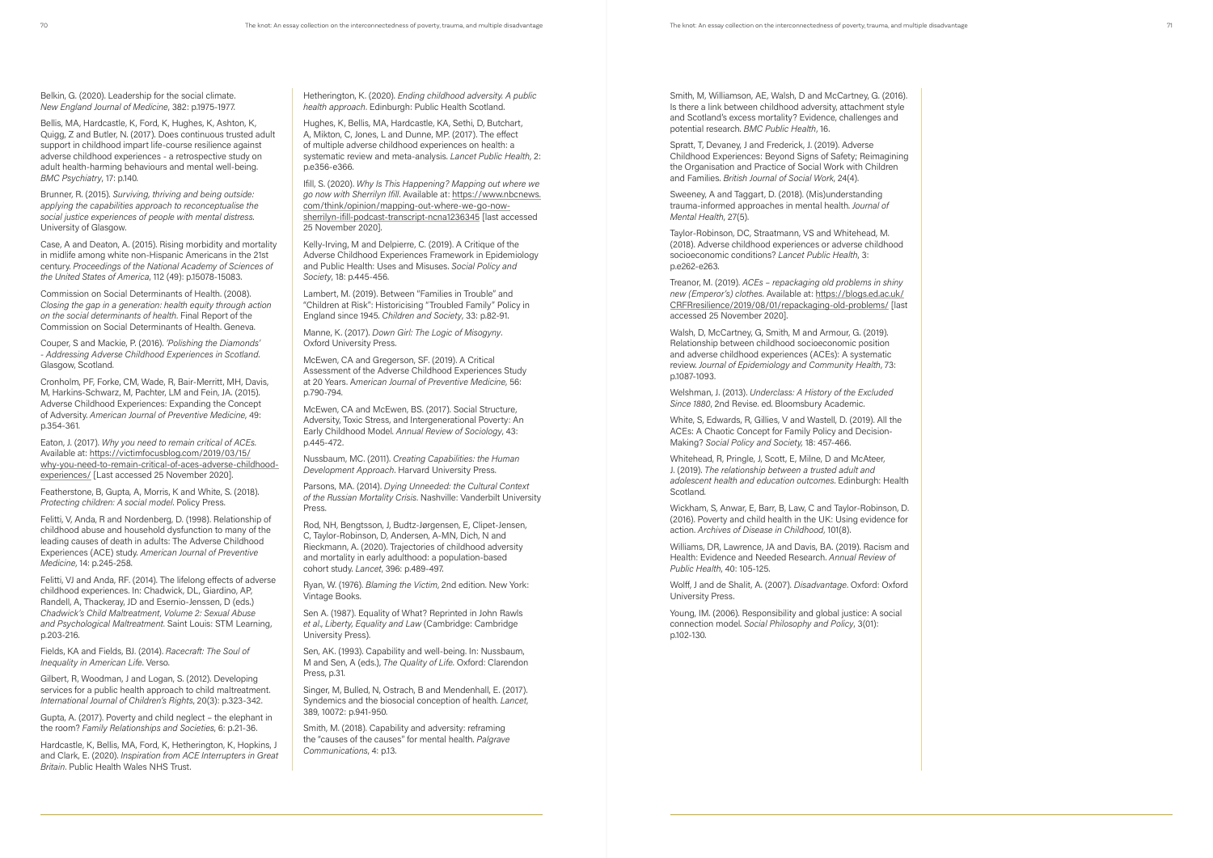Belkin, G. (2020). Leadership for the social climate. *New England Journal of Medicine*, 382: p.1975-1977.

Bellis, MA, Hardcastle, K, Ford, K, Hughes, K, Ashton, K, Quigg, Z and Butler, N. (2017). Does continuous trusted adult support in childhood impart life-course resilience against adverse childhood experiences - a retrospective study on adult health-harming behaviours and mental well-being. *BMC Psychiatry*, 17: p.140.

Brunner, R. (2015). *Surviving, thriving and being outside: applying the capabilities approach to reconceptualise the social justice experiences of people with mental distress*. University of Glasgow.

Case, A and Deaton, A. (2015). Rising morbidity and mortality in midlife among white non-Hispanic Americans in the 21st century. *Proceedings of the National Academy of Sciences of the United States of America*, 112 (49): p.15078-15083.

Commission on Social Determinants of Health. (2008). *Closing the gap in a generation: health equity through action on the social determinants of health*. Final Report of the Commission on Social Determinants of Health. Geneva.

Couper, S and Mackie, P. (2016). *'Polishing the Diamonds' - Addressing Adverse Childhood Experiences in Scotland*. Glasgow, Scotland.

Cronholm, PF, Forke, CM, Wade, R, Bair-Merritt, MH, Davis, M, Harkins-Schwarz, M, Pachter, LM and Fein, JA. (2015). Adverse Childhood Experiences: Expanding the Concept of Adversity. *American Journal of Preventive Medicine*, 49: p.354-361.

Eaton, J. (2017). *Why you need to remain critical of ACEs*. Available at: https://victimfocusblog.com/2019/03/15/why-you-need-to-remain-critical-of-aces-adverse-childhood-experiences/ [Last accessed 25 November 2020].

Featherstone, B, Gupta, A, Morris, K and White, S. (2018). *Protecting children: A social model*. Policy Press.

Felitti, V, Anda, R and Nordenberg, D. (1998). Relationship of childhood abuse and household dysfunction to many of the leading causes of death in adults: The Adverse Childhood Experiences (ACE) study. *American Journal of Preventive Medicine*, 14: p.245-258.

Felitti, VJ and Anda, RF. (2014). The lifelong effects of adverse childhood experiences. In: Chadwick, DL, Giardino, AP, Randell, A, Thackeray, JD and Esernio-Jenssen, D (eds.) *Chadwick's Child Maltreatment, Volume 2: Sexual Abuse and Psychological Maltreatment*. Saint Louis: STM Learning, p.203-216.

Fields, KA and Fields, BJ. (2014). *Racecraft: The Soul of Inequality in American Life*. Verso.

Gilbert, R, Woodman, J and Logan, S. (2012). Developing services for a public health approach to child maltreatment. *International Journal of Children's Rights*, 20(3): p.323-342.

Gupta, A. (2017). Poverty and child neglect – the elephant in the room? *Family Relationships and Societies*, 6: p.21-36.

Hardcastle, K, Bellis, MA, Ford, K, Hetherington, K, Hopkins, J and Clark, E. (2020). *Inspiration from ACE Interrupters in Great Britain*. Public Health Wales NHS Trust.

Hetherington, K. (2020). *Ending childhood adversity. A public health approach*. Edinburgh: Public Health Scotland.

Hughes, K, Bellis, MA, Hardcastle, KA, Sethi, D, Butchart, A, Mikton, C, Jones, L and Dunne, MP. (2017). The effect of multiple adverse childhood experiences on health: a systematic review and meta-analysis. *Lancet Public Health*, 2: p.e356-e366.

Ifill, S. (2020). *Why Is This Happening? Mapping out where we go now with Sherrilyn Ifill*. Available at: https://www.nbcnews.com/think/opinion/mapping-out-where-we-go-now-sherrilyn-ifill-podcast-transcript-ncna1236345 [last accessed 25 November 2020].

Kelly-Irving, M and Delpierre, C. (2019). A Critique of the Adverse Childhood Experiences Framework in Epidemiology and Public Health: Uses and Misuses. *Social Policy and Society*, 18: p.445-456.

Lambert, M. (2019). Between "Families in Trouble" and "Children at Risk": Historicising "Troubled Family" Policy in England since 1945. *Children and Society*, 33: p.82-91.

Manne, K. (2017). *Down Girl: The Logic of Misogyny*. Oxford University Press.

McEwen, CA and Gregerson, SF. (2019). A Critical Assessment of the Adverse Childhood Experiences Study at 20 Years. *American Journal of Preventive Medicine*, 56: p.790-794.

McEwen, CA and McEwen, BS. (2017). Social Structure, Adversity, Toxic Stress, and Intergenerational Poverty: An Early Childhood Model. *Annual Review of Sociology*, 43: p.445-472.

Nussbaum, MC. (2011). *Creating Capabilities: The Human Development Approach*. Harvard University Press.

Parsons, MA. (2014). *Dying Unneeded: the Cultural Context of the Russian Mortality Crisis*. Nashville: Vanderbilt University Press.

Rod, NH, Bengtsson, J, Budtz-Jørgensen, E, Clipet-Jensen, C, Taylor-Robinson, D, Andersen, A-MN, Dich, N and Rieckmann, A. (2020). Trajectories of childhood adversity and mortality in early adulthood: a population-based cohort study. *Lancet*, 396: p.489-497.

Ryan, W. (1976). *Blaming the Victim*, 2nd edition. New York: Vintage Books.

Sen A. (1987). Equality of What? Reprinted in John Rawls *et al., Liberty, Equality and Law* (Cambridge: Cambridge University Press).

Sen, AK. (1993). Capability and well-being. In: Nussbaum, M and Sen, A (eds.), *The Quality of Life*. Oxford: Clarendon Press, p.31.

Singer, M, Bulled, N, Ostrach, B and Mendenhall, E. (2017). Syndemics and the biosocial conception of health. *Lancet*, 389, 10072: p.941-950.

Smith, M. (2018). Capability and adversity: reframing the "causes of the causes" for mental health. *Palgrave Communications*, 4: p.13.

Smith, M, Williamson, AE, Walsh, D and McCartney, G. (2016). Is there a link between childhood adversity, attachment style and Scotland's excess mortality? Evidence, challenges and potential research. *BMC Public Health*, 16.

Spratt, T, Devaney, J and Frederick, J. (2019). Adverse Childhood Experiences: Beyond Signs of Safety; Reimagining the Organisation and Practice of Social Work with Children and Families. *British Journal of Social Work*, 24(4).

Sweeney, A and Taggart, D. (2018). (Mis)understanding trauma-informed approaches in mental health. *Journal of Mental Health*, 27(5).

Taylor-Robinson, DC, Straatmann, VS and Whitehead, M. (2018). Adverse childhood experiences or adverse childhood socioeconomic conditions? *Lancet Public Health*, 3: p.e262-e263.

Treanor, M. (2019). *ACEs – repackaging old problems in shiny new (Emperor's) clothes*. Available at: https://blogs.ed.ac.uk/CRFRresilience/2019/08/01/repackaging-old-problems/ [last accessed 25 November 2020].

Walsh, D, McCartney, G, Smith, M and Armour, G. (2019). Relationship between childhood socioeconomic position and adverse childhood experiences (ACEs): A systematic review. *Journal of Epidemiology and Community Health*, 73: p.1087-1093.

Welshman, J. (2013). *Underclass: A History of the Excluded Since 1880*, 2nd Revise. ed. Bloomsbury Academic.

White, S, Edwards, R, Gillies, V and Wastell, D. (2019). All the ACEs: A Chaotic Concept for Family Policy and Decision-Making? *Social Policy and Society*, 18: 457-466.

Whitehead, R, Pringle, J, Scott, E, Milne, D and McAteer, J. (2019). *The relationship between a trusted adult and adolescent health and education outcomes*. Edinburgh: Health Scotland.

Wickham, S, Anwar, E, Barr, B, Law, C and Taylor-Robinson, D. (2016). Poverty and child health in the UK: Using evidence for action. *Archives of Disease in Childhood*, 101(8).

Williams, DR, Lawrence, JA and Davis, BA. (2019). Racism and Health: Evidence and Needed Research. *Annual Review of Public Health*, 40: 105-125.

Wolff, J and de Shalit, A. (2007). *Disadvantage*. Oxford: Oxford University Press.

Young, IM. (2006). Responsibility and global justice: A social connection model. *Social Philosophy and Policy*, 3(01): p.102-130.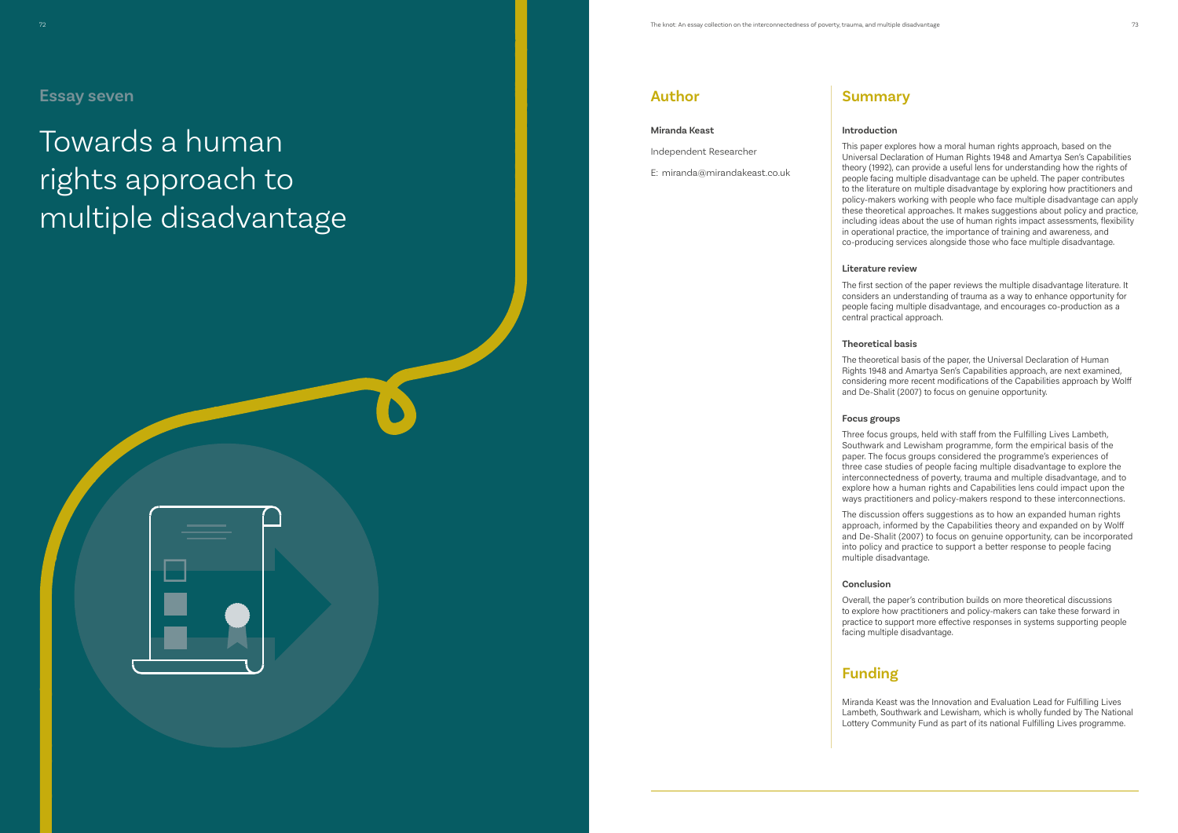## Essay seven

# Towards a human rights approach to multiple disadvantage

## Author

**Miranda Keast**

Independent Researcher

E: miranda@mirandakeast.co.uk

## Summary

**Introduction**

This paper explores how a moral human rights approach, based on the Universal Declaration of Human Rights 1948 and Amartya Sen's Capabilities theory (1992), can provide a useful lens for understanding how the rights of people facing multiple disadvantage can be upheld. The paper contributes to the literature on multiple disadvantage by exploring how practitioners and policy-makers working with people who face multiple disadvantage can apply these theoretical approaches. It makes suggestions about policy and practice, including ideas about the use of human rights impact assessments, flexibility in operational practice, the importance of training and awareness, and co-producing services alongside those who face multiple disadvantage.

**Literature review**

The first section of the paper reviews the multiple disadvantage literature. It considers an understanding of trauma as a way to enhance opportunity for people facing multiple disadvantage, and encourages co-production as a central practical approach.

**Theoretical basis**

The theoretical basis of the paper, the Universal Declaration of Human Rights 1948 and Amartya Sen's Capabilities approach, are next examined, considering more recent modifications of the Capabilities approach by Wolff and De-Shalit (2007) to focus on genuine opportunity.

**Focus groups**

Three focus groups, held with staff from the Fulfilling Lives Lambeth, Southwark and Lewisham programme, form the empirical basis of the paper. The focus groups considered the programme's experiences of three case studies of people facing multiple disadvantage to explore the interconnectedness of poverty, trauma and multiple disadvantage, and to explore how a human rights and Capabilities lens could impact upon the ways practitioners and policy-makers respond to these interconnections.

The discussion offers suggestions as to how an expanded human rights approach, informed by the Capabilities theory and expanded on by Wolff and De-Shalit (2007) to focus on genuine opportunity, can be incorporated into policy and practice to support a better response to people facing multiple disadvantage.

**Conclusion**

Overall, the paper's contribution builds on more theoretical discussions to explore how practitioners and policy-makers can take these forward in practice to support more effective responses in systems supporting people facing multiple disadvantage.

## Funding

Miranda Keast was the Innovation and Evaluation Lead for Fulfilling Lives Lambeth, Southwark and Lewisham, which is wholly funded by The National Lottery Community Fund as part of its national Fulfilling Lives programme.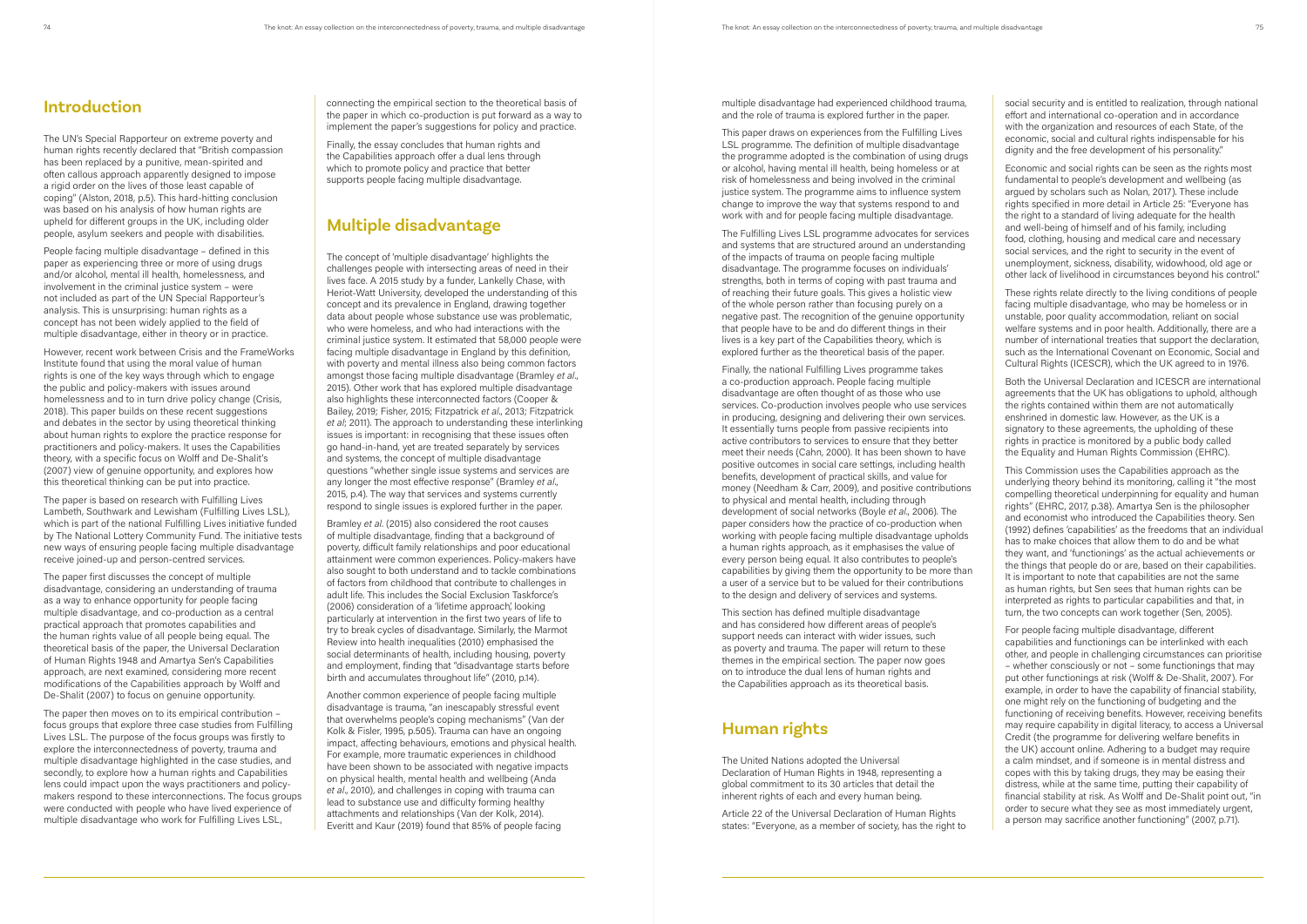## Introduction

The UN's Special Rapporteur on extreme poverty and human rights recently declared that "British compassion has been replaced by a punitive, mean-spirited and often callous approach apparently designed to impose a rigid order on the lives of those least capable of coping" (Alston, 2018, p.5). This hard-hitting conclusion was based on his analysis of how human rights are upheld for different groups in the UK, including older people, asylum seekers and people with disabilities.

People facing multiple disadvantage – defined in this paper as experiencing three or more of using drugs and/or alcohol, mental ill health, homelessness, and involvement in the criminal justice system – were not included as part of the UN Special Rapporteur's analysis. This is unsurprising: human rights as a concept has not been widely applied to the field of multiple disadvantage, either in theory or in practice.

However, recent work between Crisis and the FrameWorks Institute found that using the moral value of human rights is one of the key ways through which to engage the public and policy-makers with issues around homelessness and to in turn drive policy change (Crisis, 2018). This paper builds on these recent suggestions and debates in the sector by using theoretical thinking about human rights to explore the practice response for practitioners and policy-makers. It uses the Capabilities theory, with a specific focus on Wolff and De-Shalit's (2007) view of genuine opportunity, and explores how this theoretical thinking can be put into practice.

The paper is based on research with Fulfilling Lives Lambeth, Southwark and Lewisham (Fulfilling Lives LSL), which is part of the national Fulfilling Lives initiative funded by The National Lottery Community Fund. The initiative tests new ways of ensuring people facing multiple disadvantage receive joined-up and person-centred services.

The paper first discusses the concept of multiple disadvantage, considering an understanding of trauma as a way to enhance opportunity for people facing multiple disadvantage, and co-production as a central practical approach that promotes capabilities and the human rights value of all people being equal. The theoretical basis of the paper, the Universal Declaration of Human Rights 1948 and Amartya Sen's Capabilities approach, are next examined, considering more recent modifications of the Capabilities approach by Wolff and De-Shalit (2007) to focus on genuine opportunity.

The paper then moves on to its empirical contribution – focus groups that explore three case studies from Fulfilling Lives LSL. The purpose of the focus groups was firstly to explore the interconnectedness of poverty, trauma and multiple disadvantage highlighted in the case studies, and secondly, to explore how a human rights and Capabilities lens could impact upon the ways practitioners and policy-makers respond to these interconnections. The focus groups were conducted with people who have lived experience of multiple disadvantage who work for Fulfilling Lives LSL, connecting the empirical section to the theoretical basis of the paper in which co-production is put forward as a way to implement the paper's suggestions for policy and practice.

Finally, the essay concludes that human rights and the Capabilities approach offer a dual lens through which to promote policy and practice that better supports people facing multiple disadvantage.

## Multiple disadvantage

The concept of 'multiple disadvantage' highlights the challenges people with intersecting areas of need in their lives face. A 2015 study by a funder, Lankelly Chase, with Heriot-Watt University, developed the understanding of this concept and its prevalence in England, drawing together data about people whose substance use was problematic, who were homeless, and who had interactions with the criminal justice system. It estimated that 58,000 people were facing multiple disadvantage in England by this definition, with poverty and mental illness also being common factors amongst those facing multiple disadvantage (Bramley *et al*., 2015). Other work that has explored multiple disadvantage also highlights these interconnected factors (Cooper & Bailey, 2019; Fisher, 2015; Fitzpatrick *et al*., 2013; Fitzpatrick *et al*; 2011). The approach to understanding these interlinking issues is important: in recognising that these issues often go hand-in-hand, yet are treated separately by services and systems, the concept of multiple disadvantage questions "whether single issue systems and services are any longer the most effective response" (Bramley *et al*., 2015, p.4). The way that services and systems currently respond to single issues is explored further in the paper.

Bramley *et al*. (2015) also considered the root causes of multiple disadvantage, finding that a background of poverty, difficult family relationships and poor educational attainment were common experiences. Policy-makers have also sought to both understand and to tackle combinations of factors from childhood that contribute to challenges in adult life. This includes the Social Exclusion Taskforce's (2006) consideration of a 'lifetime approach', looking particularly at intervention in the first two years of life to try to break cycles of disadvantage. Similarly, the Marmot Review into health inequalities (2010) emphasised the social determinants of health, including housing, poverty and employment, finding that "disadvantage starts before birth and accumulates throughout life" (2010, p.14).

Another common experience of people facing multiple disadvantage is trauma, "an inescapably stressful event that overwhelms people's coping mechanisms" (Van der Kolk & Fisler, 1995, p.505). Trauma can have an ongoing impact, affecting behaviours, emotions and physical health. For example, more traumatic experiences in childhood have been shown to be associated with negative impacts on physical health, mental health and wellbeing (Anda *et al*., 2010), and challenges in coping with trauma can lead to substance use and difficulty forming healthy attachments and relationships (Van der Kolk, 2014). Everitt and Kaur (2019) found that 85% of people facing multiple disadvantage had experienced childhood trauma, and the role of trauma is explored further in the paper.

This paper draws on experiences from the Fulfilling Lives LSL programme. The definition of multiple disadvantage the programme adopted is the combination of using drugs or alcohol, having mental ill health, being homeless or at risk of homelessness and being involved in the criminal justice system. The programme aims to influence system change to improve the way that systems respond to and work with and for people facing multiple disadvantage.

The Fulfilling Lives LSL programme advocates for services and systems that are structured around an understanding of the impacts of trauma on people facing multiple disadvantage. The programme focuses on individuals' strengths, both in terms of coping with past trauma and of reaching their future goals. This gives a holistic view of the whole person rather than focusing purely on a negative past. The recognition of the genuine opportunity that people have to be and do different things in their lives is a key part of the Capabilities theory, which is explored further as the theoretical basis of the paper.

Finally, the national Fulfilling Lives programme takes a co-production approach. People facing multiple disadvantage are often thought of as those who use services. Co-production involves people who use services in producing, designing and delivering their own services. It essentially turns people from passive recipients into active contributors to services to ensure that they better meet their needs (Cahn, 2000). It has been shown to have positive outcomes in social care settings, including health benefits, development of practical skills, and value for money (Needham & Carr, 2009), and positive contributions to physical and mental health, including through development of social networks (Boyle *et al*., 2006). The paper considers how the practice of co-production when working with people facing multiple disadvantage upholds a human rights approach, as it emphasises the value of every person being equal. It also contributes to people's capabilities by giving them the opportunity to be more than a user of a service but to be valued for their contributions to the design and delivery of services and systems.

This section has defined multiple disadvantage and has considered how different areas of people's support needs can interact with wider issues, such as poverty and trauma. The paper will return to these themes in the empirical section. The paper now goes on to introduce the dual lens of human rights and the Capabilities approach as its theoretical basis.

## Human rights

The United Nations adopted the Universal Declaration of Human Rights in 1948, representing a global commitment to its 30 articles that detail the inherent rights of each and every human being.

Article 22 of the Universal Declaration of Human Rights states: "Everyone, as a member of society, has the right to social security and is entitled to realization, through national effort and international co-operation and in accordance with the organization and resources of each State, of the economic, social and cultural rights indispensable for his dignity and the free development of his personality."

Economic and social rights can be seen as the rights most fundamental to people's development and wellbeing (as argued by scholars such as Nolan, 2017). These include rights specified in more detail in Article 25: "Everyone has the right to a standard of living adequate for the health and well-being of himself and of his family, including food, clothing, housing and medical care and necessary social services, and the right to security in the event of unemployment, sickness, disability, widowhood, old age or other lack of livelihood in circumstances beyond his control."

These rights relate directly to the living conditions of people facing multiple disadvantage, who may be homeless or in unstable, poor quality accommodation, reliant on social welfare systems and in poor health. Additionally, there are a number of international treaties that support the declaration, such as the International Covenant on Economic, Social and Cultural Rights (ICESCR), which the UK agreed to in 1976.

Both the Universal Declaration and ICESCR are international agreements that the UK has obligations to uphold, although the rights contained within them are not automatically enshrined in domestic law. However, as the UK is a signatory to these agreements, the upholding of these rights in practice is monitored by a public body called the Equality and Human Rights Commission (EHRC).

This Commission uses the Capabilities approach as the underlying theory behind its monitoring, calling it "the most compelling theoretical underpinning for equality and human rights" (EHRC, 2017, p.38). Amartya Sen is the philosopher and economist who introduced the Capabilities theory. Sen (1992) defines 'capabilities' as the freedoms that an individual has to make choices that allow them to do and be what they want, and 'functionings' as the actual achievements or the things that people do or are, based on their capabilities. It is important to note that capabilities are not the same as human rights, but Sen sees that human rights can be interpreted as rights to particular capabilities and that, in turn, the two concepts can work together (Sen, 2005).

For people facing multiple disadvantage, different capabilities and functionings can be interlinked with each other, and people in challenging circumstances can prioritise – whether consciously or not – some functionings that may put other functionings at risk (Wolff & De-Shalit, 2007). For example, in order to have the capability of financial stability, one might rely on the functioning of budgeting and the functioning of receiving benefits. However, receiving benefits may require capability in digital literacy, to access a Universal Credit (the programme for delivering welfare benefits in the UK) account online. Adhering to a budget may require a calm mindset, and if someone is in mental distress and copes with this by taking drugs, they may be easing their distress, while at the same time, putting their capability of financial stability at risk. As Wolff and De-Shalit point out, "in order to secure what they see as most immediately urgent, a person may sacrifice another functioning" (2007, p.71).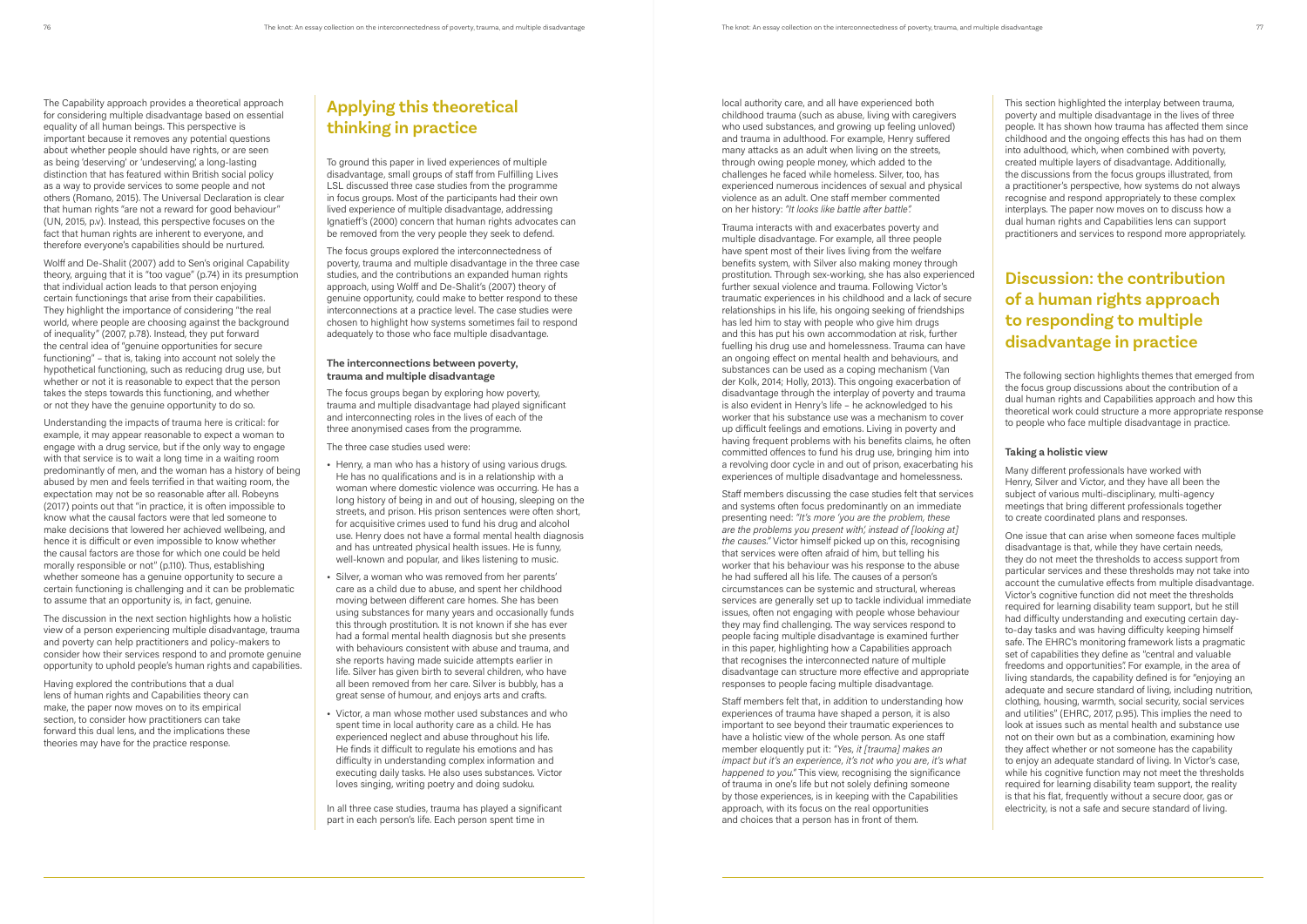The Capability approach provides a theoretical approach for considering multiple disadvantage based on essential equality of all human beings. This perspective is important because it removes any potential questions about whether people should have rights, or are seen as being 'deserving' or 'undeserving', a long-lasting distinction that has featured within British social policy as a way to provide services to some people and not others (Romano, 2015). The Universal Declaration is clear that human rights "are not a reward for good behaviour" (UN, 2015, p.v). Instead, this perspective focuses on the fact that human rights are inherent to everyone, and therefore everyone's capabilities should be nurtured.

Wolff and De-Shalit (2007) add to Sen's original Capability theory, arguing that it is "too vague" (p.74) in its presumption that individual action leads to that person enjoying certain functionings that arise from their capabilities. They highlight the importance of considering "the real world, where people are choosing against the background of inequality" (2007, p.78). Instead, they put forward the central idea of "genuine opportunities for secure functioning" – that is, taking into account not solely the hypothetical functioning, such as reducing drug use, but whether or not it is reasonable to expect that the person takes the steps towards this functioning, and whether or not they have the genuine opportunity to do so.

Understanding the impacts of trauma here is critical: for example, it may appear reasonable to expect a woman to engage with a drug service, but if the only way to engage with that service is to wait a long time in a waiting room predominantly of men, and the woman has a history of being abused by men and feels terrified in that waiting room, the expectation may not be so reasonable after all. Robeyns (2017) points out that "in practice, it is often impossible to know what the causal factors were that led someone to make decisions that lowered her achieved wellbeing, and hence it is difficult or even impossible to know whether the causal factors are those for which one could be held morally responsible or not" (p.110). Thus, establishing whether someone has a genuine opportunity to secure a certain functioning is challenging and it can be problematic to assume that an opportunity is, in fact, genuine.

The discussion in the next section highlights how a holistic view of a person experiencing multiple disadvantage, trauma and poverty can help practitioners and policy-makers to consider how their services respond to and promote genuine opportunity to uphold people's human rights and capabilities.

Having explored the contributions that a dual lens of human rights and Capabilities theory can make, the paper now moves on to its empirical section, to consider how practitioners can take forward this dual lens, and the implications these theories may have for the practice response.

## Applying this theoretical thinking in practice

To ground this paper in lived experiences of multiple disadvantage, small groups of staff from Fulfilling Lives LSL discussed three case studies from the programme in focus groups. Most of the participants had their own lived experience of multiple disadvantage, addressing Ignatieff's (2000) concern that human rights advocates can be removed from the very people they seek to defend.

The focus groups explored the interconnectedness of poverty, trauma and multiple disadvantage in the three case studies, and the contributions an expanded human rights approach, using Wolff and De-Shalit's (2007) theory of genuine opportunity, could make to better respond to these interconnections at a practice level. The case studies were chosen to highlight how systems sometimes fail to respond adequately to those who face multiple disadvantage.

### The interconnections between poverty, trauma and multiple disadvantage

The focus groups began by exploring how poverty, trauma and multiple disadvantage had played significant and interconnecting roles in the lives of each of the three anonymised cases from the programme.

The three case studies used were:

- Henry, a man who has a history of using various drugs. He has no qualifications and is in a relationship with a woman where domestic violence was occurring. He has a long history of being in and out of housing, sleeping on the streets, and prison. His prison sentences were often short, for acquisitive crimes used to fund his drug and alcohol use. Henry does not have a formal mental health diagnosis and has untreated physical health issues. He is funny, well-known and popular, and likes listening to music.
- Silver, a woman who was removed from her parents' care as a child due to abuse, and spent her childhood moving between different care homes. She has been using substances for many years and occasionally funds this through prostitution. It is not known if she has ever had a formal mental health diagnosis but she presents with behaviours consistent with abuse and trauma, and she reports having made suicide attempts earlier in life. Silver has given birth to several children, who have all been removed from her care. Silver is bubbly, has a great sense of humour, and enjoys arts and crafts.
- Victor, a man whose mother used substances and who spent time in local authority care as a child. He has experienced neglect and abuse throughout his life. He finds it difficult to regulate his emotions and has difficulty in understanding complex information and executing daily tasks. He also uses substances. Victor loves singing, writing poetry and doing sudoku.

In all three case studies, trauma has played a significant part in each person's life. Each person spent time in local authority care, and all have experienced both childhood trauma (such as abuse, living with caregivers who used substances, and growing up feeling unloved) and trauma in adulthood. For example, Henry suffered many attacks as an adult when living on the streets, through owing people money, which added to the challenges he faced while homeless. Silver, too, has experienced numerous incidences of sexual and physical violence as an adult. One staff member commented on her history: *"It looks like battle after battle".*

Trauma interacts with and exacerbates poverty and multiple disadvantage. For example, all three people have spent most of their lives living from the welfare benefits system, with Silver also making money through prostitution. Through sex-working, she has also experienced further sexual violence and trauma. Following Victor's traumatic experiences in his childhood and a lack of secure relationships in his life, his ongoing seeking of friendships has led him to stay with people who give him drugs and this has put his own accommodation at risk, further fuelling his drug use and homelessness. Trauma can have an ongoing effect on mental health and behaviours, and substances can be used as a coping mechanism (Van der Kolk, 2014; Holly, 2013). This ongoing exacerbation of disadvantage through the interplay of poverty and trauma is also evident in Henry's life – he acknowledged to his worker that his substance use was a mechanism to cover up difficult feelings and emotions. Living in poverty and having frequent problems with his benefits claims, he often committed offences to fund his drug use, bringing him into a revolving door cycle in and out of prison, exacerbating his experiences of multiple disadvantage and homelessness.

Staff members discussing the case studies felt that services and systems often focus predominantly on an immediate presenting need: *"It's more 'you are the problem, these are the problems you present with', instead of [looking at] the causes."* Victor himself picked up on this, recognising that services were often afraid of him, but telling his worker that his behaviour was his response to the abuse he had suffered all his life. The causes of a person's circumstances can be systemic and structural, whereas services are generally set up to tackle individual immediate issues, often not engaging with people whose behaviour they may find challenging. The way services respond to people facing multiple disadvantage is examined further in this paper, highlighting how a Capabilities approach that recognises the interconnected nature of multiple disadvantage can structure more effective and appropriate responses to people facing multiple disadvantage.

Staff members felt that, in addition to understanding how experiences of trauma have shaped a person, it is also important to see beyond their traumatic experiences to have a holistic view of the whole person. As one staff member eloquently put it: *"Yes, it [trauma] makes an impact but it's an experience, it's not who you are, it's what happened to you."* This view, recognising the significance of trauma in one's life but not solely defining someone by those experiences, is in keeping with the Capabilities approach, with its focus on the real opportunities and choices that a person has in front of them.

This section highlighted the interplay between trauma, poverty and multiple disadvantage in the lives of three people. It has shown how trauma has affected them since childhood and the ongoing effects this has had on them into adulthood, which, when combined with poverty, created multiple layers of disadvantage. Additionally, the discussions from the focus groups illustrated, from a practitioner's perspective, how systems do not always recognise and respond appropriately to these complex interplays. The paper now moves on to discuss how a dual human rights and Capabilities lens can support practitioners and services to respond more appropriately.

## Discussion: the contribution of a human rights approach to responding to multiple disadvantage in practice

The following section highlights themes that emerged from the focus group discussions about the contribution of a dual human rights and Capabilities approach and how this theoretical work could structure a more appropriate response to people who face multiple disadvantage in practice.

### Taking a holistic view

Many different professionals have worked with Henry, Silver and Victor, and they have all been the subject of various multi-disciplinary, multi-agency meetings that bring different professionals together to create coordinated plans and responses.

One issue that can arise when someone faces multiple disadvantage is that, while they have certain needs, they do not meet the thresholds to access support from particular services and these thresholds may not take into account the cumulative effects from multiple disadvantage. Victor's cognitive function did not meet the thresholds required for learning disability team support, but he still had difficulty understanding and executing certain day-to-day tasks and was having difficulty keeping himself safe. The EHRC's monitoring framework lists a pragmatic set of capabilities they define as "central and valuable freedoms and opportunities". For example, in the area of living standards, the capability defined is for "enjoying an adequate and secure standard of living, including nutrition, clothing, housing, warmth, social security, social services and utilities" (EHRC, 2017, p.95). This implies the need to look at issues such as mental health and substance use not on their own but as a combination, examining how they affect whether or not someone has the capability to enjoy an adequate standard of living. In Victor's case, while his cognitive function may not meet the thresholds required for learning disability team support, the reality is that his flat, frequently without a secure door, gas or electricity, is not a safe and secure standard of living.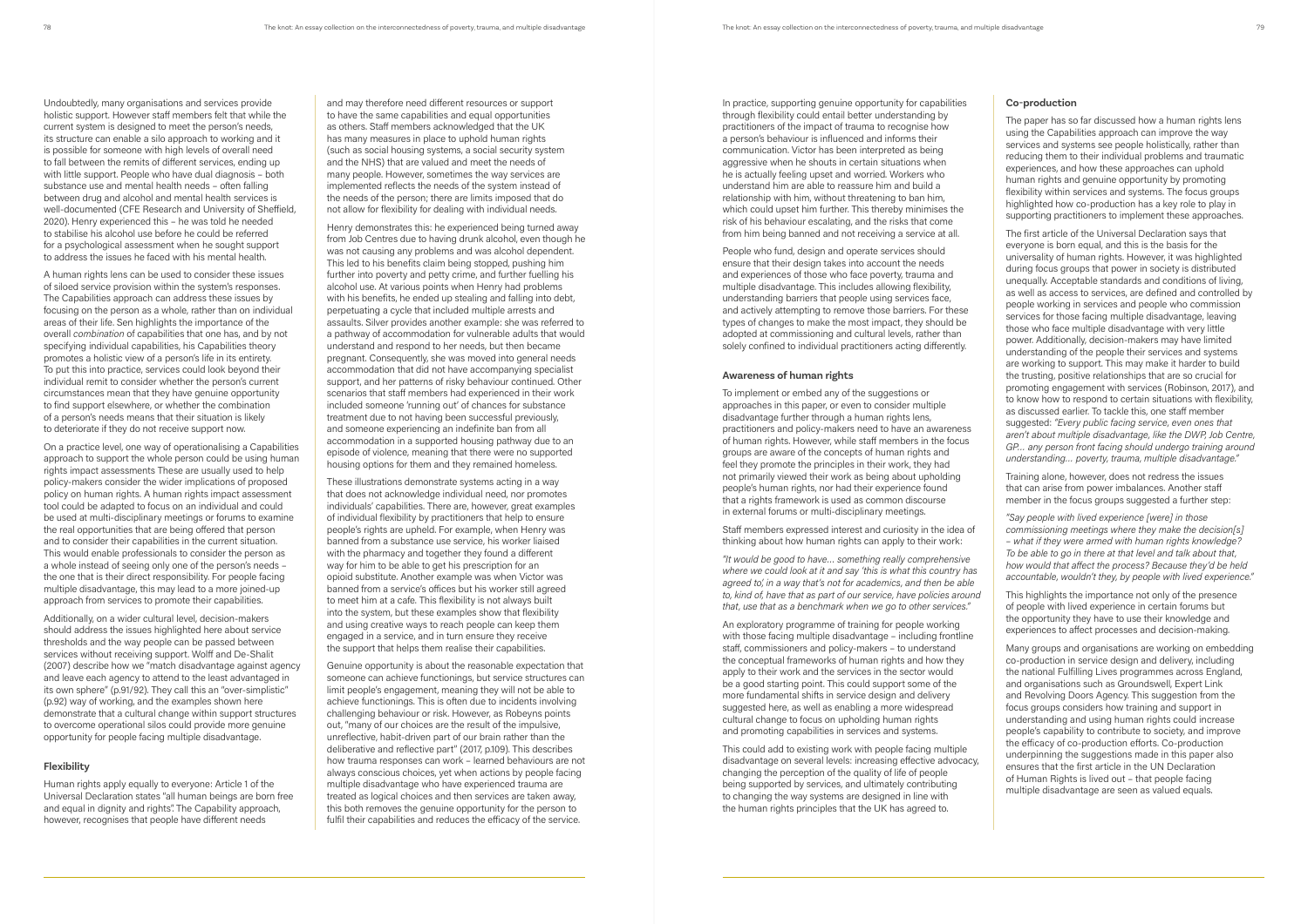Undoubtedly, many organisations and services provide holistic support. However staff members felt that while the current system is designed to meet the person's needs, its structure can enable a silo approach to working and it is possible for someone with high levels of overall need to fall between the remits of different services, ending up with little support. People who have dual diagnosis – both substance use and mental health needs – often falling between drug and alcohol and mental health services is well-documented (CFE Research and University of Sheffield, 2020). Henry experienced this – he was told he needed to stabilise his alcohol use before he could be referred for a psychological assessment when he sought support to address the issues he faced with his mental health.

A human rights lens can be used to consider these issues of siloed service provision within the system's responses. The Capabilities approach can address these issues by focusing on the person as a whole, rather than on individual areas of their life. Sen highlights the importance of the overall *combination* of capabilities that one has, and by not specifying individual capabilities, his Capabilities theory promotes a holistic view of a person's life in its entirety. To put this into practice, services could look beyond their individual remit to consider whether the person's current circumstances mean that they have genuine opportunity to find support elsewhere, or whether the combination of a person's needs means that their situation is likely to deteriorate if they do not receive support now.

On a practice level, one way of operationalising a Capabilities approach to support the whole person could be using human rights impact assessments These are usually used to help policy-makers consider the wider implications of proposed policy on human rights. A human rights impact assessment tool could be adapted to focus on an individual and could be used at multi-disciplinary meetings or forums to examine the real opportunities that are being offered that person and to consider their capabilities in the current situation. This would enable professionals to consider the person as a whole instead of seeing only one of the person's needs – the one that is their direct responsibility. For people facing multiple disadvantage, this may lead to a more joined-up approach from services to promote their capabilities.

Additionally, on a wider cultural level, decision-makers should address the issues highlighted here about service thresholds and the way people can be passed between services without receiving support. Wolff and De-Shalit (2007) describe how we "match disadvantage against agency and leave each agency to attend to the least advantaged in its own sphere" (p.91/92). They call this an "over-simplistic" (p.92) way of working, and the examples shown here demonstrate that a cultural change within support structures to overcome operational silos could provide more genuine opportunity for people facing multiple disadvantage.

### Flexibility

Human rights apply equally to everyone: Article 1 of the Universal Declaration states "all human beings are born free and equal in dignity and rights". The Capability approach, however, recognises that people have different needs and may therefore need different resources or support to have the same capabilities and equal opportunities as others. Staff members acknowledged that the UK has many measures in place to uphold human rights (such as social housing systems, a social security system and the NHS) that are valued and meet the needs of many people. However, sometimes the way services are implemented reflects the needs of the system instead of the needs of the person; there are limits imposed that do not allow for flexibility for dealing with individual needs.

Henry demonstrates this: he experienced being turned away from Job Centres due to having drunk alcohol, even though he was not causing any problems and was alcohol dependent. This led to his benefits claim being stopped, pushing him further into poverty and petty crime, and further fuelling his alcohol use. At various points when Henry had problems with his benefits, he ended up stealing and falling into debt, perpetuating a cycle that included multiple arrests and assaults. Silver provides another example: she was referred to a pathway of accommodation for vulnerable adults that would understand and respond to her needs, but then became pregnant. Consequently, she was moved into general needs accommodation that did not have accompanying specialist support, and her patterns of risky behaviour continued. Other scenarios that staff members had experienced in their work included someone 'running out' of chances for substance treatment due to not having been successful previously, and someone experiencing an indefinite ban from all accommodation in a supported housing pathway due to an episode of violence, meaning that there were no supported housing options for them and they remained homeless.

These illustrations demonstrate systems acting in a way that does not acknowledge individual need, nor promotes individuals' capabilities. There are, however, great examples of individual flexibility by practitioners that help to ensure people's rights are upheld. For example, when Henry was banned from a substance use service, his worker liaised with the pharmacy and together they found a different way for him to be able to get his prescription for an opioid substitute. Another example was when Victor was banned from a service's offices but his worker still agreed to meet him at a cafe. This flexibility is not always built into the system, but these examples show that flexibility and using creative ways to reach people can keep them engaged in a service, and in turn ensure they receive the support that helps them realise their capabilities.

Genuine opportunity is about the reasonable expectation that someone can achieve functionings, but service structures can limit people's engagement, meaning they will not be able to achieve functionings. This is often due to incidents involving challenging behaviour or risk. However, as Robeyns points out, "many of our choices are the result of the impulsive, unreflective, habit-driven part of our brain rather than the deliberative and reflective part" (2017, p.109). This describes how trauma responses can work – learned behaviours are not always conscious choices, yet when actions by people facing multiple disadvantage who have experienced trauma are treated as logical choices and then services are taken away, this both removes the genuine opportunity for the person to fulfil their capabilities and reduces the efficacy of the service.

In practice, supporting genuine opportunity for capabilities through flexibility could entail better understanding by practitioners of the impact of trauma to recognise how a person's behaviour is influenced and informs their communication. Victor has been interpreted as being aggressive when he shouts in certain situations when he is actually feeling upset and worried. Workers who understand him are able to reassure him and build a relationship with him, without threatening to ban him, which could upset him further. This thereby minimises the risk of his behaviour escalating, and the risks that come from him being banned and not receiving a service at all.

People who fund, design and operate services should ensure that their design takes into account the needs and experiences of those who face poverty, trauma and multiple disadvantage. This includes allowing flexibility, understanding barriers that people using services face, and actively attempting to remove those barriers. For these types of changes to make the most impact, they should be adopted at commissioning and cultural levels, rather than solely confined to individual practitioners acting differently.

### Awareness of human rights

To implement or embed any of the suggestions or approaches in this paper, or even to consider multiple disadvantage further through a human rights lens, practitioners and policy-makers need to have an awareness of human rights. However, while staff members in the focus groups are aware of the concepts of human rights and feel they promote the principles in their work, they had not primarily viewed their work as being about upholding people's human rights, nor had their experience found that a rights framework is used as common discourse in external forums or multi-disciplinary meetings.

Staff members expressed interest and curiosity in the idea of thinking about how human rights can apply to their work:

*"It would be good to have… something really comprehensive where we could look at it and say 'this is what this country has agreed to', in a way that's not for academics, and then be able to, kind of, have that as part of our service, have policies around that, use that as a benchmark when we go to other services."*

An exploratory programme of training for people working with those facing multiple disadvantage – including frontline staff, commissioners and policy-makers – to understand the conceptual frameworks of human rights and how they apply to their work and the services in the sector would be a good starting point. This could support some of the more fundamental shifts in service design and delivery suggested here, as well as enabling a more widespread cultural change to focus on upholding human rights and promoting capabilities in services and systems.

This could add to existing work with people facing multiple disadvantage on several levels: increasing effective advocacy, changing the perception of the quality of life of people being supported by services, and ultimately contributing to changing the way systems are designed in line with the human rights principles that the UK has agreed to.

### Co-production

The paper has so far discussed how a human rights lens using the Capabilities approach can improve the way services and systems see people holistically, rather than reducing them to their individual problems and traumatic experiences, and how these approaches can uphold human rights and genuine opportunity by promoting flexibility within services and systems. The focus groups highlighted how co-production has a key role to play in supporting practitioners to implement these approaches.

The first article of the Universal Declaration says that everyone is born equal, and this is the basis for the universality of human rights. However, it was highlighted during focus groups that power in society is distributed unequally. Acceptable standards and conditions of living, as well as access to services, are defined and controlled by people working in services and people who commission services for those facing multiple disadvantage, leaving those who face multiple disadvantage with very little power. Additionally, decision-makers may have limited understanding of the people their services and systems are working to support. This may make it harder to build the trusting, positive relationships that are so crucial for promoting engagement with services (Robinson, 2017), and to know how to respond to certain situations with flexibility, as discussed earlier. To tackle this, one staff member suggested: *"Every public facing service, even ones that aren't about multiple disadvantage, like the DWP, Job Centre, GP… any person front facing should undergo training around understanding… poverty, trauma, multiple disadvantage."*

Training alone, however, does not redress the issues that can arise from power imbalances. Another staff member in the focus groups suggested a further step:

*"Say people with lived experience [were] in those commissioning meetings where they make the decision[s] – what if they were armed with human rights knowledge? To be able to go in there at that level and talk about that, how would that affect the process? Because they'd be held accountable, wouldn't they, by people with lived experience."*

This highlights the importance not only of the presence of people with lived experience in certain forums but the opportunity they have to use their knowledge and experiences to affect processes and decision-making.

Many groups and organisations are working on embedding co-production in service design and delivery, including the national Fulfilling Lives programmes across England, and organisations such as Groundswell, Expert Link and Revolving Doors Agency. This suggestion from the focus groups considers how training and support in understanding and using human rights could increase people's capability to contribute to society, and improve the efficacy of co-production efforts. Co-production underpinning the suggestions made in this paper also ensures that the first article in the UN Declaration of Human Rights is lived out – that people facing multiple disadvantage are seen as valued equals.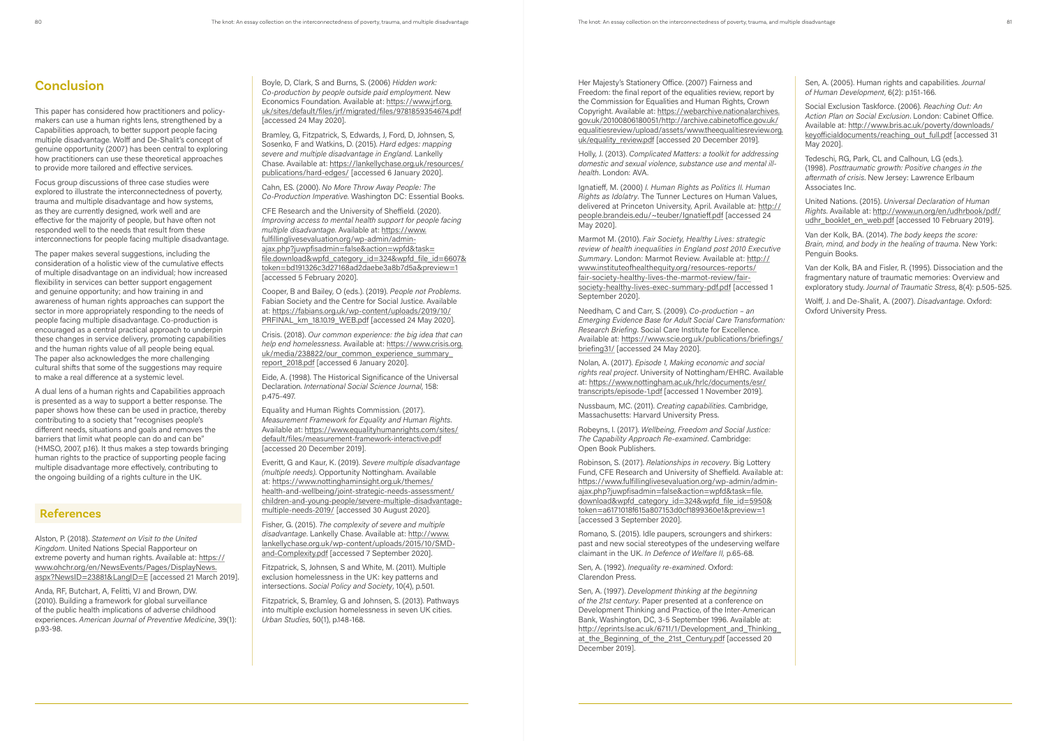## Conclusion

This paper has considered how practitioners and policy-makers can use a human rights lens, strengthened by a Capabilities approach, to better support people facing multiple disadvantage. Wolff and De-Shalit's concept of genuine opportunity (2007) has been central to exploring how practitioners can use these theoretical approaches to provide more tailored and effective services.

Focus group discussions of three case studies were explored to illustrate the interconnectedness of poverty, trauma and multiple disadvantage and how systems, as they are currently designed, work well and are effective for the majority of people, but have often not responded well to the needs that result from these interconnections for people facing multiple disadvantage.

The paper makes several suggestions, including the consideration of a holistic view of the cumulative effects of multiple disadvantage on an individual; how increased flexibility in services can better support engagement and genuine opportunity; and how training in and awareness of human rights approaches can support the sector in more appropriately responding to the needs of people facing multiple disadvantage. Co-production is encouraged as a central practical approach to underpin these changes in service delivery, promoting capabilities and the human rights value of all people being equal. The paper also acknowledges the more challenging cultural shifts that some of the suggestions may require to make a real difference at a systemic level.

A dual lens of a human rights and Capabilities approach is presented as a way to support a better response. The paper shows how these can be used in practice, thereby contributing to a society that "recognises people's different needs, situations and goals and removes the barriers that limit what people can do and can be" (HMSO, 2007, p.16). It thus makes a step towards bringing human rights to the practice of supporting people facing multiple disadvantage more effectively, contributing to the ongoing building of a rights culture in the UK.

## References

Alston, P. (2018). *Statement on Visit to the United Kingdom*. United Nations Special Rapporteur on extreme poverty and human rights. Available at: https://www.ohchr.org/en/NewsEvents/Pages/DisplayNews.aspx?NewsID=23881&LangID=E [accessed 21 March 2019].

Anda, RF, Butchart, A, Felitti, VJ and Brown, DW. (2010). Building a framework for global surveillance of the public health implications of adverse childhood experiences. *American Journal of Preventive Medicine*, 39(1): p.93-98.

Boyle, D, Clark, S and Burns, S. (2006) *Hidden work: Co-production by people outside paid employment*. New Economics Foundation. Available at: https://www.jrf.org.uk/sites/default/files/jrf/migrated/files/9781859354674.pdf [accessed 24 May 2020].

Bramley, G, Fitzpatrick, S, Edwards, J, Ford, D, Johnsen, S, Sosenko, F and Watkins, D. (2015). *Hard edges: mapping severe and multiple disadvantage in England*. Lankelly Chase. Available at: https://lankellychase.org.uk/resources/publications/hard-edges/ [accessed 6 January 2020].

Cahn, ES. (2000). *No More Throw Away People: The Co-Production Imperative*. Washington DC: Essential Books.

CFE Research and the University of Sheffield. (2020). *Improving access to mental health support for people facing multiple disadvantage*. Available at: https://www.fulfillinglivesevaluation.org/wp-admin/admin-ajax.php?juwpfisadmin=false&action=wpfd&task=file.download&wpfd_category_id=324&wpfd_file_id=6607&token=bd191326c3d27168ad2daebe3a8b7d5a&preview=1 [accessed 5 February 2020].

Cooper, B and Bailey, O (eds.). (2019). *People not Problems*. Fabian Society and the Centre for Social Justice. Available at: https://fabians.org.uk/wp-content/uploads/2019/10/PRFINAL_km_18.10.19_WEB.pdf [accessed 24 May 2020].

Crisis. (2018). *Our common experience: the big idea that can help end homelessness*. Available at: https://www.crisis.org.uk/media/238822/our_common_experience_summary_report_2018.pdf [accessed 6 January 2020].

Eide, A. (1998). The Historical Significance of the Universal Declaration. *International Social Science Journal*, 158: p.475-497.

Equality and Human Rights Commission. (2017). *Measurement Framework for Equality and Human Rights*. Available at: https://www.equalityhumanrights.com/sites/default/files/measurement-framework-interactive.pdf [accessed 20 December 2019].

Everitt, G and Kaur, K. (2019). *Severe multiple disadvantage (multiple needs)*. Opportunity Nottingham. Available at: https://www.nottinghaminsight.org.uk/themes/health-and-wellbeing/joint-strategic-needs-assessment/children-and-young-people/severe-multiple-disadvantage-multiple-needs-2019/ [accessed 30 August 2020].

Fisher, G. (2015). *The complexity of severe and multiple disadvantage*. Lankelly Chase. Available at: http://www.lankellychase.org.uk/wp-content/uploads/2015/10/SMD-and-Complexity.pdf [accessed 7 September 2020].

Fitzpatrick, S, Johnsen, S and White, M. (2011). Multiple exclusion homelessness in the UK: key patterns and intersections. *Social Policy and Society*, 10(4), p.501.

Fitzpatrick, S, Bramley, G and Johnsen, S. (2013). Pathways into multiple exclusion homelessness in seven UK cities. *Urban Studies*, 50(1), p.148-168.

Her Majesty's Stationery Office. (2007) Fairness and Freedom: the final report of the equalities review, report by the Commission for Equalities and Human Rights, Crown Copyright. Available at: https://webarchive.nationalarchives.gov.uk/20100806180051/http://archive.cabinetoffice.gov.uk/equalitiesreview/upload/assets/www.theequalitiesreview.org.uk/equality_review.pdf [accessed 20 December 2019].

Holly, J. (2013). *Complicated Matters: a toolkit for addressing domestic and sexual violence, substance use and mental ill-health*. London: AVA.

Ignatieff, M. (2000) *I. Human Rights as Politics II. Human Rights as Idolatry*. The Tunner Lectures on Human Values, delivered at Princeton University, April. Available at: http://people.brandeis.edu/~teuber/Ignatieff.pdf [accessed 24 May 2020].

Marmot M. (2010). *Fair Society, Healthy Lives: strategic review of health inequalities in England post 2010 Executive Summary*. London: Marmot Review. Available at: http://www.instituteofhealthequity.org/resources-reports/fair-society-healthy-lives-the-marmot-review/fair-society-healthy-lives-exec-summary-pdf.pdf [accessed 1 September 2020].

Needham, C and Carr, S. (2009). *Co-production – an Emerging Evidence Base for Adult Social Care Transformation: Research Briefing*. Social Care Institute for Excellence. Available at: https://www.scie.org.uk/publications/briefings/briefing31/ [accessed 24 May 2020].

Nolan, A. (2017). *Episode 1, Making economic and social rights real project*. University of Nottingham/EHRC. Available at: https://www.nottingham.ac.uk/hrlc/documents/esr/transcripts/episode-1.pdf [accessed 1 November 2019].

Nussbaum, MC. (2011). *Creating capabilities*. Cambridge, Massachusetts: Harvard University Press.

Robeyns, I. (2017). *Wellbeing, Freedom and Social Justice: The Capability Approach Re-examined*. Cambridge: Open Book Publishers.

Robinson, S. (2017). *Relationships in recovery*. Big Lottery Fund, CFE Research and University of Sheffield. Available at: https://www.fulfillinglivesevaluation.org/wp-admin/admin-ajax.php?juwpfisadmin=false&action=wpfd&task=file.download&wpfd_category_id=324&wpfd_file_id=5950&token=a6171018f615a807153d0cf1899360e1&preview=1 [accessed 3 September 2020].

Romano, S. (2015). Idle paupers, scroungers and shirkers: past and new social stereotypes of the undeserving welfare claimant in the UK. *In Defence of Welfare II*, p.65-68.

Sen, A. (1992). *Inequality re-examined*. Oxford: Clarendon Press.

Sen, A. (1997). *Development thinking at the beginning of the 21st century*. Paper presented at a conference on Development Thinking and Practice, of the Inter-American Bank, Washington, DC, 3-5 September 1996. Available at: http://eprints.lse.ac.uk/6711/1/Development_and_Thinking_at_the_Beginning_of_the_21st_Century.pdf [accessed 20 December 2019].

Sen, A. (2005). Human rights and capabilities. *Journal of Human Development*, 6(2): p.151-166.

Social Exclusion Taskforce. (2006). *Reaching Out: An Action Plan on Social Exclusion*. London: Cabinet Office. Available at: http://www.bris.ac.uk/poverty/downloads/keyofficialdocuments/reaching_out_full.pdf [accessed 31 May 2020].

Tedeschi, RG, Park, CL and Calhoun, LG (eds.). (1998). *Posttraumatic growth: Positive changes in the aftermath of crisis*. New Jersey: Lawrence Erlbaum Associates Inc.

United Nations. (2015). *Universal Declaration of Human Rights*. Available at: http://www.un.org/en/udhrbook/pdf/udhr_booklet_en_web.pdf [accessed 10 February 2019].

Van der Kolk, BA. (2014). *The body keeps the score: Brain, mind, and body in the healing of trauma*. New York: Penguin Books.

Van der Kolk, BA and Fisler, R. (1995). Dissociation and the fragmentary nature of traumatic memories: Overview and exploratory study. *Journal of Traumatic Stress*, 8(4): p.505-525.

Wolff, J. and De-Shalit, A. (2007). *Disadvantage*. Oxford: Oxford University Press.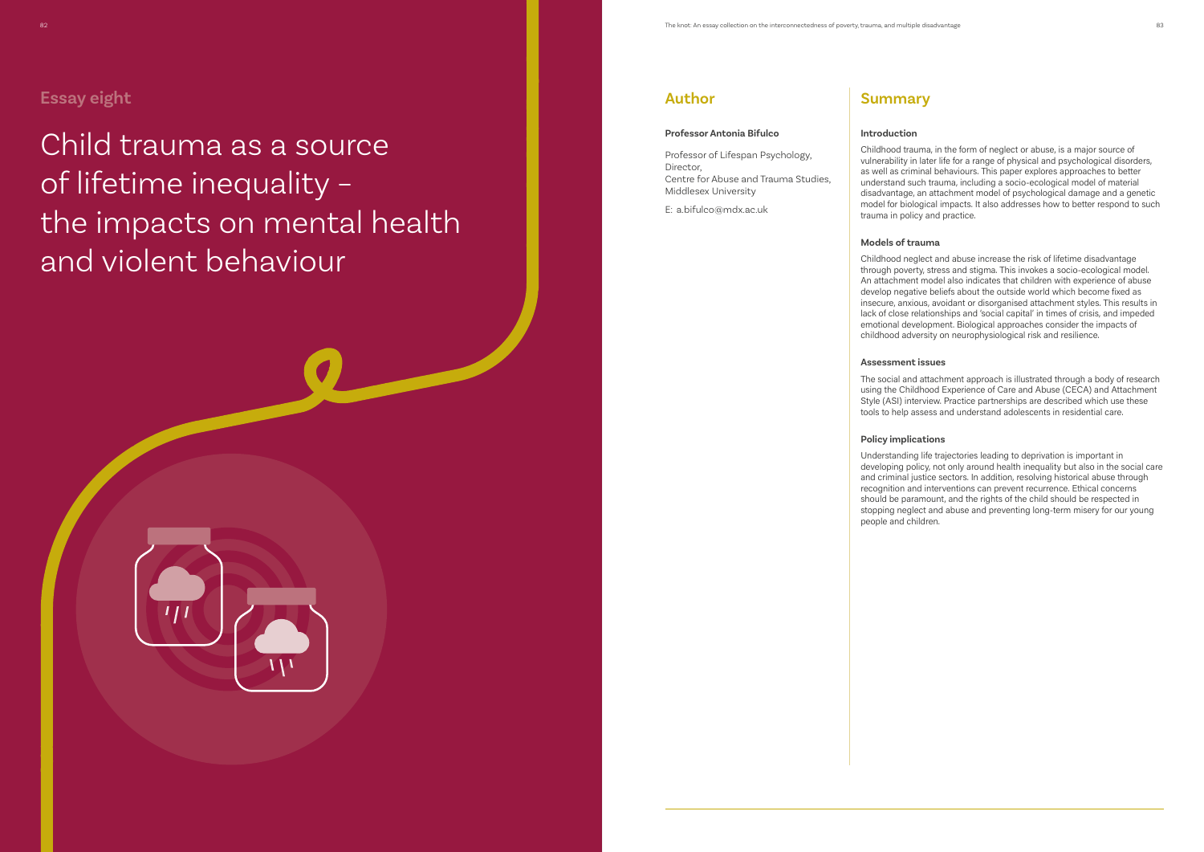## Essay eight

# Child trauma as a source of lifetime inequality – the impacts on mental health and violent behaviour

## Author

**Professor Antonia Bifulco**

Professor of Lifespan Psychology, Director,
Centre for Abuse and Trauma Studies, Middlesex University

E: a.bifulco@mdx.ac.uk

## Summary

### Introduction

Childhood trauma, in the form of neglect or abuse, is a major source of vulnerability in later life for a range of physical and psychological disorders, as well as criminal behaviours. This paper explores approaches to better understand such trauma, including a socio-ecological model of material disadvantage, an attachment model of psychological damage and a genetic model for biological impacts. It also addresses how to better respond to such trauma in policy and practice.

### Models of trauma

Childhood neglect and abuse increase the risk of lifetime disadvantage through poverty, stress and stigma. This invokes a socio-ecological model. An attachment model also indicates that children with experience of abuse develop negative beliefs about the outside world which become fixed as insecure, anxious, avoidant or disorganised attachment styles. This results in lack of close relationships and 'social capital' in times of crisis, and impeded emotional development. Biological approaches consider the impacts of childhood adversity on neurophysiological risk and resilience.

### Assessment issues

The social and attachment approach is illustrated through a body of research using the Childhood Experience of Care and Abuse (CECA) and Attachment Style (ASI) interview. Practice partnerships are described which use these tools to help assess and understand adolescents in residential care.

### Policy implications

Understanding life trajectories leading to deprivation is important in developing policy, not only around health inequality but also in the social care and criminal justice sectors. In addition, resolving historical abuse through recognition and interventions can prevent recurrence. Ethical concerns should be paramount, and the rights of the child should be respected in stopping neglect and abuse and preventing long-term misery for our young people and children.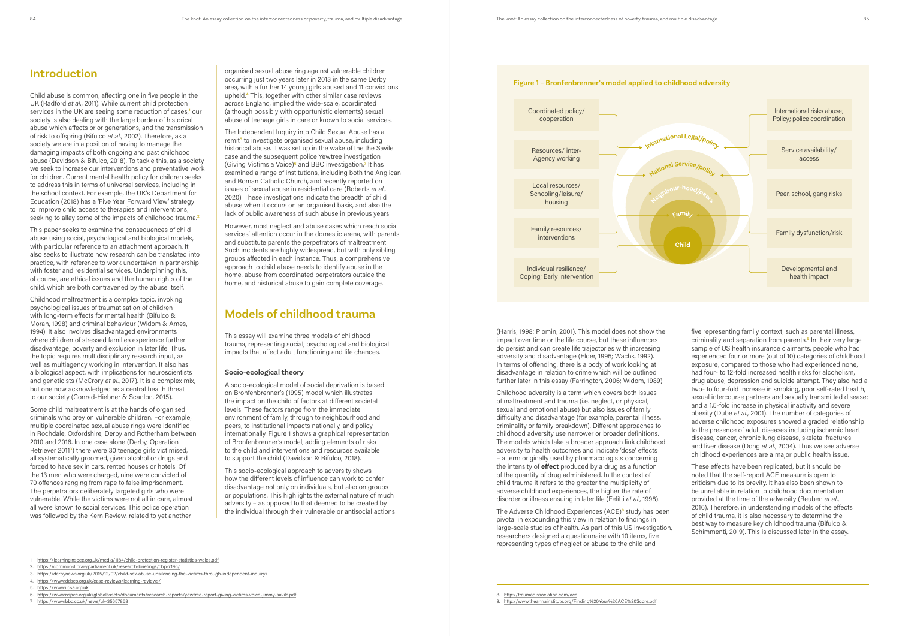## Introduction

Child abuse is common, affecting one in five people in the UK (Radford *et al.*, 2011). While current child protection services in the UK are seeing some reduction of cases,[1] our society is also dealing with the large burden of historical abuse which affects prior generations, and the transmission of risk to offspring (Bifulco *et al.*, 2002). Therefore, as a society we are in a position of having to manage the damaging impacts of both ongoing and past childhood abuse (Davidson & Bifulco, 2018). To tackle this, as a society we seek to increase our interventions and preventative work for children. Current mental health policy for children seeks to address this in terms of universal services, including in the school context. For example, the UK's Department for Education (2018) has a 'Five Year Forward View' strategy to improve child access to therapies and interventions, seeking to allay some of the impacts of childhood trauma.[2]

This paper seeks to examine the consequences of child abuse using social, psychological and biological models, with particular reference to an attachment approach. It also seeks to illustrate how research can be translated into practice, with reference to work undertaken in partnership with foster and residential services. Underpinning this, of course, are ethical issues and the human rights of the child, which are both contravened by the abuse itself.

Childhood maltreatment is a complex topic, invoking psychological issues of traumatisation of children with long-term effects for mental health (Bifulco & Moran, 1998) and criminal behaviour (Widom & Ames, 1994). It also involves disadvantaged environments where children of stressed families experience further disadvantage, poverty and exclusion in later life. Thus, the topic requires multidisciplinary research input, as well as multiagency working in intervention. It has a biological aspect, with implications for neuroscientists and geneticists (McCrory *et al.*, 2017). It is a complex mix, but one now acknowledged as a central health threat to our society (Conrad-Hiebner & Scanlon, 2015).

Some child maltreatment is at the hands of organised criminals who prey on vulnerable children. For example, multiple coordinated sexual abuse rings were identified in Rochdale, Oxfordshire, Derby and Rotherham between 2010 and 2016. In one case alone (Derby, Operation Retriever 2011[3]) there were 30 teenage girls victimised, all systematically groomed, given alcohol or drugs and forced to have sex in cars, rented houses or hotels. Of the 13 men who were charged, nine were convicted of 70 offences ranging from rape to false imprisonment. The perpetrators deliberately targeted girls who were vulnerable. While the victims were not all in care, almost all were known to social services. This police operation was followed by the Kern Review, related to yet another organised sexual abuse ring against vulnerable children occurring just two years later in 2013 in the same Derby area, with a further 14 young girls abused and 11 convictions upheld.[4] This, together with other similar case reviews across England, implied the wide-scale, coordinated (although possibly with opportunistic elements) sexual abuse of teenage girls in care or known to social services.

The Independent Inquiry into Child Sexual Abuse has a remit[5] to investigate organised sexual abuse, including historical abuse. It was set up in the wake of the the Savile case and the subsequent police Yewtree investigation (Giving Victims a Voice)[6] and BBC investigation.[7] It has examined a range of institutions, including both the Anglican and Roman Catholic Church, and recently reported on issues of sexual abuse in residential care (Roberts *et al.*, 2020). These investigations indicate the breadth of child abuse when it occurs on an organised basis, and also the lack of public awareness of such abuse in previous years.

However, most neglect and abuse cases which reach social services' attention occur in the domestic arena, with parents and substitute parents the perpetrators of maltreatment. Such incidents are highly widespread, but with only sibling groups affected in each instance. Thus, a comprehensive approach to child abuse needs to identify abuse in the home, abuse from coordinated perpetrators outside the home, and historical abuse to gain complete coverage.

## Models of childhood trauma

This essay will examine three models of childhood trauma, representing social, psychological and biological impacts that affect adult functioning and life chances.

### Socio-ecological theory

A socio-ecological model of social deprivation is based on Bronfenbrenner's (1995) model which illustrates the impact on the child of factors at different societal levels. These factors range from the immediate environment of family, through to neighbourhood and peers, to institutional impacts nationally, and policy internationally. Figure 1 shows a graphical representation of Bronfenbrenner's model, adding elements of risks to the child and interventions and resources available to support the child (Davidson & Bifulco, 2018).

This socio-ecological approach to adversity shows how the different levels of influence can work to confer disadvantage not only on individuals, but also on groups or populations. This highlights the external nature of much adversity – as opposed to that deemed to be created by the individual through their vulnerable or antisocial actions (Harris, 1998; Plomin, 2001). This model does not show the impact over time or the life course, but these influences do persist and can create life trajectories with increasing adversity and disadvantage (Elder, 1995; Wachs, 1992). In terms of offending, there is a body of work looking at disadvantage in relation to crime which will be outlined further later in this essay (Farrington, 2006; Widom, 1989).

**Figure 1 – Bronfenbrenner's model applied to childhood adversity**

| Resources / interventions | Level | Risks |
| --- | --- | --- |
| Coordinated policy/ cooperation | International Legal/policy | International risks abuse; Policy; police coordination |
| Resources/ inter-Agency working | National Service/policy | Service availability/ access |
| Local resources/ Schooling/leisure/ housing | Neighbour-hood/peers | Peer, school, gang risks |
| Family resources/ interventions | Family | Family dysfunction/risk |
| Individual resilience/ Coping; Early intervention | Child | Developmental and health impact |

Childhood adversity is a term which covers both issues of maltreatment and trauma (i.e. neglect, or physical, sexual and emotional abuse) but also issues of family difficulty and disadvantage (for example, parental illness, criminality or family breakdown). Different approaches to childhood adversity use narrower or broader definitions. The models which take a broader approach link childhood adversity to health outcomes and indicate 'dose' effects – a term originally used by pharmacologists concerning the intensity of **effect** produced by a drug as a function of the quantity of drug administered. In the context of child trauma it refers to the greater the multiplicity of adverse childhood experiences, the higher the rate of disorder or illness ensuing in later life (Felitti *et al.*, 1998).

The Adverse Childhood Experiences (ACE)[8] study has been pivotal in expounding this view in relation to findings in large-scale studies of health. As part of this US investigation, researchers designed a questionnaire with 10 items, five representing types of neglect or abuse to the child and five representing family context, such as parental illness, criminality and separation from parents.[9] In their very large sample of US health insurance claimants, people who had experienced four or more (out of 10) categories of childhood exposure, compared to those who had experienced none, had four- to 12-fold increased health risks for alcoholism, drug abuse, depression and suicide attempt. They also had a two- to four-fold increase in smoking, poor self-rated health, sexual intercourse partners and sexually transmitted disease; and a 1.5-fold increase in physical inactivity and severe obesity (Dube *et al.*, 2001). The number of categories of adverse childhood exposures showed a graded relationship to the presence of adult diseases including ischemic heart disease, cancer, chronic lung disease, skeletal fractures and liver disease (Dong *et al.*, 2004). Thus we see adverse childhood experiences are a major public health issue.

These effects have been replicated, but it should be noted that the self-report ACE measure is open to criticism due to its brevity. It has also been shown to be unreliable in relation to childhood documentation provided at the time of the adversity (Reuben *et al.*, 2016). Therefore, in understanding models of the effects of child trauma, it is also necessary to determine the best way to measure key childhood trauma (Bifulco & Schimmenti, 2019). This is discussed later in the essay.

1. https://learning.nspcc.org.uk/media/1184/child-protection-register-statistics-wales.pdf
2. https://commonslibrary.parliament.uk/research-briefings/cbp-7196/
3. https://derbynews.org.uk/2015/12/02/child-sex-abuse-unsilencing-the-victims-through-independent-inquiry/
4. https://www.ddscp.org.uk/case-reviews/learning-reviews/
5. https://www.iicsa.org.uk
6. https://www.nspcc.org.uk/globalassets/documents/research-reports/yewtree-report-giving-victims-voice-jimmy-savile.pdf
7. https://www.bbc.co.uk/news/uk-35657868
8. http://traumadissociation.com/ace
9. http://www.theannainstitute.org/Finding%20Your%20ACE%20Score.pdf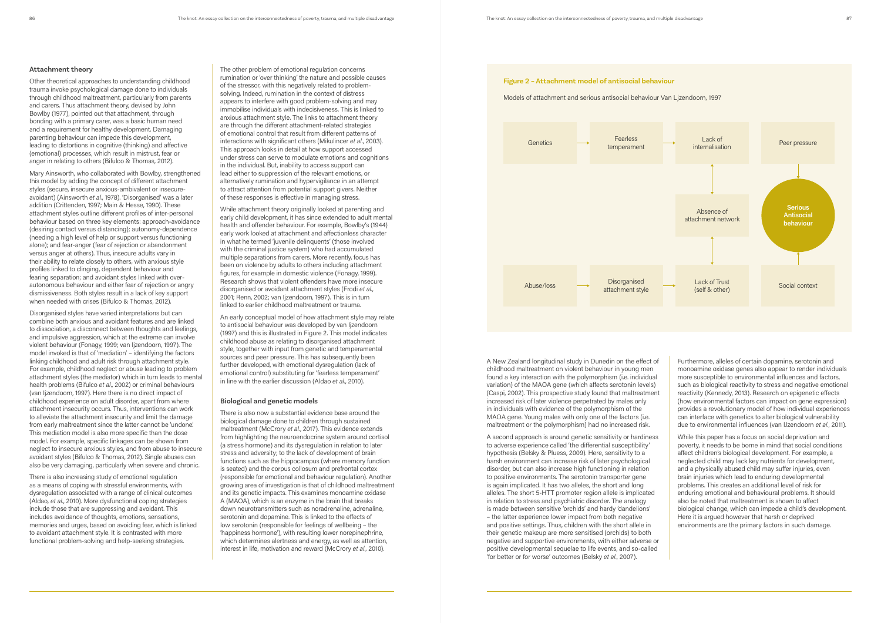### Attachment theory

Other theoretical approaches to understanding childhood trauma invoke psychological damage done to individuals through childhood maltreatment, particularly from parents and carers. Thus attachment theory, devised by John Bowlby (1977), pointed out that attachment, through bonding with a primary carer, was a basic human need and a requirement for healthy development. Damaging parenting behaviour can impede this development, leading to distortions in cognitive (thinking) and affective (emotional) processes, which result in mistrust, fear or anger in relating to others (Bifulco & Thomas, 2012).

Mary Ainsworth, who collaborated with Bowlby, strengthened this model by adding the concept of different attachment styles (secure, insecure anxious-ambivalent or insecure-avoidant) (Ainsworth *et al.*, 1978). 'Disorganised' was a later addition (Crittenden, 1997; Main & Hesse, 1990). These attachment styles outline different profiles of inter-personal behaviour based on three key elements: approach-avoidance (desiring contact versus distancing); autonomy-dependence (needing a high level of help or support versus functioning alone); and fear-anger (fear of rejection or abandonment versus anger at others). Thus, insecure adults vary in their ability to relate closely to others, with anxious style profiles linked to clinging, dependent behaviour and fearing separation; and avoidant styles linked with over-autonomous behaviour and either fear of rejection or angry dismissiveness. Both styles result in a lack of key support when needed with crises (Bifulco & Thomas, 2012).

Disorganised styles have varied interpretations but can combine both anxious and avoidant features and are linked to dissociation, a disconnect between thoughts and feelings, and impulsive aggression, which at the extreme can involve violent behaviour (Fonagy, 1999; van Ijzendoorn, 1997). The model invoked is that of 'mediation' – identifying the factors linking childhood and adult risk through attachment style. For example, childhood neglect or abuse leading to problem attachment styles (the mediator) which in turn leads to mental health problems (Bifulco *et al.*, 2002) or criminal behaviours (van Ijzendoorn, 1997). Here there is no direct impact of childhood experience on adult disorder, apart from where attachment insecurity occurs. Thus, interventions can work to alleviate the attachment insecurity and limit the damage from early maltreatment since the latter cannot be 'undone'. This mediation model is also more specific than the dose model. For example, specific linkages can be shown from neglect to insecure anxious styles, and from abuse to insecure avoidant styles (Bifulco & Thomas, 2012). Single abuses can also be very damaging, particularly when severe and chronic.

There is also increasing study of emotional regulation as a means of coping with stressful environments, with dysregulation associated with a range of clinical outcomes (Aldao, *et al.*, 2010). More dysfunctional coping strategies include those that are suppressing and avoidant. This includes avoidance of thoughts, emotions, sensations, memories and urges, based on avoiding fear, which is linked to avoidant attachment style. It is contrasted with more functional problem-solving and help-seeking strategies.

The other problem of emotional regulation concerns rumination or 'over thinking' the nature and possible causes of the stressor, with this negatively related to problem-solving. Indeed, rumination in the context of distress appears to interfere with good problem-solving and may immobilise individuals with indecisiveness. This is linked to anxious attachment style. The links to attachment theory are through the different attachment-related strategies of emotional control that result from different patterns of interactions with significant others (Mikulincer *et al.*, 2003). This approach looks in detail at how support accessed under stress can serve to modulate emotions and cognitions in the individual. But, inability to access support can lead either to suppression of the relevant emotions, or alternatively rumination and hypervigilance in an attempt to attract attention from potential support givers. Neither of these responses is effective in managing stress.

While attachment theory originally looked at parenting and early child development, it has since extended to adult mental health and offender behaviour. For example, Bowlby's (1944) early work looked at attachment and affectionless character in what he termed 'juvenile delinquents' (those involved with the criminal justice system) who had accumulated multiple separations from carers. More recently, focus has been on violence by adults to others including attachment figures, for example in domestic violence (Fonagy, 1999). Research shows that violent offenders have more insecure disorganised or avoidant attachment styles (Frodi *et al.*, 2001; Renn, 2002; van Ijzendoorn, 1997). This is in turn linked to earlier childhood maltreatment or trauma.

An early conceptual model of how attachment style may relate to antisocial behaviour was developed by van Ijzendoorn (1997) and this is illustrated in Figure 2. This model indicates childhood abuse as relating to disorganised attachment style, together with input from genetic and temperamental sources and peer pressure. This has subsequently been further developed, with emotional dysregulation (lack of emotional control) substituting for 'fearless temperament' in line with the earlier discussion (Aldao *et al.*, 2010).

### Biological and genetic models

There is also now a substantial evidence base around the biological damage done to children through sustained maltreatment (McCrory *et al.*, 2017). This evidence extends from highlighting the neuroendocrine system around cortisol (a stress hormone) and its dysregulation in relation to later stress and adversity; to the lack of development of brain functions such as the hippocampus (where memory function is seated) and the corpus collosum and prefrontal cortex (responsible for emotional and behaviour regulation). Another growing area of investigation is that of childhood maltreatment and its genetic impacts. This examines monoamine oxidase A (MAOA), which is an enzyme in the brain that breaks down neurotransmitters such as noradrenaline, adrenaline, serotonin and dopamine. This is linked to the effects of low serotonin (responsible for feelings of wellbeing – the 'happiness hormone'), with resulting lower norepinephrine, which determines alertness and energy, as well as attention, interest in life, motivation and reward (McCrory *et al.*, 2010).

**Figure 2 – Attachment model of antisocial behaviour**

Models of attachment and serious antisocial behaviour Van Ljzendoorn, 1997

- Genetics → Fearless temperament → Lack of internalisation
- Abuse/loss → Disorganised attachment style → Lack of Trust (self & other)
- Lack of internalisation ↔ Absence of attachment network ↔ Lack of Trust (self & other)
- Peer pressure → Serious Antisocial behaviour ← Social context

A New Zealand longitudinal study in Dunedin on the effect of childhood maltreatment on violent behaviour in young men found a key interaction with the polymorphism (i.e. individual variation) of the MAOA gene (which affects serotonin levels) (Caspi, 2002). This prospective study found that maltreatment increased risk of later violence perpetrated by males only in individuals with evidence of the polymorphism of the MAOA gene. Young males with only one of the factors (i.e. maltreatment or the polymorphism) had no increased risk.

A second approach is around genetic sensitivity or hardiness to adverse experience called 'the differential susceptibility' hypothesis (Belsky & Pluess, 2009). Here, sensitivity to a harsh environment can increase risk of later psychological disorder, but can also increase high functioning in relation to positive environments. The serotonin transporter gene is again implicated. It has two alleles, the short and long alleles. The short 5-HTT promoter region allele is implicated in relation to stress and psychiatric disorder. The analogy is made between sensitive 'orchids' and hardy 'dandelions' – the latter experience lower impact from both negative and positive settings. Thus, children with the short allele in their genetic makeup are more sensitised (orchids) to both negative and supportive environments, with either adverse or positive developmental sequelae to life events, and so-called 'for better or for worse' outcomes (Belsky *et al.*, 2007).

Furthermore, alleles of certain dopamine, serotonin and monoamine oxidase genes also appear to render individuals more susceptible to environmental influences and factors, such as biological reactivity to stress and negative emotional reactivity (Kennedy, 2013). Research on epigenetic effects (how environmental factors can impact on gene expression) provides a revolutionary model of how individual experiences can interface with genetics to alter biological vulnerability due to environmental influences (van IJzendoorn *et al.*, 2011).

While this paper has a focus on social deprivation and poverty, it needs to be borne in mind that social conditions affect children's biological development. For example, a neglected child may lack key nutrients for development, and a physically abused child may suffer injuries, even brain injuries which lead to enduring developmental problems. This creates an additional level of risk for enduring emotional and behavioural problems. It should also be noted that maltreatment is shown to affect biological change, which can impede a child's development. Here it is argued however that harsh or deprived environments are the primary factors in such damage.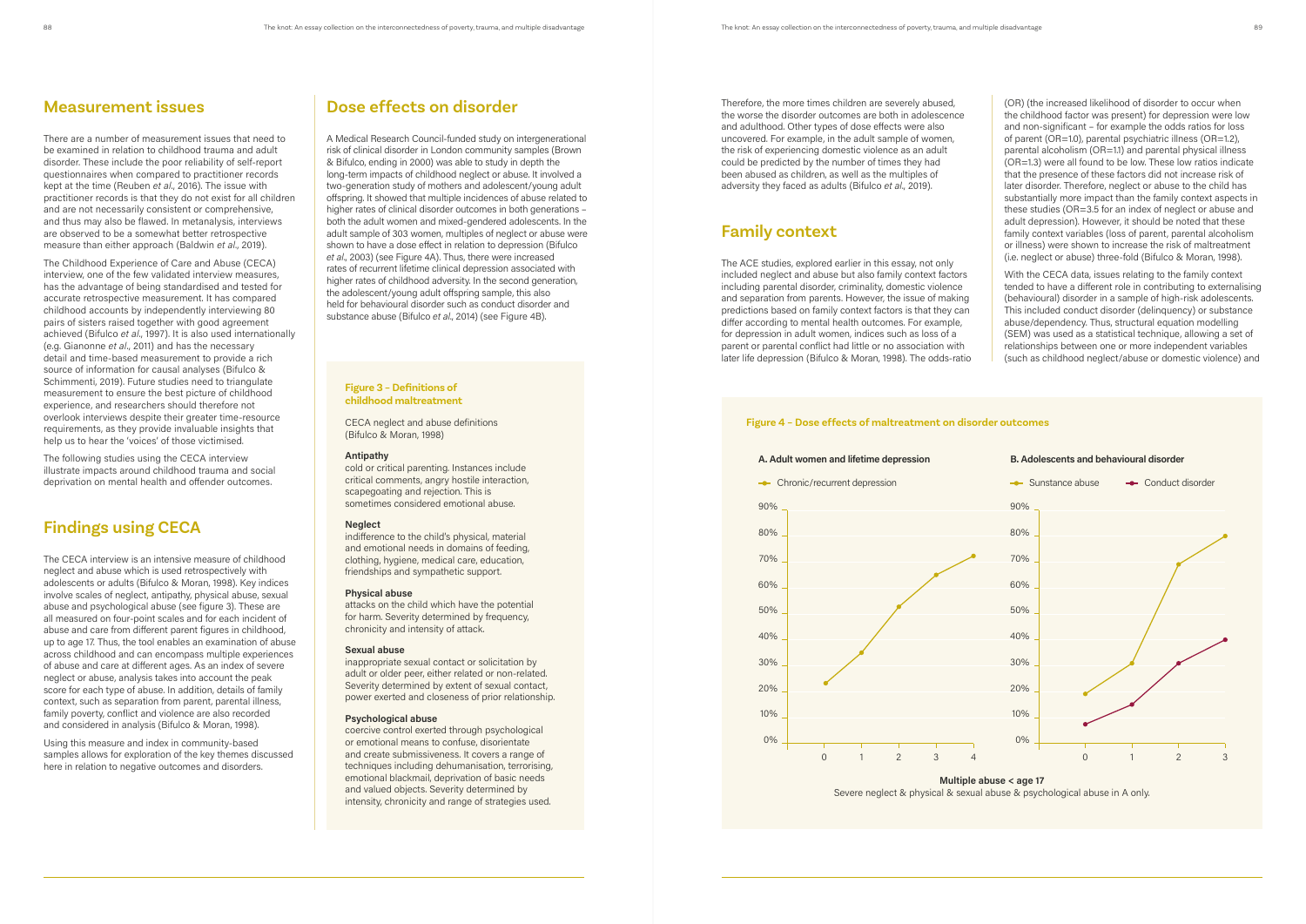## Measurement issues

There are a number of measurement issues that need to be examined in relation to childhood trauma and adult disorder. These include the poor reliability of self-report questionnaires when compared to practitioner records kept at the time (Reuben *et al*., 2016). The issue with practitioner records is that they do not exist for all children and are not necessarily consistent or comprehensive, and thus may also be flawed. In metanalysis, interviews are observed to be a somewhat better retrospective measure than either approach (Baldwin *et al*., 2019).

The Childhood Experience of Care and Abuse (CECA) interview, one of the few validated interview measures, has the advantage of being standardised and tested for accurate retrospective measurement. It has compared childhood accounts by independently interviewing 80 pairs of sisters raised together with good agreement achieved (Bifulco *et al*., 1997). It is also used internationally (e.g. Gianonne *et al*., 2011) and has the necessary detail and time-based measurement to provide a rich source of information for causal analyses (Bifulco & Schimmenti, 2019). Future studies need to triangulate measurement to ensure the best picture of childhood experience, and researchers should therefore not overlook interviews despite their greater time-resource requirements, as they provide invaluable insights that help us to hear the 'voices' of those victimised.

The following studies using the CECA interview illustrate impacts around childhood trauma and social deprivation on mental health and offender outcomes.

## Findings using CECA

The CECA interview is an intensive measure of childhood neglect and abuse which is used retrospectively with adolescents or adults (Bifulco & Moran, 1998). Key indices involve scales of neglect, antipathy, physical abuse, sexual abuse and psychological abuse (see figure 3). These are all measured on four-point scales and for each incident of abuse and care from different parent figures in childhood, up to age 17. Thus, the tool enables an examination of abuse across childhood and can encompass multiple experiences of abuse and care at different ages. As an index of severe neglect or abuse, analysis takes into account the peak score for each type of abuse. In addition, details of family context, such as separation from parent, parental illness, family poverty, conflict and violence are also recorded and considered in analysis (Bifulco & Moran, 1998).

Using this measure and index in community-based samples allows for exploration of the key themes discussed here in relation to negative outcomes and disorders.

## Dose effects on disorder

A Medical Research Council-funded study on intergenerational risk of clinical disorder in London community samples (Brown & Bifulco, ending in 2000) was able to study in depth the long-term impacts of childhood neglect or abuse. It involved a two-generation study of mothers and adolescent/young adult offspring. It showed that multiple incidences of abuse related to higher rates of clinical disorder outcomes in both generations – both the adult women and mixed-gendered adolescents. In the adult sample of 303 women, multiples of neglect or abuse were shown to have a dose effect in relation to depression (Bifulco *et al*., 2003) (see Figure 4A). Thus, there were increased rates of recurrent lifetime clinical depression associated with higher rates of childhood adversity. In the second generation, the adolescent/young adult offspring sample, this also held for behavioural disorder such as conduct disorder and substance abuse (Bifulco *et al*., 2014) (see Figure 4B).

**Figure 3 – Definitions of childhood maltreatment**

CECA neglect and abuse definitions (Bifulco & Moran, 1998)

**Antipathy**
cold or critical parenting. Instances include critical comments, angry hostile interaction, scapegoating and rejection. This is sometimes considered emotional abuse.

**Neglect**
indifference to the child's physical, material and emotional needs in domains of feeding, clothing, hygiene, medical care, education, friendships and sympathetic support.

**Physical abuse**
attacks on the child which have the potential for harm. Severity determined by frequency, chronicity and intensity of attack.

**Sexual abuse**
inappropriate sexual contact or solicitation by adult or older peer, either related or non-related. Severity determined by extent of sexual contact, power exerted and closeness of prior relationship.

**Psychological abuse**
coercive control exerted through psychological or emotional means to confuse, disorientate and create submissiveness. It covers a range of techniques including dehumanisation, terrorising, emotional blackmail, deprivation of basic needs and valued objects. Severity determined by intensity, chronicity and range of strategies used.

Therefore, the more times children are severely abused, the worse the disorder outcomes are both in adolescence and adulthood. Other types of dose effects were also uncovered. For example, in the adult sample of women, the risk of experiencing domestic violence as an adult could be predicted by the number of times they had been abused as children, as well as the multiples of adversity they faced as adults (Bifulco *et al*., 2019).

## Family context

The ACE studies, explored earlier in this essay, not only included neglect and abuse but also family context factors including parental disorder, criminality, domestic violence and separation from parents. However, the issue of making predictions based on family context factors is that they can differ according to mental health outcomes. For example, for depression in adult women, indices such as loss of a parent or parental conflict had little or no association with later life depression (Bifulco & Moran, 1998). The odds-ratio (OR) (the increased likelihood of disorder to occur when the childhood factor was present) for depression were low and non-significant – for example the odds ratios for loss of parent (OR=1.0), parental psychiatric illness (OR=1.2), parental alcoholism (OR=1.1) and parental physical illness (OR=1.3) were all found to be low. These low ratios indicate that the presence of these factors did not increase risk of later disorder. Therefore, neglect or abuse to the child has substantially more impact than the family context aspects in these studies (OR=3.5 for an index of neglect or abuse and adult depression). However, it should be noted that these family context variables (loss of parent, parental alcoholism or illness) were shown to increase the risk of maltreatment (i.e. neglect or abuse) three-fold (Bifulco & Moran, 1998).

With the CECA data, issues relating to the family context tended to have a different role in contributing to externalising (behavioural) disorder in a sample of high-risk adolescents. This included conduct disorder (delinquency) or substance abuse/dependency. Thus, structural equation modelling (SEM) was used as a statistical technique, allowing a set of relationships between one or more independent variables (such as childhood neglect/abuse or domestic violence) and

**Figure 4 – Dose effects of maltreatment on disorder outcomes**

A. Adult women and lifetime depression — Chronic/recurrent depression

| Multiple abuse < age 17 | 0 | 1 | 2 | 3 | 4 |
|---|---|---|---|---|---|
| Chronic/recurrent depression | ~23% | ~35% | ~53% | ~65% | ~72% |

B. Adolescents and behavioural disorder — Sunstance abuse, Conduct disorder

| Multiple abuse < age 17 | 0 | 1 | 2 | 3 |
|---|---|---|---|---|
| Sunstance abuse | ~19% | ~31% | ~69% | ~80% |
| Conduct disorder | ~7% | ~15% | ~31% | ~40% |

**Multiple abuse < age 17**
Severe neglect & physical & sexual abuse & psychological abuse in A only.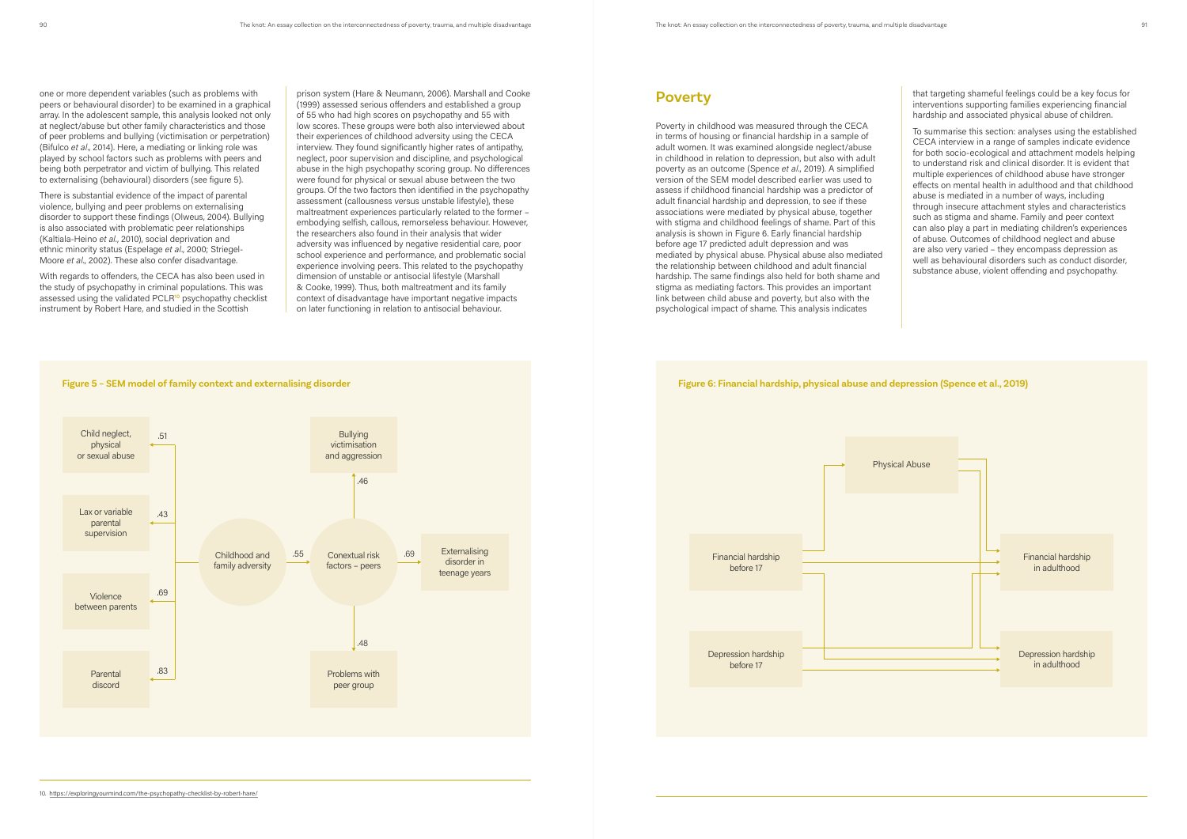one or more dependent variables (such as problems with peers or behavioural disorder) to be examined in a graphical array. In the adolescent sample, this analysis looked not only at neglect/abuse but other family characteristics and those of peer problems and bullying (victimisation or perpetration) (Bifulco *et al*., 2014). Here, a mediating or linking role was played by school factors such as problems with peers and being both perpetrator and victim of bullying. This related to externalising (behavioural) disorders (see figure 5).

There is substantial evidence of the impact of parental violence, bullying and peer problems on externalising disorder to support these findings (Olweus, 2004). Bullying is also associated with problematic peer relationships (Kaltiala-Heino *et al*., 2010), social deprivation and ethnic minority status (Espelage *et al*., 2000; Striegel-Moore *et al*., 2002). These also confer disadvantage.

With regards to offenders, the CECA has also been used in the study of psychopathy in criminal populations. This was assessed using the validated PCLR[10] psychopathy checklist instrument by Robert Hare, and studied in the Scottish prison system (Hare & Neumann, 2006). Marshall and Cooke (1999) assessed serious offenders and established a group of 55 who had high scores on psychopathy and 55 with low scores. These groups were both also interviewed about their experiences of childhood adversity using the CECA interview. They found significantly higher rates of antipathy, neglect, poor supervision and discipline, and psychological abuse in the high psychopathy scoring group. No differences were found for physical or sexual abuse between the two groups. Of the two factors then identified in the psychopathy assessment (callousness versus unstable lifestyle), these maltreatment experiences particularly related to the former – embodying selfish, callous, remorseless behaviour. However, the researchers also found in their analysis that wider adversity was influenced by negative residential care, poor school experience and performance, and problematic social experience involving peers. This related to the psychopathy dimension of unstable or antisocial lifestyle (Marshall & Cooke, 1999). Thus, both maltreatment and its family context of disadvantage have important negative impacts on later functioning in relation to antisocial behaviour.

**Figure 5 – SEM model of family context and externalising disorder**

- Childhood and family adversity → Child neglect, physical or sexual abuse: .51
- Childhood and family adversity → Lax or variable parental supervision: .43
- Childhood and family adversity → Violence between parents: .69
- Childhood and family adversity → Parental discord: .83
- Childhood and family adversity → Conextual risk factors – peers: .55
- Conextual risk factors – peers → Bullying victimisation and aggression: .46
- Conextual risk factors – peers → Problems with peer group: .48
- Conextual risk factors – peers → Externalising disorder in teenage years: .69

10. https://exploringyourmind.com/the-psychopathy-checklist-by-robert-hare/

## Poverty

Poverty in childhood was measured through the CECA in terms of housing or financial hardship in a sample of adult women. It was examined alongside neglect/abuse in childhood in relation to depression, but also with adult poverty as an outcome (Spence *et al*., 2019). A simplified version of the SEM model described earlier was used to assess if childhood financial hardship was a predictor of adult financial hardship and depression, to see if these associations were mediated by physical abuse, together with stigma and childhood feelings of shame. Part of this analysis is shown in Figure 6. Early financial hardship before age 17 predicted adult depression and was mediated by physical abuse. Physical abuse also mediated the relationship between childhood and adult financial hardship. The same findings also held for both shame and stigma as mediating factors. This provides an important link between child abuse and poverty, but also with the psychological impact of shame. This analysis indicates that targeting shameful feelings could be a key focus for interventions supporting families experiencing financial hardship and associated physical abuse of children.

To summarise this section: analyses using the established CECA interview in a range of samples indicate evidence for both socio-ecological and attachment models helping to understand risk and clinical disorder. It is evident that multiple experiences of childhood abuse have stronger effects on mental health in adulthood and that childhood abuse is mediated in a number of ways, including through insecure attachment styles and characteristics such as stigma and shame. Family and peer context can also play a part in mediating children's experiences of abuse. Outcomes of childhood neglect and abuse are also very varied – they encompass depression as well as behavioural disorders such as conduct disorder, substance abuse, violent offending and psychopathy.

**Figure 6: Financial hardship, physical abuse and depression (Spence et al., 2019)**

- Financial hardship before 17 → Physical Abuse
- Financial hardship before 17 → Financial hardship in adulthood
- Financial hardship before 17 → Depression hardship in adulthood
- Physical Abuse → Financial hardship in adulthood
- Physical Abuse → Depression hardship in adulthood
- Depression hardship before 17 → Depression hardship in adulthood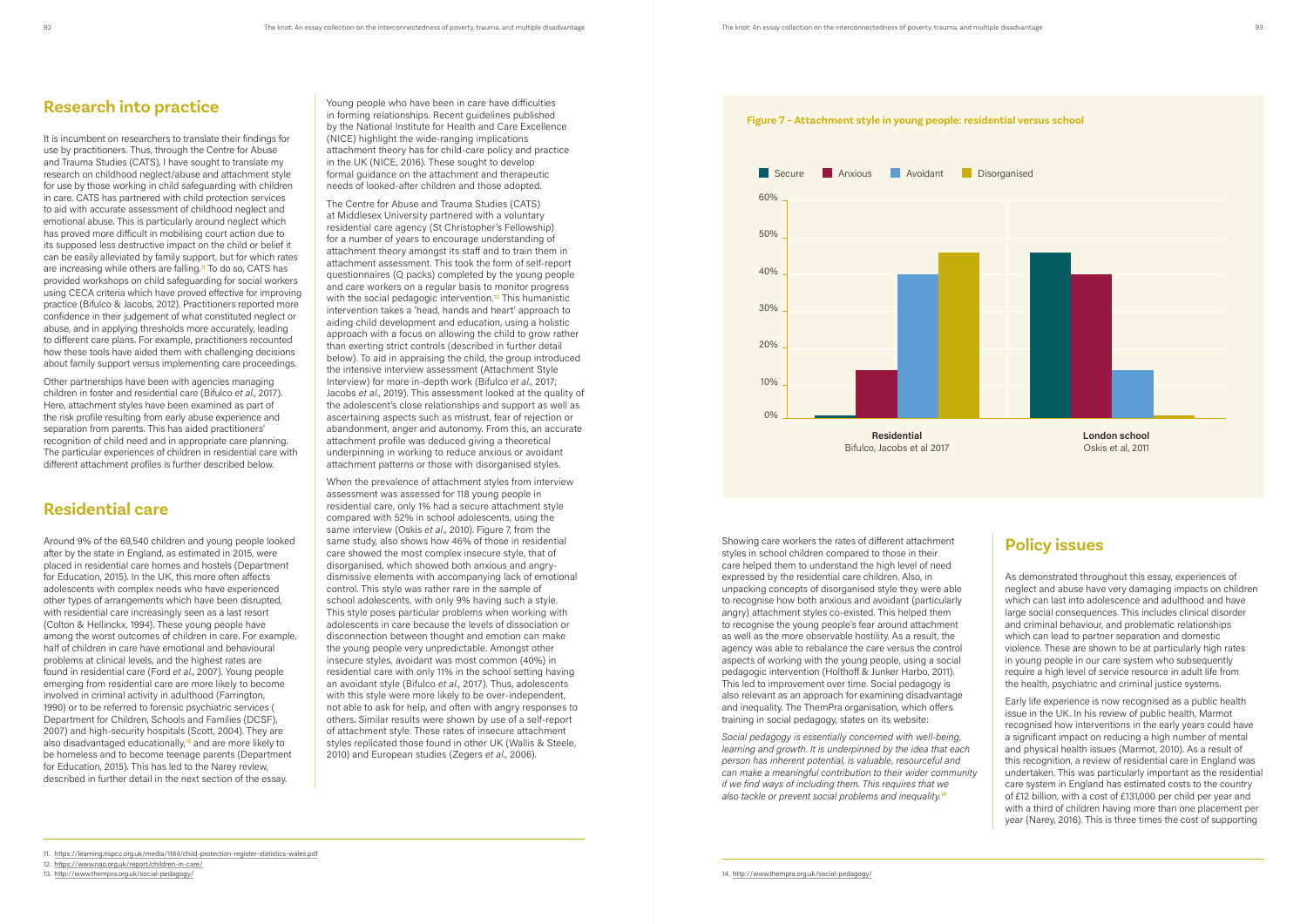## Research into practice

It is incumbent on researchers to translate their findings for use by practitioners. Thus, through the Centre for Abuse and Trauma Studies (CATS), I have sought to translate my research on childhood neglect/abuse and attachment style for use by those working in child safeguarding with children in care. CATS has partnered with child protection services to aid with accurate assessment of childhood neglect and emotional abuse. This is particularly around neglect which has proved more difficult in mobilising court action due to its supposed less destructive impact on the child or belief it can be easily alleviated by family support, but for which rates are increasing while others are falling.[11] To do so, CATS has provided workshops on child safeguarding for social workers using CECA criteria which have proved effective for improving practice (Bifulco & Jacobs, 2012). Practitioners reported more confidence in their judgement of what constituted neglect or abuse, and in applying thresholds more accurately, leading to different care plans. For example, practitioners recounted how these tools have aided them with challenging decisions about family support versus implementing care proceedings.

Other partnerships have been with agencies managing children in foster and residential care (Bifulco *et al*., 2017). Here, attachment styles have been examined as part of the risk profile resulting from early abuse experience and separation from parents. This has aided practitioners' recognition of child need and in appropriate care planning. The particular experiences of children in residential care with different attachment profiles is further described below.

## Residential care

Around 9% of the 69,540 children and young people looked after by the state in England, as estimated in 2015, were placed in residential care homes and hostels (Department for Education, 2015). In the UK, this more often affects adolescents with complex needs who have experienced other types of arrangements which have been disrupted, with residential care increasingly seen as a last resort (Colton & Hellinckx, 1994). These young people have among the worst outcomes of children in care. For example, half of children in care have emotional and behavioural problems at clinical levels, and the highest rates are found in residential care (Ford *et al*., 2007). Young people emerging from residential care are more likely to become involved in criminal activity in adulthood (Farrington, 1990) or to be referred to forensic psychiatric services ( Department for Children, Schools and Families (DCSF), 2007) and high-security hospitals (Scott, 2004). They are also disadvantaged educationally,[12] and are more likely to be homeless and to become teenage parents (Department for Education, 2015). This has led to the Narey review, described in further detail in the next section of the essay.

Young people who have been in care have difficulties in forming relationships. Recent guidelines published by the National Institute for Health and Care Excellence (NICE) highlight the wide-ranging implications attachment theory has for child-care policy and practice in the UK (NICE, 2016). These sought to develop formal guidance on the attachment and therapeutic needs of looked-after children and those adopted.

The Centre for Abuse and Trauma Studies (CATS) at Middlesex University partnered with a voluntary residential care agency (St Christopher's Fellowship) for a number of years to encourage understanding of attachment theory amongst its staff and to train them in attachment assessment. This took the form of self-report questionnaires (Q packs) completed by the young people and care workers on a regular basis to monitor progress with the social pedagogic intervention.[13] This humanistic intervention takes a 'head, hands and heart' approach to aiding child development and education, using a holistic approach with a focus on allowing the child to grow rather than exerting strict controls (described in further detail below). To aid in appraising the child, the group introduced the intensive interview assessment (Attachment Style Interview) for more in-depth work (Bifulco *et al*., 2017; Jacobs *et al*., 2019). This assessment looked at the quality of the adolescent's close relationships and support as well as ascertaining aspects such as mistrust, fear of rejection or abandonment, anger and autonomy. From this, an accurate attachment profile was deduced giving a theoretical underpinning in working to reduce anxious or avoidant attachment patterns or those with disorganised styles.

When the prevalence of attachment styles from interview assessment was assessed for 118 young people in residential care, only 1% had a secure attachment style compared with 52% in school adolescents, using the same interview (Oskis *et al*., 2010). Figure 7, from the same study, also shows how 46% of those in residential care showed the most complex insecure style, that of disorganised, which showed both anxious and angry-dismissive elements with accompanying lack of emotional control. This style was rather rare in the sample of school adolescents, with only 9% having such a style. This style poses particular problems when working with adolescents in care because the levels of dissociation or disconnection between thought and emotion can make the young people very unpredictable. Amongst other insecure styles, avoidant was most common (40%) in residential care with only 11% in the school setting having an avoidant style (Bifulco *et al*., 2017). Thus, adolescents with this style were more likely to be over-independent, not able to ask for help, and often with angry responses to others. Similar results were shown by use of a self-report of attachment style. These rates of insecure attachment styles replicated those found in other UK (Wallis & Steele, 2010) and European studies (Zegers *et al*., 2006).

**Figure 7 – Attachment style in young people: residential versus school**

| | Secure | Anxious | Avoidant | Disorganised |
|---|---|---|---|---|
| Residential (Bifulco, Jacobs et al 2017) | ~1% | ~14% | ~40% | ~46% |
| London school (Oskis et al, 2011) | ~46% | ~40% | ~14% | ~1% |

Showing care workers the rates of different attachment styles in school children compared to those in their care helped them to understand the high level of need expressed by the residential care children. Also, in unpacking concepts of disorganised style they were able to recognise how both anxious and avoidant (particularly angry) attachment styles co-existed. This helped them to recognise the young people's fear around attachment as well as the more observable hostility. As a result, the agency was able to rebalance the care versus the control aspects of working with the young people, using a social pedagogic intervention (Holthoff & Junker Harbo, 2011). This led to improvement over time. Social pedagogy is also relevant as an approach for examining disadvantage and inequality. The ThemPra organisation, which offers training in social pedagogy, states on its website:

*Social pedagogy is essentially concerned with well-being, learning and growth. It is underpinned by the idea that each person has inherent potential, is valuable, resourceful and can make a meaningful contribution to their wider community if we find ways of including them. This requires that we also tackle or prevent social problems and inequality.*[14]

## Policy issues

As demonstrated throughout this essay, experiences of neglect and abuse have very damaging impacts on children which can last into adolescence and adulthood and have large social consequences. This includes clinical disorder and criminal behaviour, and problematic relationships which can lead to partner separation and domestic violence. These are shown to be at particularly high rates in young people in our care system who subsequently require a high level of service resource in adult life from the health, psychiatric and criminal justice systems.

Early life experience is now recognised as a public health issue in the UK. In his review of public health, Marmot recognised how interventions in the early years could have a significant impact on reducing a high number of mental and physical health issues (Marmot, 2010). As a result of this recognition, a review of residential care in England was undertaken. This was particularly important as the residential care system in England has estimated costs to the country of £12 billion, with a cost of £131,000 per child per year and with a third of children having more than one placement per year (Narey, 2016). This is three times the cost of supporting

---

11. https://learning.nspcc.org.uk/media/1184/child-protection-register-statistics-wales.pdf
12. https://www.nao.org.uk/report/children-in-care/
13. http://www.thempra.org.uk/social-pedagogy/
14. http://www.thempra.org.uk/social-pedagogy/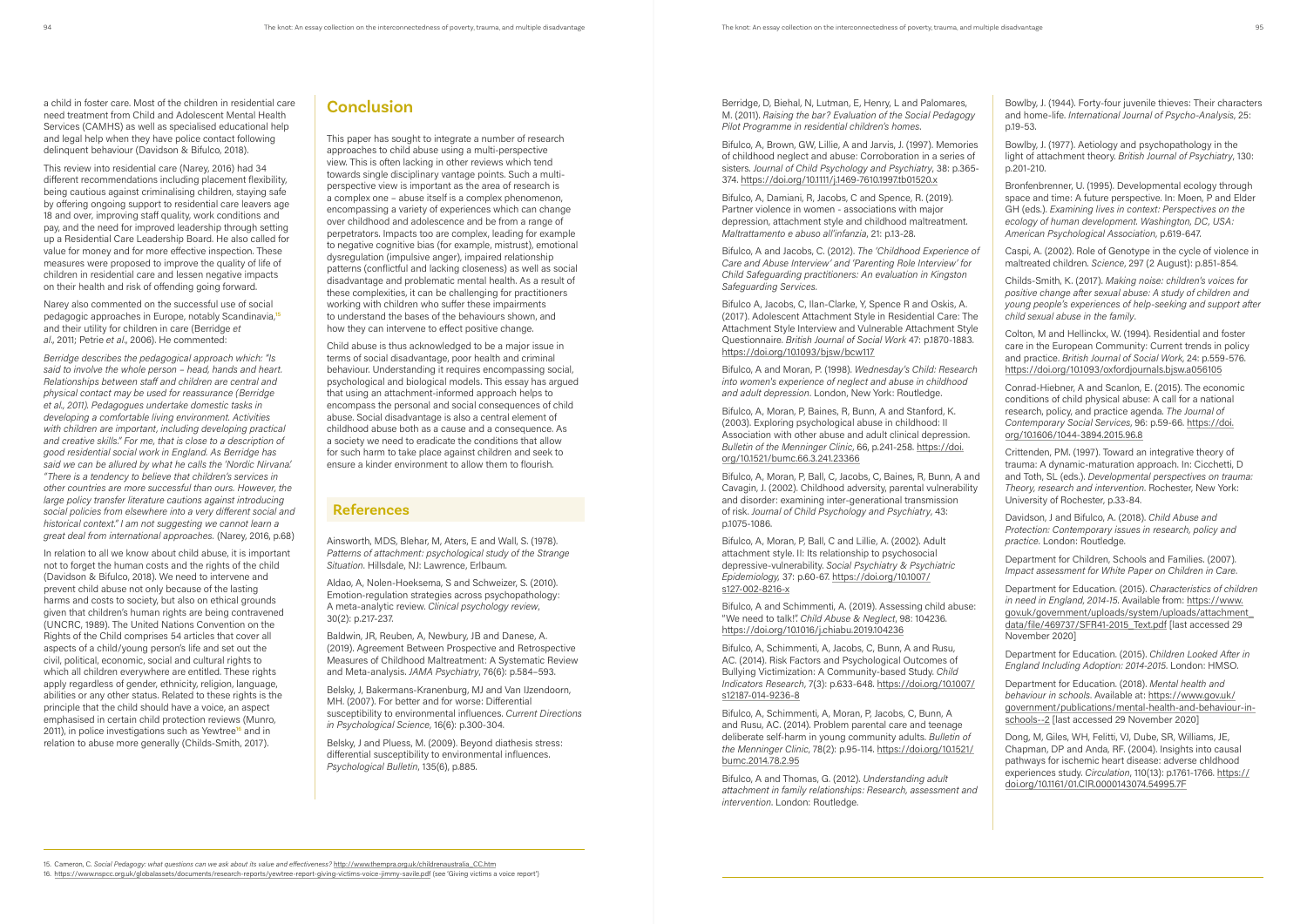a child in foster care. Most of the children in residential care need treatment from Child and Adolescent Mental Health Services (CAMHS) as well as specialised educational help and legal help when they have police contact following delinquent behaviour (Davidson & Bifulco, 2018).

This review into residential care (Narey, 2016) had 34 different recommendations including placement flexibility, being cautious against criminalising children, staying safe by offering ongoing support to residential care leavers age 18 and over, improving staff quality, work conditions and pay, and the need for improved leadership through setting up a Residential Care Leadership Board. He also called for value for money and for more effective inspection. These measures were proposed to improve the quality of life of children in residential care and lessen negative impacts on their health and risk of offending going forward.

Narey also commented on the successful use of social pedagogic approaches in Europe, notably Scandinavia,[15] and their utility for children in care (Berridge *et al.*, 2011; Petrie *et al.*, 2006). He commented:

*Berridge describes the pedagogical approach which: "Is said to involve the whole person – head, hands and heart. Relationships between staff and children are central and physical contact may be used for reassurance (Berridge et al., 2011). Pedagogues undertake domestic tasks in developing a comfortable living environment. Activities with children are important, including developing practical and creative skills." For me, that is close to a description of good residential social work in England. As Berridge has said we can be allured by what he calls the 'Nordic Nirvana'. "There is a tendency to believe that children's services in other countries are more successful than ours. However, the large policy transfer literature cautions against introducing social policies from elsewhere into a very different social and historical context." I am not suggesting we cannot learn a great deal from international approaches.* (Narey, 2016, p.68)

In relation to all we know about child abuse, it is important not to forget the human costs and the rights of the child (Davidson & Bifulco, 2018). We need to intervene and prevent child abuse not only because of the lasting harms and costs to society, but also on ethical grounds given that children's human rights are being contravened (UNCRC, 1989). The United Nations Convention on the Rights of the Child comprises 54 articles that cover all aspects of a child/young person's life and set out the civil, political, economic, social and cultural rights to which all children everywhere are entitled. These rights apply regardless of gender, ethnicity, religion, language, abilities or any other status. Related to these rights is the principle that the child should have a voice, an aspect emphasised in certain child protection reviews (Munro, 2011), in police investigations such as Yewtree[16] and in relation to abuse more generally (Childs-Smith, 2017).

## Conclusion

This paper has sought to integrate a number of research approaches to child abuse using a multi-perspective view. This is often lacking in other reviews which tend towards single disciplinary vantage points. Such a multi-perspective view is important as the area of research is a complex one – abuse itself is a complex phenomenon, encompassing a variety of experiences which can change over childhood and adolescence and be from a range of perpetrators. Impacts too are complex, leading for example to negative cognitive bias (for example, mistrust), emotional dysregulation (impulsive anger), impaired relationship patterns (conflictful and lacking closeness) as well as social disadvantage and problematic mental health. As a result of these complexities, it can be challenging for practitioners working with children who suffer these impairments to understand the bases of the behaviours shown, and how they can intervene to effect positive change.

Child abuse is thus acknowledged to be a major issue in terms of social disadvantage, poor health and criminal behaviour. Understanding it requires encompassing social, psychological and biological models. This essay has argued that using an attachment-informed approach helps to encompass the personal and social consequences of child abuse. Social disadvantage is also a central element of childhood abuse both as a cause and a consequence. As a society we need to eradicate the conditions that allow for such harm to take place against children and seek to ensure a kinder environment to allow them to flourish.

## References

Ainsworth, MDS, Blehar, M, Aters, E and Wall, S. (1978). *Patterns of attachment: psychological study of the Strange Situation*. Hillsdale, NJ: Lawrence, Erlbaum.

Aldao, A, Nolen-Hoeksema, S and Schweizer, S. (2010). Emotion-regulation strategies across psychopathology: A meta-analytic review. *Clinical psychology review*, 30(2): p.217-237.

Baldwin, JR, Reuben, A, Newbury, JB and Danese, A. (2019). Agreement Between Prospective and Retrospective Measures of Childhood Maltreatment: A Systematic Review and Meta-analysis. *JAMA Psychiatry*, 76(6): p.584–593.

Belsky, J, Bakermans-Kranenburg, MJ and Van IJzendoorn, MH. (2007). For better and for worse: Differential susceptibility to environmental influences. *Current Directions in Psychological Science*, 16(6): p.300-304.

Belsky, J and Pluess, M. (2009). Beyond diathesis stress: differential susceptibility to environmental influences. *Psychological Bulletin*, 135(6), p.885.

Berridge, D, Biehal, N, Lutman, E, Henry, L and Palomares, M. (2011). *Raising the bar? Evaluation of the Social Pedagogy Pilot Programme in residential children's homes*.

Bifulco, A, Brown, GW, Lillie, A and Jarvis, J. (1997). Memories of childhood neglect and abuse: Corroboration in a series of sisters. *Journal of Child Psychology and Psychiatry*, 38: p.365-374. https://doi.org/10.1111/j.1469-7610.1997.tb01520.x

Bifulco, A, Damiani, R, Jacobs, C and Spence, R. (2019). Partner violence in women - associations with major depression, attachment style and childhood maltreatment. *Maltrattamento e abuso all'infanzia*, 21: p.13-28.

Bifulco, A and Jacobs, C. (2012). *The 'Childhood Experience of Care and Abuse Interview' and 'Parenting Role Interview' for Child Safeguarding practitioners: An evaluation in Kingston Safeguarding Services*.

Bifulco A, Jacobs, C, Ilan-Clarke, Y, Spence R and Oskis, A. (2017). Adolescent Attachment Style in Residential Care: The Attachment Style Interview and Vulnerable Attachment Style Questionnaire. *British Journal of Social Work* 47: p.1870-1883. https://doi.org/10.1093/bjsw/bcw117

Bifulco, A and Moran, P. (1998). *Wednesday's Child: Research into women's experience of neglect and abuse in childhood and adult depression*. London, New York: Routledge.

Bifulco, A, Moran, P, Baines, R, Bunn, A and Stanford, K. (2003). Exploring psychological abuse in childhood: II Association with other abuse and adult clinical depression. *Bulletin of the Menninger Clinic*, 66, p.241-258. https://doi.org/10.1521/bumc.66.3.241.23366

Bifulco, A, Moran, P, Ball, C, Jacobs, C, Baines, R, Bunn, A and Cavagin, J. (2002). Childhood adversity, parental vulnerability and disorder: examining inter-generational transmission of risk. *Journal of Child Psychology and Psychiatry*, 43: p.1075-1086.

Bifulco, A, Moran, P, Ball, C and Lillie, A. (2002). Adult attachment style. II: Its relationship to psychosocial depressive-vulnerability. *Social Psychiatry & Psychiatric Epidemiology*, 37: p.60-67. https://doi.org/10.1007/s127-002-8216-x

Bifulco, A and Schimmenti, A. (2019). Assessing child abuse: "We need to talk!". *Child Abuse & Neglect*, 98: 104236. https://doi.org/10.1016/j.chiabu.2019.104236

Bifulco, A, Schimmenti, A, Jacobs, C, Bunn, A and Rusu, AC. (2014). Risk Factors and Psychological Outcomes of Bullying Victimization: A Community-based Study. *Child Indicators Research*, 7(3): p.633-648. https://doi.org/10.1007/s12187-014-9236-8

Bifulco, A, Schimmenti, A, Moran, P, Jacobs, C, Bunn, A and Rusu, AC. (2014). Problem parental care and teenage deliberate self-harm in young community adults. *Bulletin of the Menninger Clinic*, 78(2): p.95-114. https://doi.org/10.1521/bumc.2014.78.2.95

Bifulco, A and Thomas, G. (2012). *Understanding adult attachment in family relationships: Research, assessment and intervention*. London: Routledge.

Bowlby, J. (1944). Forty-four juvenile thieves: Their characters and home-life. *International Journal of Psycho-Analysis*, 25: p.19-53.

Bowlby, J. (1977). Aetiology and psychopathology in the light of attachment theory. *British Journal of Psychiatry*, 130: p.201-210.

Bronfenbrenner, U. (1995). Developmental ecology through space and time: A future perspective. In: Moen, P and Elder GH (eds.). *Examining lives in context: Perspectives on the ecology of human development. Washington, DC, USA: American Psychological Association*, p.619-647.

Caspi, A. (2002). Role of Genotype in the cycle of violence in maltreated children. *Science*, 297 (2 August): p.851-854.

Childs-Smith, K. (2017). *Making noise: children's voices for positive change after sexual abuse: A study of children and young people's experiences of help-seeking and support after child sexual abuse in the family*.

Colton, M and Hellinckx, W. (1994). Residential and foster care in the European Community: Current trends in policy and practice. *British Journal of Social Work*, 24: p.559-576. https://doi.org/10.1093/oxfordjournals.bjsw.a056105

Conrad-Hiebner, A and Scanlon, E. (2015). The economic conditions of child physical abuse: A call for a national research, policy, and practice agenda. *The Journal of Contemporary Social Services*, 96: p.59-66. https://doi.org/10.1606/1044-3894.2015.96.8

Crittenden, PM. (1997). Toward an integrative theory of trauma: A dynamic-maturation approach. In: Cicchetti, D and Toth, SL (eds.). *Developmental perspectives on trauma: Theory, research and intervention*. Rochester, New York: University of Rochester, p.33-84.

Davidson, J and Bifulco, A. (2018). *Child Abuse and Protection: Contemporary issues in research, policy and practice*. London: Routledge.

Department for Children, Schools and Families. (2007). *Impact assessment for White Paper on Children in Care*.

Department for Education. (2015). *Characteristics of children in need in England, 2014-15*. Available from: https://www.gov.uk/government/uploads/system/uploads/attachment_data/file/469737/SFR41-2015_Text.pdf [last accessed 29 November 2020]

Department for Education. (2015). *Children Looked After in England Including Adoption: 2014-2015*. London: HMSO.

Department for Education. (2018). *Mental health and behaviour in schools*. Available at: https://www.gov.uk/government/publications/mental-health-and-behaviour-in-schools--2 [last accessed 29 November 2020]

Dong, M, Giles, WH, Felitti, VJ, Dube, SR, Williams, JE, Chapman, DP and Anda, RF. (2004). Insights into causal pathways for ischemic heart disease: adverse childhood experiences study. *Circulation*, 110(13): p.1761-1766. https://doi.org/10.1161/01.CIR.0000143074.54995.7F

15. Cameron, C. *Social Pedagogy: what questions can we ask about its value and effectiveness?* http://www.thempra.org.uk/childrenaustralia_CC.htm

16. https://www.nspcc.org.uk/globalassets/documents/research-reports/yewtree-report-giving-victims-voice-jimmy-savile.pdf (see 'Giving victims a voice report')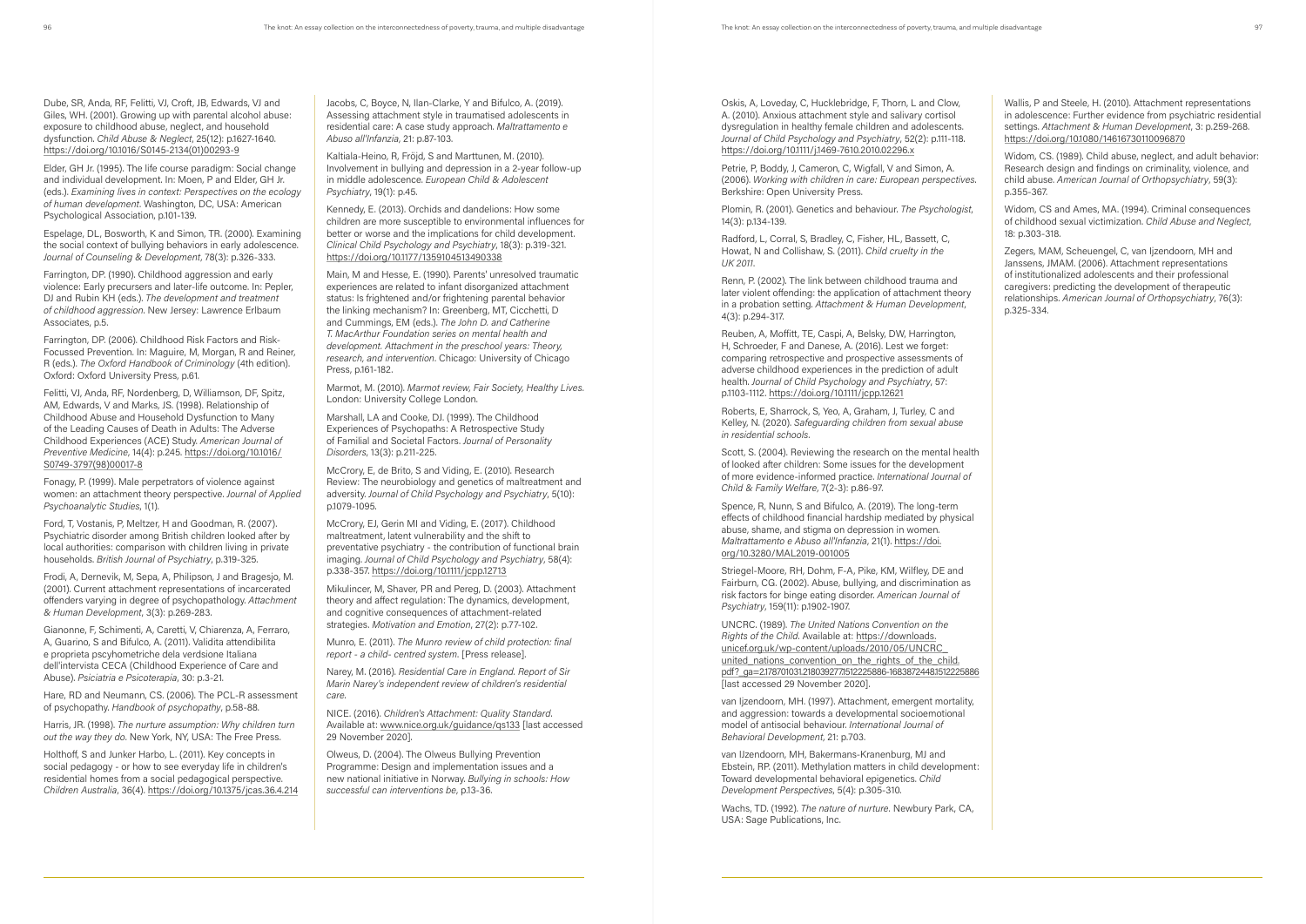Dube, SR, Anda, RF, Felitti, VJ, Croft, JB, Edwards, VJ and Giles, WH. (2001). Growing up with parental alcohol abuse: exposure to childhood abuse, neglect, and household dysfunction. *Child Abuse & Neglect*, 25(12): p.1627-1640. https://doi.org/10.1016/S0145-2134(01)00293-9

Elder, GH Jr. (1995). The life course paradigm: Social change and individual development. In: Moen, P and Elder, GH Jr. (eds.). *Examining lives in context: Perspectives on the ecology of human development*. Washington, DC, USA: American Psychological Association, p.101-139.

Espelage, DL, Bosworth, K and Simon, TR. (2000). Examining the social context of bullying behaviors in early adolescence. *Journal of Counseling & Development*, 78(3): p.326-333.

Farrington, DP. (1990). Childhood aggression and early violence: Early precursers and later-life outcome. In: Pepler, DJ and Rubin KH (eds.). *The development and treatment of childhood aggression*. New Jersey: Lawrence Erlbaum Associates, p.5.

Farrington, DP. (2006). Childhood Risk Factors and Risk-Focussed Prevention. In: Maguire, M, Morgan, R and Reiner, R (eds.). *The Oxford Handbook of Criminology* (4th edition). Oxford: Oxford University Press, p.61.

Felitti, VJ, Anda, RF, Nordenberg, D, Williamson, DF, Spitz, AM, Edwards, V and Marks, JS. (1998). Relationship of Childhood Abuse and Household Dysfunction to Many of the Leading Causes of Death in Adults: The Adverse Childhood Experiences (ACE) Study. *American Journal of Preventive Medicine*, 14(4): p.245. https://doi.org/10.1016/S0749-3797(98)00017-8

Fonagy, P. (1999). Male perpetrators of violence against women: an attachment theory perspective. *Journal of Applied Psychoanalytic Studies*, 1(1).

Ford, T, Vostanis, P, Meltzer, H and Goodman, R. (2007). Psychiatric disorder among British children looked after by local authorities: comparison with children living in private households. *British Journal of Psychiatry*, p.319-325.

Frodi, A, Dernevik, M, Sepa, A, Philipson, J and Bragesjo, M. (2001). Current attachment representations of incarcerated offenders varying in degree of psychopathology. *Attachment & Human Development*, 3(3): p.269-283.

Gianonne, F, Schimenti, A, Caretti, V, Chiarenza, A, Ferraro, A, Guarino, S and Bifulco, A. (2011). Validita attendibilita e proprieta pscyhometriche dela verdsione Italiana dell'intervista CECA (Childhood Experience of Care and Abuse). *Psiciatria e Psicoterapia*, 30: p.3-21.

Hare, RD and Neumann, CS. (2006). The PCL-R assessment of psychopathy. *Handbook of psychopathy*, p.58-88.

Harris, JR. (1998). *The nurture assumption: Why children turn out the way they do*. New York, NY, USA: The Free Press.

Holthoff, S and Junker Harbo, L. (2011). Key concepts in social pedagogy - or how to see everyday life in children's residential homes from a social pedagogical perspective. *Children Australia*, 36(4). https://doi.org/10.1375/jcas.36.4.214

Jacobs, C, Boyce, N, Ilan-Clarke, Y and Bifulco, A. (2019). Assessing attachment style in traumatised adolescents in residential care: A case study approach. *Maltrattamento e Abuso all'Infanzia*, 21: p.87-103.

Kaltiala-Heino, R, Fröjd, S and Marttunen, M. (2010). Involvement in bullying and depression in a 2-year follow-up in middle adolescence. *European Child & Adolescent Psychiatry*, 19(1): p.45.

Kennedy, E. (2013). Orchids and dandelions: How some children are more susceptible to environmental influences for better or worse and the implications for child development. *Clinical Child Psychology and Psychiatry*, 18(3): p.319-321. https://doi.org/10.1177/1359104513490338

Main, M and Hesse, E. (1990). Parents' unresolved traumatic experiences are related to infant disorganized attachment status: Is frightened and/or frightening parental behavior the linking mechanism? In: Greenberg, MT, Cicchetti, D and Cummings, EM (eds.). *The John D. and Catherine T. MacArthur Foundation series on mental health and development. Attachment in the preschool years: Theory, research, and intervention*. Chicago: University of Chicago Press, p.161-182.

Marmot, M. (2010). *Marmot review, Fair Society, Healthy Lives*. London: University College London.

Marshall, LA and Cooke, DJ. (1999). The Childhood Experiences of Psychopaths: A Retrospective Study of Familial and Societal Factors. *Journal of Personality Disorders*, 13(3): p.211-225.

McCrory, E, de Brito, S and Viding, E. (2010). Research Review: The neurobiology and genetics of maltreatment and adversity. *Journal of Child Psychology and Psychiatry*, 5(10): p.1079-1095.

McCrory, EJ, Gerin MI and Viding, E. (2017). Childhood maltreatment, latent vulnerability and the shift to preventative psychiatry - the contribution of functional brain imaging. *Journal of Child Psychology and Psychiatry*, 58(4): p.338-357. https://doi.org/10.1111/jcpp.12713

Mikulincer, M, Shaver, PR and Pereg, D. (2003). Attachment theory and affect regulation: The dynamics, development, and cognitive consequences of attachment-related strategies. *Motivation and Emotion*, 27(2): p.77-102.

Munro, E. (2011). *The Munro review of child protection: final report - a child- centred system*. [Press release].

Narey, M. (2016). *Residential Care in England. Report of Sir Marin Narey's independent review of children's residential care*.

NICE. (2016). *Children's Attachment: Quality Standard*. Available at: www.nice.org.uk/guidance/qs133 [last accessed 29 November 2020].

Olweus, D. (2004). The Olweus Bullying Prevention Programme: Design and implementation issues and a new national initiative in Norway. *Bullying in schools: How successful can interventions be*, p.13-36.

Oskis, A, Loveday, C, Hucklebridge, F, Thorn, L and Clow, A. (2010). Anxious attachment style and salivary cortisol dysregulation in healthy female children and adolescents. *Journal of Child Psychology and Psychiatry*, 52(2): p.111-118. https://doi.org/10.1111/j.1469-7610.2010.02296.x

Petrie, P, Boddy, J, Cameron, C, Wigfall, V and Simon, A. (2006). *Working with children in care: European perspectives*. Berkshire: Open University Press.

Plomin, R. (2001). Genetics and behaviour. *The Psychologist*, 14(3): p.134-139.

Radford, L, Corral, S, Bradley, C, Fisher, HL, Bassett, C, Howat, N and Collishaw, S. (2011). *Child cruelty in the UK 2011*.

Renn, P. (2002). The link between childhood trauma and later violent offending: the application of attachment theory in a probation setting. *Attachment & Human Development*, 4(3): p.294-317.

Reuben, A, Moffitt, TE, Caspi, A, Belsky, DW, Harrington, H, Schroeder, F and Danese, A. (2016). Lest we forget: comparing retrospective and prospective assessments of adverse childhood experiences in the prediction of adult health. *Journal of Child Psychology and Psychiatry*, 57: p.1103-1112. https://doi.org/10.1111/jcpp.12621

Roberts, E, Sharrock, S, Yeo, A, Graham, J, Turley, C and Kelley, N. (2020). *Safeguarding children from sexual abuse in residential schools*.

Scott, S. (2004). Reviewing the research on the mental health of looked after children: Some issues for the development of more evidence-informed practice. *International Journal of Child & Family Welfare*, 7(2-3): p.86-97.

Spence, R, Nunn, S and Bifulco, A. (2019). The long-term effects of childhood financial hardship mediated by physical abuse, shame, and stigma on depression in women. *Maltrattamento e Abuso all'Infanzia*, 21(1). https://doi.org/10.3280/MAL2019-001005

Striegel-Moore, RH, Dohm, F-A, Pike, KM, Wilfley, DE and Fairburn, CG. (2002). Abuse, bullying, and discrimination as risk factors for binge eating disorder. *American Journal of Psychiatry*, 159(11): p.1902-1907.

UNCRC. (1989). *The United Nations Convention on the Rights of the Child*. Available at: https://downloads.unicef.org.uk/wp-content/uploads/2010/05/UNCRC_united_nations_convention_on_the_rights_of_the_child.pdf?_ga=2.178701031.218039277.1512225886-1683872448.1512225886 [last accessed 29 November 2020].

van Ijzendoorn, MH. (1997). Attachment, emergent mortality, and aggression: towards a developmental socioemotional model of antisocial behaviour. *International Journal of Behavioral Development*, 21: p.703.

van IJzendoorn, MH, Bakermans-Kranenburg, MJ and Ebstein, RP. (2011). Methylation matters in child development: Toward developmental behavioral epigenetics. *Child Development Perspectives*, 5(4): p.305-310.

Wachs, TD. (1992). *The nature of nurture*. Newbury Park, CA, USA: Sage Publications, Inc.

Wallis, P and Steele, H. (2010). Attachment representations in adolescence: Further evidence from psychiatric residential settings. *Attachment & Human Development*, 3: p.259-268. https://doi.org/10.1080/14616730110096870

Widom, CS. (1989). Child abuse, neglect, and adult behavior: Research design and findings on criminality, violence, and child abuse. *American Journal of Orthopsychiatry*, 59(3): p.355-367.

Widom, CS and Ames, MA. (1994). Criminal consequences of childhood sexual victimization. *Child Abuse and Neglect*, 18: p.303-318.

Zegers, MAM, Scheuengel, C, van Ijzendoorn, MH and Janssens, JMAM. (2006). Attachment representations of institutionalized adolescents and their professional caregivers: predicting the development of therapeutic relationships. *American Journal of Orthopsychiatry*, 76(3): p.325-334.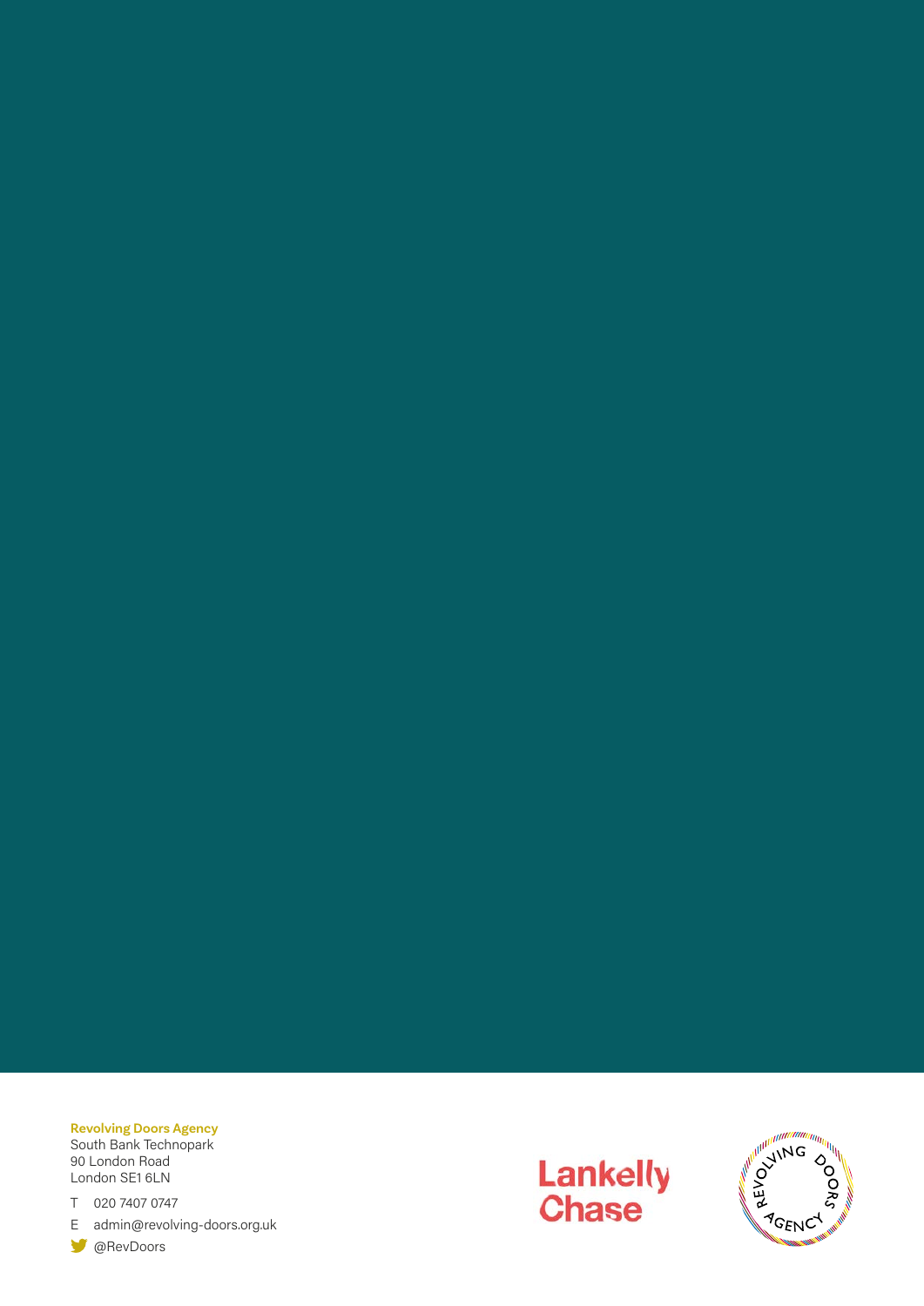**Revolving Doors Agency**
South Bank Technopark
90 London Road
London SE1 6LN

T 020 7407 0747

E admin@revolving-doors.org.uk

@RevDoors

Lankelly Chase

REVOLVING DOORS AGENCY